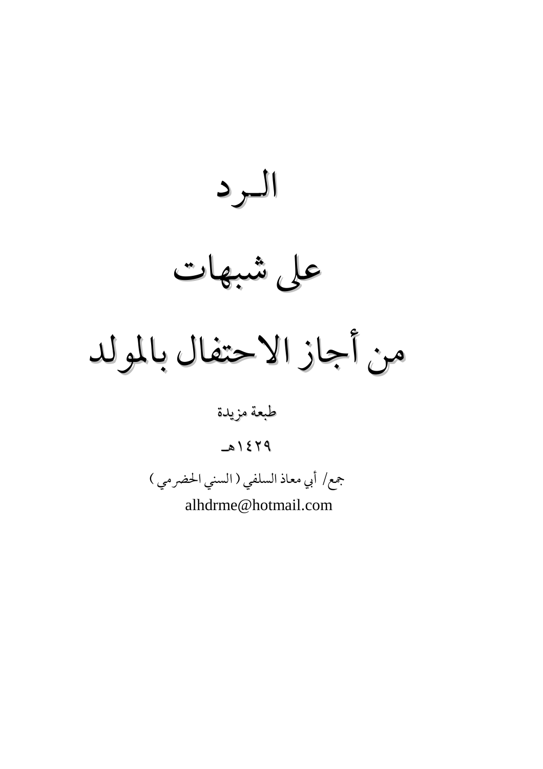# الـرد

# على شبهات

# من أجاز الاحتفال بالمولد

طبعة مزيدة

١٤٢٩هـ

جمع/ أبي معاذ السلفي ( السني الحضرمي )

alhdrme@hotmail.com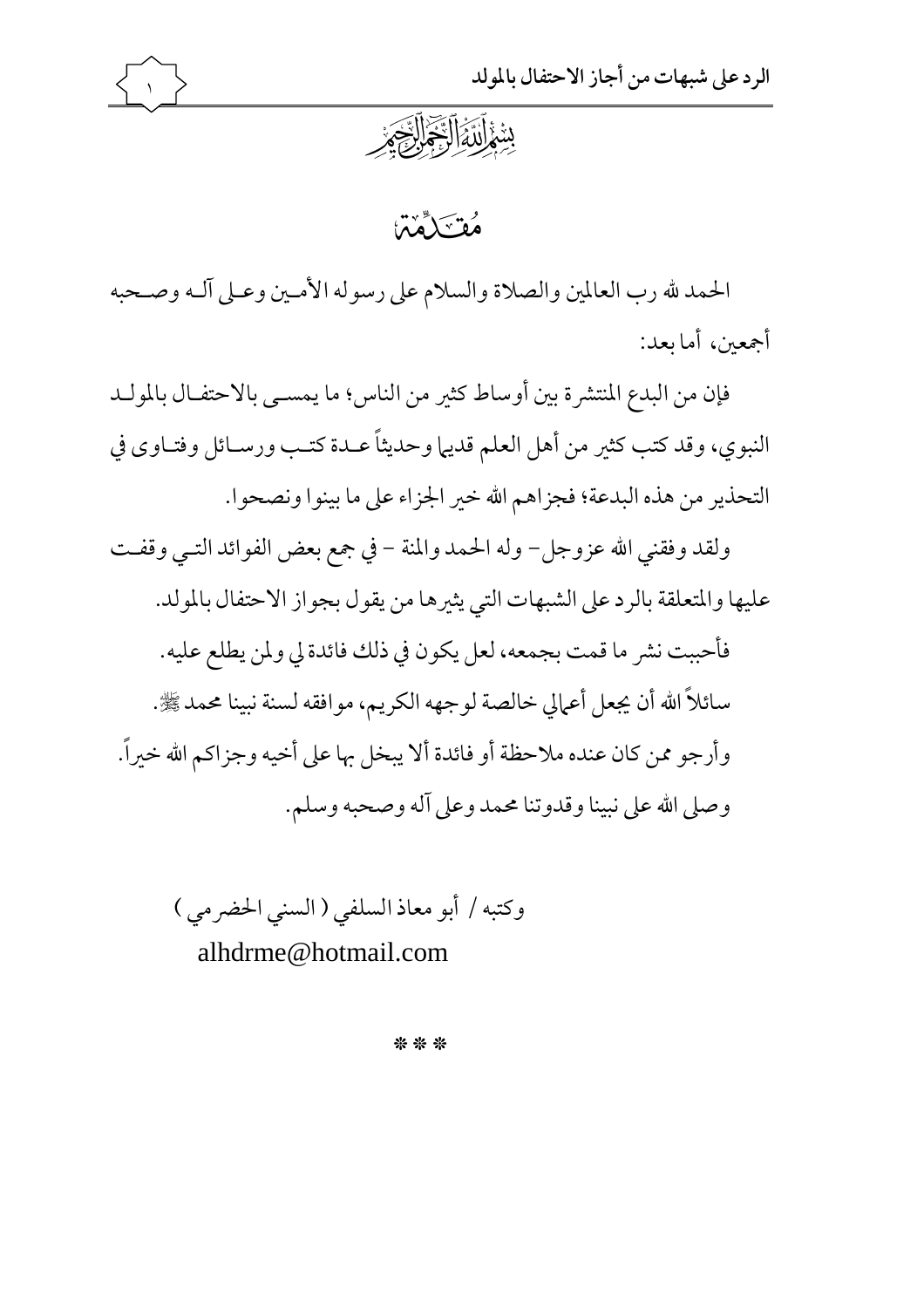بسم الله الرحمن الرحيم

# مقدمة

الحمد لله رب العالمين والصلاة والسلام على رسوله الأمين وعلى آله وصحبه أجمعين، أما بعد:

فإن من البدع المنتشرة بين أوساط كثير من الناس؛ ما يسمى بالاحتفال بالمولد النبوي، وقد كتب كثير من أهل العلم قديما وحديثاً عدة كتب ورسائل وفتاوى في التحذير من هذه البدعة؛ فجزاهم الله خير الجزاء على ما بينوا ونصحوا.

ولقد وفقني الله عزوجل- وله الحمد والمنة – في جمع بعض الفوائد التي وقفت عليها والمتعلقة بالرد على الشبهات التي يثيرها من يقول بجواز الاحتفال بالمولد.

فأحببت نشر ما قمت بجمعه، لعل يكون في ذلك فائدة لي ولمن يطلع عليه.

سائلاً الله أن يجعل أعمالي خالصة لوجهه الكريم، موافقه لسنة نبينا محمد ﷺ.

وأرجو ممن كان عنده ملاحظة أو فائدة ألا يبخل بها على أخيه وجزاكم الله خيراً.

وصلى الله على نبينا وقدوتنا محمد وعلى آله وصحبه وسلم.

وكتبه / أبو معاذ السلفي ( السني الحضرمي )

alhdrme@hotmail.com

* * *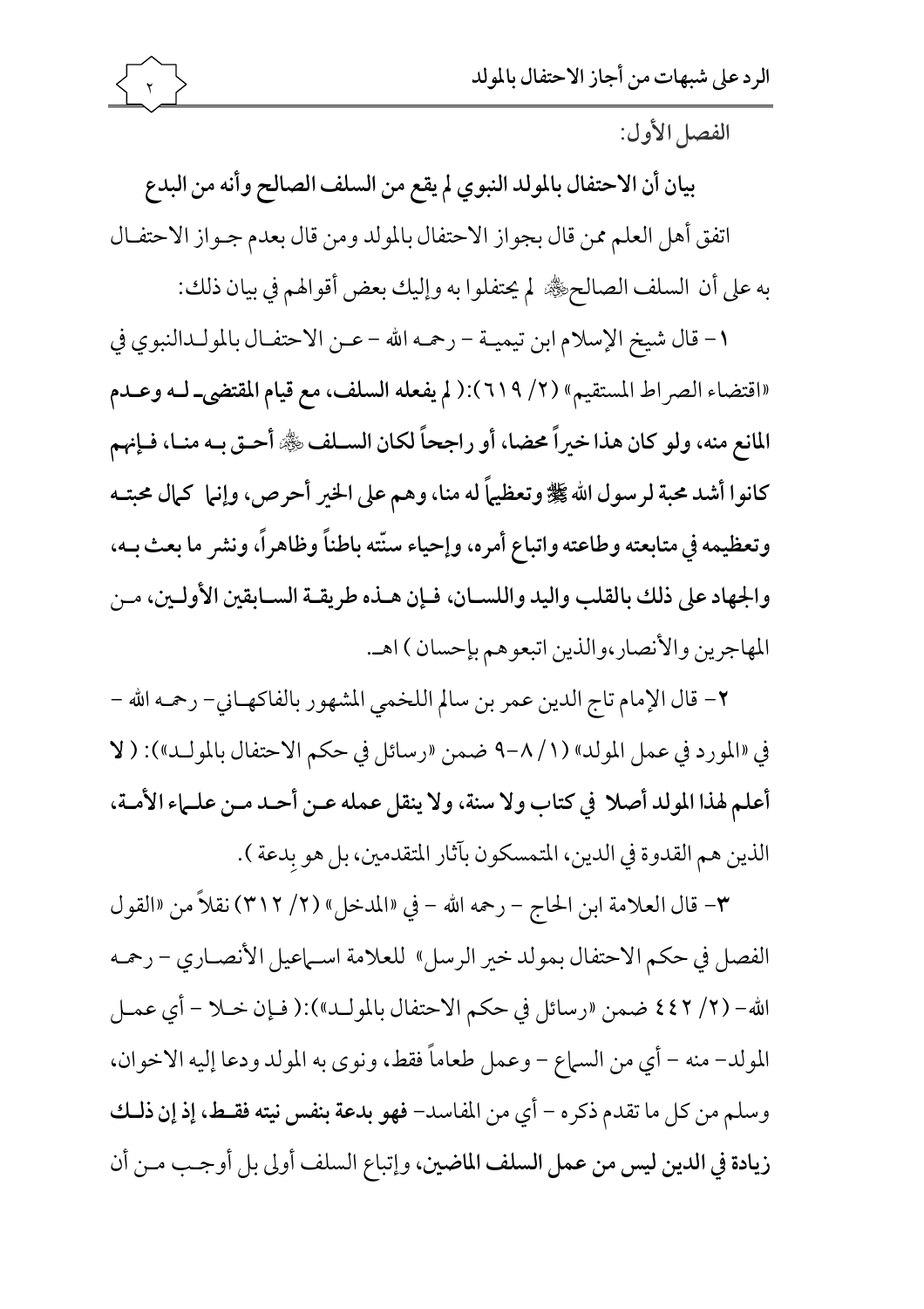الفصل الأول:

**بيان أن الاحتفال بالمولد النبوي لم يقع من السلف الصالح وأنه من البدع**

اتفق أهل العلم ممن قال بجواز الاحتفال بالمولد ومن قال بعدم جواز الاحتفال به على أن السلف الصالح ﷺ لم يحتفلوا به وإليك بعض أقوالهم في بيان ذلك:

١- قال شيخ الإسلام ابن تيمية - رحمه الله - عن الاحتفال بالمولدالنبوي في «اقتضاء الصراط المستقيم» (٢/ ٦١٩):( **لم يفعله السلف، مع قيام المقتضى له وعدم المانع منه، ولو كان هذا خيراً محضا، أو راجحاً لكان السلف ﷺ أحق به منا، فإنهم كانوا أشد محبة لرسول الله ﷺ وتعظيماً له منا، وهم على الخير أحرص، وإنما كمال محبته وتعظيمه في متابعته وطاعته واتباع أمره، وإحياء سنّته باطناً وظاهراً، ونشر ما بعث به، والجهاد على ذلك بالقلب واليد واللسان، فإن هذه طريقة السابقين الأولين، من** المهاجرين والأنصار،والذين اتبعوهم بإحسان ) اهـ.

٢- قال الإمام تاج الدين عمر بن سالم اللخمي المشهور بالفاكهاني- رحمه الله - في «المورد في عمل المولد» (١/ ٨-٩ ضمن «رسائل في حكم الاحتفال بالمولد»): ( **لا أعلم لهذا المولد أصلا في كتاب ولا سنة، ولا ينقل عمله عن أحد من علماء الأمة،** الذين هم القدوة في الدين، المتمسكون بآثار المتقدمين، بل هو بِدعة ).

٣- قال العلامة ابن الحاج - رحمه الله - في «المدخل» (٢/ ٣١٢) نقلاً من «القول الفصل في حكم الاحتفال بمولد خير الرسل» للعلامة اسماعيل الأنصاري - رحمه الله- (٢/ ٤٤٢ ضمن «رسائل في حكم الاحتفال بالمولد»):( فإن خلا - أي عمل المولد- منه - أي من السماع - وعمل طعاماً فقط، ونوى به المولد ودعا إليه الاخوان، وسلم من كل ما تقدم ذكره - أي من المفاسد- **فهو بدعة بنفس نيته فقط، إذ إن ذلك زيادة في الدين ليس من عمل السلف الماضين،** وإتباع السلف أولى بل أوجب من أن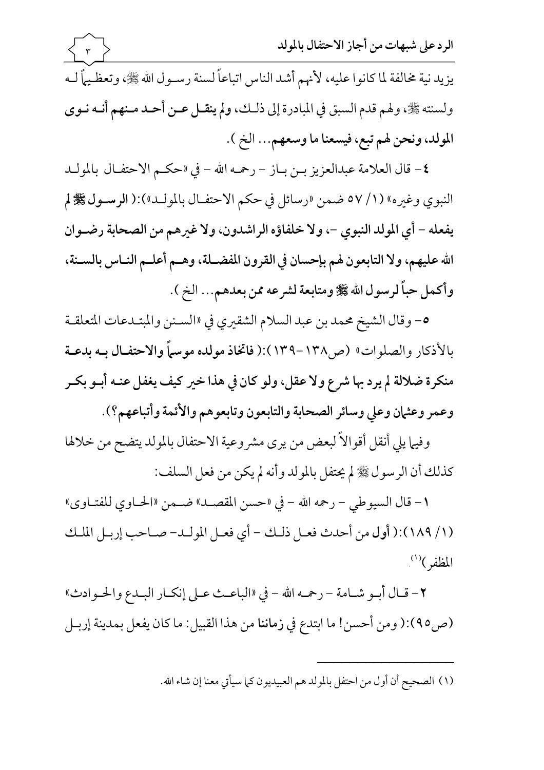يزيد نية مخالفة لما كانوا عليه، لأنهم أشد الناس اتباعاً لسنة رسول الله ﷺ، وتعظيماً له ولسنته ﷺ، ولهم قدم السبق في المبادرة إلى ذلك، **ولم ينقل عن أحد منهم أنه نوى المولد، ونحن لهم تبع، فيسعنا ما وسعهم**... الخ ).

٤- قال العلامة عبدالعزيز بن باز - رحمه الله - في «حكم الاحتفال بالمولد النبوي وغيره» (١/ ٥٧ ضمن «رسائل في حكم الاحتفال بالمولد»):( **الرسول ﷺ لم يفعله - أي المولد النبوي -، ولا خلفاؤه الراشدون، ولا غيرهم من الصحابة رضوان الله عليهم، ولا التابعون لهم بإحسان في القرون المفضلة، وهم أعلم الناس بالسنة، وأكمل حباً لرسول الله ﷺ ومتابعة لشرعه ممن بعدهم**... الخ ).

٥- وقال الشيخ محمد بن عبد السلام الشقيري في «السنن والمبتدعات المتعلقة بالأذكار والصلوات» (ص١٣٨-١٣٩):( **فاتخاذ مولده موسماً والاحتفال به بدعة منكرة ضلالة لم يرد بها شرع ولا عقل، ولو كان في هذا خير كيف يغفل عنه أبو بكر وعمر وعثمان وعلي وسائر الصحابة والتابعون وتابعوهم والأئمة وأتباعهم؟**).

وفيما يلي أنقل أقوالاً لبعض من يرى مشروعية الاحتفال بالمولد يتضح من خلالها كذلك أن الرسول ﷺ لم يحتفل بالمولد وأنه لم يكن من فعل السلف:

١- قال السيوطي - رحمه الله - في «حسن المقصد» ضمن «الحاوي للفتاوى» (١/ ١٨٩):( **أول** من أحدث فعل ذلك - أي فعل المولد- صاحب إربل الملك المظفر)[1].

٢- قال أبو شامة - رحمه الله - في «الباعث على إنكار البدع والحوادث» (ص٩٥):( ومن أحسن! ما ابتدع في **زماننا** من هذا القبيل: ما كان يفعل بمدينة إربل

---

(١) الصحيح أن أول من احتفل بالمولد هم العبيديون كما سيأتي معنا إن شاء الله.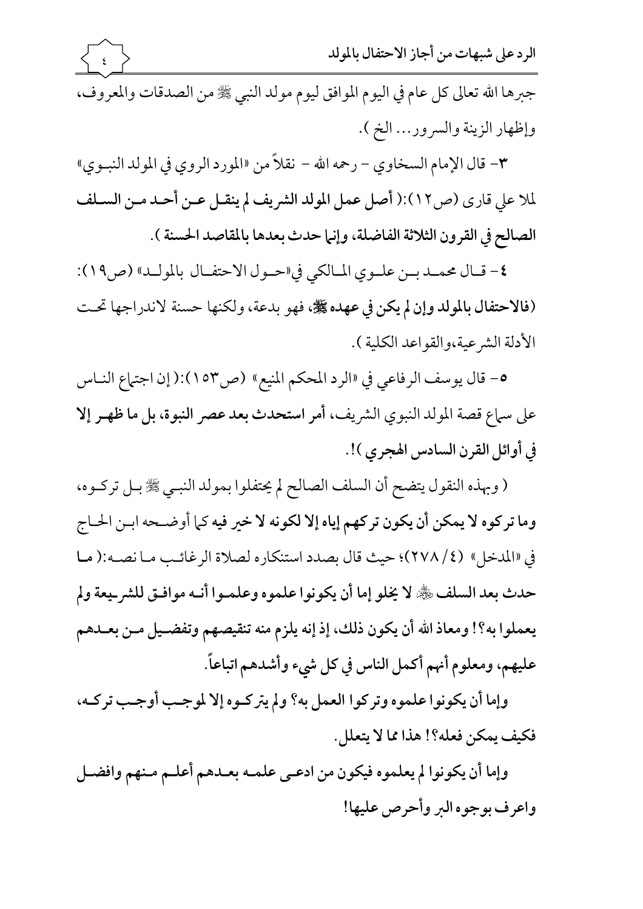جبرها الله تعالى كل عام في اليوم الموافق ليوم مولد النبي ﷺ من الصدقات والمعروف، وإظهار الزينة والسرور... الخ ).

٣- قال الإمام السخاوي - رحمه الله - نقلاً من «المورد الروي في المولد النبـوي» لملا علي قارى (ص١٢):( **أصل عمل المولد الشريف لم ينقـل عـن أحـد مـن السـلف الصالح في القرون الثلاثة الفاضلة، وإنما حدث بعدها بالمقاصد الحسنة** ).

٤- قـال محمـد بـن علـوي المـالكي في«حـول الاحتفـال بالمولـد» (ص١٩): (**فالاحتفال بالمولد وإن لم يكن في عهده ﷺ**، فهو بدعة، ولكنها حسنة لاندراجها تحـت الأدلة الشرعية،والقواعد الكلية ).

٥- قال يوسف الرفاعي في «الرد المحكم المنيع» (ص١٥٣):( إن اجتماع النـاس على سماع قصة المولد النبوي الشريف، **أمر استحدث بعد عصر النبوة، بل ما ظهـر إلا في أوائل القرن السادس الهجري** )!.

( وبهذه النقول يتضح أن السلف الصالح لم يحتفلوا بمولد النبـي ﷺ بـل تركـوه، **وما تركوه لا يمكن أن يكون تركهم إياه إلا لكونه لا خير فيه** كما أوضـحه ابـن الحـاج في «المدخل» (٤/ ٢٧٨)؛ حيث قال بصدد استنكاره لصلاة الرغائـب مـا نصـه:( **مـا حدث بعد السلف ﷺ لا يخلو إما أن يكونوا علموه وعلمـوا أنـه موافـق للشريـعة ولم يعملوا به؟! ومعاذ الله أن يكون ذلك، إذ إنه يلزم منه تنقيصهم وتفضـيل مـن بعـدهم عليهم، ومعلوم أنهم أكمل الناس في كل شيء وأشدهم اتباعاً.**

**وإما أن يكونوا علموه وتركوا العمل به؟ ولم يتركـوه إلا لموجـب أوجـب تركـه، فكيف يمكن فعله؟! هذا مما لا يتعلل.**

**وإما أن يكونوا لم يعلموه فيكون من ادعـى علمـه بعـدهم أعلـم مـنهم وافضـل واعرف بوجوه البر وأحرص عليها!**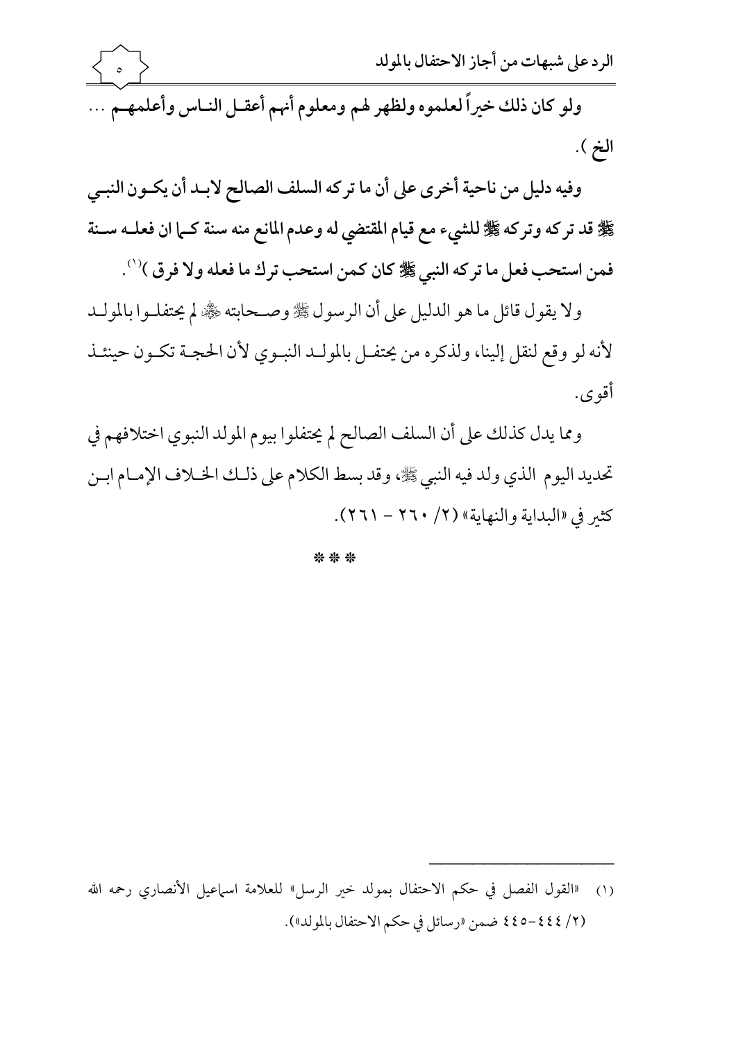**ولو كان ذلك خيراً لعلموه ولظهر لهم ومعلوم أنهم أعقل الناس وأعلمهم ... الخ ).**

**وفيه دليل من ناحية أخرى على أن ما تركه السلف الصالح لابد أن يكون النبي ﷺ قد تركه وتركه ﷺ للشيء مع قيام المقتضي له وعدم المانع منه سنة كما ان فعله سنة فمن استحب فعل ما تركه النبي ﷺ كان كمن استحب ترك ما فعله ولا فرق )**[1].

ولا يقول قائل ما هو الدليل على أن الرسول ﷺ وصحابته ﷺ لم يحتفلوا بالمولد لأنه لو وقع لنقل إلينا، ولذكره من يحتفل بالمولد النبوي لأن الحجة تكون حينئذ أقوى.

ومما يدل كذلك على أن السلف الصالح لم يحتفلوا بيوم المولد النبوي اختلافهم في تحديد اليوم الذي ولد فيه النبي ﷺ، وقد بسط الكلام على ذلك الخلاف الإمام ابن كثير في «البداية والنهاية» (٢/ ٢٦٠ - ٢٦١).

\* \* \*

---

(١) «القول الفصل في حكم الاحتفال بمولد خير الرسل» للعلامة اسماعيل الأنصاري رحمه الله (٢/ ٤٤٤-٤٤٥ ضمن «رسائل في حكم الاحتفال بالمولد»).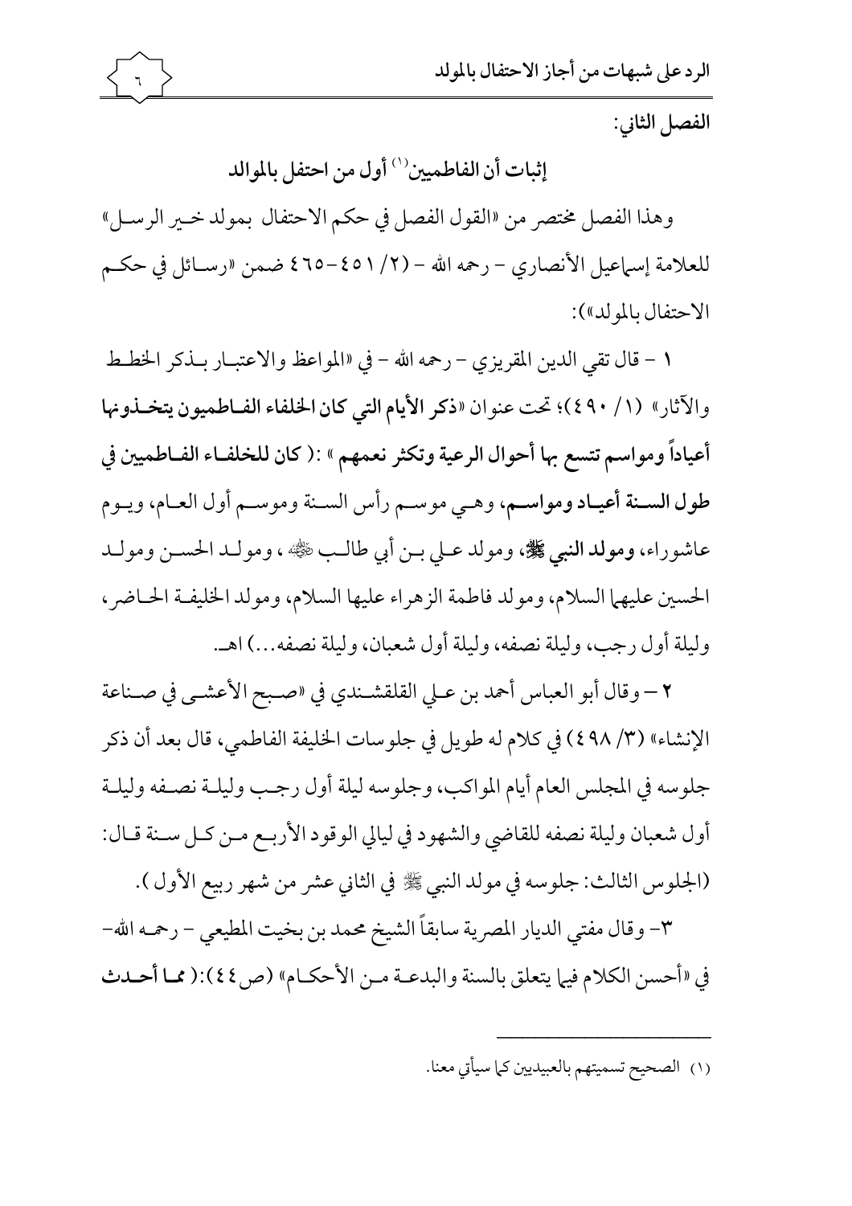الفصل الثاني:

## إثبات أن الفاطميين[1] أول من احتفل بالموالد

وهذا الفصل مختصر من «القول الفصل في حكم الاحتفال بمولد خير الرسل» للعلامة إسماعيل الأنصاري – رحمه الله – (٢/ ٤٥١-٤٦٥ ضمن «رسائل في حكم الاحتفال بالمولد»):

١ – قال تقي الدين المقريزي – رحمه الله – في «المواعظ والاعتبار بذكر الخطط والآثار» (١/ ٤٩٠)؛ تحت عنوان «**ذكر الأيام التي كان الخلفاء الفاطميون يتخذونها أعياداً ومواسم تتسع بها أحوال الرعية وتكثر نعمهم**» :( **كان للخلفاء الفاطميين في طول السنة أعياد ومواسم**، وهي موسم رأس السنة وموسم أول العام، ويوم عاشوراء، **ومولد النبي ﷺ**، ومولد علي بن أبي طالب ، ومولد الحسن ومولد الحسين عليهما السلام، ومولد فاطمة الزهراء عليها السلام، ومولد الخليفة الحاضر، وليلة أول رجب، وليلة نصفه، وليلة أول شعبان، وليلة نصفه...) اهـ.

٢ – وقال أبو العباس أحمد بن علي القلقشندي في «صبح الأعشى في صناعة الإنشاء» (٣/ ٤٩٨) في كلام له طويل في جلوسات الخليفة الفاطمي، قال بعد أن ذكر جلوسه في المجلس العام أيام المواكب، وجلوسه ليلة أول رجب وليلة نصفه وليلة أول شعبان وليلة نصفه للقاضي والشهود في ليالي الوقود الأربع من كل سنة قال: (الجلوس الثالث: جلوسه في مولد النبي ﷺ في الثاني عشر من شهر ربيع الأول).

٣- وقال مفتي الديار المصرية سابقاً الشيخ محمد بن بخيت المطيعي – رحمه الله- في «أحسن الكلام فيما يتعلق بالسنة والبدعة من الأحكام» (ص٤٤):( **مما أحدث**

---

[1] الصحيح تسميتهم بالعبيديين كما سيأتي معنا.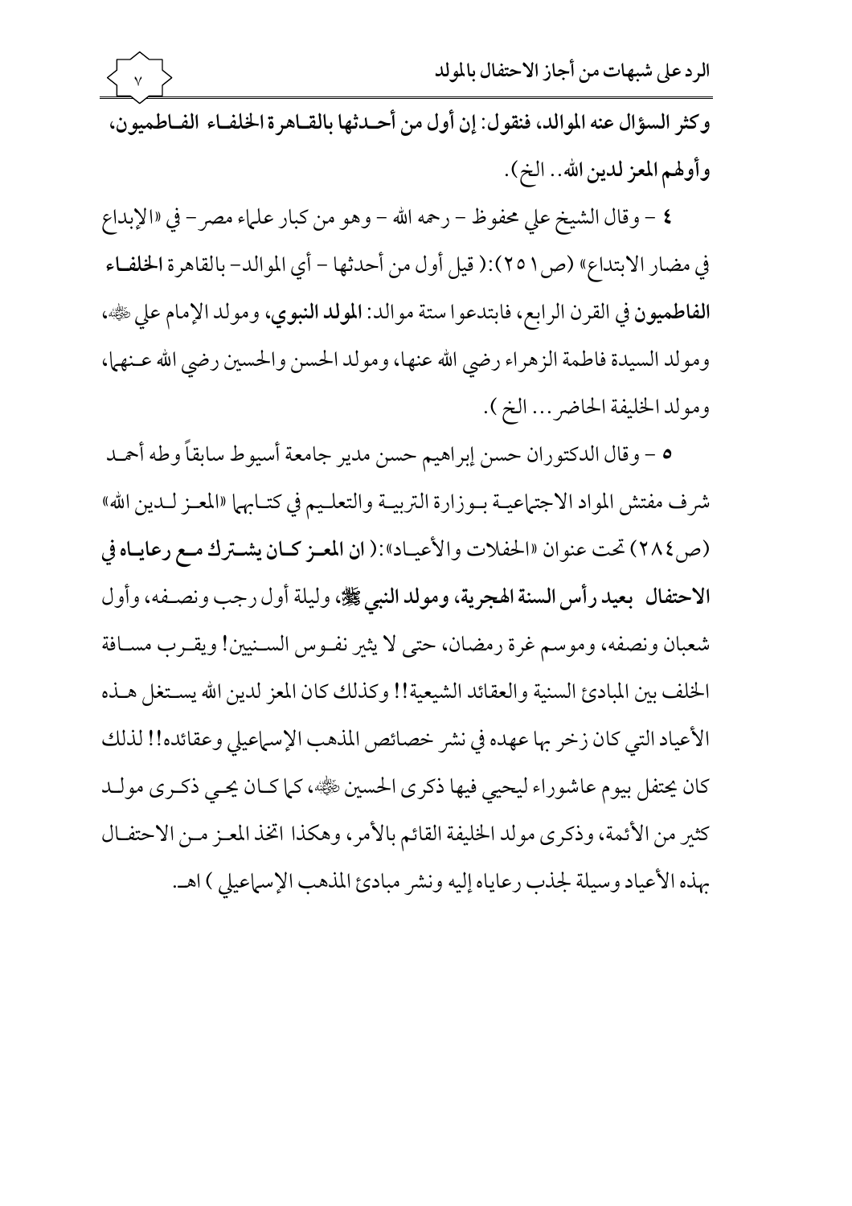**وكثر السؤال عنه الموالد، فنقول: إن أول من أحدثها بالقاهرة الخلفاء الفاطميون، وأولهم المعز لدين الله.. الخ).**

٤ - وقال الشيخ علي محفوظ - رحمه الله - وهو من كبار علماء مصر - في «الإبداع في مضار الابتداع» (ص٢٥١): (قيل أول من أحدثها - أي الموالد - بالقاهرة **الخلفاء الفاطميون** في القرن الرابع، فابتدعوا ستة موالد: **المولد النبوي**، ومولد الإمام علي ﷺ، ومولد السيدة فاطمة الزهراء رضي الله عنها، ومولد الحسن والحسين رضي الله عنهما، ومولد الخليفة الحاضر... الخ).

٥ - وقال الدكتوران حسن إبراهيم حسن مدير جامعة أسيوط سابقاً وطه أحمد شرف مفتش المواد الاجتماعية بوزارة التربية والتعليم في كتابهما «المعز لدين الله» (ص٢٨٤) تحت عنوان «الحفلات والأعياد»: (**ان المعز كان يشترك مع رعاياه في الاحتفال بعيد رأس السنة الهجرية، ومولد النبي ﷺ**، وليلة أول رجب ونصفه، وأول شعبان ونصفه، وموسم غرة رمضان، حتى لا يثير نفوس السنيين! ويقرب مسافة الخلف بين المبادئ السنية والعقائد الشيعية!! وكذلك كان المعز لدين الله يستغل هذه الأعياد التي كان زخر بها عهده في نشر خصائص المذهب الإسماعيلي وعقائده!! لذلك كان يحتفل بيوم عاشوراء ليحيي فيها ذكرى الحسين ﷺ، كما كان يحيي ذكرى مولد كثير من الأئمة، وذكرى مولد الخليفة القائم بالأمر، وهكذا اتخذ المعز من الاحتفال بهذه الأعياد وسيلة لجذب رعاياه إليه ونشر مبادئ المذهب الإسماعيلي) اهـ.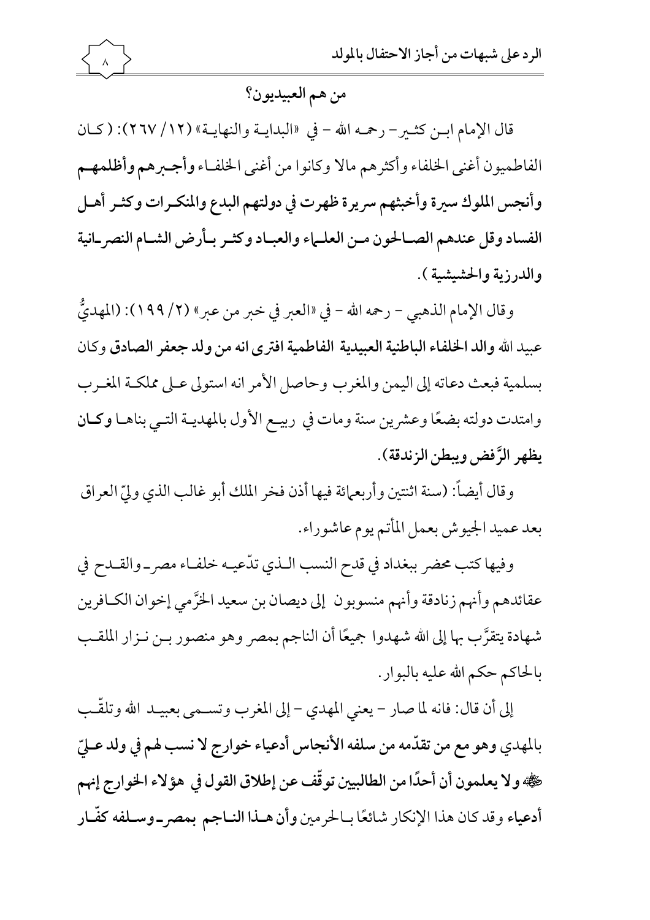## من هم العبيديون؟

قال الإمام ابن كثير – رحمه الله – في «البداية والنهاية» (١٢/ ٢٦٧): ( كان الفاطميون أغنى الخلفاء وأكثرهم مالا وكانوا من أغنى الخلفاء **وأجبرهم وأظلمهم وأنجس الملوك سيرة وأخبثهم سريرة ظهرت في دولتهم البدع والمنكرات وكثر أهل الفساد وقل عندهم الصالحون من العلماء والعباد وكثر بأرض الشام النصرانية والدرزية والحشيشية** ).

وقال الإمام الذهبي – رحمه الله – في «العبر في خبر من عبر» (٢/ ١٩٩): (المهديُّ عبيد الله **والد الخلفاء الباطنية العبيدية الفاطمية افترى انه من ولد جعفر الصادق** وكان بسلمية فبعث دعاته إلى اليمن والمغرب وحاصل الأمر انه استولى على مملكة المغرب وامتدت دولته بضعًا وعشرين سنة ومات في ربيع الأول بالمهدية التي بناها **وكان يظهر الرَّفض ويبطن الزندقة**).

وقال أيضاً: (سنة اثنتين وأربعمائة فيها أذن فخر الملك أبو غالب الذي وليّ العراق بعد عميد الجيوش بعمل المأتم يوم عاشوراء.

وفيها كتب محضر ببغداد في قدح النسب الذي تدّعيه خلفاء مصر والقدح في عقائدهم وأنهم زنادقة وأنهم منسوبون إلى ديصان بن سعيد الخرَّمي إخوان الكافرين شهادة يتقرَّب بها إلى الله شهدوا جميعًا أن الناجم بمصر وهو منصور بن نزار الملقب بالحاكم حكم الله عليه بالبوار.

إلى أن قال: فانه لما صار – يعني المهدي – إلى المغرب وتسمى بعبيد الله وتلقّب بالمهدي **وهو مع من تقدّمه من سلفه الأنجاس أدعياء خوارج لا نسب لهم في ولد عليّ** ﷺ **ولا يعلمون أن أحدًا من الطالبيين توقّف عن إطلاق القول في هؤلاء الخوارج إنهم أدعياء** وقد كان هذا الإنكار شائعًا بالحرمين **وأن هذا الناجم بمصر وسلفه كفّار**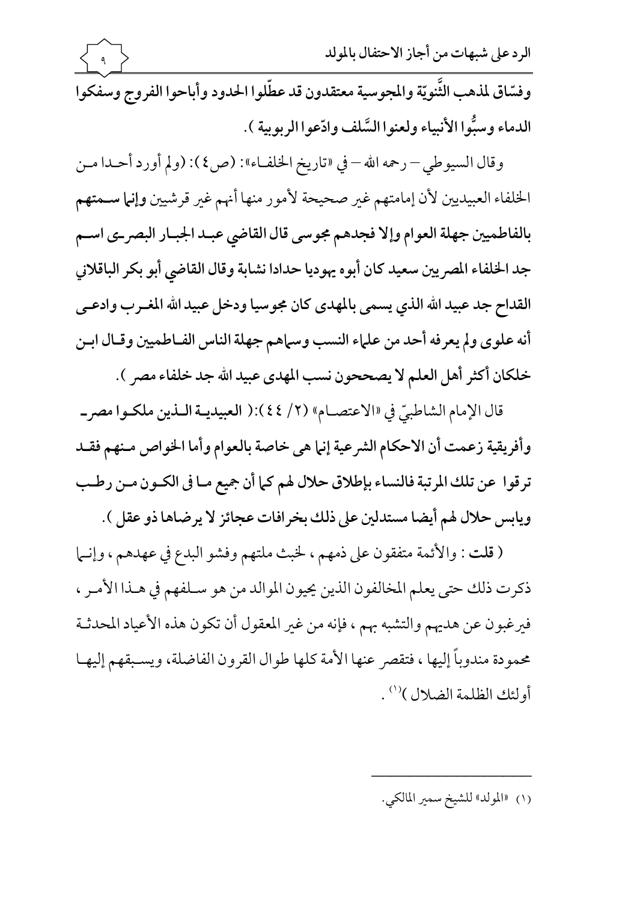**وفسّاق لمذهب الثَّنويّة والمجوسية معتقدون قد عطّلوا الحدود وأباحوا الفروج وسفكوا الدماء وسبُّوا الأنبياء ولعنوا السَّلف وادّعوا الربوبية ).**

وقال السيوطي – رحمه الله – في «تاريخ الخلفاء»: (ص٤): (ولم أورد أحدا من الخلفاء العبيديين لأن إمامتهم غير صحيحة لأمور منها أنهم غير قرشيين **وإنما سمتهم بالفاطميين جهلة العوام وإلا فجدهم مجوسى قال القاضي عبد الجبار البصري اسم جد الخلفاء المصريين سعيد كان أبوه يهوديا حدادا نشابة وقال القاضي أبو بكر الباقلاني القداح جد عبيد الله الذي يسمى بالمهدى كان مجوسيا ودخل عبيد الله المغرب وادعى أنه علوى ولم يعرفه أحد من علماء النسب وسماهم جهلة الناس الفاطميين وقال ابن خلكان أكثر أهل العلم لا يصححون نسب المهدى عبيد الله جد خلفاء مصر ).**

قال الإمام الشاطبيّ في «الاعتصام» (٢/ ٤٤):( **العبيدية الذين ملكوا مصر وأفريقية زعمت أن الاحكام الشرعية إنما هى خاصة بالعوام وأما الخواص منهم فقد ترقوا عن تلك المرتبة فالنساء بإطلاق حلال لهم كما أن جميع ما فى الكون من رطب ويابس حلال لهم أيضا مستدلين على ذلك بخرافات عجائز لا يرضاها ذو عقل ).**

( **قلت** : والأئمة متفقون على ذمهم ، لخبث ملتهم وفشو البدع في عهدهم ، وإنما ذكرت ذلك حتى يعلم المخالفون الذين يحيون الموالد من هو سلفهم في هذا الأمر ، فيرغبون عن هديهم والتشبه بهم ، فإنه من غير المعقول أن تكون هذه الأعياد المحدثة محمودة مندوباً إليها ، فتقصر عنها الأمة كلها طوال القرون الفاضلة، ويسبقهم إليها أولئك الظلمة الضلال )[1] .

---

(١) «المولد» للشيخ سمير المالكي.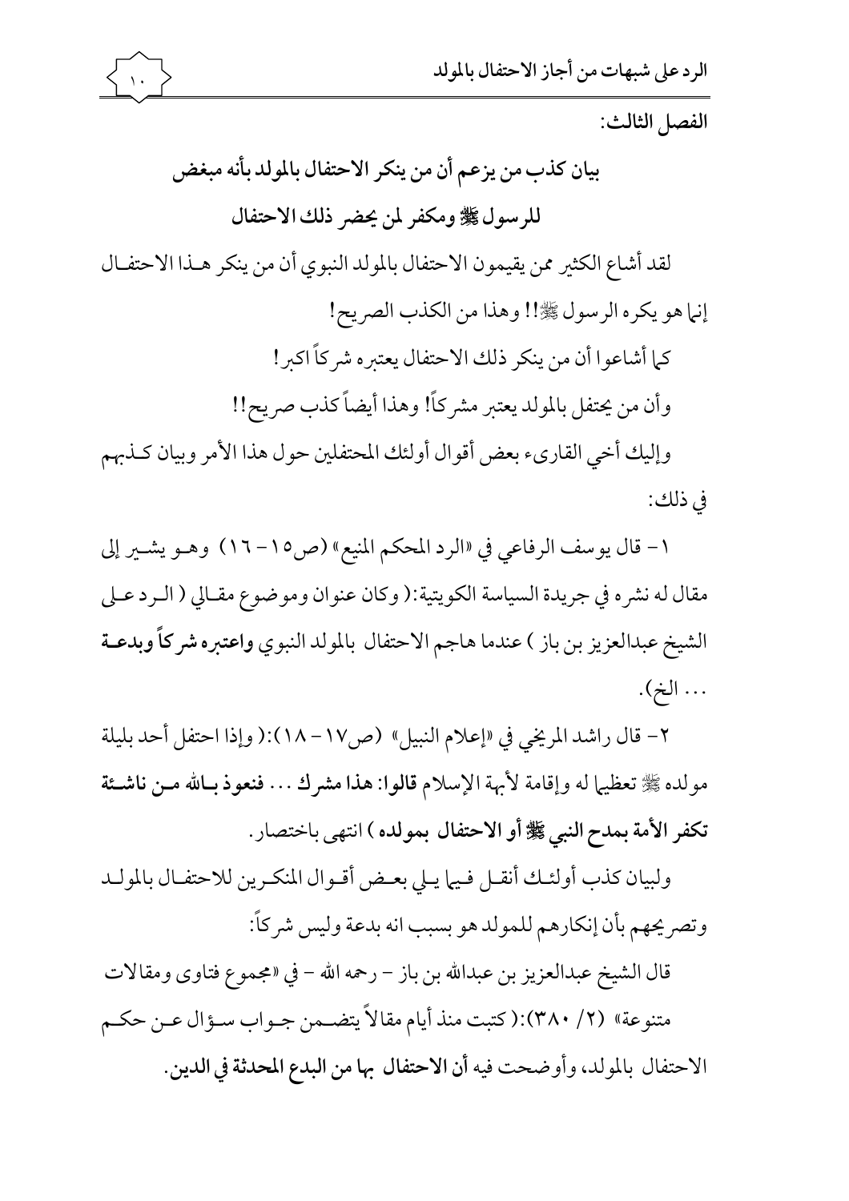الفصل الثالث:

## بيان كذب من يزعم أن من ينكر الاحتفال بالمولد بأنه مبغض للرسول ﷺ ومكفر لمن يحضر ذلك الاحتفال

لقد أشاع الكثير ممن يقيمون الاحتفال بالمولد النبوي أن من ينكر هذا الاحتفال إنما هو يكره الرسول ﷺ!! وهذا من الكذب الصريح!

كما أشاعوا أن من ينكر ذلك الاحتفال يعتبره شركاً اكبر!

وأن من يحتفل بالمولد يعتبر مشركاً! وهذا أيضاً كذب صريح!!

وإليك أخي القارىء بعض أقوال أولئك المحتفلين حول هذا الأمر وبيان كذبهم في ذلك:

١- قال يوسف الرفاعي في «الرد المحكم المنيع» (ص١٥-١٦) وهو يشير إلى مقال له نشره في جريدة السياسة الكويتية:( وكان عنوان وموضوع مقالي ( الرد على الشيخ عبدالعزيز بن باز ) عندما هاجم الاحتفال بالمولد النبوي **واعتبره شركاً وبدعة** ... الخ).

٢- قال راشد المريخي في «إعلام النبيل» (ص١٧-١٨):( وإذا احتفل أحد بليلة مولده ﷺ تعظيما له وإقامة لأبهة الإسلام **قالوا: هذا مشرك** ... **فنعوذ بالله من ناشئة تكفر الأمة بمدح النبي ﷺ أو الاحتفال بمولده** ) انتهى باختصار.

ولبيان كذب أولئك أنقل فيما يلي بعض أقوال المنكرين للاحتفال بالمولد وتصريحهم بأن إنكارهم للمولد هو بسبب انه بدعة وليس شركاً:

قال الشيخ عبدالعزيز بن عبدالله بن باز - رحمه الله - في «مجموع فتاوى ومقالات متنوعة» (٢/ ٣٨٠):( كتبت منذ أيام مقالاً يتضمن جواب سؤال عن حكم الاحتفال بالمولد، وأوضحت فيه **أن الاحتفال بها من البدع المحدثة في الدين**.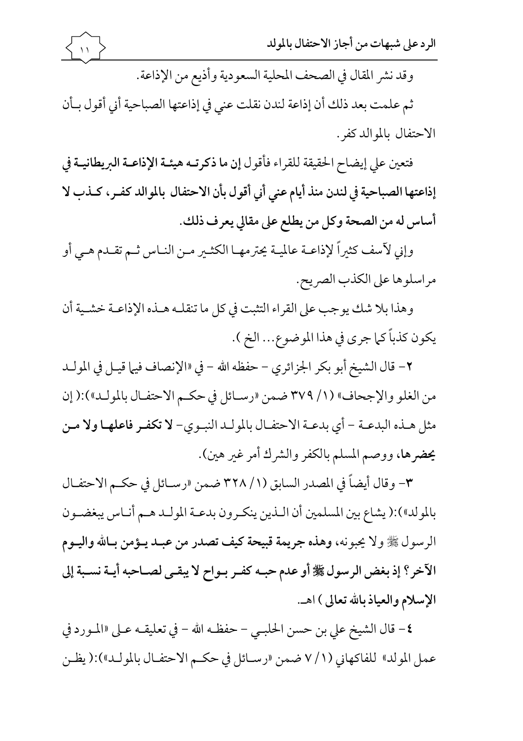وقد نشر المقال في الصحف المحلية السعودية وأذيع من الإذاعة.

ثم علمت بعد ذلك أن إذاعة لندن نقلت عني في إذاعتها الصباحية أني أقول بأن الاحتفال بالموالد كفر.

فتعين علي إيضاح الحقيقة للقراء فأقول **إن ما ذكرته هيئة الإذاعة البريطانية في إذاعتها الصباحية في لندن منذ أيام عني أني أقول بأن الاحتفال بالموالد كفر، كذب لا أساس له من الصحة وكل من يطلع على مقالي يعرف ذلك.**

وإني لآسف كثيراً لإذاعة عالمية يحترمها الكثير من الناس ثم تقدم هي أو مراسلوها على الكذب الصريح.

وهذا بلا شك يوجب على القراء التثبت في كل ما تنقله هذه الإذاعة خشية أن يكون كذباً كما جرى في هذا الموضوع... الخ ).

٢- قال الشيخ أبو بكر الجزائري - حفظه الله - في «الإنصاف فيما قيل في المولد من الغلو والإجحاف» (١/ ٣٧٩ ضمن «رسائل في حكم الاحتفال بالمولد»):( إن مثل هذه البدعة - أي بدعة الاحتفال بالمولد النبوي- **لا تكفر فاعلها ولا من يحضرها**، ووصم المسلم بالكفر والشرك أمر غير هين).

٣- وقال أيضاً في المصدر السابق (١/ ٣٢٨ ضمن «رسائل في حكم الاحتفال بالمولد»):( يشاع بين المسلمين أن الذين ينكرون بدعة المولد هم أناس يبغضون الرسول ﷺ ولا يحبونه، **وهذه جريمة قبيحة كيف تصدر من عبد يؤمن بالله واليوم الآخر؟ إذ بغض الرسول ﷺ أو عدم حبه كفر بواح لا يبقى لصاحبه أية نسبة إلى الإسلام والعياذ بالله تعالى** ) اهـ.

٤- قال الشيخ علي بن حسن الحلبي - حفظه الله - في تعليقه على «المورد في عمل المولد» للفاكهاني (١/ ٧ ضمن «رسائل في حكم الاحتفال بالمولد»):( يظن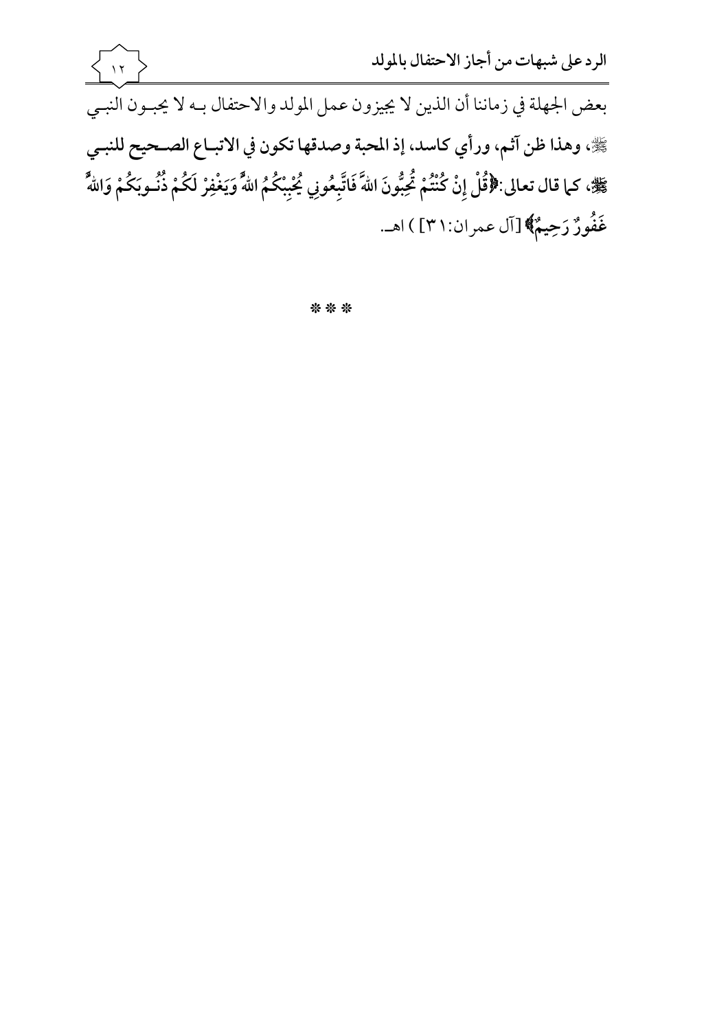بعض الجهلة في زماننا أن الذين لا يجيزون عمل المولد والاحتفال بـه لا يحبـون النبـي ﷺ، **وهذا ظن آثم، ورأي كاسد، إذ المحبة وصدقها تكون في الاتبـاع الصـحيح للنبـي ﷺ، كما قال تعالى:** ﴿**قُلْ إِنْ كُنْتُمْ تُحِبُّونَ اللهَ فَاتَّبِعُونِي يُحْبِبْكُمُ اللهُ وَيَغْفِرْ لَكُمْ ذُنُـوبَكُمْ وَاللهُ غَفُورٌ رَحِيمٌ**﴾ [آل عمران:٣١] ) اهـ.

\* \* \*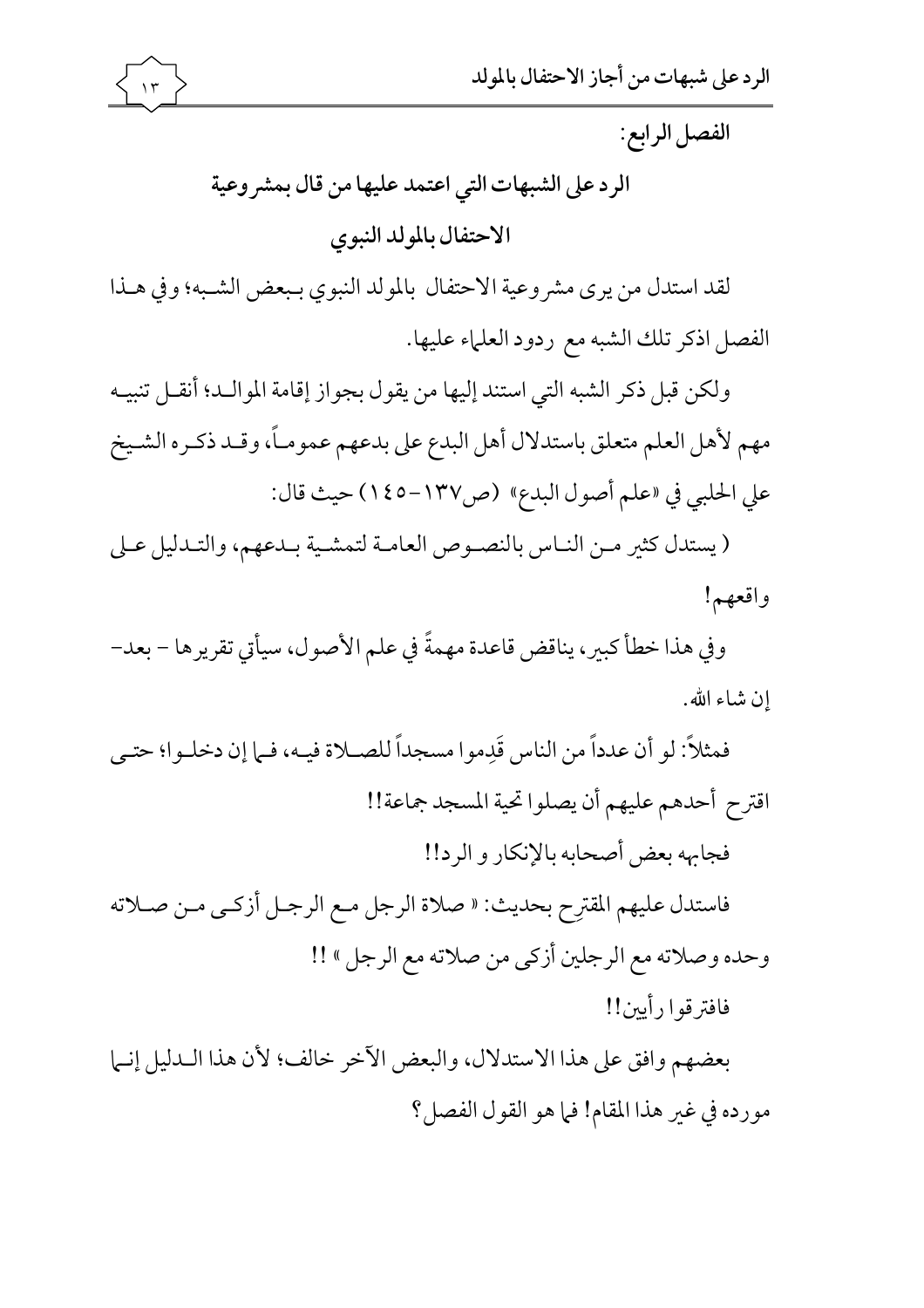الفصل الرابع:

## الرد على الشبهات التي اعتمد عليها من قال بمشروعية الاحتفال بالمولد النبوي

لقد استدل من يرى مشروعية الاحتفال بالمولد النبوي ببعض الشبه؛ وفي هذا الفصل اذكر تلك الشبه مع ردود العلماء عليها.

ولكن قبل ذكر الشبه التي استند إليها من يقول بجواز إقامة الموالد؛ أنقل تنبيه مهم لأهل العلم متعلق باستدلال أهل البدع على بدعهم عموماً، وقد ذكره الشيخ علي الحلبي في «علم أصول البدع» (ص١٣٧-١٤٥) حيث قال:

( يستدل كثير من الناس بالنصوص العامة لتمشية بدعهم، والتدليل على واقعهم!

وفي هذا خطأ كبير، يناقض قاعدة مهمةً في علم الأصول، سيأتي تقريرها – بعد- إن شاء الله.

فمثلاً: لو أن عدداً من الناس قَدِموا مسجداً للصلاة فيه، فما إن دخلوا؛ حتى اقترح أحدهم عليهم أن يصلوا تحية المسجد جماعة!!

فجابهه بعض أصحابه بالإنكار و الرد!!

فاستدل عليهم المقترِح بحديث: « صلاة الرجل مع الرجل أزكى من صلاته وحده وصلاته مع الرجلين أزكى من صلاته مع الرجل » !!

فافترقوا رأيين!!

بعضهم وافق على هذا الاستدلال، والبعض الآخر خالف؛ لأن هذا الدليل إنما مورده في غير هذا المقام! فما هو القول الفصل؟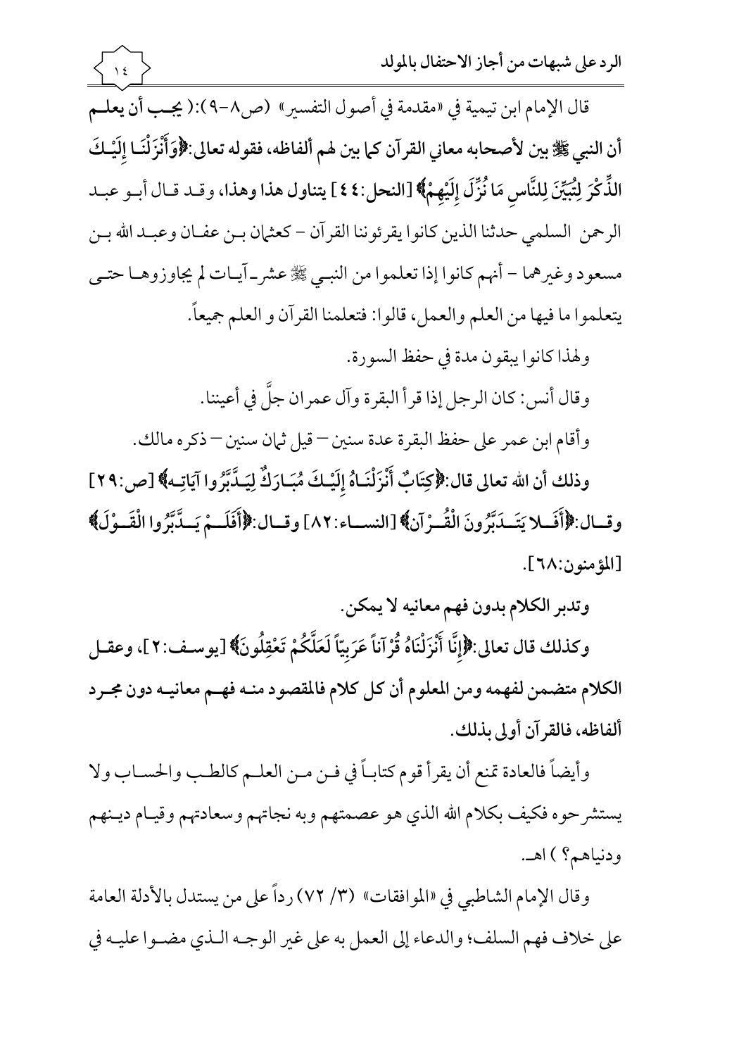قال الإمام ابن تيمية في «مقدمة في أصول التفسير» (ص٨-٩):( **يجب أن يعلم أن النبي ﷺ بين لأصحابه معاني القرآن كما بين لهم ألفاظه، فقوله تعالى:﴿وَأَنْزَلْنَا إِلَيْكَ الذِّكْرَ لِتُبَيِّنَ لِلنَّاسِ مَا نُزِّلَ إِلَيْهِمْ﴾ [النحل:٤٤] يتناول هذا وهذا،** وقد قال أبو عبد الرحمن السلمي حدثنا الذين كانوا يقرئوننا القرآن - كعثمان بن عفان وعبد الله بن مسعود وغيرهما - أنهم كانوا إذا تعلموا من النبي ﷺ عشر آيات لم يجاوزوها حتى يتعلموا ما فيها من العلم والعمل، قالوا: فتعلمنا القرآن و العلم جميعاً.

ولهذا كانوا يبقون مدة في حفظ السورة.

وقال أنس: كان الرجل إذا قرأ البقرة وآل عمران جلَّ في أعيننا.

وأقام ابن عمر على حفظ البقرة عدة سنين – قيل ثمان سنين – ذكره مالك.

**وذلك أن الله تعالى قال:﴿كِتَابٌ أَنْزَلْنَاهُ إِلَيْكَ مُبَارَكٌ لِيَدَّبَّرُوا آيَاتِهِ﴾ [ص:٢٩] وقال:﴿أَفَلا يَتَدَبَّرُونَ الْقُرْآنَ﴾ [النساء:٨٢] وقال:﴿أَفَلَمْ يَدَّبَّرُوا الْقَوْلَ﴾** [المؤمنون:٦٨].

**وتدبر الكلام بدون فهم معانيه لا يمكن.**

**وكذلك قال تعالى:﴿إِنَّا أَنْزَلْنَاهُ قُرْآناً عَرَبِيّاً لَعَلَّكُمْ تَعْقِلُونَ﴾** [يوسف:٢]، **وعقل الكلام متضمن لفهمه ومن المعلوم أن كل كلام فالمقصود منه فهم معانيه دون مجرد ألفاظه، فالقرآن أولى بذلك.**

وأيضاً فالعادة تمنع أن يقرأ قوم كتاباً في فن من العلم كالطب والحساب ولا يستشرحوه فكيف بكلام الله الذي هو عصمتهم وبه نجاتهم وسعادتهم وقيام دينهم ودنياهم؟ ) اهـ.

وقال الإمام الشاطبي في «الموافقات» (٣/ ٧٢) رداً على من يستدل بالأدلة العامة على خلاف فهم السلف؛ والدعاء إلى العمل به على غير الوجه الذي مضوا عليه في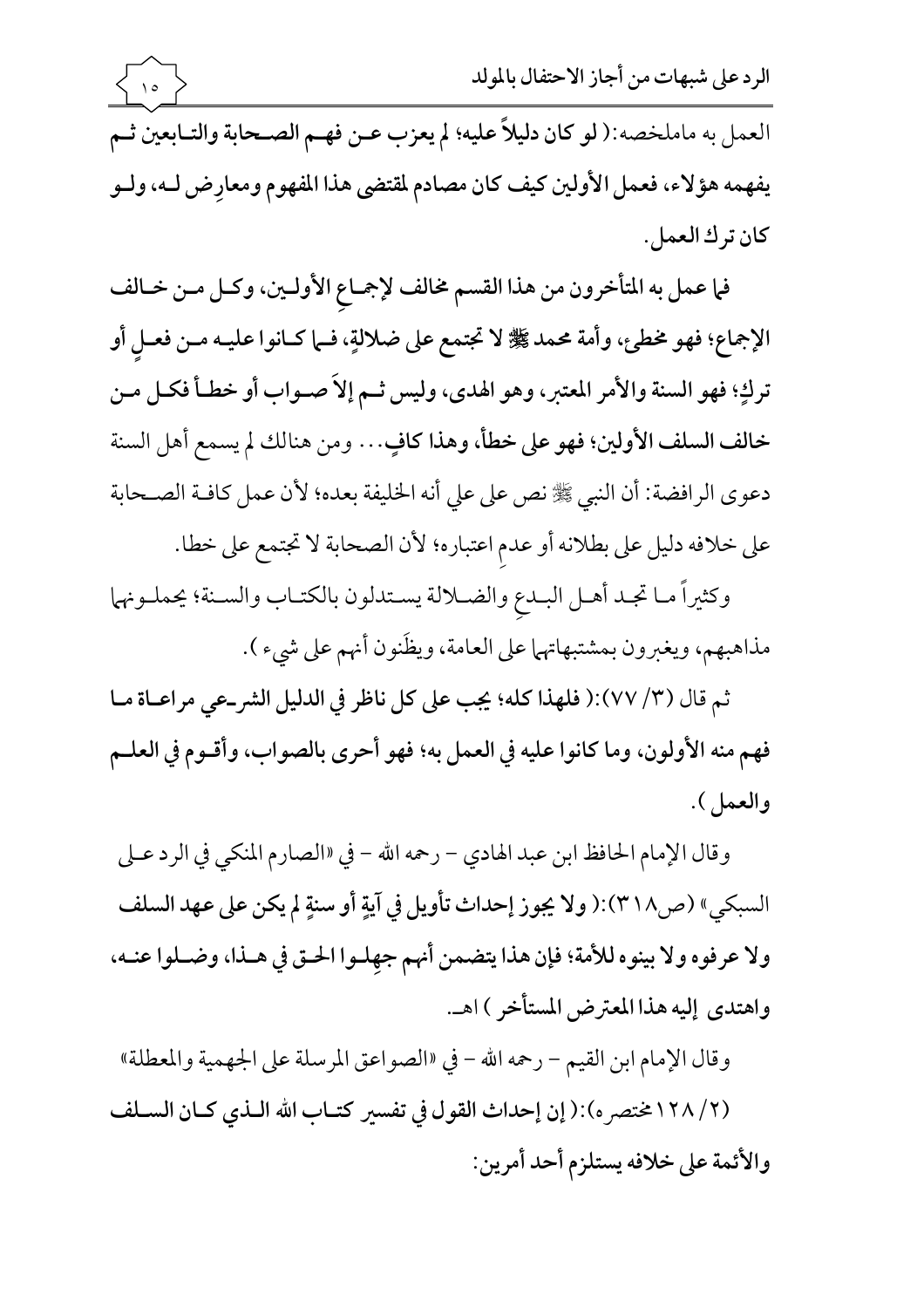العمل به ماملخصه: ( **لو كان دليلاً عليه؛ لم يعزب عن فهم الصحابة والتابعين ثم يفهمه هؤلاء، فعمل الأولين كيف كان مصادم لمقتضى هذا المفهوم ومعارِض له، ولو كان ترك العمل.**

**فما عمل به المتأخرون من هذا القسم مخالف لإجماعِ الأولين، وكل من خالف الإجماع؛ فهو مخطئ، وأمة محمد ﷺ لا تجتمع على ضلالةٍ، فما كانوا عليه من فعلٍ أو تركٍ؛ فهو السنة والأمر المعتبر، وهو الهدى، وليس ثم إلاَ صواب أو خطأ فكل من خالف السلف الأولين؛ فهو على خطأ، وهذا كافٍ**... ومن هنالك لم يسمع أهل السنة دعوى الرافضة: أن النبي ﷺ نص على علي أنه الخليفة بعده؛ لأن عمل كافة الصحابة على خلافه دليل على بطلانه أو عدمِ اعتباره؛ لأن الصحابة لا تجتمع على خطا.

وكثيراً ما تجد أهل البدعِ والضلالة يستدلون بالكتاب والسنة؛ يحملونها مذاهبهم، ويغبرون بمشتبهاتها على العامة، ويظَنون أنهم على شيء ).

ثم قال (٣/ ٧٧): ( **فلهذا كله؛ يجب على كل ناظر في الدليل الشرعي مراعاة ما فهم منه الأولون، وما كانوا عليه في العمل به؛ فهو أحرى بالصواب، وأقوم في العلم والعمل** ).

وقال الإمام الحافظ ابن عبد الهادي – رحمه الله – في «الصارم المنكي في الرد على السبكي» (ص٣١٨): ( **ولا يجوز إحداث تأويل في آيةٍ أو سنةٍ لم يكن على عهد السلف ولا عرفوه ولا بينوه للأمة؛ فإن هذا يتضمن أنهم جهِلوا الحق في هذا، وضلوا عنه، واهتدى إليه هذا المعترض المستأخر** ) اهـ.

وقال الإمام ابن القيم – رحمه الله – في «الصواعق المرسلة على الجهمية والمعطلة» (٢/ ١٢٨ مختصره): ( **إن إحداث القول في تفسير كتاب الله الذي كان السلف والأئمة على خلافه يستلزم أحد أمرين:**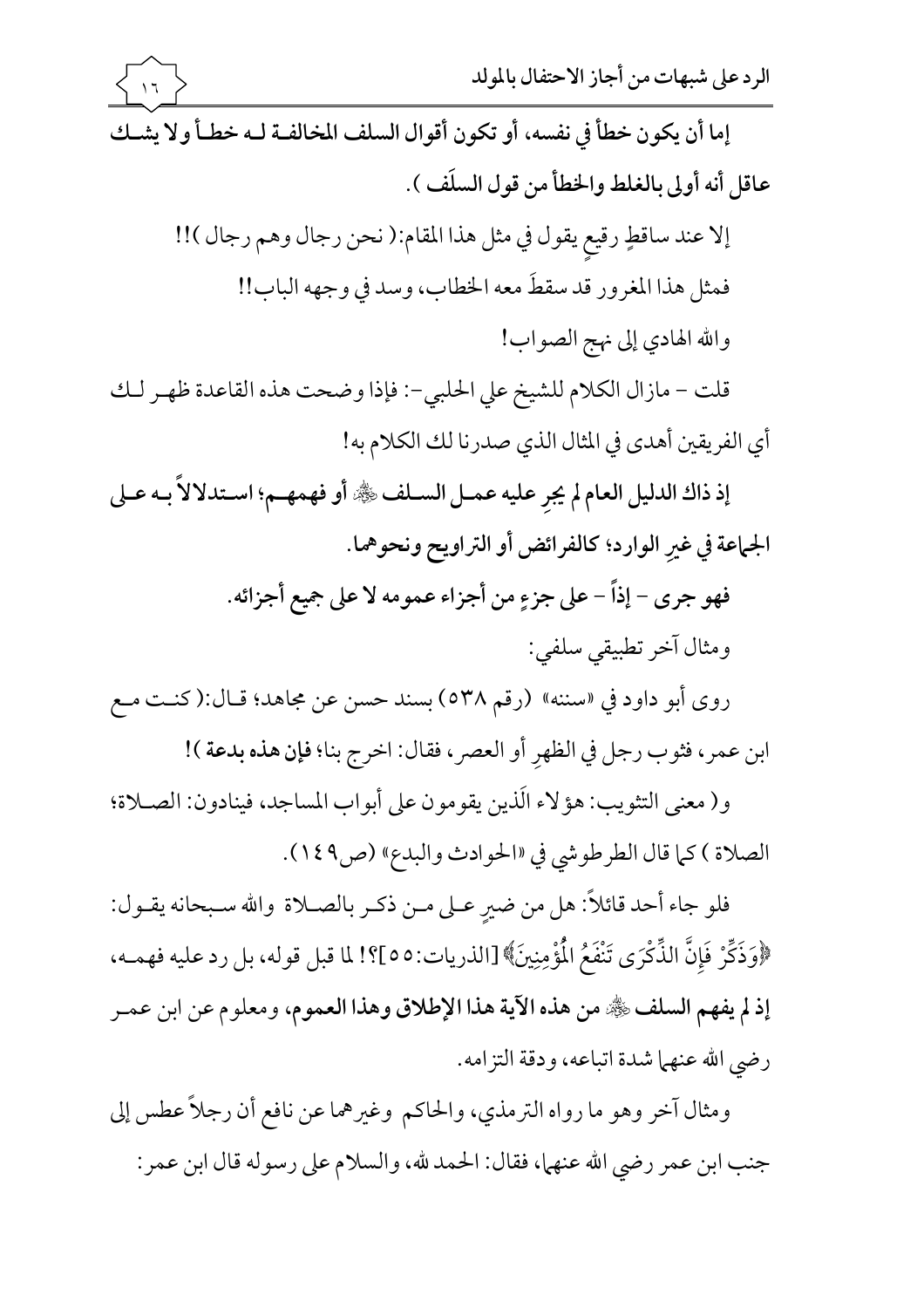**إما أن يكون خطأ في نفسه، أو تكون أقوال السلف المخالفة لـه خطـأ ولا يشـك عاقل أنه أولى بالغلط والخطأ من قول السلَف ).**

إلا عند ساقطٍ رقيعٍ يقول في مثل هذا المقام: ( نحن رجال وهم رجال )!!

فمثل هذا المغرور قد سقطَ معه الخطاب، وسد في وجهه الباب!!

والله الهادي إلى نهج الصواب!

قلت – مازال الكلام للشيخ علي الحلبي-: فإذا وضحت هذه القاعدة ظهـر لـك أي الفريقين أهدى في المثال الذي صدرنا لك الكلام به!

**إذ ذاك الدليل العام لم يجرِ عليه عمـل السـلف ﷺ أو فهمهـم؛ اسـتدلالاً بـه عـلى الجماعة في غيرِ الوارد؛ كالفرائض أو التراويح ونحوهما.**

**فهو جرى – إذاً – على جزءٍ من أجزاء عمومه لا على جميع أجزائه.**

ومثال آخر تطبيقي سلفي:

روى أبو داود في «سننه» (رقم ٥٣٨) بسند حسن عن مجاهد؛ قـال: ( كنـت مـع ابن عمر، فثوب رجل في الظهرِ أو العصر، فقال: اخرج بنا؛ **فإن هذه بدعة )!**

و( معنى التثويب: هؤلاء الَذين يقومون على أبواب المساجد، فينادون: الصـلاة؛ الصلاة ) كما قال الطرطوشي في «الحوادث والبدع» (ص١٤٩).

فلو جاء أحد قائلاً: هل من ضيرٍ عـلى مـن ذكـر بالصـلاة والله سـبحانه يقـول: ﴿وَذَكِّرْ فَإِنَّ الذِّكْرَى تَنْفَعُ الْمُؤْمِنِينَ﴾ [الذريات:٥٥]؟! لما قبل قوله، بل رد عليه فهمـه، **إذ لم يفهم السلف ﷺ من هذه الآية هذا الإطلاق وهذا العموم**، ومعلوم عن ابن عمـر رضي الله عنهما شدة اتباعه، ودقة التزامه.

ومثال آخر وهو ما رواه الترمذي، والحاكم وغيرهما عن نافع أن رجلاً عطس إلى جنب ابن عمر رضي الله عنهما، فقال: الحمد لله، والسلام على رسوله قال ابن عمر: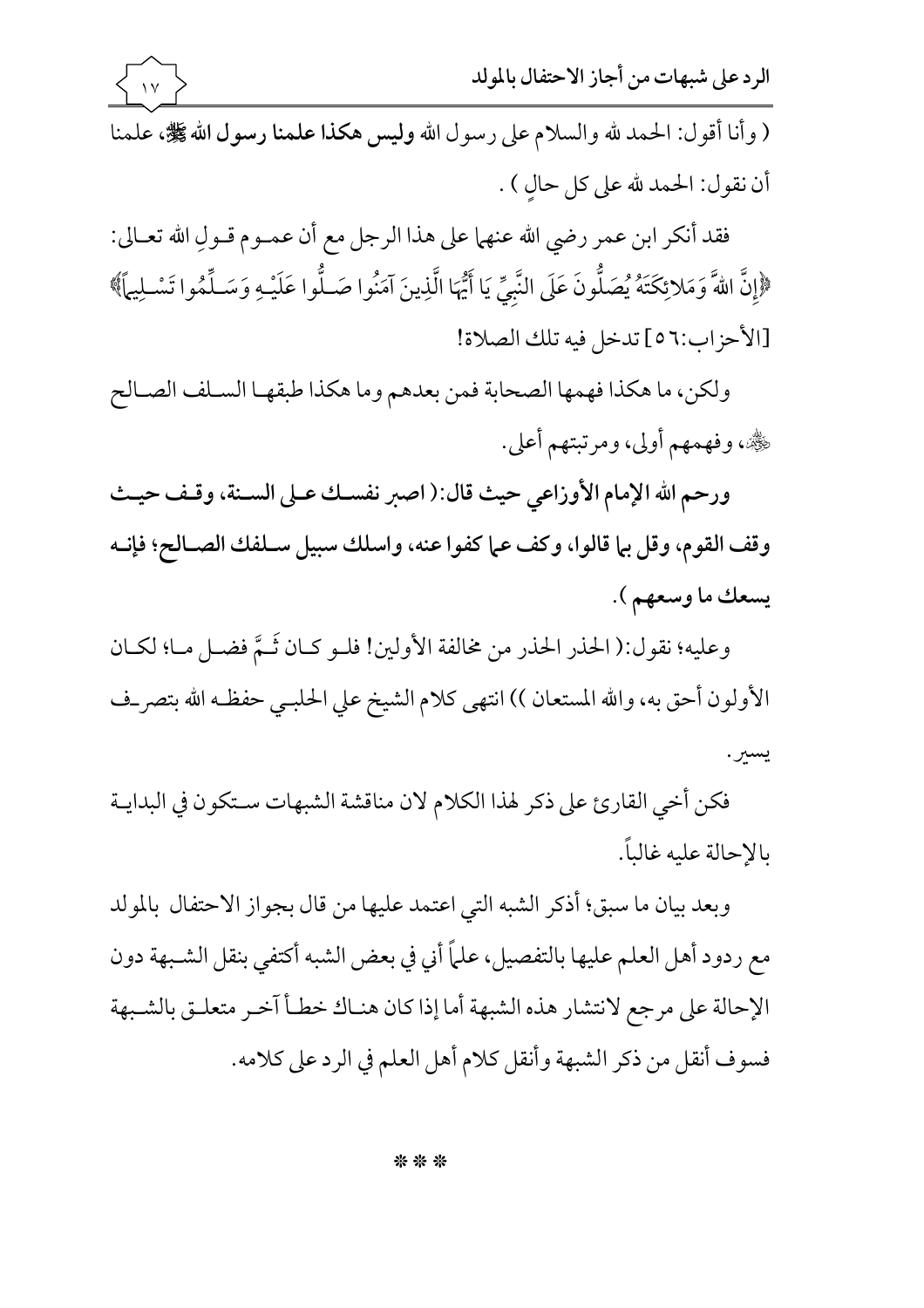( وأنا أقول: الحمد لله والسلام على رسول الله **وليس هكذا علمنا رسول الله ﷺ**، علمنا أن نقول: الحمد لله على كل حالٍ ) .

فقد أنكر ابن عمر رضي الله عنهما على هذا الرجل مع أن عموم قولِ الله تعالى: ﴿إِنَّ اللهَ وَمَلائِكَتَهُ يُصَلُّونَ عَلَى النَّبِيِّ يَا أَيُّهَا الَّذِينَ آمَنُوا صَلُّوا عَلَيْهِ وَسَلِّمُوا تَسْلِيماً﴾ [الأحزاب:٥٦] تدخل فيه تلك الصلاة!

ولكن، ما هكذا فهمها الصحابة فمن بعدهم وما هكذا طبقها السلف الصالح ﷺ، وفهمهم أولى، ومرتبتهم أعلى.

**ورحم الله الإمام الأوزاعي حيث قال:( اصبر نفسك على السنة، وقف حيث وقف القوم، وقل بما قالوا، وكف عما كفوا عنه، واسلك سبيل سلفك الصالح؛ فإنه يسعك ما وسعهم ).**

وعليه؛ نقول:( الحذر الحذر من مخالفة الأولين! فلو كان ثَمَّ فضل ما؛ لكان الأولون أحق به، والله المستعان )) انتهى كلام الشيخ علي الحلبي حفظه الله بتصرف يسير.

فكن أخي القارئ على ذكر لهذا الكلام لان مناقشة الشبهات ستكون في البداية بالإحالة عليه غالباً.

وبعد بيان ما سبق؛ أذكر الشبه التي اعتمد عليها من قال بجواز الاحتفال بالمولد مع ردود أهل العلم عليها بالتفصيل، علماً أني في بعض الشبه أكتفي بنقل الشبهة دون الإحالة على مرجع لانتشار هذه الشبهة أما إذا كان هناك خطأ آخر متعلق بالشبهة فسوف أنقل من ذكر الشبهة وأنقل كلام أهل العلم في الرد على كلامه.

\* \* \*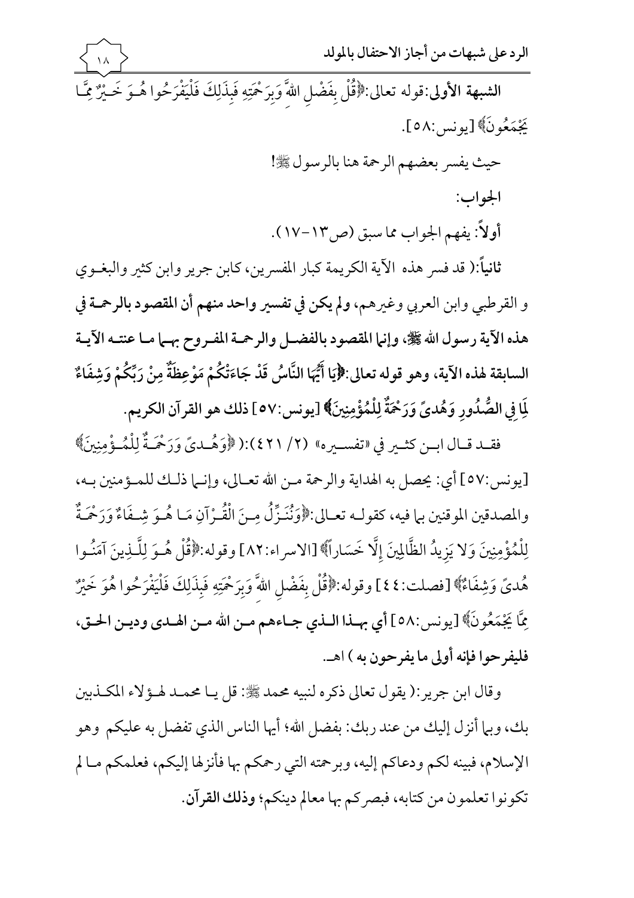**الشبهة الأولى**: قوله تعالى: ﴿قُلْ بِفَضْلِ اللهِ وَبِرَحْمَتِهِ فَبِذَلِكَ فَلْيَفْرَحُوا هُوَ خَيْرٌ مِمَّا يَجْمَعُونَ﴾ [يونس:٥٨].

حيث يفسر بعضهم الرحمة هنا بالرسول ﷺ!

**الجواب:**

**أولاً**: يفهم الجواب مما سبق (ص١٣-١٧).

**ثانياً**:( قد فسر هذه الآية الكريمة كبار المفسرين، كابن جرير وابن كثير والبغوي و القرطبي وابن العربي وغيرهم، **ولم يكن في تفسير واحد منهم أن المقصود بالرحمة في هذه الآية رسول الله ﷺ، وإنما المقصود بالفضل والرحمة المفروح بهما ما عنته الآية السابقة لهذه الآية، وهو قوله تعالى: ﴿يَا أَيُّهَا النَّاسُ قَدْ جَاءَتْكُمْ مَوْعِظَةٌ مِنْ رَبِّكُمْ وَشِفَاءٌ لِمَا فِي الصُّدُورِ وَهُدًى وَرَحْمَةٌ لِلْمُؤْمِنِينَ﴾** [يونس:٥٧] **ذلك هو القرآن الكريم.**

فقد قال ابن كثير في «تفسيره» (٢/ ٤٢١):( ﴿وَهُدًى وَرَحْمَةٌ لِلْمُؤْمِنِينَ﴾ [يونس:٥٧] أي: يحصل به الهداية والرحمة من الله تعالى، وإنما ذلك للمؤمنين به، والمصدقين الموقنين بما فيه، كقوله تعالى: ﴿وَنُنَزِّلُ مِنَ الْقُرْآنِ مَا هُوَ شِفَاءٌ وَرَحْمَةٌ لِلْمُؤْمِنِينَ وَلا يَزِيدُ الظَّالِمِينَ إِلَّا خَسَاراً﴾ [الاسراء:٨٢] وقوله: ﴿قُلْ هُوَ لِلَّذِينَ آمَنُوا هُدًى وَشِفَاءٌ﴾ [فصلت:٤٤] وقوله: ﴿قُلْ بِفَضْلِ اللهِ وَبِرَحْمَتِهِ فَبِذَلِكَ فَلْيَفْرَحُوا هُوَ خَيْرٌ مِمَّا يَجْمَعُونَ﴾ [يونس:٥٨] **أي بهذا الذي جاءهم من الله من الهدى ودين الحق، فليفرحوا فإنه أولى ما يفرحون به** ) اهـ.

وقال ابن جرير:( يقول تعالى ذكره لنبيه محمد ﷺ: قل يا محمد لهؤلاء المكذبين بك، وبما أنزل إليك من عند ربك: بفضل الله؛ أيها الناس الذي تفضل به عليكم وهو الإسلام، فبينه لكم ودعاكم إليه، وبرحمته التي رحمكم بها فأنزلها إليكم، فعلمكم ما لم تكونوا تعلمون من كتابه، فبصركم بها معالم دينكم؛ **وذلك القرآن.**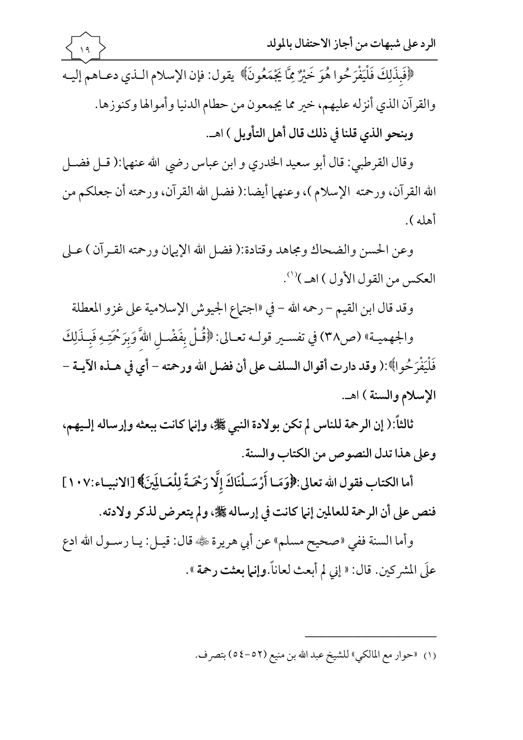﴿فَبِذَلِكَ فَلْيَفْرَحُوا هُوَ خَيْرٌ مِّمَّا يَجْمَعُونَ﴾ يقول: فإن الإسلام الذي دعاهم إليه والقرآن الذي أنزله عليهم، خير مما يجمعون من حطام الدنيا وأموالها وكنوزها.

**وبنحو الذي قلنا في ذلك قال أهل التأويل ) اهـ.**

وقال القرطبي: قال أبو سعيد الخدري و ابن عباس رضي الله عنهما:( قال فضل الله القرآن، ورحمته الإسلام )، وعنهما أيضا:( فضل الله القرآن، ورحمته أن جعلكم من أهله ).

وعن الحسن والضحاك ومجاهد وقتادة:( فضل الله الإيمان ورحمته القرآن ) على العكس من القول الأول ) اهـ )[1].

وقد قال ابن القيم – رحمه الله – في «اجتماع الجيوش الإسلامية على غزو المعطلة والجهمية» (ص٣٨) في تفسير قوله تعالى: ﴿قُلْ بِفَضْلِ اللهِ وَبِرَحْمَتِهِ فَبِذَلِكَ فَلْيَفْرَحُوا﴾:( **وقد دارت أقوال السلف على أن فضل الله ورحمته – أي في هذه الآية – الإسلام والسنة** ) اهـ.

**ثالثاً:( إن الرحمة للناس لم تكن بولادة النبي ﷺ، وإنما كانت ببعثه وإرساله إليهم، وعلى هذا تدل النصوص من الكتاب والسنة.**

**أما الكتاب فقول الله تعالى:﴿وَمَا أَرْسَلْنَاكَ إِلَّا رَحْمَةً لِلْعَالَمِينَ﴾ [الانبياء:١٠٧] فنص على أن الرحمة للعالمين إنما كانت في إرساله ﷺ، ولم يتعرض لذكر ولادته.**

وأما السنة ففي «صحيح مسلم» عن أبي هريرة ﷺ قال: قيل: يا رسول الله ادع علَى المشركين. قال: « **إني لم أبعث لعاناً.وإنما بعثت رحمة** ».

---

(١) «حوار مع المالكي» للشيخ عبد الله بن منيع (٥٢-٥٤) بتصرف.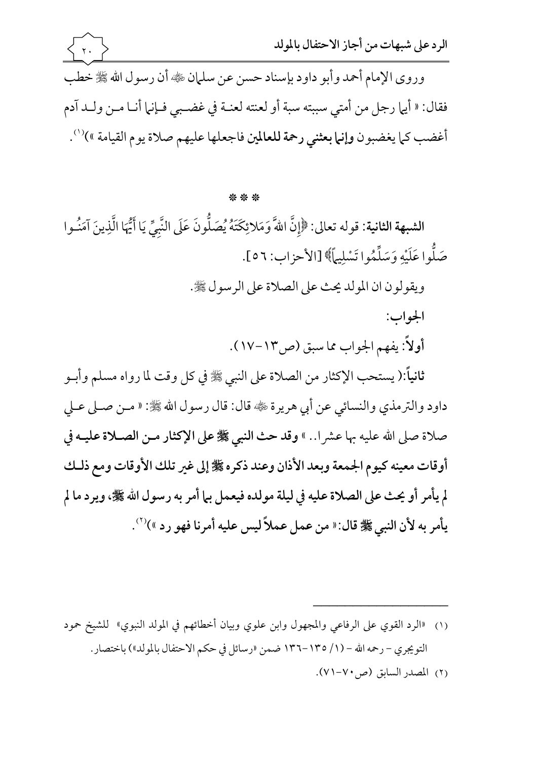وروى الإمام أحمد وأبو داود بإسناد حسن عن سلمان ﷺ أن رسول الله ﷺ خطب فقال: « أيما رجل من أمتي سببته سبة أو لعنته لعنة في غضبي فإنما أنا من ولد آدم أغضب كما يغضبون **وإنما بعثني رحمة للعالمين** فاجعلها عليهم صلاة يوم القيامة »)[1].

\* \* \*

**الشبهة الثانية:** قوله تعالى: ﴿إِنَّ اللهَّ وَمَلائِكَتَهُ يُصَلُّونَ عَلَى النَّبِيِّ يَا أَيُّهَا الَّذِينَ آمَنُوا صَلُّوا عَلَيْهِ وَسَلِّمُوا تَسْلِيماً﴾ [الأحزاب: ٥٦].

ويقولون ان المولد يحث على الصلاة على الرسول ﷺ.

**الجواب:**

**أولاً:** يفهم الجواب مما سبق (ص١٣-١٧).

**ثانياً:**( يستحب الإكثار من الصلاة على النبي ﷺ في كل وقت لما رواه مسلم وأبو داود والترمذي والنسائي عن أبي هريرة ﷺ قال: قال رسول الله ﷺ: « من صلى علي صلاة صلى الله عليه بها عشرا.. » **وقد حث النبي ﷺ على الإكثار من الصلاة عليه في أوقات معينه كيوم الجمعة وبعد الأذان وعند ذكره ﷺ إلى غير تلك الأوقات ومع ذلك لم يأمر أو يحث على الصلاة عليه في ليلة مولده فيعمل بما أمر به رسول الله ﷺ، ويرد ما لم يأمر به لأن النبي ﷺ قال:« من عمل عملاً ليس عليه أمرنا فهو رد »**)[2].

---

(١) «الرد القوي على الرفاعي والمجهول وابن علوي وبيان أخطائهم في المولد النبوي» للشيخ حمود التويجري - رحمه الله - (١/ ١٣٥-١٣٦ ضمن «رسائل في حكم الاحتفال بالمولد») باختصار.

(٢) المصدر السابق (ص٧٠-٧١).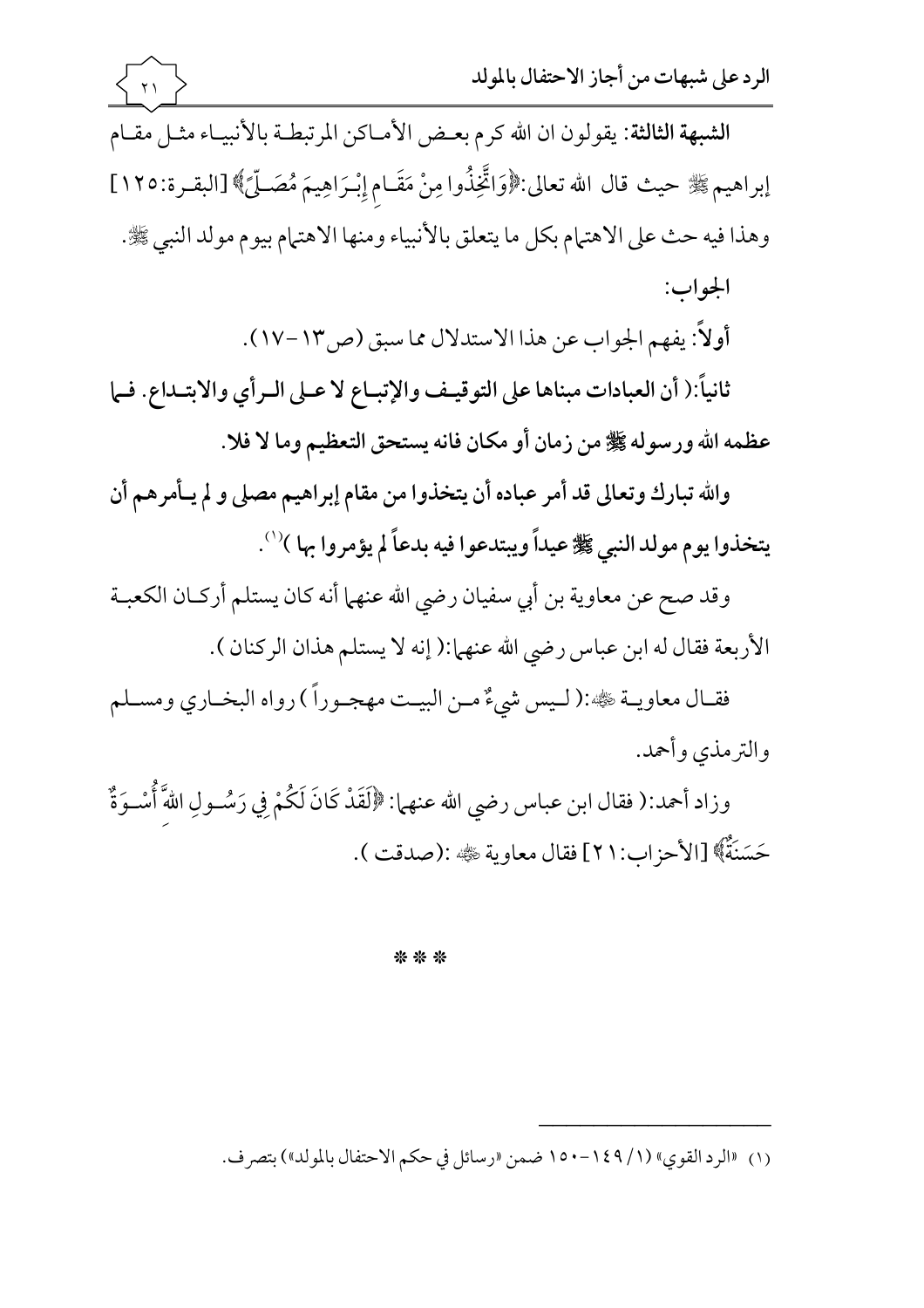**الشبهة الثالثة:** يقولون ان الله كرم بعض الأماكن المرتبطة بالأنبياء مثل مقام إبراهيم ﷺ حيث قال الله تعالى:﴿وَاتَّخِذُوا مِنْ مَقَامِ إِبْرَاهِيمَ مُصَلًّى﴾ [البقرة:١٢٥] وهذا فيه حث على الاهتمام بكل ما يتعلق بالأنبياء ومنها الاهتمام بيوم مولد النبي ﷺ.

الجواب:

**أولاً**: يفهم الجواب عن هذا الاستدلال مما سبق (ص١٣-١٧).

**ثانياً:( أن العبادات مبناها على التوقيف والإتباع لا على الرأي والابتداع. فما عظمه الله ورسوله ﷺ من زمان أو مكان فانه يستحق التعظيم وما لا فلا.**

**والله تبارك وتعالى قد أمر عباده أن يتخذوا من مقام إبراهيم مصلى و لم يأمرهم أن يتخذوا يوم مولد النبي ﷺ عيداً ويبتدعوا فيه بدعاً لم يؤمروا بها )**[1].

وقد صح عن معاوية بن أبي سفيان رضي الله عنهما أنه كان يستلم أركان الكعبة الأربعة فقال له ابن عباس رضي الله عنهما:( إنه لا يستلم هذان الركنان ).

فقال معاوية ﷺ:( ليس شيءٌ من البيت مهجوراً ) رواه البخاري ومسلم والترمذي وأحمد.

وزاد أحمد:( فقال ابن عباس رضي الله عنهما: ﴿لَقَدْ كَانَ لَكُمْ فِي رَسُولِ اللَّهِ أُسْوَةٌ حَسَنَةٌ﴾ [الأحزاب:٢١] فقال معاوية ﷺ :(صدقت ).

* * *

---

(١) «الرد القوي» (١/ ١٤٩-١٥٠ ضمن «رسائل في حكم الاحتفال بالمولد») بتصرف.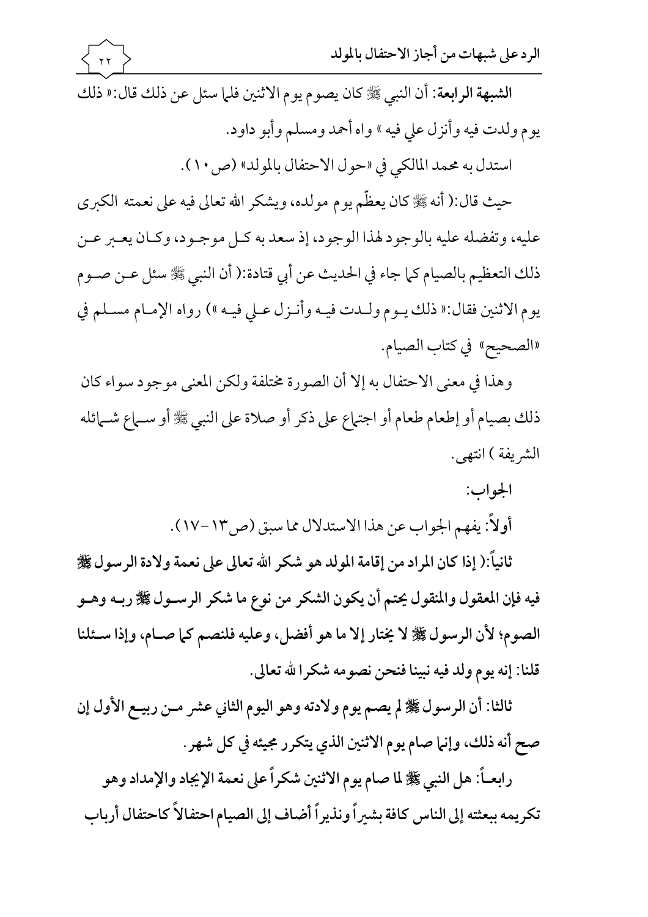**الشبهة الرابعة:** أن النبي ﷺ كان يصوم يوم الاثنين فلما سئل عن ذلك قال: « ذلك يوم ولدت فيه وأنزل علي فيه » واه أحمد ومسلم وأبو داود.

استدل به محمد المالكي في «حول الاحتفال بالمولد» (ص١٠).

حيث قال: ( أنه ﷺ كان يعظّم يوم مولده، ويشكر الله تعالى فيه على نعمته الكبرى عليه، وتفضله عليه بالوجود لهذا الوجود، إذ سعد به كل موجود، وكان يعبر عن ذلك التعظيم بالصيام كما جاء في الحديث عن أبي قتادة: ( أن النبي ﷺ سئل عن صوم يوم الاثنين فقال: « ذلك يوم ولدت فيه وأنزل علي فيه ») رواه الإمام مسلم في «الصحيح» في كتاب الصيام.

وهذا في معنى الاحتفال به إلا أن الصورة مختلفة ولكن المعنى موجود سواء كان ذلك بصيام أو إطعام طعام أو اجتماع على ذكر أو صلاة على النبي ﷺ أو سماع شمائله الشريفة ) انتهى.

**الجواب:**

**أولاً:** يفهم الجواب عن هذا الاستدلال مما سبق (ص١٣-١٧).

**ثانياً: ( إذا كان المراد من إقامة المولد هو شكر الله تعالى على نعمة ولادة الرسول ﷺ فيه فإن المعقول والمنقول يحتم أن يكون الشكر من نوع ما شكر الرسول ﷺ ربه وهو الصوم؛ لأن الرسول ﷺ لا يختار إلا ما هو أفضل، وعليه فلنصم كما صام، وإذا سئلنا قلنا: إنه يوم ولد فيه نبينا فنحن نصومه شكرا لله تعالى.**

**ثالثا: أن الرسول ﷺ لم يصم يوم ولادته وهو اليوم الثاني عشر من ربيع الأول إن صح أنه ذلك، وإنما صام يوم الاثنين الذي يتكرر مجيئه في كل شهر.**

**رابعاً: هل النبي ﷺ لما صام يوم الاثنين شكراً على نعمة الإيجاد والإمداد وهو تكريمه ببعثته إلى الناس كافة بشيراً ونذيراً أضاف إلى الصيام احتفالاً كاحتفال أرباب**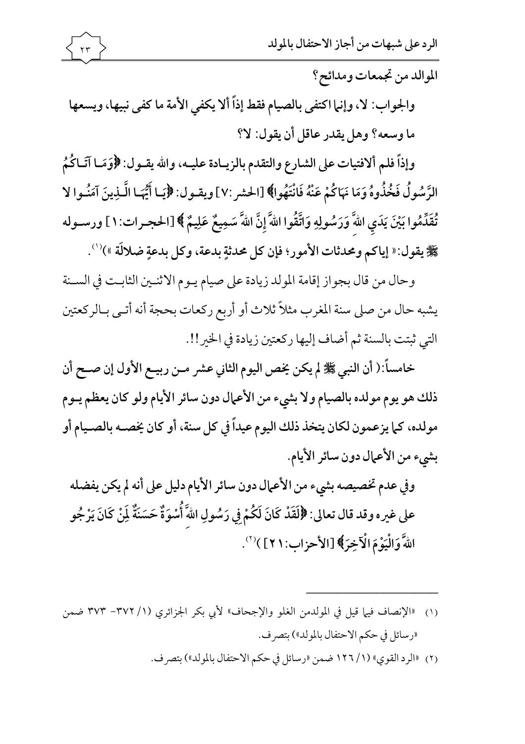الموالد من تجمعات ومدائح؟

**والجواب: لا، وإنما اكتفى بالصيام فقط إذاً ألا يكفي الأمة ما كفى نبيها، ويسعها ما وسعه؟ وهل يقدر عاقل أن يقول: لا؟**

**وإذاً فلم ألافتيات على الشارع والتقدم بالزيادة عليه، والله يقول: ﴿وَمَا آتَاكُمُ الرَّسُولُ فَخُذُوهُ وَمَا نَهَاكُمْ عَنْهُ فَانْتَهُوا﴾ [الحشر:٧] ويقول: ﴿يَا أَيُّهَا الَّذِينَ آمَنُوا لا تُقَدِّمُوا بَيْنَ يَدَيِ اللهِ وَرَسُولِهِ وَاتَّقُوا اللهَ إِنَّ اللهَ سَمِيعٌ عَلِيمٌ﴾ [الحجرات:١] ورسوله ﷺ يقول: « إياكم ومحدثات الأمور؛ فإن كل محدثةٍ بدعة، وكل بدعةٍ ضلالَة »)[١].**

وحال من قال بجواز إقامة المولد زيادة على صيام يوم الاثنين الثابت في السنة يشبه حال من صلى سنة المغرب مثلاً ثلاث أو أربع ركعات بحجة أنه أتى بالركعتين التي ثبتت بالسنة ثم أضاف إليها ركعتين زيادة في الخير!!.

**خامساً: ( أن النبي ﷺ لم يكن يخص اليوم الثاني عشر من ربيع الأول إن صح أن ذلك هو يوم مولده بالصيام ولا بشيء من الأعمال دون سائر الأيام ولو كان يعظم يوم مولده، كما يزعمون لكان يتخذ ذلك اليوم عيداً في كل سنة، أو كان يخصه بالصيام أو بشيء من الأعمال دون سائر الأيام.**

**وفي عدم تخصيصه بشيء من الأعمال دون سائر الأيام دليل على أنه لم يكن يفضله على غيره وقد قال تعالى: ﴿لَقَدْ كَانَ لَكُمْ فِي رَسُولِ اللهِ أُسْوَةٌ حَسَنَةٌ لِمَنْ كَانَ يَرْجُو اللهَ وَالْيَوْمَ الْآخِرَ﴾ [الأحزاب:٢١] )[٢].**

---

(١) «الإنصاف فيما قيل في المولدمن الغلو والإجحاف» لأبي بكر الجزائري (١/ ٣٧٢- ٣٧٣ ضمن «رسائل في حكم الاحتفال بالمولد») بتصرف.

(٢) «الرد القوي» (١/ ١٢٦ ضمن «رسائل في حكم الاحتفال بالمولد») بتصرف.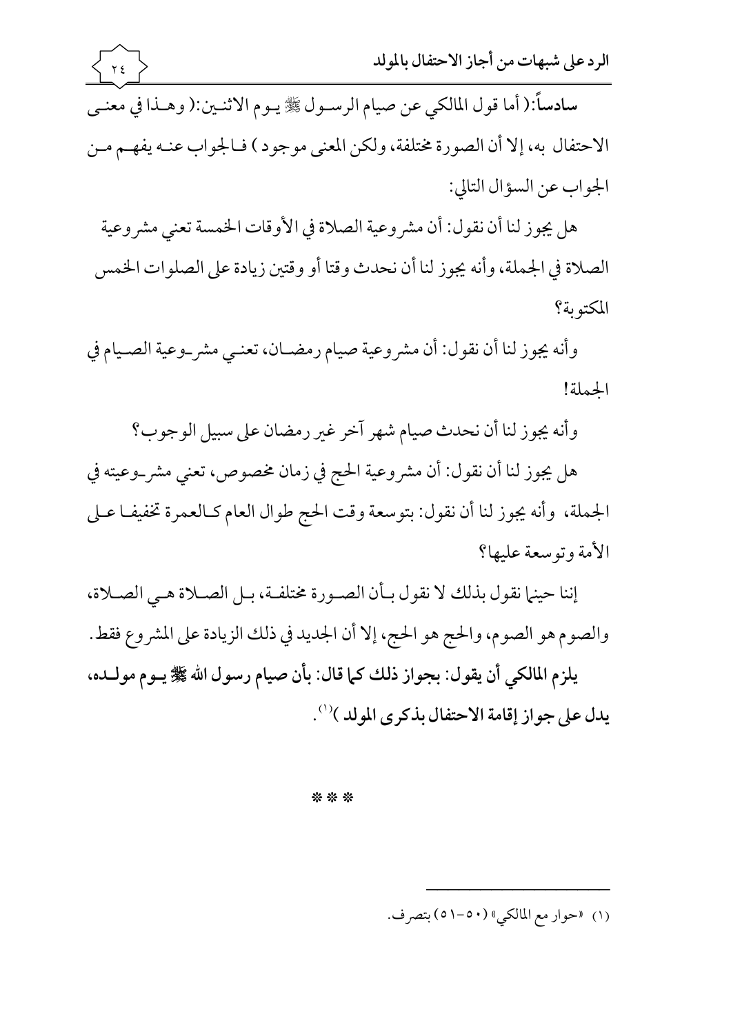**سادساً**:( أما قول المالكي عن صيام الرسول ﷺ يوم الاثنين:( وهذا في معنى الاحتفال به، إلا أن الصورة مختلفة، ولكن المعنى موجود ) فالجواب عنه يفهم من الجواب عن السؤال التالي:

هل يجوز لنا أن نقول: أن مشروعية الصلاة في الأوقات الخمسة تعني مشروعية الصلاة في الجملة، وأنه يجوز لنا أن نحدث وقتا أو وقتين زيادة على الصلوات الخمس المكتوبة؟

وأنه يجوز لنا أن نقول: أن مشروعية صيام رمضان، تعني مشروعية الصيام في الجملة!

وأنه يجوز لنا أن نحدث صيام شهر آخر غير رمضان على سبيل الوجوب؟

هل يجوز لنا أن نقول: أن مشروعية الحج في زمان مخصوص، تعني مشروعيته في الجملة، وأنه يجوز لنا أن نقول: بتوسعة وقت الحج طوال العام كالعمرة تخفيفا على الأمة وتوسعة عليها؟

إننا حينما نقول بذلك لا نقول بأن الصورة مختلفة، بل الصلاة هي الصلاة، والصوم هو الصوم، والحج هو الحج، إلا أن الجديد في ذلك الزيادة على المشروع فقط.

**يلزم المالكي أن يقول: بجواز ذلك كما قال: بأن صيام رسول الله ﷺ يوم مولده، يدل على جواز إقامة الاحتفال بذكرى المولد** )[1].

\*\*\*

---

(١) «حوار مع المالكي» (٥٠-٥١) بتصرف.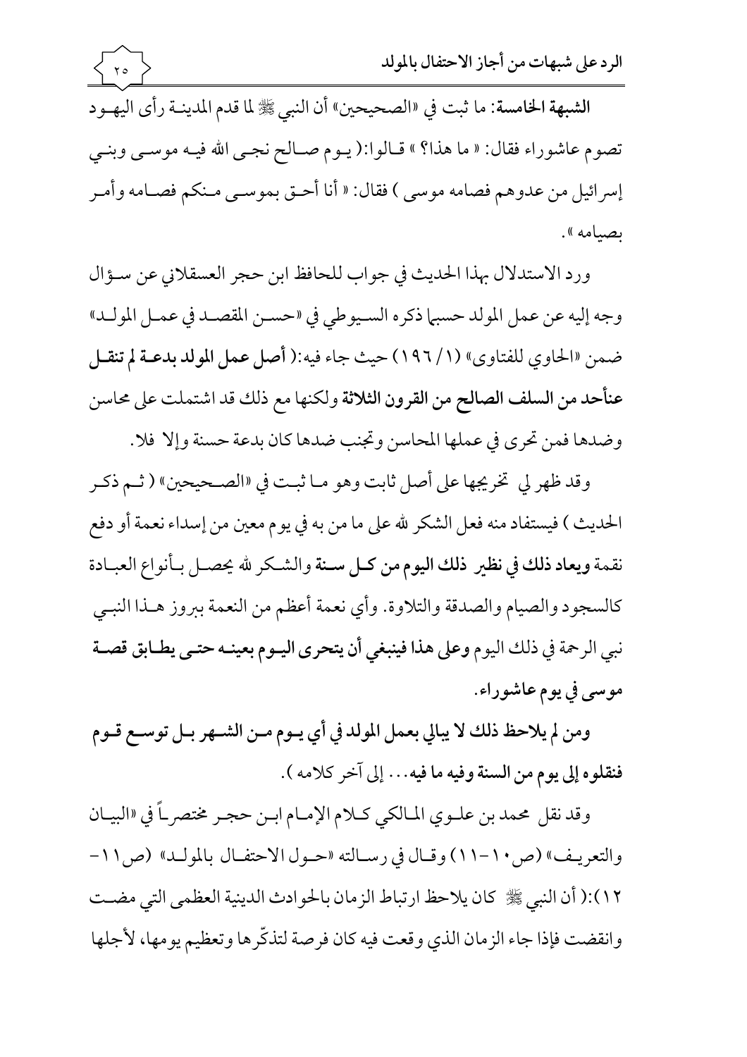**الشبهة الخامسة**: ما ثبت في «الصحيحين» أن النبي ﷺ لما قدم المدينة رأى اليهود تصوم عاشوراء فقال: « ما هذا؟ » قالوا:( يوم صالح نجى الله فيه موسى وبني إسرائيل من عدوهم فصامه موسى ) فقال: « أنا أحق بموسى منكم فصامه وأمر بصيامه ».

ورد الاستدلال بهذا الحديث في جواب للحافظ ابن حجر العسقلاني عن سؤال وجه إليه عن عمل المولد حسبما ذكره السيوطي في «حسن المقصد في عمل المولد» ضمن «الحاوي للفتاوى» (١/ ١٩٦) حيث جاء فيه:( **أصل عمل المولد بدعة لم تنقل عنأحد من السلف الصالح من القرون الثلاثة** ولكنها مع ذلك قد اشتملت على محاسن وضدها فمن تحرى في عملها المحاسن وتجنب ضدها كان بدعة حسنة وإلا فلا.

وقد ظهر لي تخريجها على أصل ثابت وهو ما ثبت في «الصحيحين» ( ثم ذكر الحديث ) فيستفاد منه فعل الشكر لله على ما من به في يوم معين من إسداء نعمة أو دفع نقمة **ويعاد ذلك في نظير ذلك اليوم من كل سنة** والشكر لله يحصل بأنواع العبادة كالسجود والصيام والصدقة والتلاوة. وأي نعمة أعظم من النعمة ببروز هذا النبي نبي الرحمة في ذلك اليوم **وعلى هذا فينبغي أن يتحرى اليوم بعينه حتى يطابق قصة موسى في يوم عاشوراء.**

**ومن لم يلاحظ ذلك لا يبالي بعمل المولد في أي يوم من الشهر بل توسع قوم فنقلوه إلى يوم من السنة وفيه ما فيه**... إلى آخر كلامه ).

وقد نقل محمد بن علوي المالكي كلام الإمام ابن حجر مختصراً في «البيان والتعريف» (ص١٠-١١) وقال في رسالته «حول الاحتفال بالمولد» (ص١١-١٢):( أن النبي ﷺ كان يلاحظ ارتباط الزمان بالحوادث الدينية العظمى التي مضت وانقضت فإذا جاء الزمان الذي وقعت فيه كان فرصة لتذكّرها وتعظيم يومها، لأجلها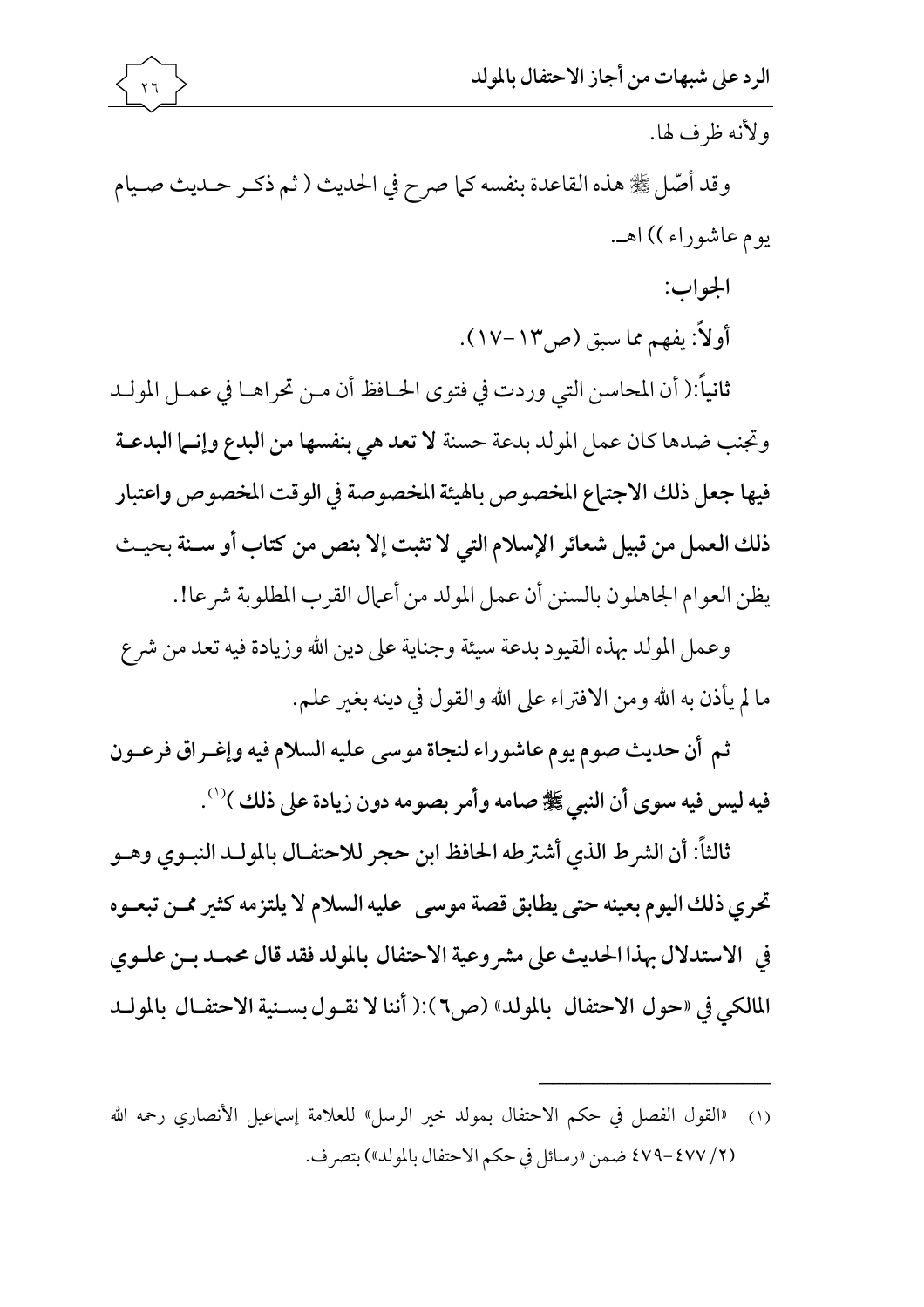ولأنه ظرف لها.

وقد أصّل ﷺ هذه القاعدة بنفسه كما صرح في الحديث ( ثم ذكر حديث صيام يوم عاشوراء )) اهـ.

الجواب:

**أولاً**: يفهم مما سبق (ص١٣-١٧).

**ثانياً**:( أن المحاسن التي وردت في فتوى الحافظ أن من تحراها في عمل المولد وتجنب ضدها كان عمل المولد بدعة حسنة **لا تعد هي بنفسها من البدع وإنما البدعة فيها جعل ذلك الاجتماع المخصوص بالهيئة المخصوصة في الوقت المخصوص واعتبار ذلك العمل من قبيل شعائر الإسلام التي لا تثبت إلا بنص من كتاب أو سنة** بحيث يظن العوام الجاهلون بالسنن أن عمل المولد من أعمال القرب المطلوبة شرعا!.

وعمل المولد بهذه القيود بدعة سيئة وجناية على دين الله وزيادة فيه تعد من شرع ما لم يأذن به الله ومن الافتراء على الله والقول في دينه بغير علم.

**ثم أن حديث صوم يوم عاشوراء لنجاة موسى عليه السلام فيه وإغراق فرعون فيه ليس فيه سوى أن النبي ﷺ صامه وأمر بصومه دون زيادة على ذلك )**[1].

**ثالثاً: أن الشرط الذي أشترطه الحافظ ابن حجر للاحتفال بالمولد النبوي وهو تحري ذلك اليوم بعينه حتى يطابق قصة موسى عليه السلام لا يلتزمه كثير ممن تبعوه في الاستدلال بهذا الحديث على مشروعية الاحتفال بالمولد فقد قال محمد بن علوي المالكي في «حول الاحتفال بالمولد» (ص٦):( أننا لا نقول بسنية الاحتفال بالمولد**

---

(١) «القول الفصل في حكم الاحتفال بمولد خير الرسل» للعلامة إسماعيل الأنصاري رحمه الله (٢/ ٤٧٧-٤٧٩ ضمن «رسائل في حكم الاحتفال بالمولد») بتصرف.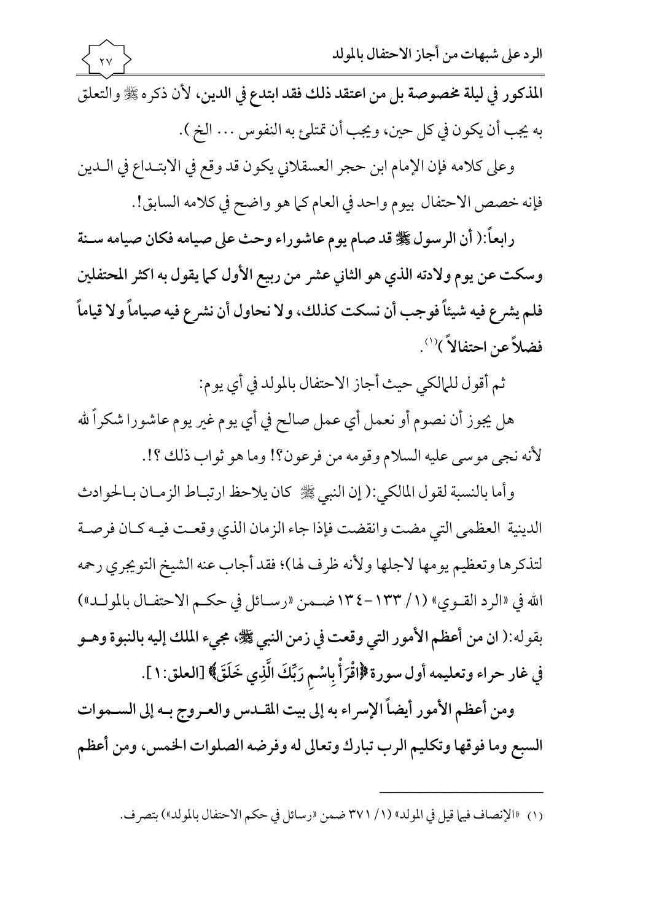**المذكور في ليلة مخصوصة بل من اعتقد ذلك فقد ابتدع في الدين، لأن ذكره ﷺ والتعلق** به يجب أن يكون في كل حين، ويجب أن تمتلئ به النفوس ... الخ ).

وعلى كلامه فإن الإمام ابن حجر العسقلاني يكون قد وقع في الابتداع في الدين فإنه خصص الاحتفال بيوم واحد في العام كما هو واضح في كلامه السابق!.

**رابعاً:( أن الرسول ﷺ قد صام يوم عاشوراء وحث على صيامه فكان صيامه سنة وسكت عن يوم ولادته الذي هو الثاني عشر من ربيع الأول كما يقول به اكثر المحتفلين فلم يشرع فيه شيئاً فوجب أن نسكت كذلك، ولا نحاول أن نشرع فيه صياماً ولا قياماً فضلاً عن احتفالاً )**[1].

ثم أقول للمالكي حيث أجاز الاحتفال بالمولد في أي يوم:

هل يجوز أن نصوم أو نعمل أي عمل صالح في أي يوم غير يوم عاشورا شكراً لله لأنه نجى موسى عليه السلام وقومه من فرعون؟! وما هو ثواب ذلك ؟!.

وأما بالنسبة لقول المالكي:( إن النبي ﷺ كان يلاحظ ارتباط الزمان بالحوادث الدينية العظمى التي مضت وانقضت فإذا جاء الزمان الذي وقعت فيه كان فرصة لتذكرها وتعظيم يومها لاجلها ولأنه ظرف لها)؛ فقد أجاب عنه الشيخ التويجري رحمه الله في «الرد القوي» (١/ ١٣٣-١٣٤ ضمن «رسائل في حكم الاحتفال بالمولد») بقوله:( **ان من أعظم الأمور التي وقعت في زمن النبي ﷺ، مجيء الملك إليه بالنبوة وهو في غار حراء وتعليمه أول سورة ﴿اقْرَأْ بِاسْمِ رَبِّكَ الَّذِي خَلَقَ﴾** [العلق:١].

**ومن أعظم الأمور أيضاً الإسراء به إلى بيت المقدس والعروج به إلى السموات السبع وما فوقها وتكليم الرب تبارك وتعالى له وفرضه الصلوات الخمس، ومن أعظم**

---

[1] «الإنصاف فيما قيل في المولد» (١/ ٣٧١ ضمن «رسائل في حكم الاحتفال بالمولد») بتصرف.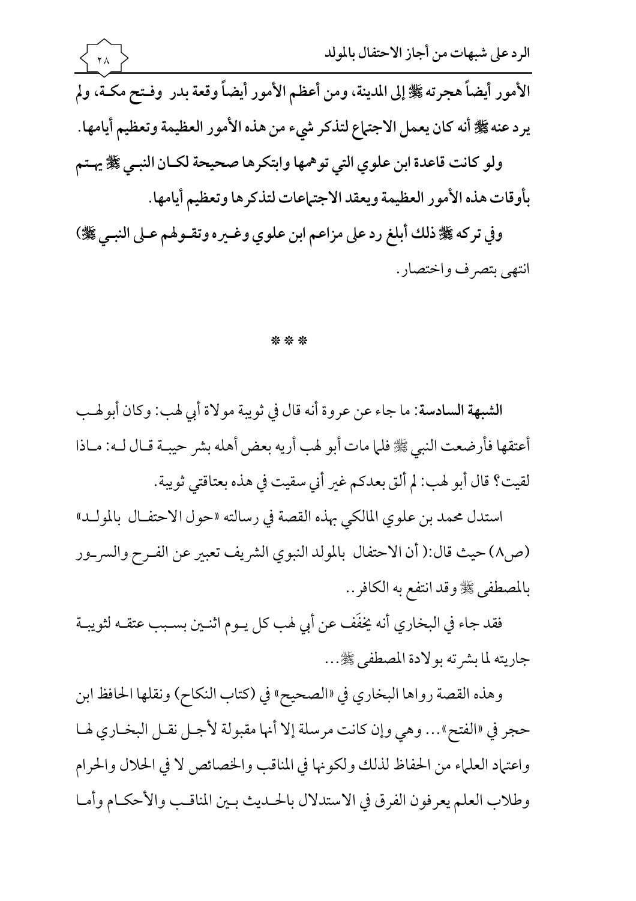الأمور أيضاً هجرته ﷺ إلى المدينة، ومن أعظم الأمور أيضاً وقعة بدر وفتح مكة، ولم يرد عنه ﷺ أنه كان يعمل الاجتماع لتذكر شيء من هذه الأمور العظيمة وتعظيم أيامها.

ولو كانت قاعدة ابن علوي التي توهمها وابتكرها صحيحة لكان النبي ﷺ يهتم بأوقات هذه الأمور العظيمة ويعقد الاجتماعات لتذكرها وتعظيم أيامها.

وفي تركه ﷺ ذلك أبلغ رد على مزاعم ابن علوي وغيره وتقولهم على النبي ﷺ) انتهى بتصرف واختصار.

\* \* \*

**الشبهة السادسة**: ما جاء عن عروة أنه قال في ثويبة مولاة أبي لهب: وكان أبو لهب أعتقها فأرضعت النبي ﷺ فلما مات أبو لهب أريه بعض أهله بشر حيبة قال له: ماذا لقيت؟ قال أبو لهب: لم ألق بعدكم غير أني سقيت في هذه بعتاقتي ثويبة.

استدل محمد بن علوي المالكي بهذه القصة في رسالته «حول الاحتفال بالمولد» (ص٨) حيث قال:( أن الاحتفال بالمولد النبوي الشريف تعبير عن الفرح والسرور بالمصطفى ﷺ وقد انتفع به الكافر..

فقد جاء في البخاري أنه يخَفَف عن أبي لهب كل يوم اثنين بسبب عتقه لثويبة جاريته لما بشرته بولادة المصطفى ﷺ...

وهذه القصة رواها البخاري في «الصحيح» في (كتاب النكاح) ونقلها الحافظ ابن حجر في «الفتح»... وهي وإن كانت مرسلة إلا أنها مقبولة لأجل نقل البخاري لها واعتماد العلماء من الحفاظ لذلك ولكونها في المناقب والخصائص لا في الحلال والحرام وطلاب العلم يعرفون الفرق في الاستدلال بالحديث بين المناقب والأحكام وأما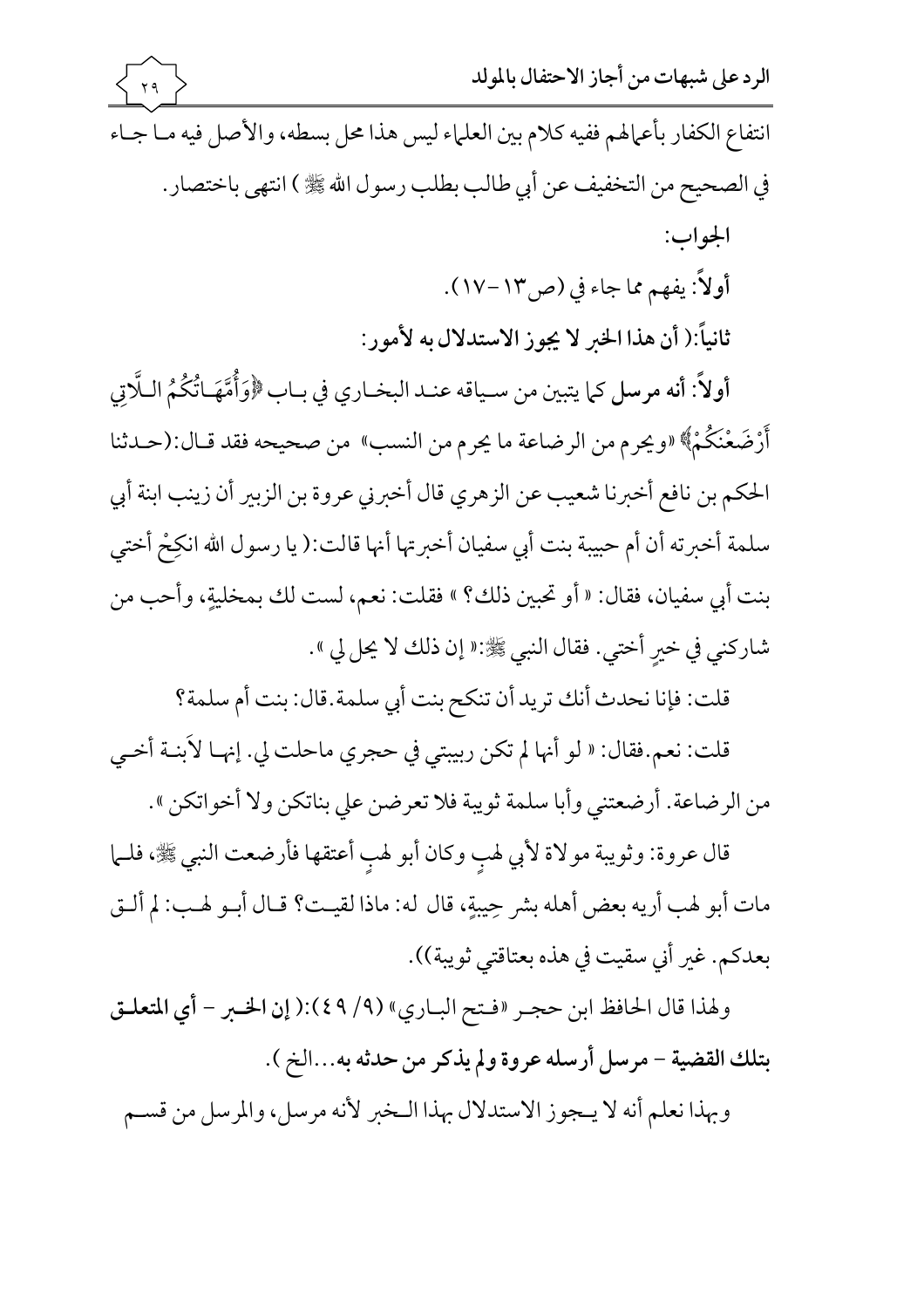انتفاع الكفار بأعمالهم ففيه كلام بين العلماء ليس هذا محل بسطه، والأصل فيه ما جاء في الصحيح من التخفيف عن أبي طالب بطلب رسول الله ﷺ ) انتهى باختصار.

**الجواب:**

**أولاً:** يفهم مما جاء في (ص١٣-١٧).

**ثانياً:( أن هذا الخبر لا يجوز الاستدلال به لأمور:**

**أولاً: أنه مرسل** كما يتبين من سياقه عند البخاري في باب ﴿وَأُمَّهَاتُكُمُ اللَّاتِي أَرْضَعْنَكُمْ﴾ «ويحرم من الرضاعة ما يحرم من النسب» من صحيحه فقد قال:(حدثنا الحكم بن نافع أخبرنا شعيب عن الزهري قال أخبرني عروة بن الزبير أن زينب ابنة أبي سلمة أخبرته أن أم حبيبة بنت أبي سفيان أخبرتها أنها قالت:( يا رسول الله انكِحْ أختي بنت أبي سفيان، فقال: « أو تحبين ذلك؟ » فقلت: نعم، لست لك بمخليةٍ، وأحب من شاركني في خيرٍ أختي. فقال النبي ﷺ:« إن ذلك لا يحل لي ».

قلت: فإنا نحدث أنك تريد أن تنكح بنت أبي سلمة. قال: بنت أم سلمة؟

قلت: نعم. فقال: « لو أنها لم تكن ربيبتي في حجري ماحلت لي. إنها لابنة أخي من الرضاعة. أرضعتني وأبا سلمة ثويبة فلا تعرضن علي بناتكن ولا أخواتكن ».

قال عروة: وثويبة مولاة لأبي لهبٍ وكان أبو لهبٍ أعتقها فأرضعت النبي ﷺ، فلما مات أبو لهب أريه بعض أهله بشر حِيبةٍ، قال له: ماذا لقيت؟ قال أبو لهب: لم ألق بعدكم. غير أني سقيت في هذه بعتاقتي ثويبة)).

ولهذا قال الحافظ ابن حجر «فتح الباري» (٩/ ٤٩):( **إن الخبر - أي المتعلق بتلك القضية - مرسل أرسله عروة ولم يذكر من حدثه به**...الخ ).

وبهذا نعلم أنه لا يجوز الاستدلال بهذا الخبر لأنه مرسل، والمرسل من قسم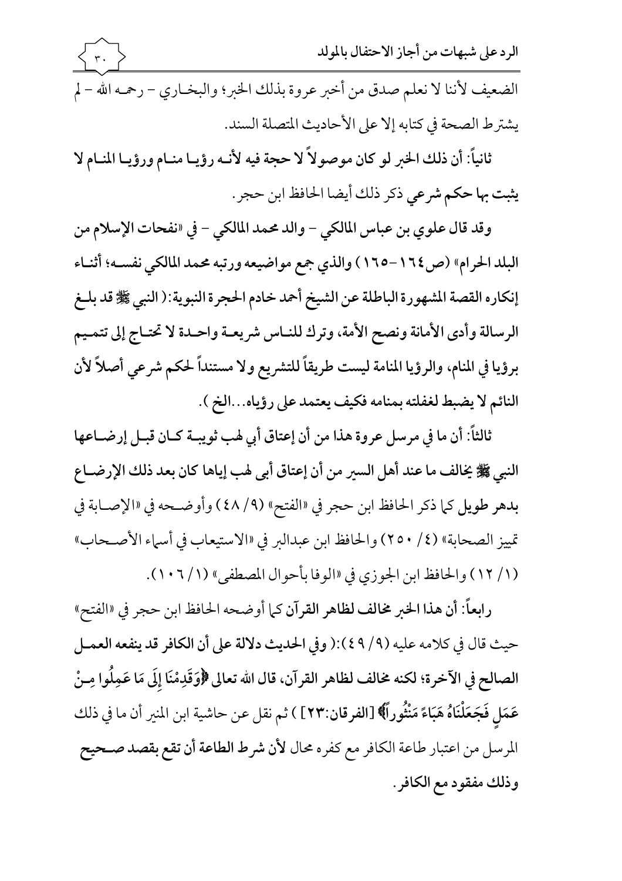الضعيف لأننا لا نعلم صدق من أخبر عروة بذلك الخبر؛ والبخـاري - رحمـه الله - لم يشترط الصحة في كتابه إلا على الأحاديث المتصلة السند.

**ثانياً: أن ذلك الخبر لو كان موصولاً لا حجة فيه لأنـه رؤيـا منـام ورؤيـا المنـام لا يثبت بها حكم شرعي** ذكر ذلك أيضا الحافظ ابن حجر.

**وقد قال علوي بن عباس المالكي - والد محمد المالكي - في «نفحات الإسلام من البلد الحرام» (ص١٦٤-١٦٥) والذي جمع مواضيعه ورتبه محمد المالكي نفسـه؛ أثنـاء إنكاره القصة المشهورة الباطلة عن الشيخ أحمد خادم الحجرة النبوية:( النبي ﷺ قد بلـغ الرسالة وأدى الأمانة ونصح الأمة، وترك للنـاس شريعـة واحـدة لا تحتـاج إلى تتمـيم برؤيا في المنام، والرؤيا المنامة ليست طريقاً للتشريع ولا مستنداً لحكم شرعي أصلاً لأن النائم لا يضبط لغفلته بمنامه فكيف يعتمد على رؤياه...الخ ).**

**ثالثاً: أن ما في مرسل عروة هذا من أن إعتاق أبي لهب ثويبـة كـان قبـل إرضـاعها النبي ﷺ يخالف ما عند أهل السير من أن إعتاق أبى لهب إياها كان بعد ذلك الإرضـاع بدهر طويل** كما ذكر الحافظ ابن حجر في «الفتح» (٩/ ٤٨) وأوضـحه في «الإصـابة في تمييز الصحابة» (٤/ ٢٥٠) والحافظ ابن عبدالبر في «الاستيعاب في أسماء الأصـحاب» (١/ ١٢) والحافظ ابن الجوزي في «الوفا بأحوال المصطفى» (١/ ١٠٦).

**رابعاً: أن هذا الخبر مخالف لظاهر القرآن** كما أوضحه الحافظ ابن حجر في «الفتح» حيث قال في كلامه عليه (٩/ ٤٩):( **وفي الحديث دلالة على أن الكافر قد ينفعه العمـل الصالح في الآخرة؛ لكنه مخالف لظاهر القرآن، قال الله تعالى ﴿وَقَدِمْنَا إِلَى مَا عَمِلُوا مِنْ عَمَلٍ فَجَعَلْنَاهُ هَبَاءً مَنْثُوراً﴾** [الفرقان:٢٣] ) ثم نقل عن حاشية ابن المنير أن ما في ذلك المرسل من اعتبار طاعة الكافر مع كفره محال **لأن شرط الطاعة أن تقع بقصد صـحيح وذلك مفقود مع الكافر.**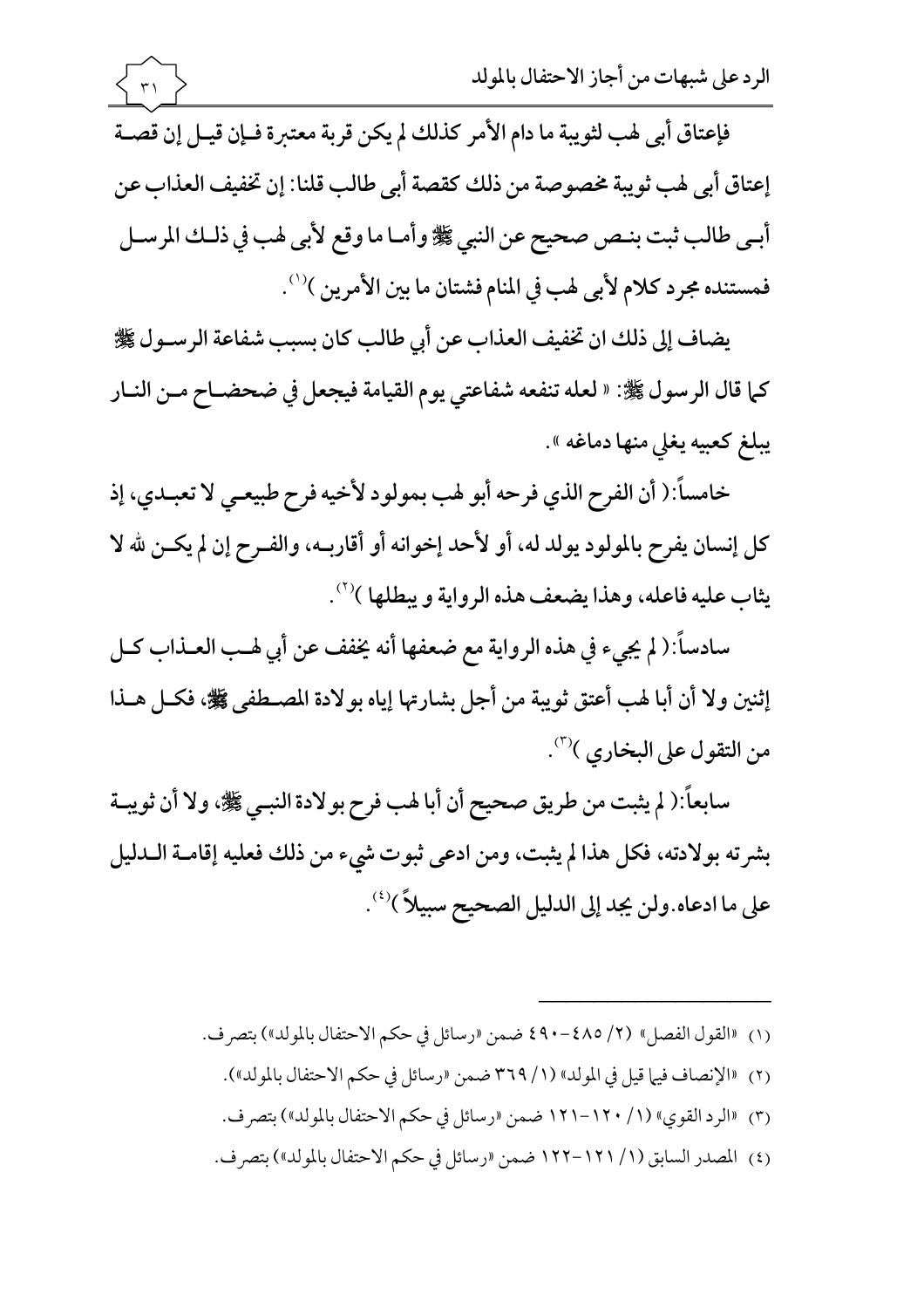فإعتاق أبي لهب لثويبة ما دام الأمر كذلك لم يكن قربة معتبرة فإن قيل إن قصة إعتاق أبي لهب ثويبة مخصوصة من ذلك كقصة أبي طالب قلنا: إن تخفيف العذاب عن أبي طالب ثبت بنص صحيح عن النبي ﷺ وأما ما وقع لأبي لهب في ذلك المرسل فمستنده مجرد كلام لأبي لهب في المنام فشتان ما بين الأمرين )[1].

يضاف إلى ذلك ان تخفيف العذاب عن أبي طالب كان بسبب شفاعة الرسول ﷺ كما قال الرسول ﷺ: « لعله تنفعه شفاعتي يوم القيامة فيجعل في ضحضاح من النار يبلغ كعبيه يغلي منها دماغه ».

خامساً:( أن الفرح الذي فرحه أبو لهب بمولود لأخيه فرح طبيعي لا تعبدي، إذ كل إنسان يفرح بالمولود يولد له، أو لأحد إخوانه أو أقاربه، والفرح إن لم يكن لله لا يثاب عليه فاعله، وهذا يضعف هذه الرواية و يبطلها )[2].

سادساً:( لم يجيء في هذه الرواية مع ضعفها أنه يخفف عن أبي لهب العذاب كل إثنين ولا أن أبا لهب أعتق ثويبة من أجل بشارتها إياه بولادة المصطفى ﷺ، فكل هذا من التقول على البخاري )[3].

سابعاً:( لم يثبت من طريق صحيح أن أبا لهب فرح بولادة النبي ﷺ، ولا أن ثويبة بشرته بولادته، فكل هذا لم يثبت، ومن ادعى ثبوت شيء من ذلك فعليه إقامة الدليل على ما ادعاه.ولن يجد إلى الدليل الصحيح سبيلاً )[4].

---

(١) «القول الفصل» (٢/ ٤٨٥-٤٩٠ ضمن «رسائل في حكم الاحتفال بالمولد») بتصرف.

(٢) «الإنصاف فيما قيل في المولد» (١/ ٣٦٩ ضمن «رسائل في حكم الاحتفال بالمولد»).

(٣) «الرد القوي» (١/ ١٢٠-١٢١ ضمن «رسائل في حكم الاحتفال بالمولد») بتصرف.

(٤) المصدر السابق (١/ ١٢١-١٢٢ ضمن «رسائل في حكم الاحتفال بالمولد») بتصرف.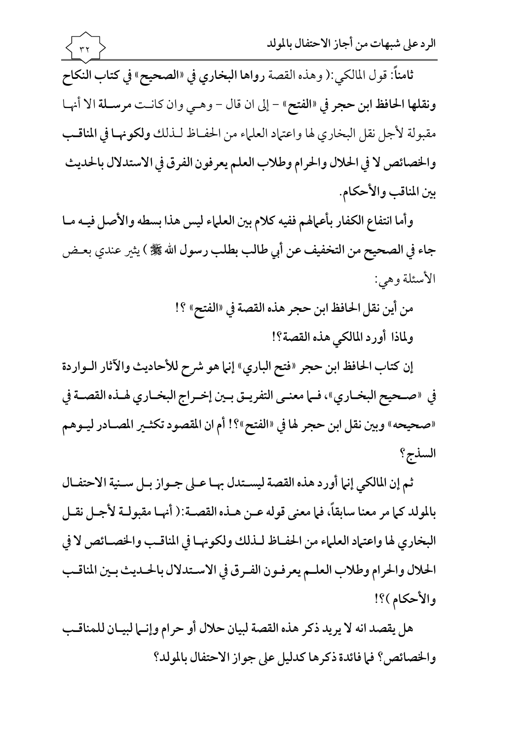**ثامناً**: قول المالكي:( وهذه القصة **رواها البخاري في «الصحيح» في كتاب النكاح ونقلها الحافظ ابن حجر في «الفتح»** – إلى ان قال – وهي وان كانت **مرسلة** الا أنها مقبولة لأجل نقل البخاري لها واعتماد العلماء من الحفاظ لذلك **ولكونها في المناقب والخصائص لا في الحلال والحرام وطلاب العلم يعرفون الفرق في الاستدلال بالحديث بين المناقب والأحكام.**

**وأما انتفاع الكفار بأعمالهم ففيه كلام بين العلماء ليس هذا بسطه والأصل فيه ما جاء في الصحيح من التخفيف عن أبي طالب بطلب رسول الله ﷺ** ) يثير عندي بعض الأسئلة وهي:

**من أين نقل الحافظ ابن حجر هذه القصة في «الفتح» ؟!**

**ولماذا أورد المالكي هذه القصة؟!**

**إن كتاب الحافظ ابن حجر «فتح الباري» إنما هو شرح للأحاديث والآثار الواردة في «صحيح البخاري»، فما معنى التفريق بين إخراج البخاري لهذه القصة في «صحيحه» وبين نقل ابن حجر لها في «الفتح»؟! أم ان المقصود تكثير المصادر ليوهم السذج؟**

**ثم إن المالكي إنما أورد هذه القصة ليستدل بها على جواز بل سنية الاحتفال بالمولد كما مر معنا سابقاً، فما معنى قوله عن هذه القصة:( أنها مقبولة لأجل نقل البخاري لها واعتماد العلماء من الحفاظ لذلك ولكونها في المناقب والخصائص لا في الحلال والحرام وطلاب العلم يعرفون الفرق في الاستدلال بالحديث بين المناقب والأحكام )؟!**

**هل يقصد انه لا يريد ذكر هذه القصة لبيان حلال أو حرام وإنما لبيان للمناقب والخصائص؟ فما فائدة ذكرها كدليل على جواز الاحتفال بالمولد؟**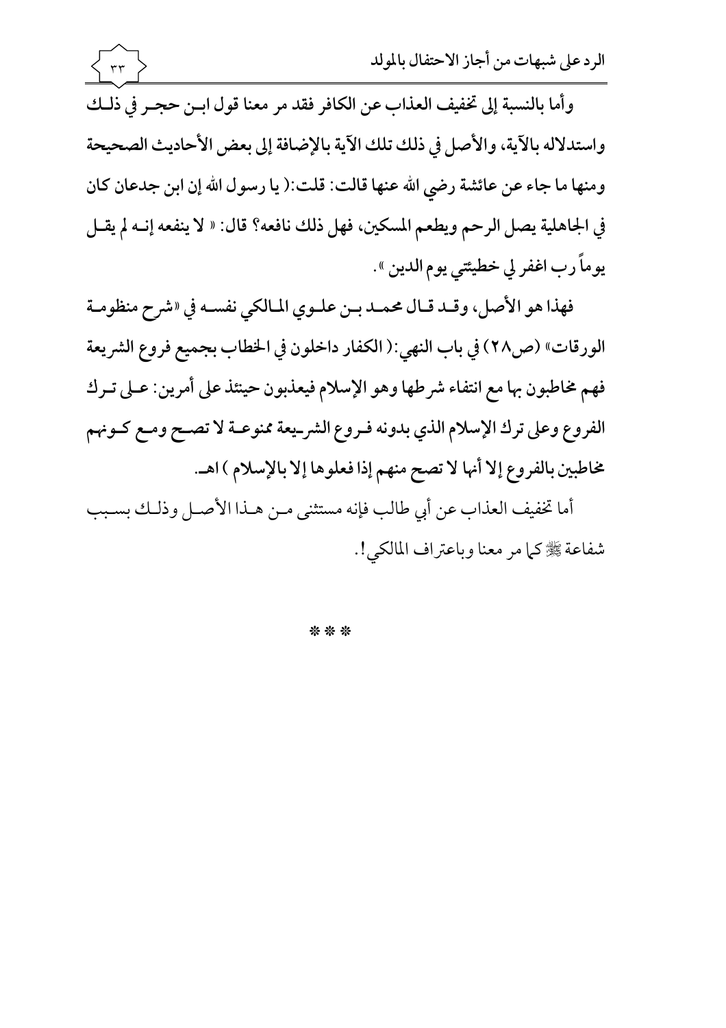وأما بالنسبة إلى تخفيف العذاب عن الكافر فقد مر معنا قول ابن حجر في ذلك واستدلاله بالآية، والأصل في ذلك تلك الآية بالإضافة إلى بعض الأحاديث الصحيحة ومنها ما جاء عن عائشة رضي الله عنها قالت: قلت:( يا رسول الله إن ابن جدعان كان في الجاهلية يصل الرحم ويطعم المسكين، فهل ذلك نافعه؟ قال: « لا ينفعه إنه لم يقل يوماً رب اغفر لي خطيئتي يوم الدين ».

فهذا هو الأصل، وقد قال محمد بن علوي المالكي نفسه في «شرح منظومة الورقات» (ص٢٨) في باب النهي:( الكفار داخلون في الخطاب بجميع فروع الشريعة فهم مخاطبون بها مع انتفاء شرطها وهو الإسلام فيعذبون حينئذ على أمرين: على ترك الفروع وعلى ترك الإسلام الذي بدونه فروع الشريعة ممنوعة لا تصح ومع كونهم مخاطبين بالفروع إلا أنها لا تصح منهم إذا فعلوها إلا بالإسلام ) اهـ.

أما تخفيف العذاب عن أبي طالب فإنه مستثنى من هذا الأصل وذلك بسبب شفاعة ﷺ كما مر معنا وباعتراف المالكي!.

\* \* \*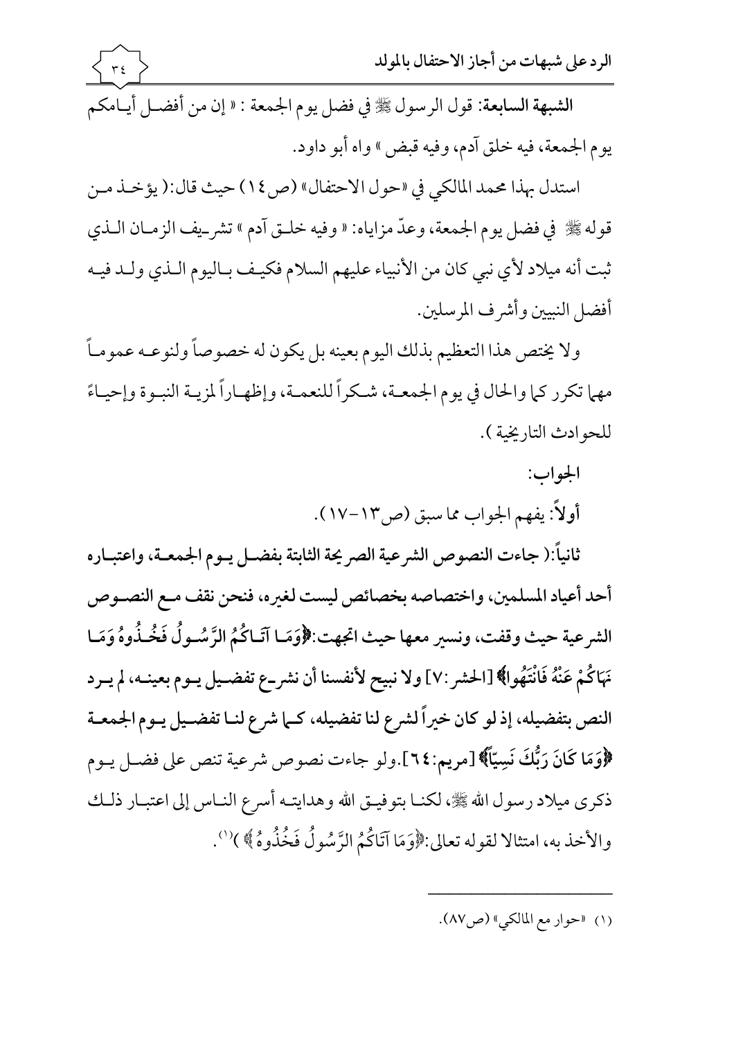**الشبهة السابعة:** قول الرسول ﷺ في فضل يوم الجمعة : « إن من أفضل أيامكم يوم الجمعة، فيه خلق آدم، وفيه قبض » واه أبو داود.

استدل بهذا محمد المالكي في «حول الاحتفال» (ص١٤) حيث قال:( يؤخذ من قوله ﷺ في فضل يوم الجمعة، وعدّ مزاياه: « وفيه خلق آدم » تشريف الزمان الذي ثبت أنه ميلاد لأي نبي كان من الأنبياء عليهم السلام فكيف باليوم الذي ولد فيه أفضل النبيين وأشرف المرسلين.

ولا يختص هذا التعظيم بذلك اليوم بعينه بل يكون له خصوصاً ولنوعه عموماً مهما تكرر كما والحال في يوم الجمعة، شكراً للنعمة، وإظهاراً لمزية النبوة وإحياءً للحوادث التاريخية ).

الجواب:

**أولاً:** يفهم الجواب مما سبق (ص١٣-١٧).

**ثانياً:( جاءت النصوص الشرعية الصريحة الثابتة بفضل يوم الجمعة، واعتباره أحد أعياد المسلمين، واختصاصه بخصائص ليست لغيره، فنحن نقف مع النصوص الشرعية حيث وقفت، ونسير معها حيث اتجهت:﴿وَمَا آتَاكُمُ الرَّسُولُ فَخُذُوهُ وَمَا نَهَاكُمْ عَنْهُ فَانْتَهُوا﴾ [الحشر:٧] ولا نبيح لأنفسنا أن نشرع تفضيل يوم بعينه، لم يرد النص بتفضيله، إذ لو كان خيراً لشرع لنا تفضيله، كما شرع لنا تفضيل يوم الجمعة ﴿وَمَا كَانَ رَبُّكَ نَسِيًّا﴾ [مريم:٦٤]**.ولو جاءت نصوص شرعية تنص على فضل يوم ذكرى ميلاد رسول الله ﷺ، لكنا بتوفيق الله وهدايته أسرع الناس إلى اعتبار ذلك والأخذ به، امتثالا لقوله تعالى:﴿وَمَا آتَاكُمُ الرَّسُولُ فَخُذُوهُ﴾ )[1].

---

(١) «حوار مع المالكي» (ص٨٧).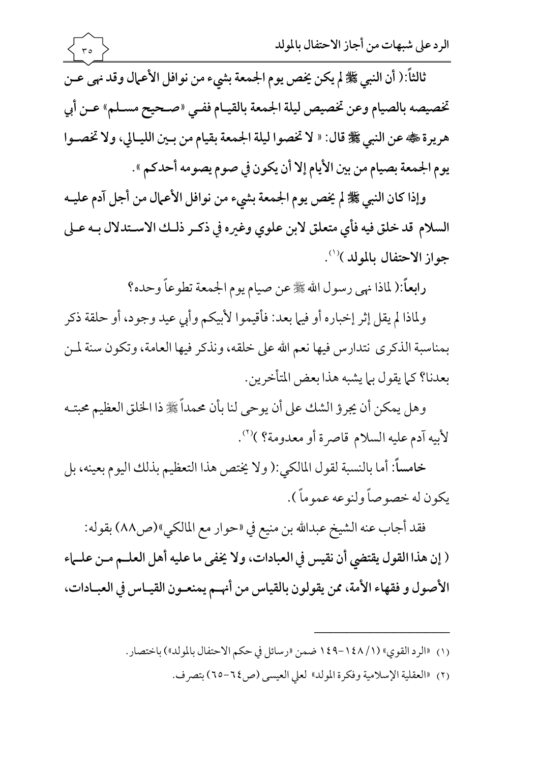**ثالثاً:( أن النبي ﷺ لم يكن يخص يوم الجمعة بشيء من نوافل الأعمال وقد نهى عن تخصيصه بالصيام وعن تخصيص ليلة الجمعة بالقيام ففي «صحيح مسلم» عن أبي هريرة ﷺ عن النبي ﷺ قال: « لا تخصوا ليلة الجمعة بقيام من بين الليالي، ولا تخصوا يوم الجمعة بصيام من بين الأيام إلا أن يكون في صوم يصومه أحدكم ».**

**وإذا كان النبي ﷺ لم يخص يوم الجمعة بشيء من نوافل الأعمال من أجل آدم عليه السلام قد خلق فيه فأي متعلق لابن علوي وغيره في ذكر ذلك الاستدلال به على جواز الاحتفال بالمولد )[1].**

**رابعاً:**( لماذا نهى رسول الله ﷺ عن صيام يوم الجمعة تطوعاً وحده؟

ولماذا لم يقل إثر إخباره أو فيما بعد: فأقيموا لأبيكم وأبي عيد وجود، أو حلقة ذكر بمناسبة الذكرى نتدارس فيها نعم الله على خلقه، ونذكر فيها العامة، وتكون سنة لمن بعدنا؟ كما يقول بما يشبه هذا بعض المتأخرين.

وهل يمكن أن يجرؤ الشك على أن يوحى لنا بأن محمداً ﷺ ذا الخلق العظيم محبته لأبيه آدم عليه السلام قاصرة أو معدومة؟ )[2].

**خامساً:** أما بالنسبة لقول المالكي:( ولا يختص هذا التعظيم بذلك اليوم بعينه، بل يكون له خصوصاً ولنوعه عموماً ).

فقد أجاب عنه الشيخ عبدالله بن منيع في «حوار مع المالكي»(ص٨٨) بقوله:

**( إن هذا القول يقتضي أن نقيس في العبادات، ولا يخفى ما عليه أهل العلم من علماء الأصول و فقهاء الأمة، ممن يقولون بالقياس من أنهم يمنعون القياس في العبادات،**

---

(١) «الرد القوي» (١/١٤٨-١٤٩ ضمن «رسائل في حكم الاحتفال بالمولد») باختصار.

(٢) «العقلية الإسلامية وفكرة المولد» لعلي العيسى (ص٦٤-٦٥) بتصرف.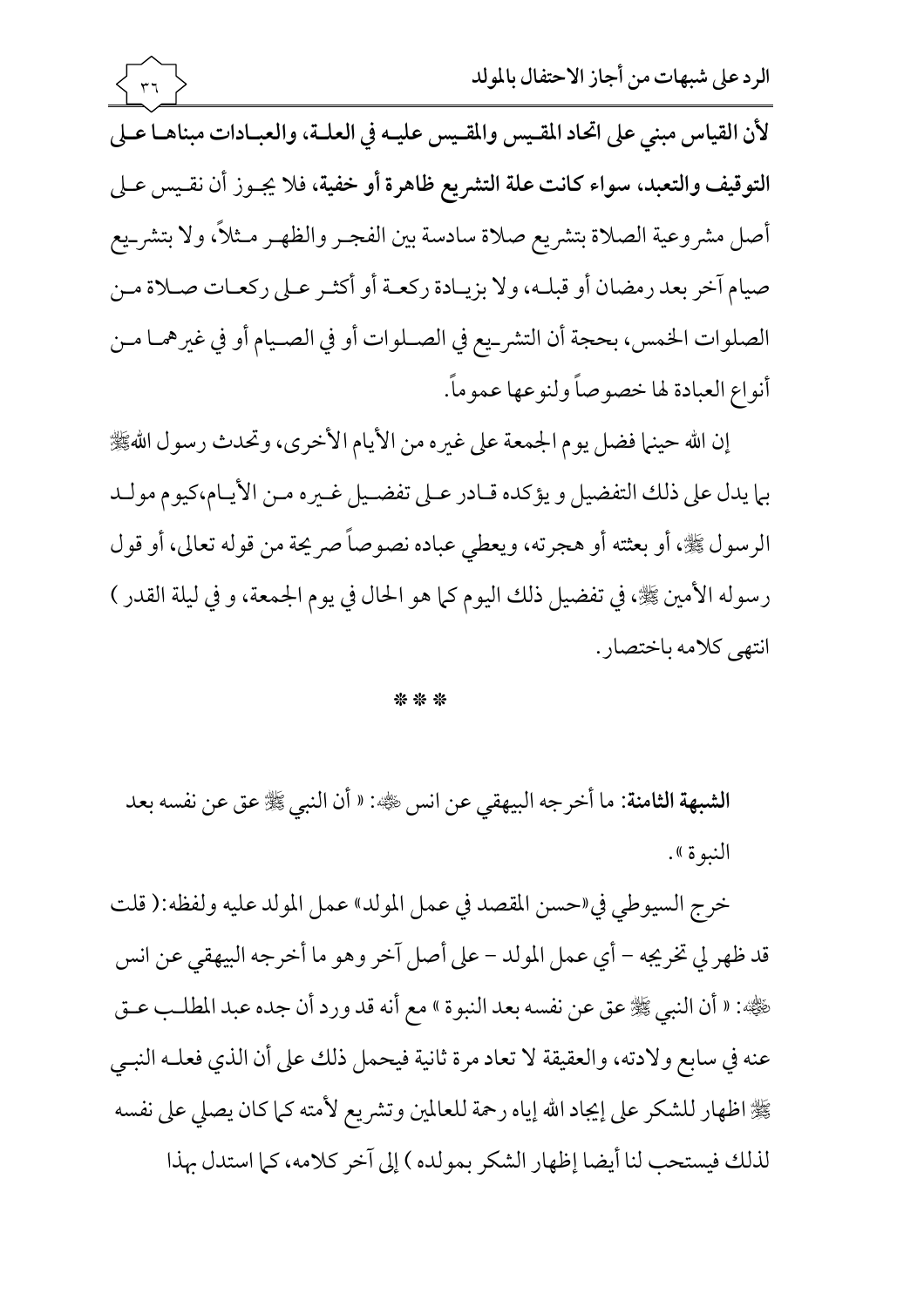**لأن القياس مبني على اتحاد المقيس والمقيس عليه في العلة، والعبادات مبناها على التوقيف والتعبد، سواء كانت علة التشريع ظاهرة أو خفية، فلا يجوز أن نقيس على** أصل مشروعية الصلاة بتشريع صلاة سادسة بين الفجر والظهر مثلاً، ولا بتشريع صيام آخر بعد رمضان أو قبله، ولا بزيادة ركعة أو أكثر على ركعات صلاة من الصلوات الخمس، بحجة أن التشريع في الصلوات أو في الصيام أو في غيرهما من أنواع العبادة لها خصوصاً ولنوعها عموماً.

إن الله حينما فضل يوم الجمعة على غيره من الأيام الأخرى، وتحدث رسول الله ﷺ بما يدل على ذلك التفضيل و يؤكده قادر على تفضيل غيره من الأيام،كيوم مولد الرسول ﷺ، أو بعثته أو هجرته، ويعطي عباده نصوصاً صريحة من قوله تعالى، أو قول رسوله الأمين ﷺ، في تفضيل ذلك اليوم كما هو الحال في يوم الجمعة، و في ليلة القدر ) انتهى كلامه باختصار.

❊ ❊ ❊

**الشبهة الثامنة:** ما أخرجه البيهقي عن انس ﷺ: « أن النبي ﷺ عق عن نفسه بعد النبوة ».

خرج السيوطي في «حسن المقصد في عمل المولد» عمل المولد عليه ولفظه:( قلت قد ظهر لي تخريجه – أي عمل المولد – على أصل آخر وهو ما أخرجه البيهقي عن انس ﷺ: « أن النبي ﷺ عق عن نفسه بعد النبوة » مع أنه قد ورد أن جده عبد المطلب عق عنه في سابع ولادته، والعقيقة لا تعاد مرة ثانية فيحمل ذلك على أن الذي فعله النبي ﷺ اظهار للشكر على إيجاد الله إياه رحمة للعالمين وتشريع لأمته كما كان يصلي على نفسه لذلك فيستحب لنا أيضا إظهار الشكر بمولده ) إلى آخر كلامه، كما استدل بهذا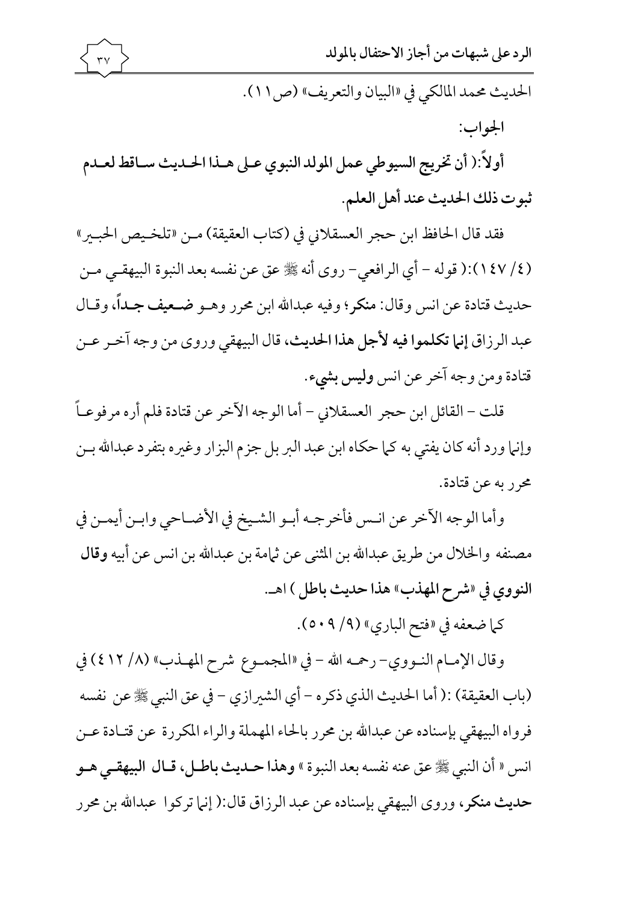الحديث محمد المالكي في «البيان والتعريف» (ص١١).

الجواب:

**أولاً:( أن تخريج السيوطي عمل المولد النبوي على هذا الحديث ساقط لعدم ثبوت ذلك الحديث عند أهل العلم.**

فقد قال الحافظ ابن حجر العسقلاني في (كتاب العقيقة) من «تلخيص الحبير» (٤/ ١٤٧):( قوله - أي الرافعي - روى أنه ﷺ عق عن نفسه بعد النبوة البيهقي من حديث قتادة عن انس وقال: **منكر**؛ وفيه عبدالله ابن محرر وهو **ضعيف جداً**، وقال عبد الرزاق **إنما تكلموا فيه لأجل هذا الحديث**، قال البيهقي وروى من وجه آخر عن قتادة ومن وجه آخر عن انس **وليس بشيء**.

قلت - القائل ابن حجر العسقلاني - أما الوجه الآخر عن قتادة فلم أره مرفوعاً وإنما ورد أنه كان يفتي به كما حكاه ابن عبد البر بل جزم البزار وغيره بتفرد عبدالله بن محرر به عن قتادة.

وأما الوجه الآخر عن انس فأخرجه أبو الشيخ في الأضاحي وابن أيمن في مصنفه والخلال من طريق عبدالله بن المثنى عن ثمامة بن عبدالله بن انس عن أبيه **وقال النووي في «شرح المهذب» هذا حديث باطل** ) اهـ.

كما ضعفه في «فتح الباري» (٩/ ٥٠٩).

وقال الإمام النووي- رحمه الله - في «المجموع شرح المهذب» (٨/ ٤١٢) في (باب العقيقة) :( أما الحديث الذي ذكره - أي الشيرازي - في عق النبي ﷺ عن نفسه فرواه البيهقي بإسناده عن عبدالله بن محرر بالحاء المهملة والراء المكررة عن قتادة عن انس « أن النبي ﷺ عق عنه نفسه بعد النبوة » **وهذا حديث باطل، قال البيهقي هو حديث منكر**، وروى البيهقي بإسناده عن عبد الرزاق قال:( إنما تركوا عبدالله بن محرر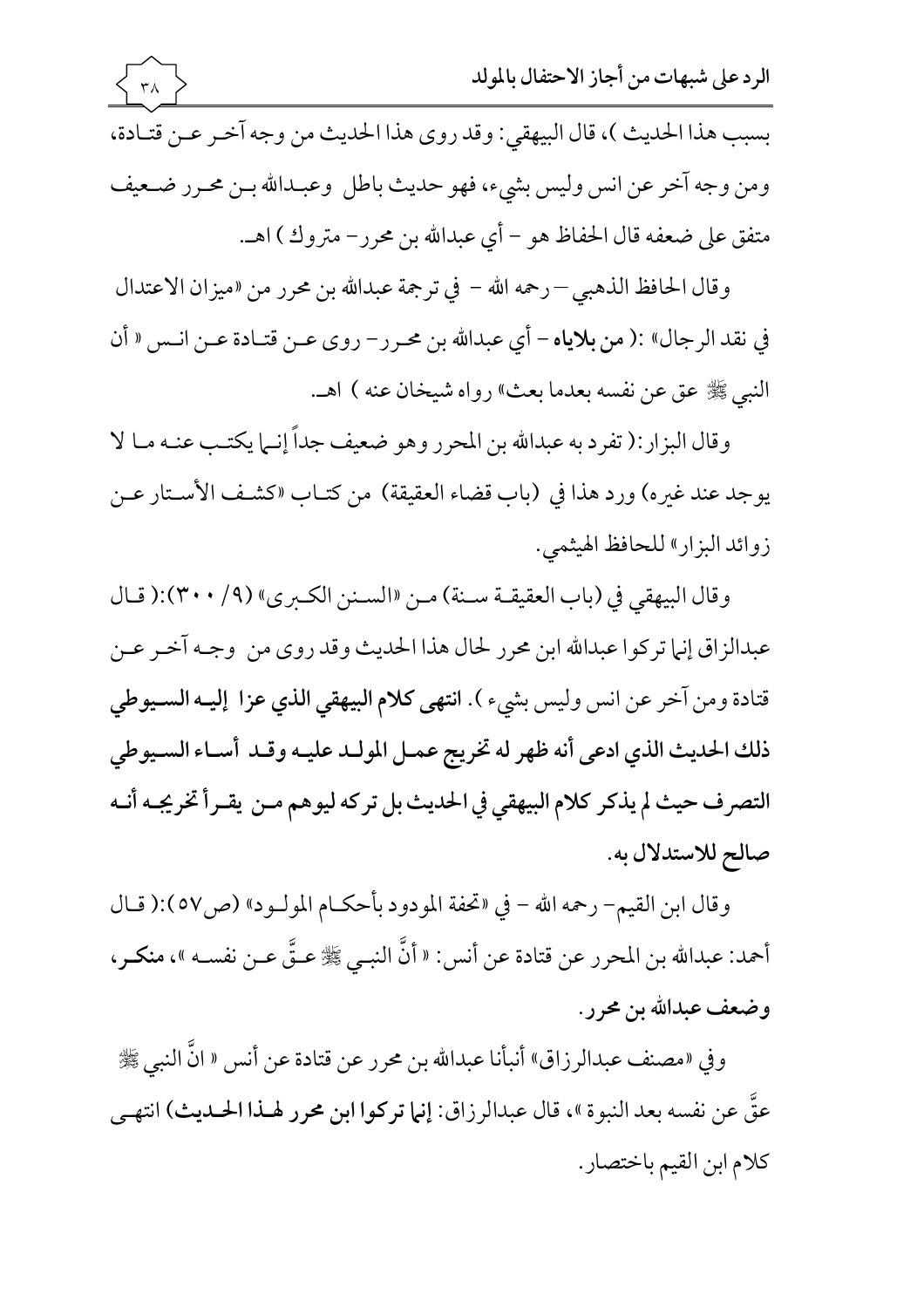بسبب هذا الحديث )، قال البيهقي: وقد روى هذا الحديث من وجه آخر عن قتادة، ومن وجه آخر عن انس وليس بشيء، فهو حديث باطل وعبدالله بن محرر ضعيف متفق على ضعفه قال الحفاظ هو – أي عبدالله بن محرر – متروك ) اهـ.

وقال الحافظ الذهبي – رحمه الله – في ترجمة عبدالله بن محرر من «ميزان الاعتدال في نقد الرجال» :( **من بلاياه** – أي عبدالله بن محرر – روى عن قتادة عن انس « أن النبي ﷺ عق عن نفسه بعدما بعث» رواه شيخان عنه ) اهـ.

وقال البزار:( تفرد به عبدالله بن المحرر وهو ضعيف جداً إنما يكتب عنه ما لا يوجد عند غيره) ورد هذا في (باب قضاء العقيقة) من كتاب «كشف الأستار عن زوائد البزار» للحافظ الهيثمي.

وقال البيهقي في (باب العقيقة سنة) من «السنن الكبرى» (٩/ ٣٠٠):( قال عبدالرزاق إنما تركوا عبدالله ابن محرر لحال هذا الحديث وقد روى من وجه آخر عن قتادة ومن آخر عن انس وليس بشيء ). **انتهى كلام البيهقي الذي عزا إليه السيوطي ذلك الحديث الذي ادعى أنه ظهر له تخريج عمل المولد عليه وقد أساء السيوطي التصرف حيث لم يذكر كلام البيهقي في الحديث بل تركه ليوهم من يقرأ تخريجه أنه صالح للاستدلال به.**

وقال ابن القيم- رحمه الله – في «تحفة المودود بأحكام المولود» (ص٥٧):( قال أحمد: عبدالله بن المحرر عن قتادة عن أنس: « أنَّ النبي ﷺ عقَّ عن نفسه »، **منكر، وضعف عبدالله بن محرر.**

وفي «مصنف عبدالرزاق» أنبأنا عبدالله بن محرر عن قتادة عن أنس « انَّ النبي ﷺ عقَّ عن نفسه بعد النبوة »، قال عبدالرزاق: **إنما تركوا ابن محرر لهذا الحديث)** انتهى كلام ابن القيم باختصار.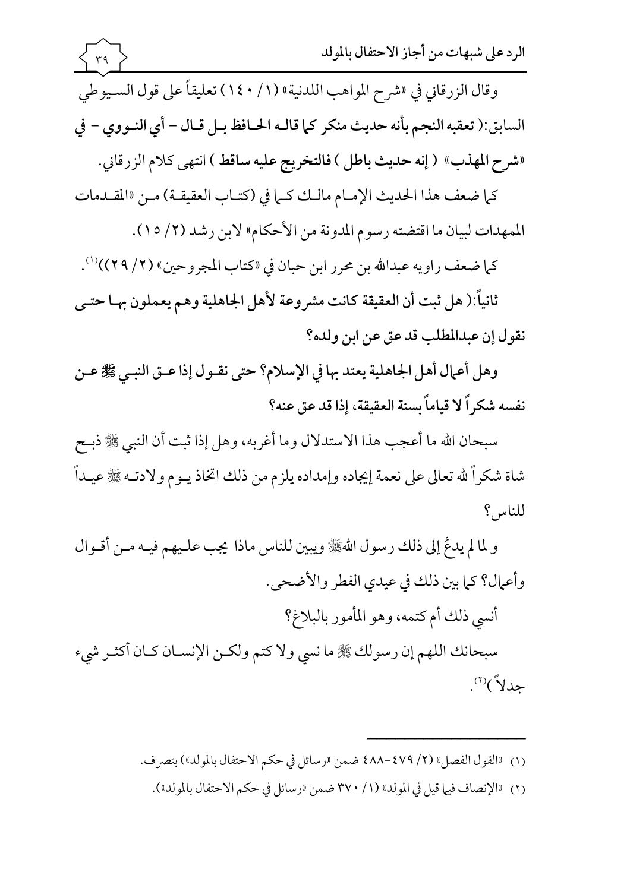وقال الزرقاني في «شرح المواهب اللدنية» (١/ ١٤٠) تعليقاً على قول السيوطي السابق:( **تعقبه النجم بأنه حديث منكر كما قاله الحافظ بل قال – أي النووي – في «شرح المهذب» ( إنه حديث باطل ) فالتخريج عليه ساقط** ) انتهى كلام الزرقاني.

كما ضعف هذا الحديث الإمام مالك كما في (كتاب العقيقة) من «المقدمات الممهدات لبيان ما اقتضته رسوم المدونة من الأحكام» لابن رشد (٢/ ١٥).

كما ضعف راويه عبدالله بن محرر ابن حبان في «كتاب المجروحين» (٢/ ٢٩))[١].

**ثانياً:( هل ثبت أن العقيقة كانت مشروعة لأهل الجاهلية وهم يعملون بها حتى نقول إن عبدالمطلب قد عق عن ابن ولده؟**

**وهل أعمال أهل الجاهلية يعتد بها في الإسلام؟ حتى نقول إذا عق النبي ﷺ عن نفسه شكراً لا قياماً بسنة العقيقة، إذا قد عق عنه؟**

سبحان الله ما أعجب هذا الاستدلال وما أغربه، وهل إذا ثبت أن النبي ﷺ ذبح شاة شكراً لله تعالى على نعمة إيجاده وإمداده يلزم من ذلك اتخاذ يوم ولادته ﷺ عيداً للناس؟

و لما لم يدعُ إلى ذلك رسول الله ﷺ ويبين للناس ماذا يجب عليهم فيه من أقوال وأعمال؟ كما بين ذلك في عيدي الفطر والأضحى.

أنسي ذلك أم كتمه، وهو المأمور بالبلاغ؟

سبحانك اللهم إن رسولك ﷺ ما نسي ولا كتم ولكن الإنسان كان أكثر شيء جدلاً )[٢].

---

(١) «القول الفصل» (٢/ ٤٧٩-٤٨٨ ضمن «رسائل في حكم الاحتفال بالمولد») بتصرف.

(٢) «الإنصاف فيما قيل في المولد» (١/ ٣٧٠ ضمن «رسائل في حكم الاحتفال بالمولد»).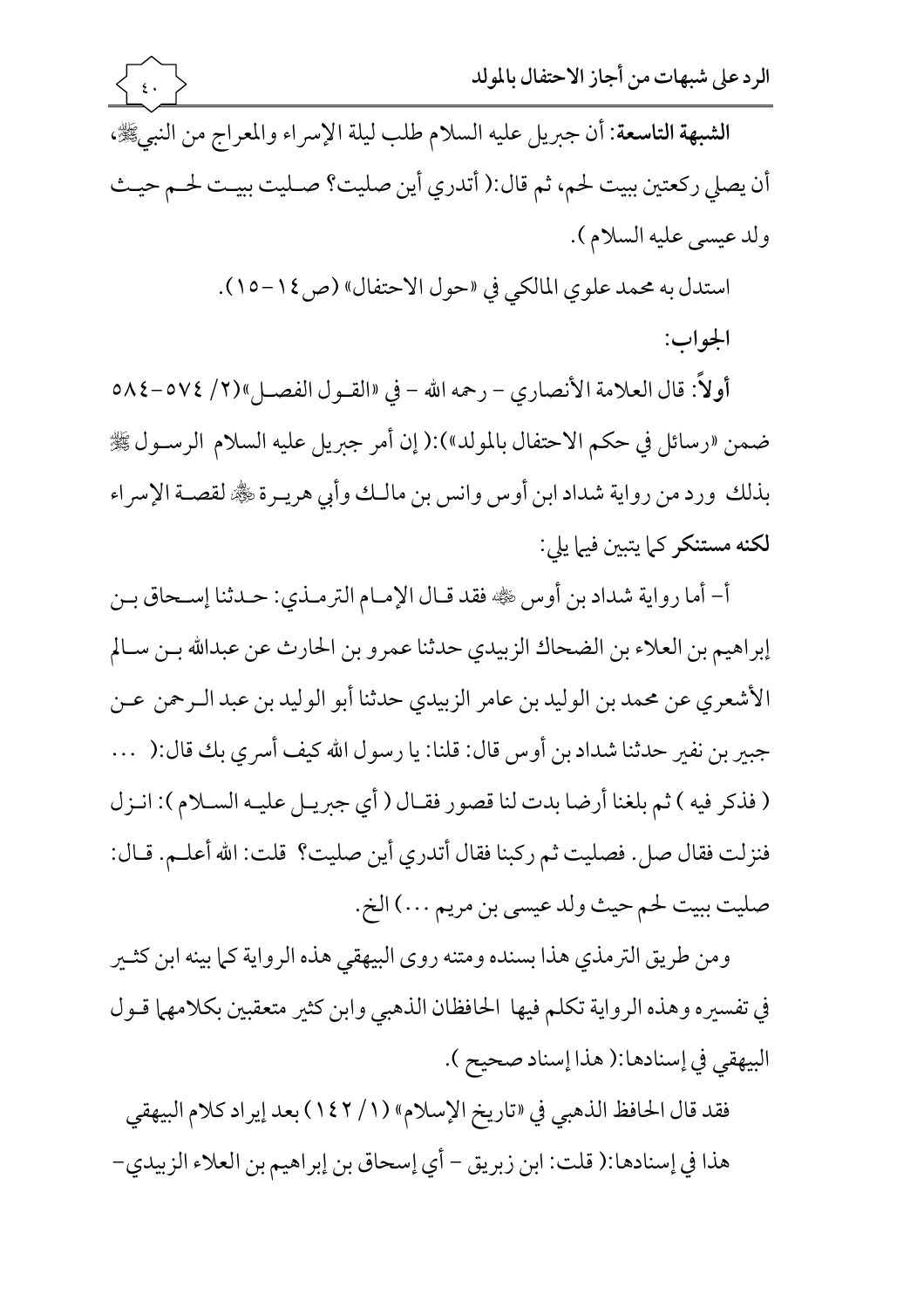**الشبهة التاسعة**: أن جبريل عليه السلام طلب ليلة الإسراء والمعراج من النبيﷺ، أن يصلي ركعتين ببيت لحم، ثم قال:( أتدري أين صليت؟ صليت ببيت لحم حيث ولد عيسى عليه السلام ).

استدل به محمد علوي المالكي في «حول الاحتفال» (ص١٤-١٥).

**الجواب:**

**أولاً**: قال العلامة الأنصاري - رحمه الله - في «القول الفصل»(٢/ ٥٧٤-٥٨٤ ضمن «رسائل في حكم الاحتفال بالمولد»):( إن أمر جبريل عليه السلام الرسول ﷺ بذلك ورد من رواية شداد ابن أوس وانس بن مالك وأبي هريرة ﷺ لقصة الإسراء **لكنه مستنكر** كما يتبين فيما يلي:

أ- أما رواية شداد بن أوس ﷺ فقد قال الإمام الترمذي: حدثنا إسحاق بن إبراهيم بن العلاء بن الضحاك الزبيدي حدثنا عمرو بن الحارث عن عبدالله بن سالم الأشعري عن محمد بن الوليد بن عامر الزبيدي حدثنا أبو الوليد بن عبد الرحمن عن جبير بن نفير حدثنا شداد بن أوس قال: قلنا: يا رسول الله كيف أسري بك قال:( ... ( فذكر فيه ) ثم بلغنا أرضا بدت لنا قصور فقال ( أي جبريل عليه السلام ): انزل فنزلت فقال صل. فصليت ثم ركبنا فقال أتدري أين صليت؟ قلت: الله أعلم. قال: صليت ببيت لحم حيث ولد عيسى بن مريم ...) الخ.

ومن طريق الترمذي هذا بسنده ومتنه روى البيهقي هذه الرواية كما بينه ابن كثير في تفسيره وهذه الرواية تكلم فيها الحافظان الذهبي وابن كثير متعقبين بكلامهما قول البيهقي في إسنادها:( هذا إسناد صحيح ).

فقد قال الحافظ الذهبي في «تاريخ الإسلام» (١/ ١٤٢) بعد إيراد كلام البيهقي هذا في إسنادها:( قلت: ابن زبريق - أي إسحاق بن إبراهيم بن العلاء الزبيدي-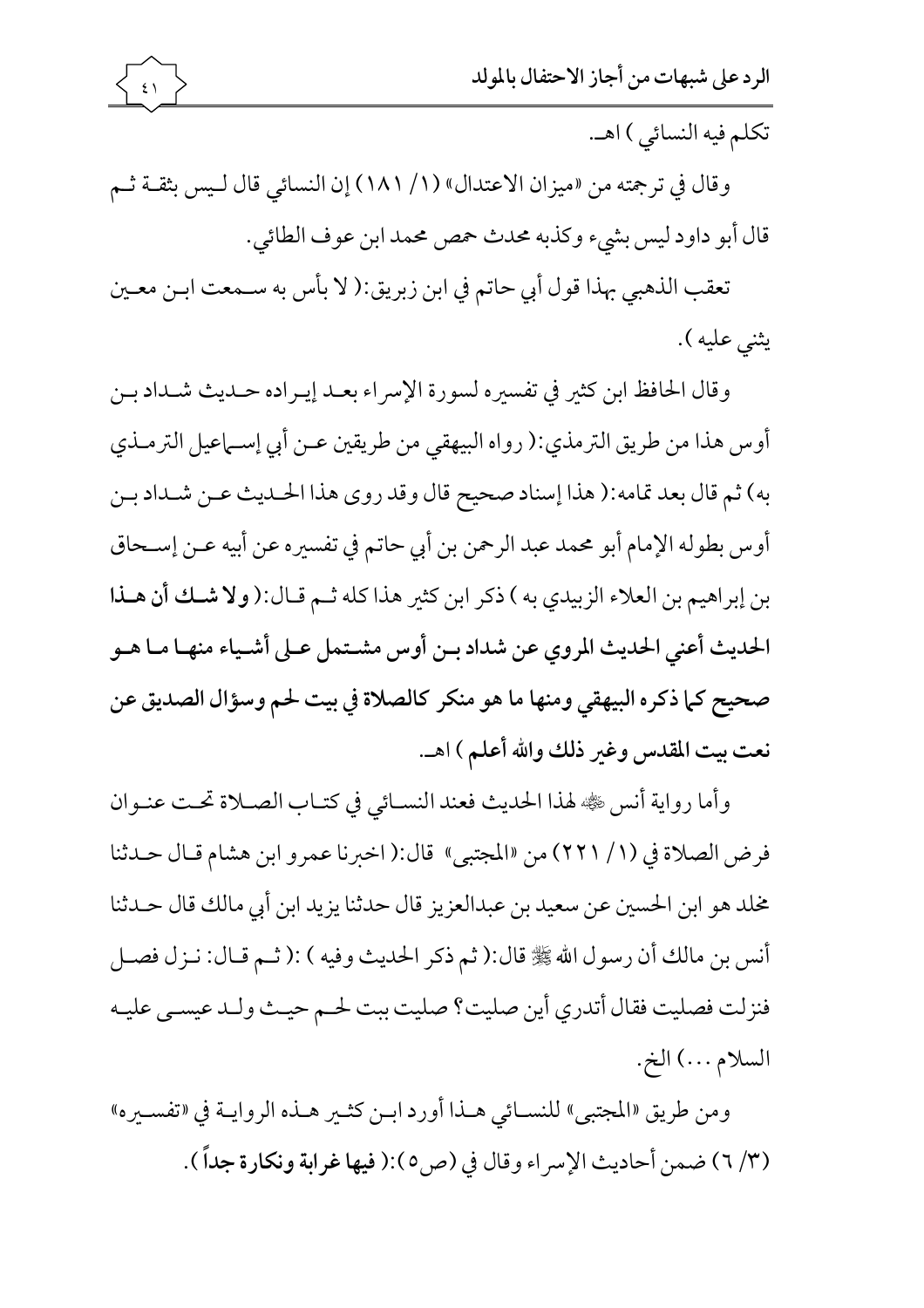تكلم فيه النسائي ) اهـ.

وقال في ترجمته من «ميزان الاعتدال» (١/ ١٨١) إن النسائي قال ليس بثقة ثم قال أبو داود ليس بشيء وكذبه محدث حمص محمد ابن عوف الطائي.

تعقب الذهبي بهذا قول أبي حاتم في ابن زبريق:( لا بأس به سمعت ابن معين يثني عليه ).

وقال الحافظ ابن كثير في تفسيره لسورة الإسراء بعد إيراده حديث شداد بن أوس هذا من طريق الترمذي:( رواه البيهقي من طريقين عن أبي إسماعيل الترمذي به) ثم قال بعد تمامه:( هذا إسناد صحيح قال وقد روى هذا الحديث عن شداد بن أوس بطوله الإمام أبو محمد عبد الرحمن بن أبي حاتم في تفسيره عن أبيه عن إسحاق بن إبراهيم بن العلاء الزبيدي به ) ذكر ابن كثير هذا كله ثم قال:( **ولا شك أن هذا الحديث أعني الحديث المروي عن شداد بن أوس مشتمل على أشياء منها ما هو صحيح كما ذكره البيهقي ومنها ما هو منكر كالصلاة في بيت لحم وسؤال الصديق عن نعت بيت المقدس وغير ذلك والله أعلم** ) اهـ.

وأما رواية أنس ﷺ لهذا الحديث فعند النسائي في كتاب الصلاة تحت عنوان فرض الصلاة في (١/ ٢٢١) من «المجتبى» قال:( اخبرنا عمرو ابن هشام قال حدثنا مخلد هو ابن الحسين عن سعيد بن عبدالعزيز قال حدثنا يزيد ابن أبي مالك قال حدثنا أنس بن مالك أن رسول الله ﷺ قال:( ثم ذكر الحديث وفيه ) :( ثم قال: نزل فصل فنزلت فصليت فقال أتدري أين صليت؟ صليت ببت لحم حيث ولد عيسى عليه السلام ...) الخ.

ومن طريق «المجتبى» للنسائي هذا أورد ابن كثير هذه الرواية في «تفسيره» (٣/ ٦) ضمن أحاديث الإسراء وقال في (ص٥ ):( **فيها غرابة ونكارة جداً** ).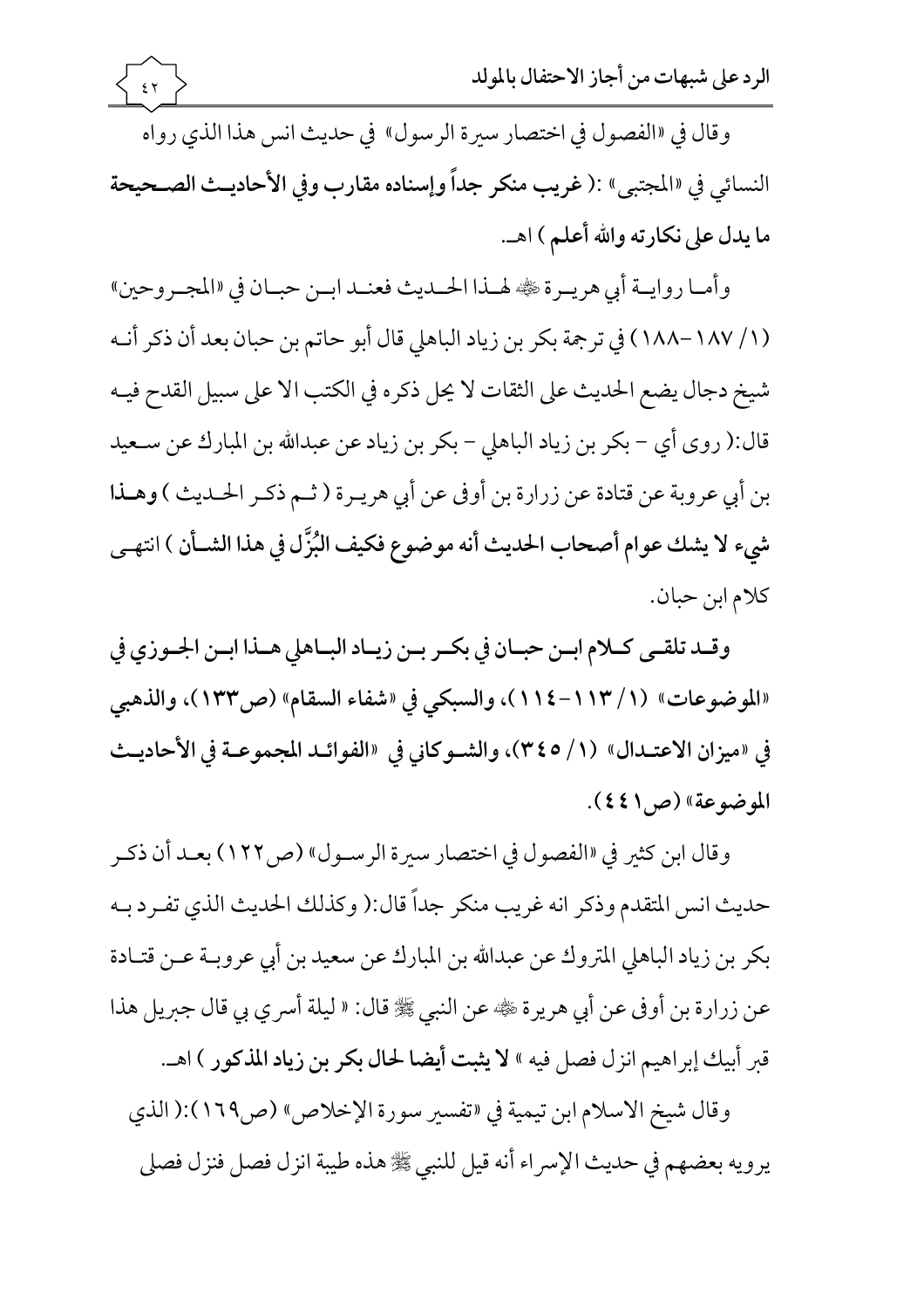وقال في «الفصول في اختصار سيرة الرسول» في حديث انس هذا الذي رواه النسائي في «المجتبى» :( **غريب منكر جداً وإسناده مقارب وفي الأحاديث الصحيحة ما يدل على نكارته والله أعلم** ) اهـ.

وأما رواية أبي هريرة ﷺ لهذا الحديث فعند ابن حبان في «المجروحين» (١/ ١٨٧-١٨٨) في ترجمة بكر بن زياد الباهلي قال أبو حاتم بن حبان بعد أن ذكر أنه شيخ دجال يضع الحديث على الثقات لا يحل ذكره في الكتب الا على سبيل القدح فيه قال:( روى أي - بكر بن زياد الباهلي - بكر بن زياد عن عبدالله بن المبارك عن سعيد بن أبي عروبة عن قتادة عن زرارة بن أوفى عن أبي هريرة ( ثم ذكر الحديث ) **وهذا شيء لا يشك عوام أصحاب الحديث أنه موضوع فكيف البُزَّل في هذا الشأن** ) انتهى كلام ابن حبان.

**وقد تلقى كلام ابن حبان في بكر بن زياد الباهلي هذا ابن الجوزي في «الموضوعات» (١/ ١١٣-١١٤)، والسبكي في «شفاء السقام» (ص١٣٣)، والذهبي في «ميزان الاعتدال» (١/ ٣٤٥)، والشوكاني في «الفوائد المجموعة في الأحاديث الموضوعة» (ص٤٤١).**

وقال ابن كثير في «الفصول في اختصار سيرة الرسول» (ص١٢٢) بعد أن ذكر حديث انس المتقدم وذكر انه غريب منكر جداً قال:( وكذلك الحديث الذي تفرد به بكر بن زياد الباهلي المتروك عن عبدالله بن المبارك عن سعيد بن أبي عروبة عن قتادة عن زرارة بن أوفى عن أبي هريرة ﷺ عن النبي ﷺ قال: « ليلة أسري بي قال جبريل هذا قبر أبيك إبراهيم انزل فصل فيه » **لا يثبت أيضا لحال بكر بن زياد المذكور** ) اهـ.

وقال شيخ الاسلام ابن تيمية في «تفسير سورة الإخلاص» (ص١٦٩):( الذي يرويه بعضهم في حديث الإسراء أنه قيل للنبي ﷺ هذه طيبة انزل فصل فنزل فصلى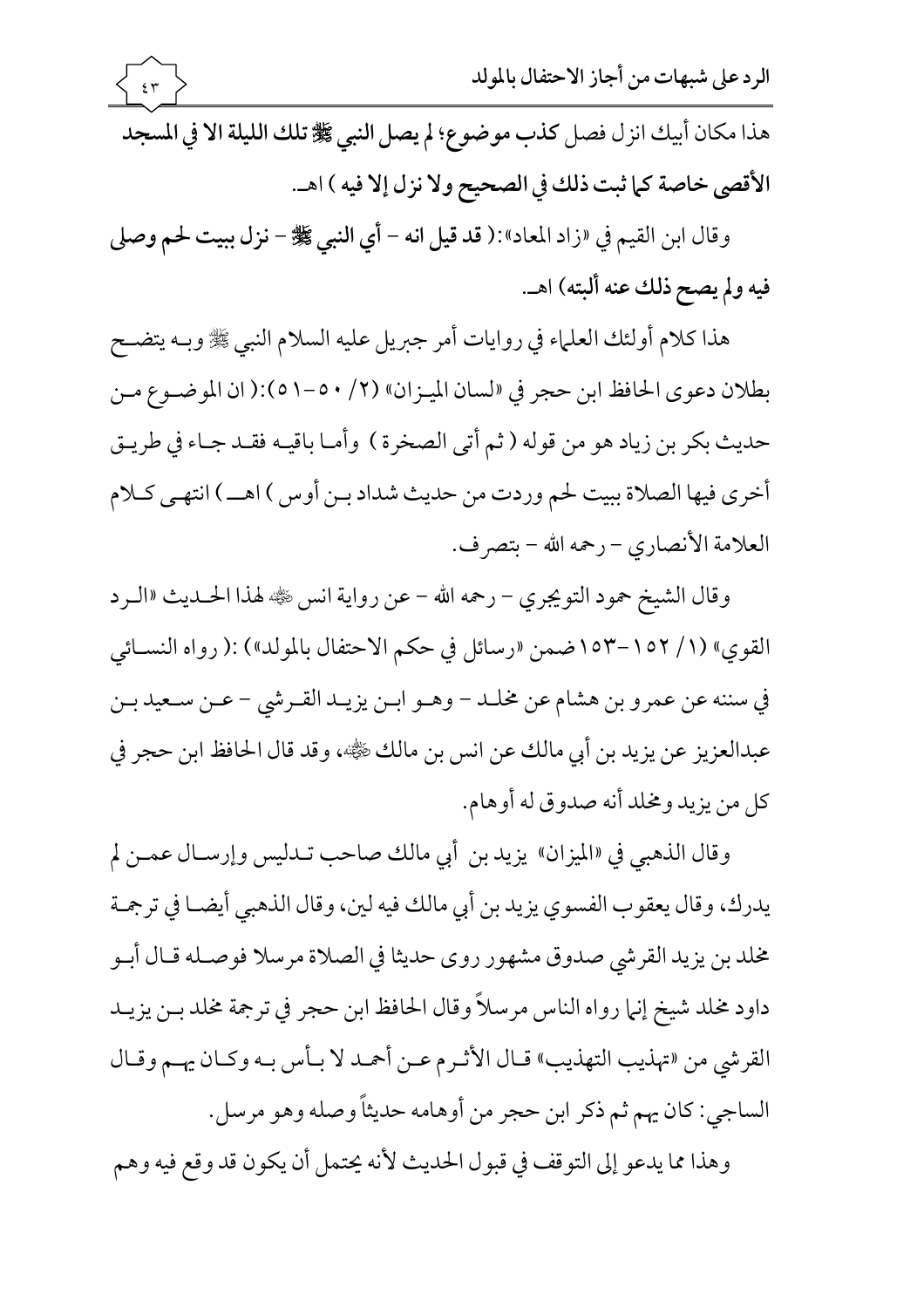هذا مكان أبيك انزل فصل كذب موضوع؛ **لم يصل النبي ﷺ تلك الليلة الا في المسجد الأقصى خاصة كما ثبت ذلك في الصحيح ولا نزل إلا فيه** ) اهـ.

وقال ابن القيم في «زاد المعاد»: ( **قد قيل انه – أي النبي ﷺ – نزل ببيت لحم وصلى فيه ولم يصح ذلك عنه ألبته**) اهـ.

هذا كلام أولئك العلماء في روايات أمر جبريل عليه السلام النبي ﷺ وبه يتضح بطلان دعوى الحافظ ابن حجر في «لسان الميزان» (٢/ ٥٠-٥١):( ان الموضوع من حديث بكر بن زياد هو من قوله ( ثم أتى الصخرة ) وأما باقيه فقد جاء في طريق أخرى فيها الصلاة ببيت لحم وردت من حديث شداد بن أوس ) اهـ ) انتهى كلام العلامة الأنصاري – رحمه الله – بتصرف.

وقال الشيخ حمود التويجري – رحمه الله – عن رواية انس ﷺ لهذا الحديث «الرد القوي» (١/ ١٥٢-١٥٣ ضمن «رسائل في حكم الاحتفال بالمولد») :( رواه النسائي في سننه عن عمرو بن هشام عن مخلد – وهو ابن يزيد القرشي – عن سعيد بن عبدالعزيز عن يزيد بن أبي مالك عن انس بن مالك ﷺ، وقد قال الحافظ ابن حجر في كل من يزيد ومخلد أنه صدوق له أوهام.

وقال الذهبي في «الميزان» يزيد بن أبي مالك صاحب تدليس وإرسال عمن لم يدرك، وقال يعقوب الفسوي يزيد بن أبي مالك فيه لين، وقال الذهبي أيضا في ترجمة مخلد بن يزيد القرشي صدوق مشهور روى حديثا في الصلاة مرسلا فوصله قال أبو داود مخلد شيخ إنما رواه الناس مرسلاً وقال الحافظ ابن حجر في ترجمة مخلد بن يزيد القرشي من «تهذيب التهذيب» قال الأثرم عن أحمد لا بأس به وكان يهم وقال الساجي: كان يهم ثم ذكر ابن حجر من أوهامه حديثاً وصله وهو مرسل.

وهذا مما يدعو إلى التوقف في قبول الحديث لأنه يحتمل أن يكون قد وقع فيه وهم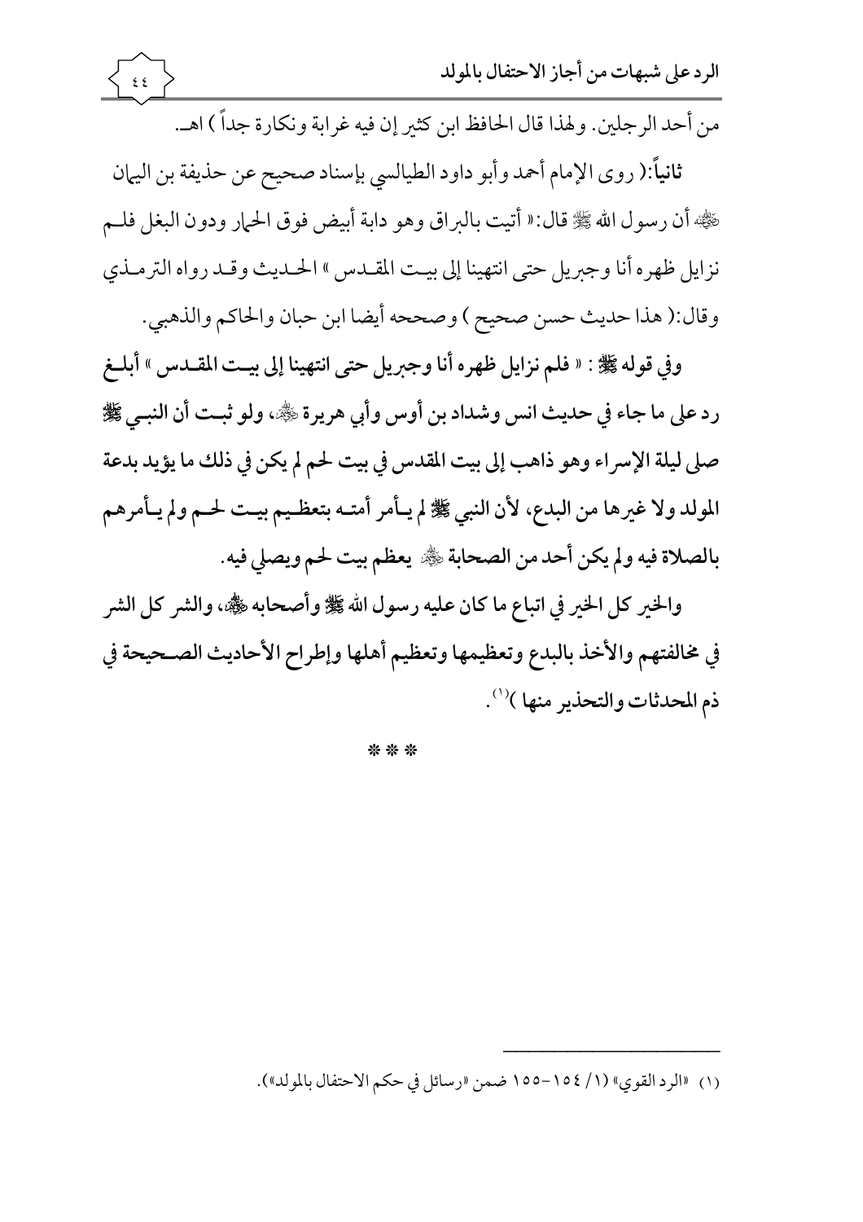من أحد الرجلين. ولهذا قال الحافظ ابن كثير إن فيه غرابة ونكارة جداً ) اهـ.

**ثانياً**:( روى الإمام أحمد وأبو داود الطيالسي بإسناد صحيح عن حذيفة بن اليمان ﷺ أن رسول الله ﷺ قال:« أتيت بالبراق وهو دابة أبيض فوق الحمار ودون البغل فلم نزايل ظهره أنا وجبريل حتى انتهينا إلى بيت المقدس » الحديث وقد رواه الترمذي وقال:( هذا حديث حسن صحيح ) وصححه أيضا ابن حبان والحاكم والذهبي.

**وفي قوله ﷺ : « فلم نزايل ظهره أنا وجبريل حتى انتهينا إلى بيت المقدس » أبلغ رد على ما جاء في حديث انس وشداد بن أوس وأبي هريرة ﷺ، ولو ثبت أن النبي ﷺ صلى ليلة الإسراء وهو ذاهب إلى بيت المقدس في بيت لحم لم يكن في ذلك ما يؤيد بدعة المولد ولا غيرها من البدع، لأن النبي ﷺ لم يأمر أمته بتعظيم بيت لحم ولم يأمرهم بالصلاة فيه ولم يكن أحد من الصحابة ﷺ يعظم بيت لحم ويصلي فيه.**

**والخير كل الخير في اتباع ما كان عليه رسول الله ﷺ وأصحابه ﷺ، والشر كل الشر في مخالفتهم والأخذ بالبدع وتعظيمها وتعظيم أهلها وإطراح الأحاديث الصحيحة في ذم المحدثات والتحذير منها )**[1].

\* \* \*

---

(١) «الرد القوي» (١/ ١٥٤-١٥٥ ضمن «رسائل في حكم الاحتفال بالمولد»).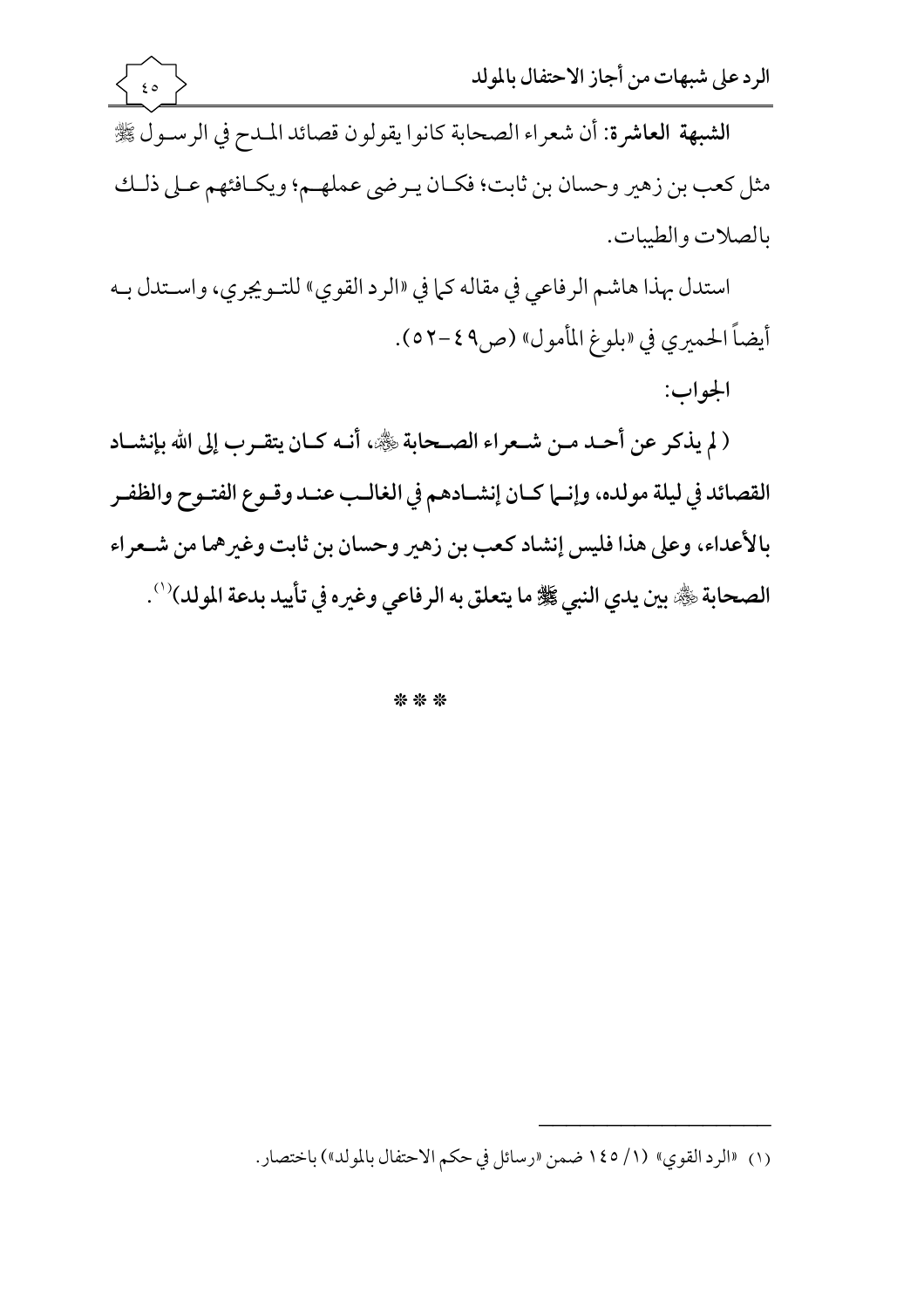**الشبهة العاشرة**: أن شعراء الصحابة كانوا يقولون قصائد المدح في الرسول ﷺ مثل كعب بن زهير وحسان بن ثابت؛ فكان يرضى عملهم؛ ويكافئهم على ذلك بالصلات والطيبات.

استدل بهذا هاشم الرفاعي في مقاله كما في «الرد القوي» للتويجري، واستدل به أيضاً الحميري في «بلوغ المأمول» (ص٤٩-٥٢).

الجواب:

**( لم يذكر عن أحد من شعراء الصحابة ﷺ، أنه كان يتقرب إلى الله بإنشاد القصائد في ليلة مولده، وإنما كان إنشادهم في الغالب عند وقوع الفتوح والظفر بالأعداء، وعلى هذا فليس إنشاد كعب بن زهير وحسان بن ثابت وغيرهما من شعراء الصحابة ﷺ بين يدي النبي ﷺ ما يتعلق به الرفاعي وغيره في تأييد بدعة المولد)**[1].

\* \* \*

---

(١) «الرد القوي» (١/ ١٤٥ ضمن «رسائل في حكم الاحتفال بالمولد») باختصار.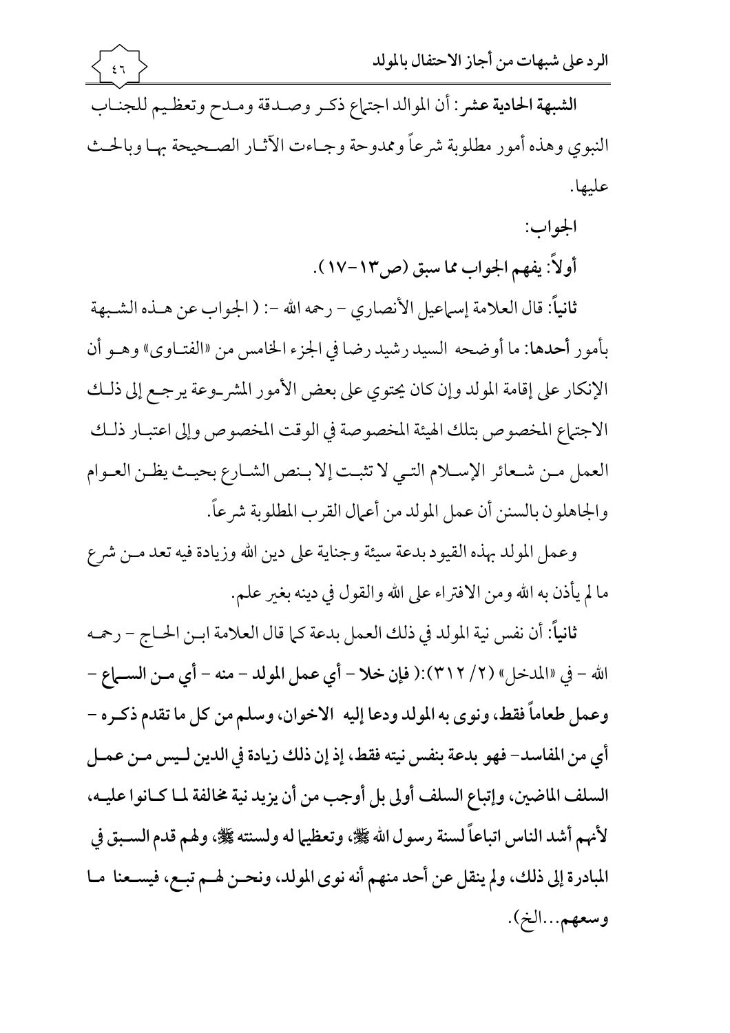**الشبهة الحادية عشر:** أن الموالد اجتماع ذكر وصدقة ومدح وتعظيم للجناب النبوي وهذه أمور مطلوبة شرعاً وممدوحة وجاءت الآثار الصحيحة بها وبالحث عليها.

**الجواب:**

**أولاً: يفهم الجواب مما سبق (ص١٣-١٧).**

**ثانياً:** قال العلامة إسماعيل الأنصاري - رحمه الله -: ( الجواب عن هذه الشبهة بأمور **أحدها:** ما أوضحه السيد رشيد رضا في الجزء الخامس من «الفتاوى» وهو أن الإنكار على إقامة المولد وإن كان يحتوي على بعض الأمور المشروعة يرجع إلى ذلك الاجتماع المخصوص بتلك الهيئة المخصوصة في الوقت المخصوص وإلى اعتبار ذلك العمل من شعائر الإسلام التي لا تثبت إلا بنص الشارع بحيث يظن العوام والجاهلون بالسنن أن عمل المولد من أعمال القرب المطلوبة شرعاً.

وعمل المولد بهذه القيود بدعة سيئة وجناية على دين الله وزيادة فيه تعد من شرع ما لم يأذن به الله ومن الافتراء على الله والقول في دينه بغير علم.

**ثانياً:** أن نفس نية المولد في ذلك العمل بدعة كما قال العلامة ابن الحاج - رحمه الله - في «المدخل» (٢/ ٣١٢):( **فإن خلا - أي عمل المولد - منه - أي من السماع - وعمل طعاماً فقط، ونوى به المولد ودعا إليه الاخوان، وسلم من كل ما تقدم ذكره - أي من المفاسد- فهو بدعة بنفس نيته فقط، إذ إن ذلك زيادة في الدين ليس من عمل السلف الماضين، وإتباع السلف أولى بل أوجب من أن يزيد نية مخالفة لما كانوا عليه، لأنهم أشد الناس اتباعاً لسنة رسول الله ﷺ، وتعظيما له ولسنته ﷺ، ولهم قدم السبق في المبادرة إلى ذلك، ولم ينقل عن أحد منهم أنه نوى المولد، ونحن لهم تبع، فيسعنا ما وسعهم...الخ**).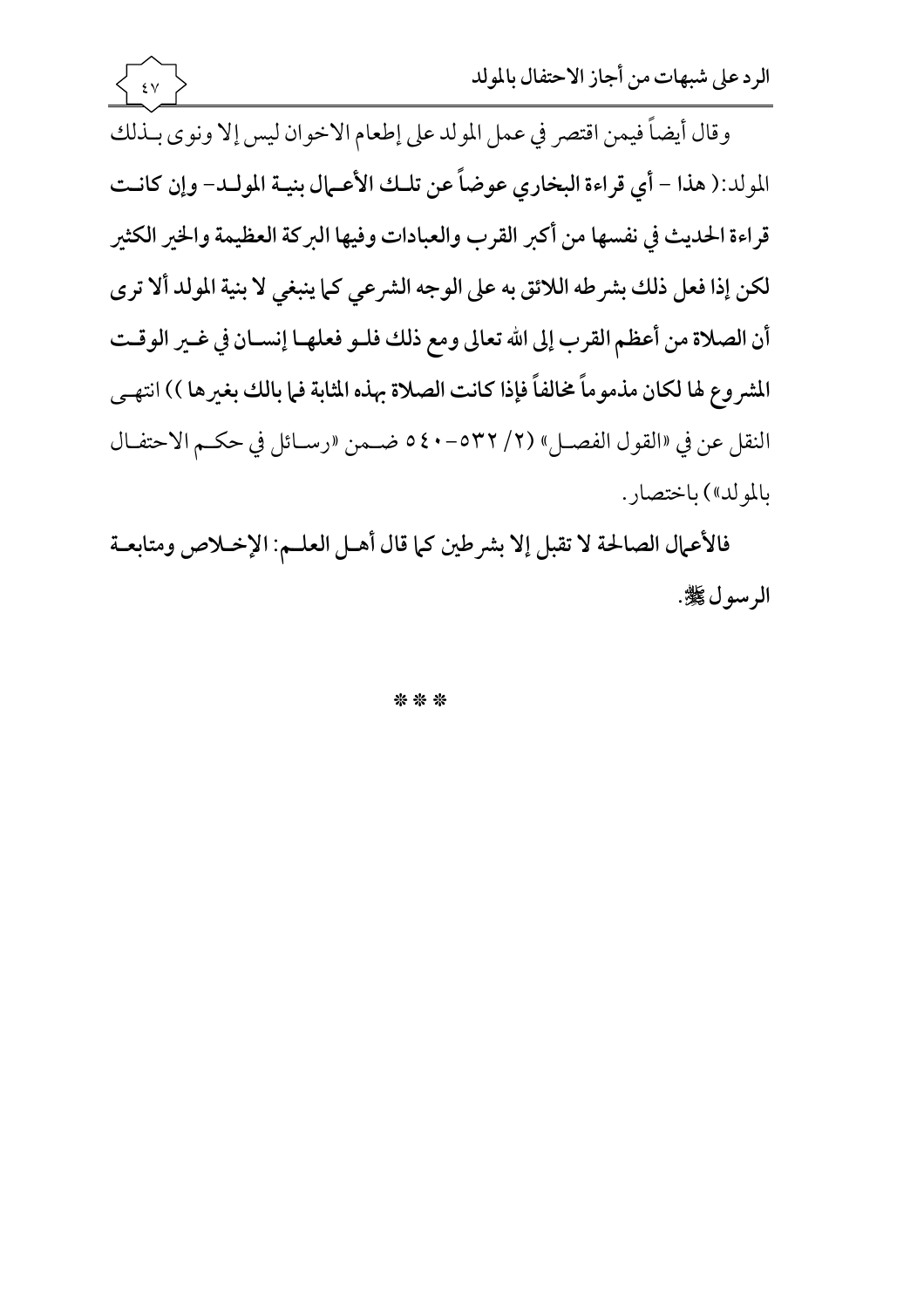وقال أيضاً فيمن اقتصر في عمل المولد على إطعام الاخوان ليس إلا ونوى بـذلك المولد:( **هذا – أي قراءة البخاري عوضاً عن تلك الأعمال بنية المولد– وإن كانت قراءة الحديث في نفسها من أكبر القرب والعبادات وفيها البركة العظيمة والخير الكثير لكن إذا فعل ذلك بشرطه اللائق به على الوجه الشرعي كما ينبغي لا بنية المولد ألا ترى أن الصلاة من أعظم القرب إلى الله تعالى ومع ذلك فلو فعلها إنسان في غير الوقت المشروع لها لكان مذموماً مخالفاً فإذا كانت الصلاة بهذه المثابة فما بالك بغيرها** )) انتهى النقل عن في «القول الفصل» (٢/ ٥٣٢-٥٤٠ ضمن «رسائل في حكم الاحتفال بالمولد») باختصار.

**فالأعمال الصالحة لا تقبل إلا بشرطين كما قال أهل العلم: الإخلاص ومتابعة الرسول ﷺ.**

\* \* \*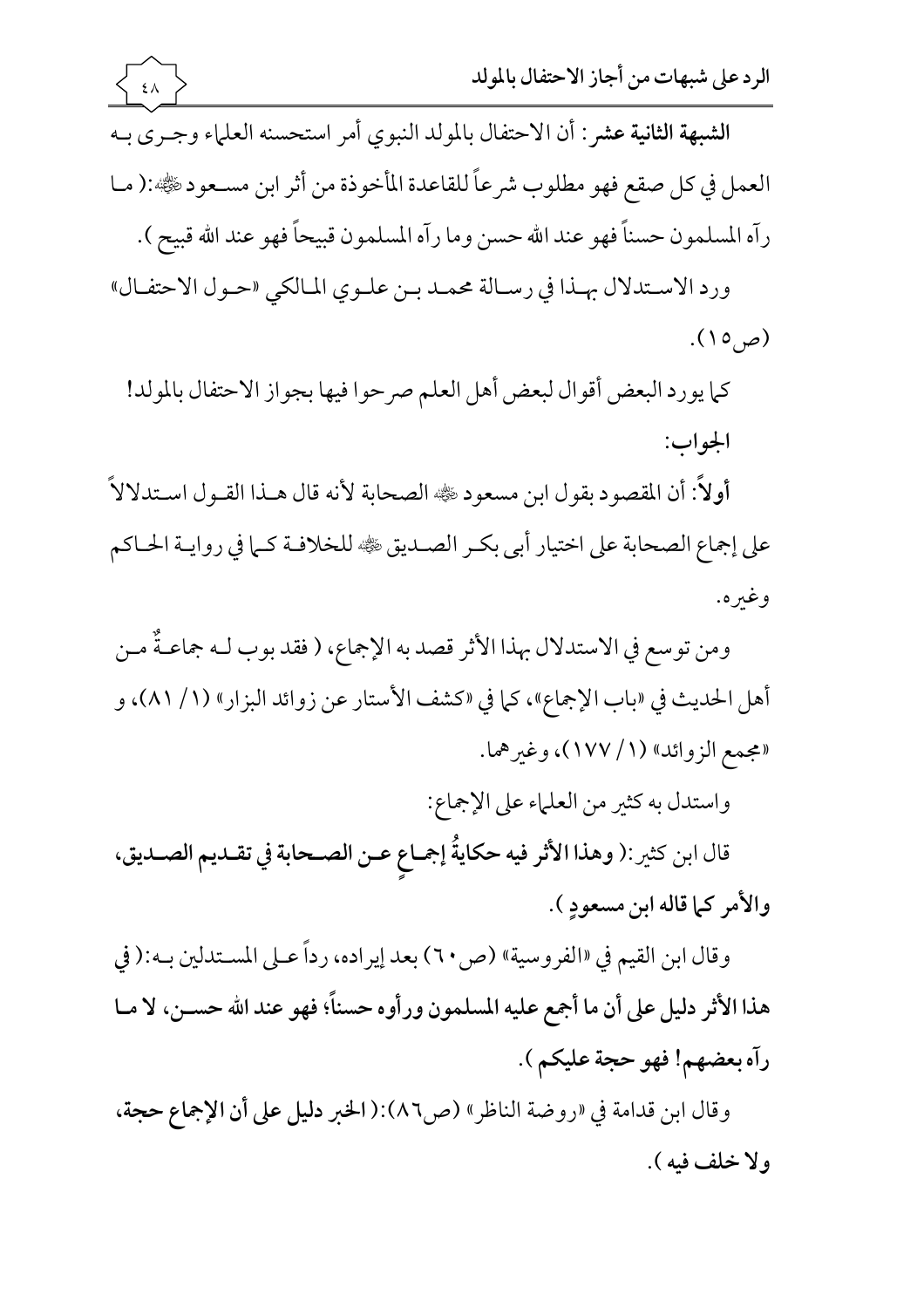**الشبهة الثانية عشر**: أن الاحتفال بالمولد النبوي أمر استحسنه العلماء وجرى به العمل في كل صقع فهو مطلوب شرعاً للقاعدة المأخوذة من أثر ابن مسعود ﷺ:( ما رآه المسلمون حسناً فهو عند الله حسن وما رآه المسلمون قبيحاً فهو عند الله قبيح ).

ورد الاستدلال بهذا في رسالة محمد بن علوي المالكي «حول الاحتفال» (ص١٥).

كما يورد البعض أقوال لبعض أهل العلم صرحوا فيها بجواز الاحتفال بالمولد!

**الجواب:**

**أولاً**: أن المقصود بقول ابن مسعود ﷺ الصحابة لأنه قال هذا القول استدلالاً على إجماع الصحابة على اختيار أبي بكر الصديق ﷺ للخلافة كما في رواية الحاكم وغيره.

ومن توسع في الاستدلال بهذا الأثر قصد به الإجماع، ( فقد بوب له جماعةٌ من أهل الحديث في «باب الإجماع»، كما في «كشف الأستار عن زوائد البزار» (١/ ٨١)، و «مجمع الزوائد» (١/ ١٧٧)، وغيرهما.

واستدل به كثير من العلماء على الإجماع:

قال ابن كثير:( **وهذا الأثر فيه حكايةُ إجماعٍ عن الصحابة في تقديم الصديق، والأمر كما قاله ابن مسعودٍ** ).

وقال ابن القيم في «الفروسية» (ص٦٠) بعد إيراده، رداً على المستدلين به:( **في هذا الأثر دليل على أن ما أجمع عليه المسلمون ورأوه حسناً؛ فهو عند الله حسن، لا ما رآه بعضهم! فهو حجة عليكم** ).

وقال ابن قدامة في «روضة الناظر» (ص٨٦):( **الخبر دليل على أن الإجماع حجة، ولا خلف فيه** ).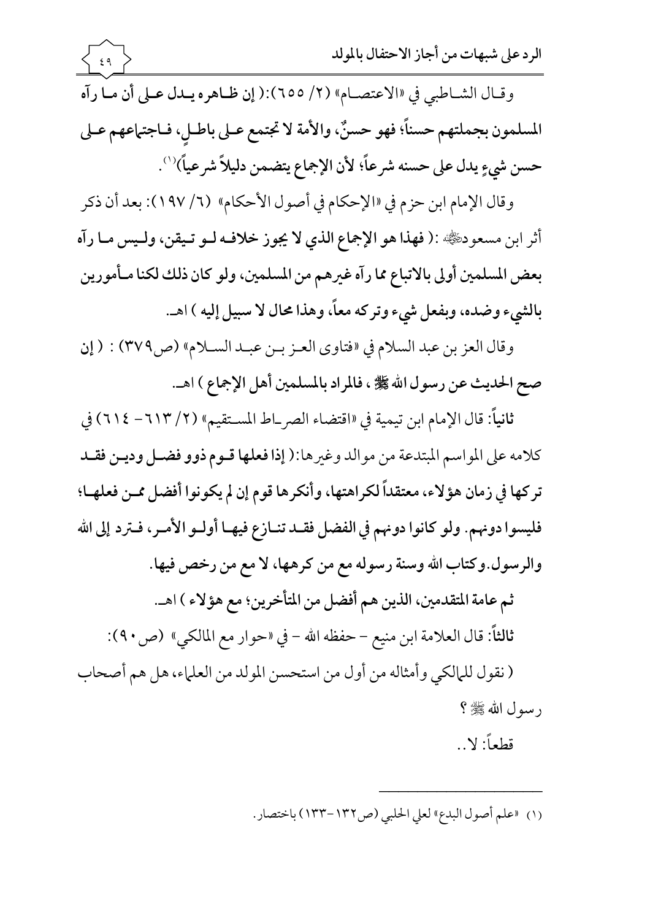وقال الشاطبي في «الاعتصام» (٢/ ٦٥٥): ( **إن ظاهره يدل على أن ما رآه المسلمون بجملتهم حسناً؛ فهو حسنٌ، والأمة لا تجتمع على باطلٍ، فاجتماعهم على حسن شيءٍ يدل على حسنه شرعاً؛ لأن الإجماع يتضمن دليلاً شرعياً**)[1].

وقال الإمام ابن حزم في «الإحكام في أصول الأحكام» (٦/ ١٩٧): بعد أن ذكر أثر ابن مسعود رضي الله عنه: ( **فهذا هو الإجماع الذي لا يجوز خلافه لو تيقن، وليس ما رآه بعض المسلمين أولى بالاتباع مما رآه غيرهم من المسلمين، ولو كان ذلك لكنا مأمورين بالشيء وضده، وبفعل شيء وتركه معاً، وهذا محال لا سبيل إليه** ) اهـ.

وقال العز بن عبد السلام في «فتاوى العز بن عبد السلام» (ص٣٧٩) : ( **إن صح الحديث عن رسول الله ﷺ، فالمراد بالمسلمين أهل الإجماع** ) اهـ.

**ثانياً**: قال الإمام ابن تيمية في «اقتضاء الصراط المستقيم» (٢/ ٦١٣- ٦١٤) في كلامه على المواسم المبتدعة من موالد وغيرها: ( **إذا فعلها قوم ذوو فضل ودين فقد تركها في زمان هؤلاء، معتقداً لكراهتها، وأنكرها قوم إن لم يكونوا أفضل ممن فعلها؛ فليسوا دونهم. ولو كانوا دونهم في الفضل فقد تنازع فيها أولو الأمر، فترد إلى الله والرسول. وكتاب الله وسنة رسوله مع من كرهها، لا مع من رخص فيها.**

**ثم عامة المتقدمين، الذين هم أفضل من المتأخرين؛ مع هؤلاء** ) اهـ.

**ثالثاً**: قال العلامة ابن منيع – حفظه الله – في «حوار مع المالكي» (ص٩٠):

( نقول للمالكي وأمثاله من أول من استحسن المولد من العلماء، هل هم أصحاب رسول الله ﷺ ؟

قطعاً: لا..

---

[1] «علم أصول البدع» لعلي الحلبي (ص١٣٢-١٣٣) باختصار.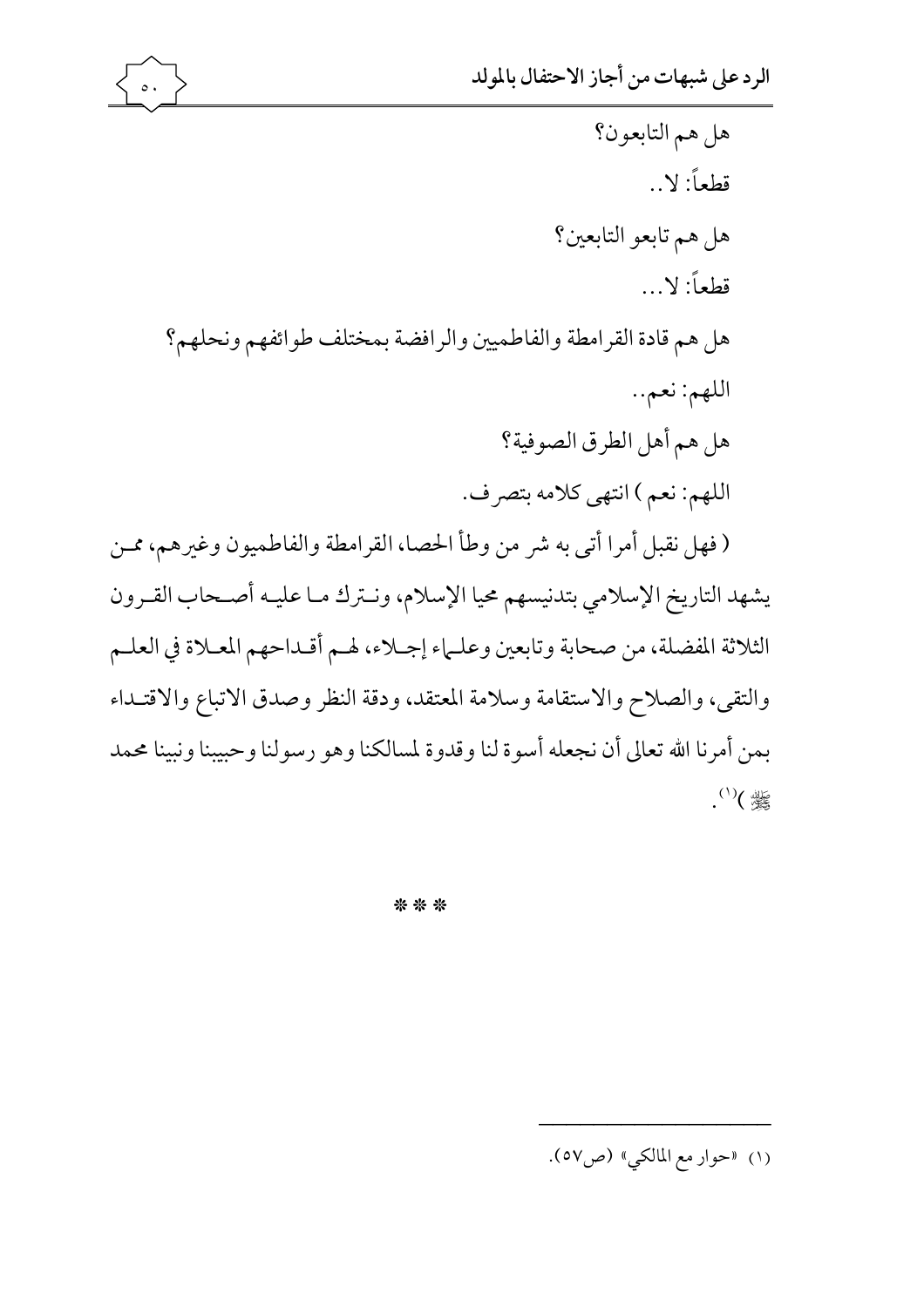هل هم التابعون؟

قطعاً: لا..

هل هم تابعو التابعين؟

قطعاً: لا...

هل هم قادة القرامطة والفاطميين والرافضة بمختلف طوائفهم ونحلهم؟

اللهم: نعم..

هل هم أهل الطرق الصوفية؟

اللهم: نعم ) انتهى كلامه بتصرف.

( فهل نقبل أمرا أتى به شر من وطأ الحصا، القرامطة والفاطميون وغيرهم، ممن يشهد التاريخ الإسلامي بتدنيسهم محيا الإسلام، ونترك ما عليه أصحاب القرون الثلاثة المفضلة، من صحابة وتابعين وعلماء إجلاء، لهم أقداحهم المعلاة في العلم والتقى، والصلاح والاستقامة وسلامة المعتقد، ودقة النظر وصدق الاتباع والاقتداء بمن أمرنا الله تعالى أن نجعله أسوة لنا وقدوة لمسالكنا وهو رسولنا وحبيبنا ونبينا محمد ﷺ )[1].

* * *

---

(١) «حوار مع المالكي» (ص٥٧).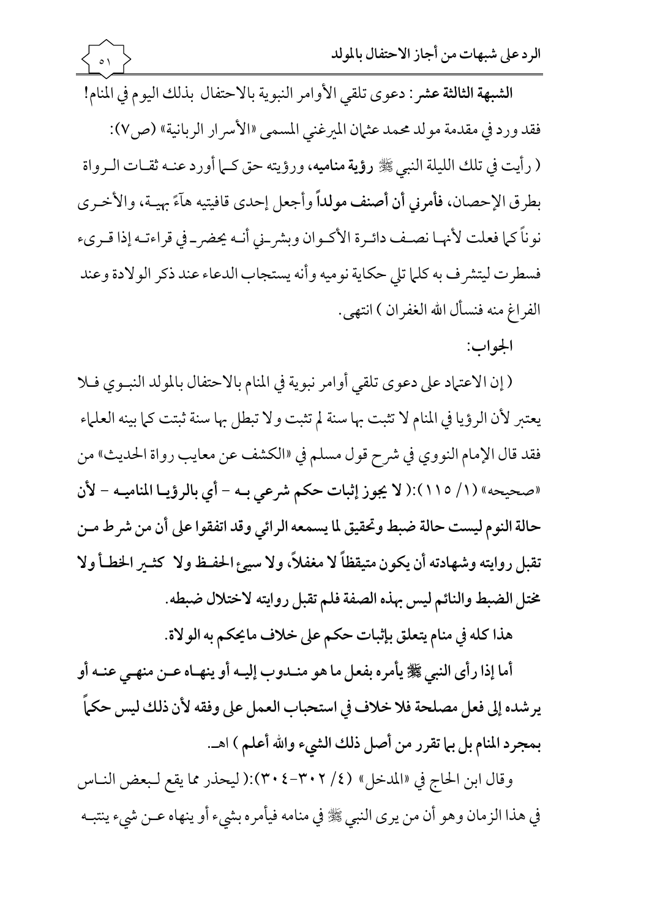**الشبهة الثالثة عشر**: دعوى تلقي الأوامر النبوية بالاحتفال بذلك اليوم في المنام!

فقد ورد في مقدمة مولد محمد عثمان الميرغني المسمى «الأسرار الربانية» (ص٧):

( رأيت في تلك الليلة النبي ﷺ **رؤية منامية**، ورؤيته حق كما أورد عنه ثقات الرواة بطرق الإحصان، **فأمرني أن أصنف مولداً** وأجعل إحدى قافيتيه هآءً بهية، والأخرى نوناً كما فعلت لأنها نصف دائرة الأكوان وبشرني أنه يحضر في قراءته إذا قرىء فسطرت ليتشرف به كلما تلي حكاية نوميه وأنه يستجاب الدعاء عند ذكر الولادة وعند الفراغ منه فنسأل الله الغفران ) انتهى.

**الجواب:**

( إن الاعتماد على دعوى تلقي أوامر نبوية في المنام بالاحتفال بالمولد النبوي فلا يعتبر لأن الرؤيا في المنام لا تثبت بها سنة لم تثبت ولا تبطل بها سنة ثبتت كما بينه العلماء فقد قال الإمام النووي في شرح قول مسلم في «الكشف عن معايب رواة الحديث» من «صحيحه» (١/ ١١٥):( **لا يجوز إثبات حكم شرعي به - أي بالرؤيا المنامية - لأن حالة النوم ليست حالة ضبط وتحقيق لما يسمعه الرائي وقد اتفقوا على أن من شرط من تقبل روايته وشهادته أن يكون متيقظاً لا مغفلاً، ولا سيئ الحفظ ولا كثير الخطأ ولا مختل الضبط والنائم ليس بهذه الصفة فلم تقبل روايته لاختلال ضبطه.**

**هذا كله في منام يتعلق بإثبات حكم على خلاف مايحكم به الولاة.**

**أما إذا رأى النبي ﷺ يأمره بفعل ما هو مندوب إليه أو ينهاه عن منهي عنه أو يرشده إلى فعل مصلحة فلا خلاف في استحباب العمل على وفقه لأن ذلك ليس حكماً بمجرد المنام بل بما تقرر من أصل ذلك الشيء والله أعلم** ) اهـ.

وقال ابن الحاج في «المدخل» (٤/ ٣٠٢-٣٠٤):( ليحذر مما يقع لبعض الناس في هذا الزمان وهو أن من يرى النبي ﷺ في منامه فيأمره بشيء أو ينهاه عن شيء ينتبه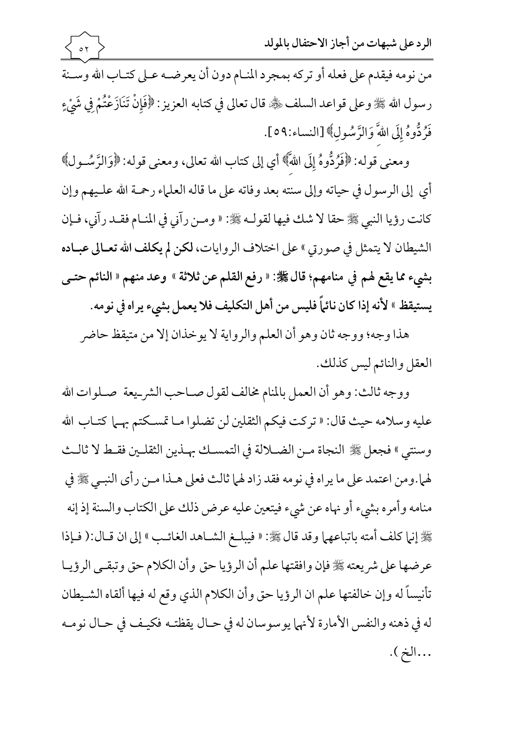من نومه فيقدم على فعله أو تركه بمجرد المنام دون أن يعرضه على كتاب الله وسنة رسول الله ﷺ وعلى قواعد السلف ﷺ قال تعالى في كتابه العزيز: ﴿فَإِنْ تَنَازَعْتُمْ فِي شَيْءٍ فَرُدُّوهُ إِلَى اللهِ وَالرَّسُولِ﴾ [النساء:٥٩].

ومعنى قوله: ﴿فَرُدُّوهُ إِلَى اللهِ﴾ أي إلى كتاب الله تعالى، ومعنى قوله: ﴿وَالرَّسُولِ﴾ أي إلى الرسول في حياته وإلى سنته بعد وفاته على ما قاله العلماء رحمة الله عليهم وإن كانت رؤيا النبي ﷺ حقا لا شك فيها لقوله ﷺ: « ومن رآني في المنام فقد رآني، فإن الشيطان لا يتمثل في صورتي » على اختلاف الروايات، **لكن لم يكلف الله تعالى عباده بشيء مما يقع لهم في منامهم؛ قال ﷺ: « رفع القلم عن ثلاثة » وعد منهم « النائم حتى يستيقظ » لأنه إذا كان نائماً فليس من أهل التكليف فلا يعمل بشيء يراه في نومه.**

هذا وجه؛ ووجه ثان وهو أن العلم والرواية لا يوخذان إلا من متيقظ حاضر العقل والنائم ليس كذلك.

ووجه ثالث: وهو أن العمل بالمنام مخالف لقول صاحب الشريعة صلوات الله عليه وسلامه حيث قال: « تركت فيكم الثقلين لن تضلوا ما تمسكتم بهما كتاب الله وسنتي » فجعل ﷺ النجاة من الضلالة في التمسك بهذين الثقلين فقط لا ثالث لهما. ومن اعتمد على ما يراه في نومه فقد زاد لهما ثالث فعلى هذا من رأى النبي ﷺ في منامه وأمره بشيء أو نهاه عن شيء فيتعين عليه عرض ذلك على الكتاب والسنة إذ إنه ﷺ إنما كلف أمته باتباعهما وقد قال ﷺ: « فيبلغ الشاهد الغائب » إلى ان قال:( فإذا عرضها على شريعته ﷺ فإن وافقتها علم أن الرؤيا حق وأن الكلام حق وتبقى الرؤيا تأنيساً له وإن خالفتها علم ان الرؤيا حق وأن الكلام الذي وقع له فيها ألقاه الشيطان له في ذهنه والنفس الأمارة لأنهما يوسوسان له في حال يقظته فكيف في حال نومه ...الخ ).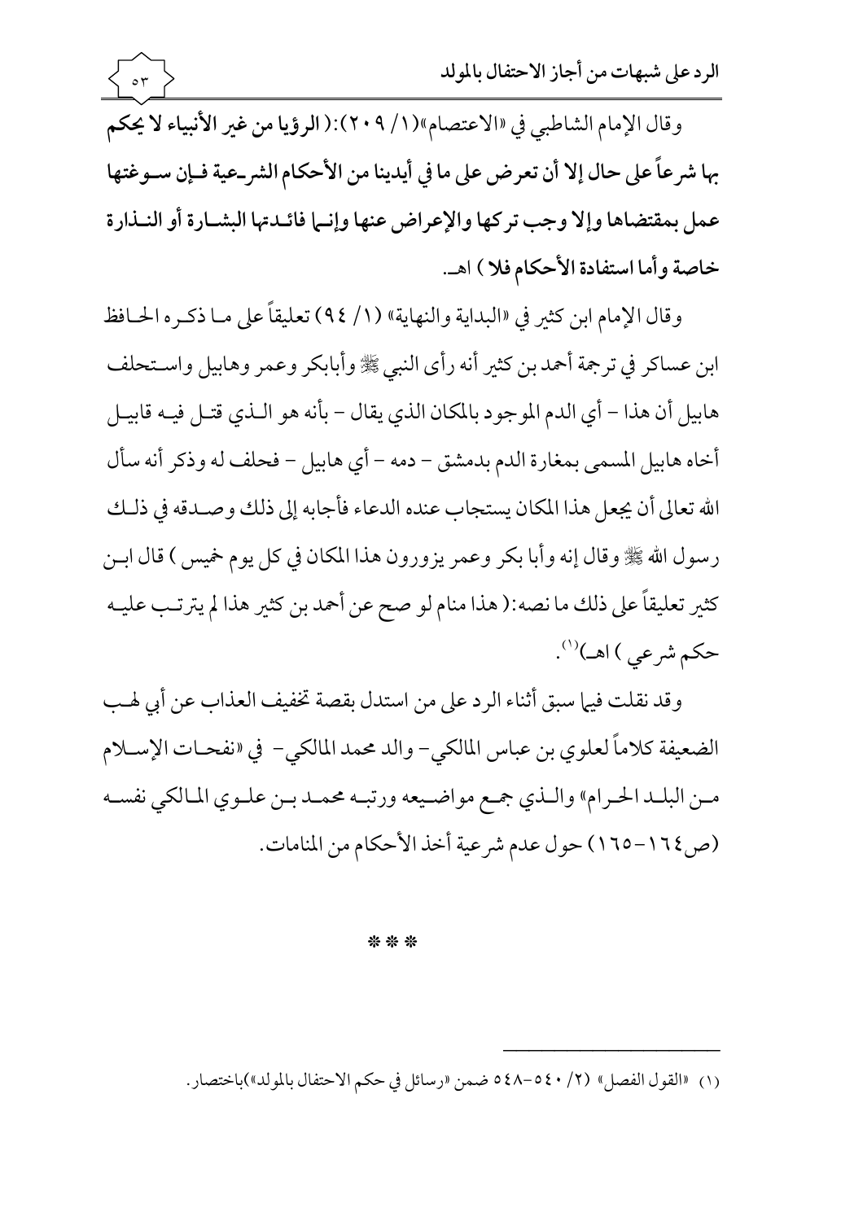وقال الإمام الشاطبي في «الاعتصام»(١/ ٢٠٩):( **الرؤيا من غير الأنبياء لا يحكم بها شرعاً على حال إلا أن تعرض على ما في أيدينا من الأحكام الشرعية فإن سوغتها عمل بمقتضاها وإلا وجب تركها والإعراض عنها وإنما فائدتها البشارة أو النذارة خاصة وأما استفادة الأحكام فلا** ) اهـ.

وقال الإمام ابن كثير في «البداية والنهاية» (١/ ٩٤) تعليقاً على ما ذكره الحافظ ابن عساكر في ترجمة أحمد بن كثير أنه رأى النبي ﷺ وأبابكر وعمر وهابيل واستحلف هابيل أن هذا – أي الدم الموجود بالمكان الذي يقال – بأنه هو الذي قتل فيه قابيل أخاه هابيل المسمى بمغارة الدم بدمشق – دمه – أي هابيل – فحلف له وذكر أنه سأل الله تعالى أن يجعل هذا المكان يستجاب عنده الدعاء فأجابه إلى ذلك وصدقه في ذلك رسول الله ﷺ وقال إنه وأبا بكر وعمر يزورون هذا المكان في كل يوم خميس ) قال ابن كثير تعليقاً على ذلك ما نصه:( هذا منام لو صح عن أحمد بن كثير هذا لم يترتب عليه حكم شرعي ) اهـ[1].

وقد نقلت فيما سبق أثناء الرد على من استدل بقصة تخفيف العذاب عن أبي لهب الضعيفة كلاماً لعلوي بن عباس المالكي– والد محمد المالكي– في «نفحات الإسلام من البلد الحرام» والذي جمع مواضيعه ورتبه محمد بن علوي المالكي نفسه (ص١٦٤–١٦٥) حول عدم شرعية أخذ الأحكام من المنامات.

\* \* \*

---

(١) «القول الفصل» (٢/ ٥٤٠–٥٤٨ ضمن «رسائل في حكم الاحتفال بالمولد»)باختصار.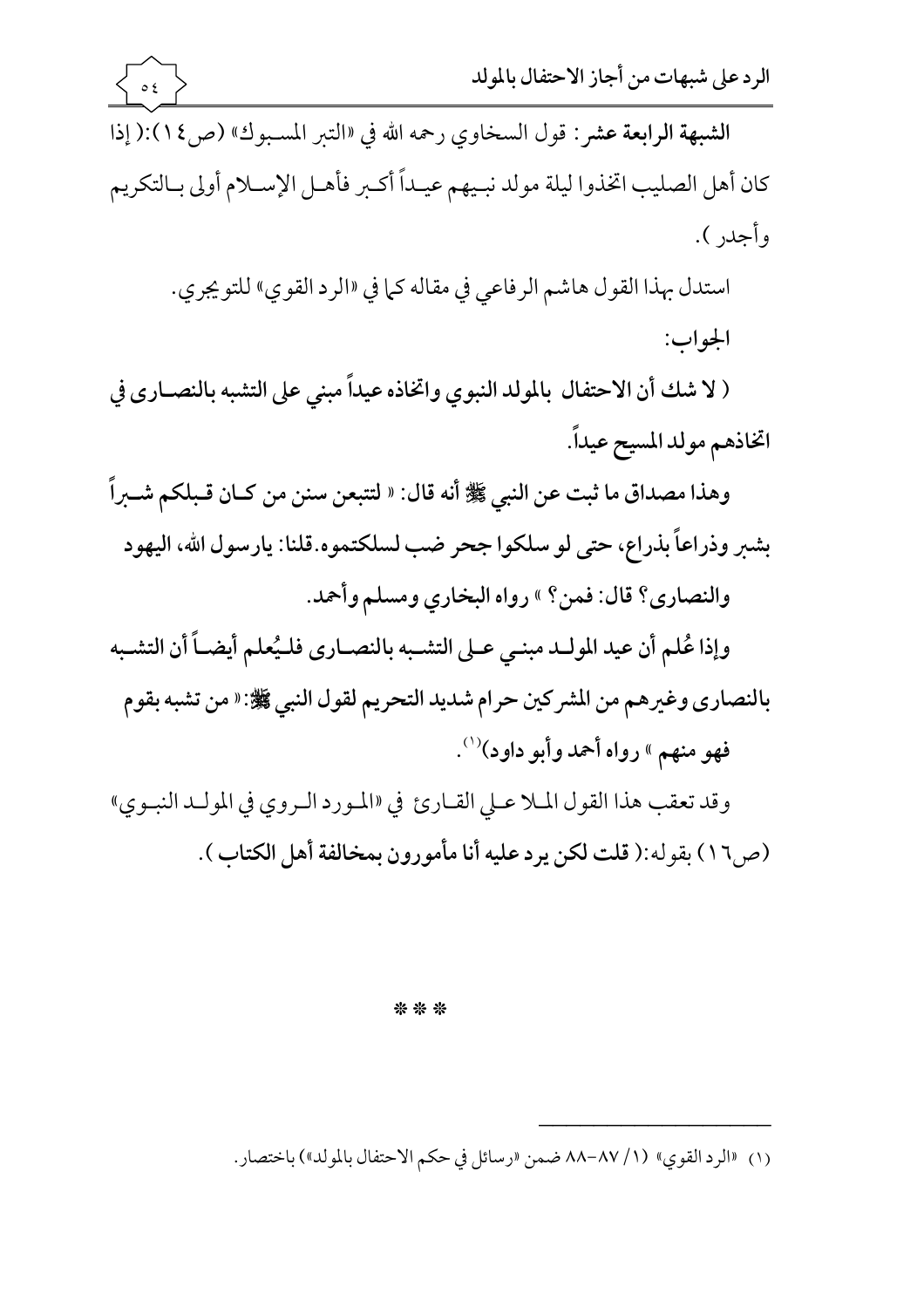**الشبهة الرابعة عشر**: قول السخاوي رحمه الله في «التبر المسبوك» (ص١٤):( إذا كان أهل الصليب اتخذوا ليلة مولد نبيهم عيداً أكبر فأهل الإسلام أولى بالتكريم وأجدر ).

استدل بهذا القول هاشم الرفاعي في مقاله كما في «الرد القوي» للتويجري.

الجواب:

**( لا شك أن الاحتفال بالمولد النبوي واتخاذه عيداً مبني على التشبه بالنصارى في اتخاذهم مولد المسيح عيداً.**

**وهذا مصداق ما ثبت عن النبي ﷺ أنه قال: « لتتبعن سنن من كان قبلكم شبراً بشبر وذراعاً بذراع، حتى لو سلكوا جحر ضب لسلكتموه. قلنا: يارسول الله، اليهود والنصارى؟ قال: فمن؟ » رواه البخاري ومسلم وأحمد.**

**وإذا عُلم أن عيد المولد مبني على التشبه بالنصارى فليُعلم أيضاً أن التشبه بالنصارى وغيرهم من المشركين حرام شديد التحريم لقول النبي ﷺ: « من تشبه بقوم فهو منهم » رواه أحمد وأبو داود)**[1].

وقد تعقب هذا القول الملا علي القارئ في «المورد الروي في المولد النبوي» (ص١٦) بقوله:( **قلت لكن يرد عليه أنا مأمورون بمخالفة أهل الكتاب** ).

\* \* \*

---

(١) «الرد القوي» (١/ ٨٧-٨٨ ضمن «رسائل في حكم الاحتفال بالمولد») باختصار.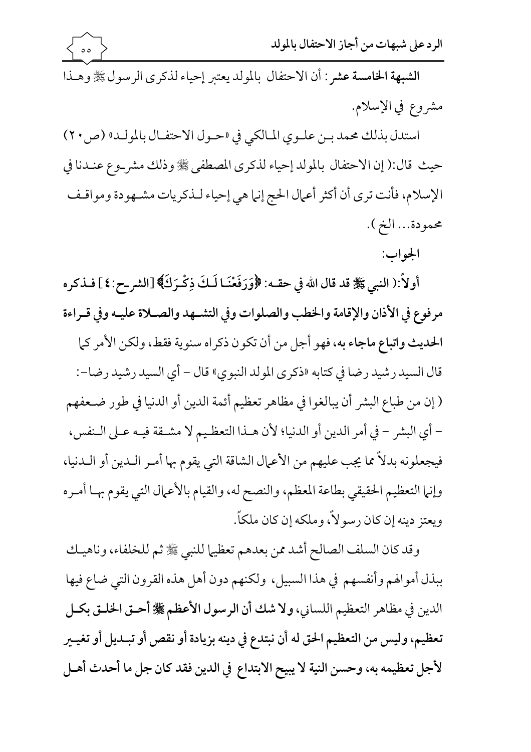**الشبهة الخامسة عشر:** أن الاحتفال بالمولد يعتبر إحياء لذكرى الرسول ﷺ وهـذا مشروع في الإسلام.

استدل بذلك محمد بـن علـوي المـالكي في «حـول الاحتفـال بالمولـد» (ص٢٠) حيث قال:( إن الاحتفال بالمولد إحياء لذكرى المصطفى ﷺ وذلك مشـروع عنـدنا في الإسلام، فأنت ترى أن أكثر أعمال الحج إنما هي إحياء لـذكريات مشـهودة ومواقـف محمودة... الخ ).

**الجواب:**

**أولاً:( النبي ﷺ قد قال الله في حقـه: ﴿وَرَفَعْنَـا لَـكَ ذِكْـرَكَ﴾ [الشرح:٤] فـذكره مرفوع في الأذان والإقامة والخطب والصلوات وفي التشـهد والصـلاة عليـه وفي قـراءة الحديث واتباع ماجاء به،** فهو أجل من أن تكون ذكراه سنوية فقط، ولكن الأمر كما قال السيد رشيد رضا في كتابه «ذكرى المولد النبوي» قال - أي السيد رشيد رضا-: ( إن من طباع البشر أن يبالغوا في مظاهر تعظيم أئمة الدين أو الدنيا في طور ضـعفهم - أي البشر - في أمر الدين أو الدنيا؛ لأن هـذا التعظـيم لا مشـقة فيـه عـلى الـنفس، فيجعلونه بدلاً مما يجب عليهم من الأعمال الشاقة التي يقوم بها أمـر الـدين أو الـدنيا، وإنما التعظيم الحقيقي بطاعة المعظم، والنصح له، والقيام بالأعمال التي يقوم بهـا أمـره ويعتز دينه إن كان رسولاً، وملكه إن كان ملكاً.

وقد كان السلف الصالح أشد ممن بعدهم تعظيما للنبي ﷺ ثم للخلفاء، وناهيـك ببذل أموالهم وأنفسهم في هذا السبيل، ولكنهم دون أهل هذه القرون التي ضاع فيها الدين في مظاهر التعظيم اللساني، **ولا شك أن الرسول الأعظم ﷺ أحـق الخلـق بكـل تعظيم، وليس من التعظيم الحق له أن نبتدع في دينه بزيادة أو نقص أو تبـديل أو تغيـر لأجل تعظيمه به، وحسن النية لا يبيح الابتداع في الدين فقد كان جل ما أحدث أهـل**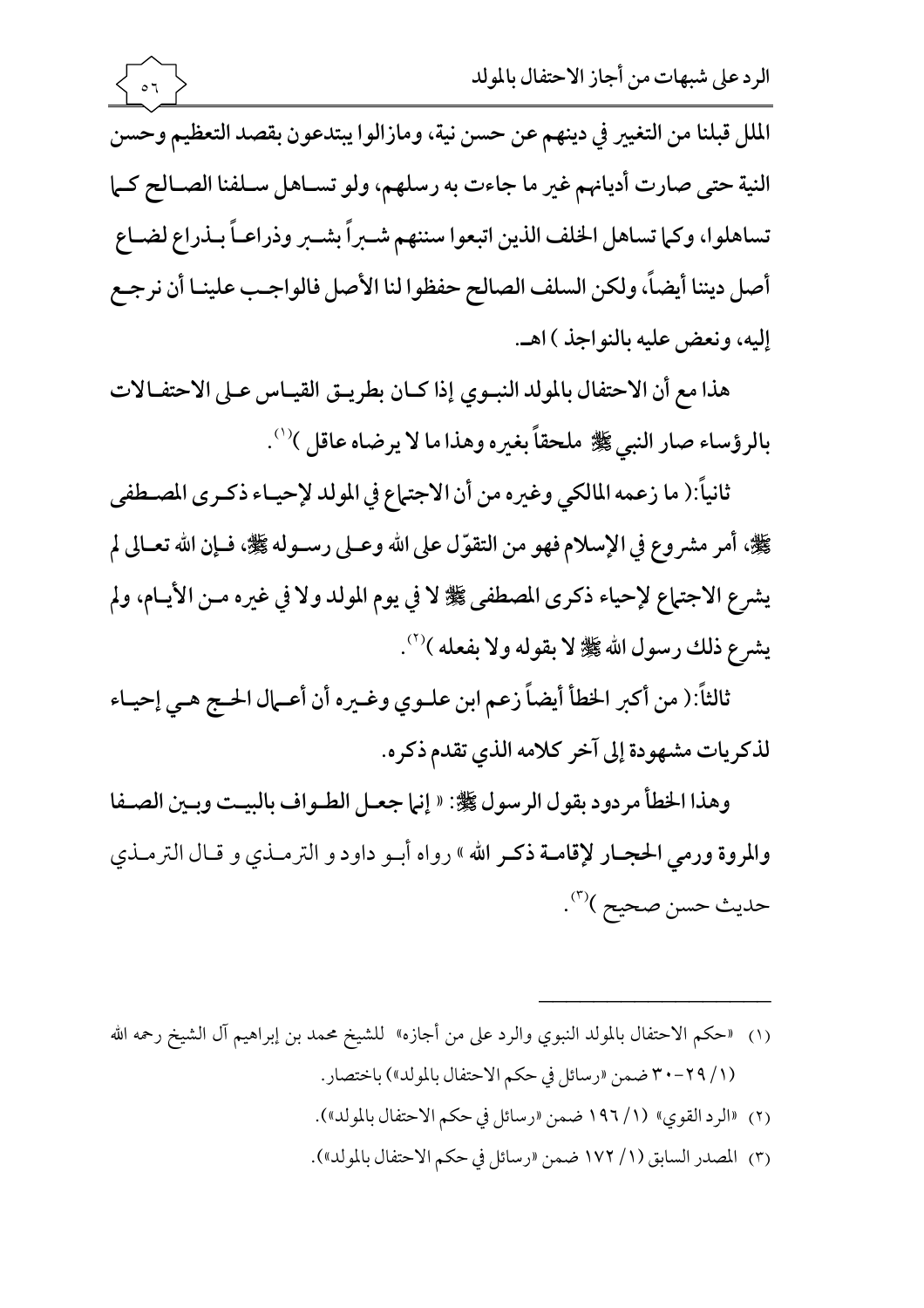الملل قبلنا من التغيير في دينهم عن حسن نية، ومازالوا يبتدعون بقصد التعظيم وحسن النية حتى صارت أديانهم غير ما جاءت به رسلهم، ولو تساهل سلفنا الصالح كما تساهلوا، وكما تساهل الخلف الذين اتبعوا سننهم شبراً بشبر وذراعاً بذراع لضاع أصل ديننا أيضاً، ولكن السلف الصالح حفظوا لنا الأصل فالواجب علينا أن نرجع إليه، ونعض عليه بالنواجذ ) اهـ.

هذا مع أن الاحتفال بالمولد النبوي إذا كان بطريق القياس على الاحتفالات بالرؤساء صار النبي ﷺ ملحقاً بغيره وهذا ما لا يرضاه عاقل )[1].

ثانياً:( ما زعمه المالكي وغيره من أن الاجتماع في المولد لإحياء ذكرى المصطفى ﷺ، أمر مشروع في الإسلام فهو من التقوّل على الله وعلى رسوله ﷺ، فإن الله تعالى لم يشرع الاجتماع لإحياء ذكرى المصطفى ﷺ لا في يوم المولد ولا في غيره من الأيام، ولم يشرع ذلك رسول الله ﷺ لا بقوله ولا بفعله )[2].

ثالثاً:( من أكبر الخطأ أيضاً زعم ابن علوي وغيره أن أعمال الحج هي إحياء لذكريات مشهودة إلى آخر كلامه الذي تقدم ذكره.

وهذا الخطأ مردود بقول الرسول ﷺ: « إنما جعل الطواف بالبيت وبين الصفا والمروة ورمي الحجار لإقامة ذكر الله » رواه أبو داود و الترمذي و قال الترمذي حديث حسن صحيح )[3].

---

(١) «حكم الاحتفال بالمولد النبوي والرد على من أجازه» للشيخ محمد بن إبراهيم آل الشيخ رحمه الله (١/ ٢٩-٣٠ ضمن «رسائل في حكم الاحتفال بالمولد») باختصار.

(٢) «الرد القوي» (١/ ١٩٦ ضمن «رسائل في حكم الاحتفال بالمولد»).

(٣) المصدر السابق (١/ ١٧٢ ضمن «رسائل في حكم الاحتفال بالمولد»).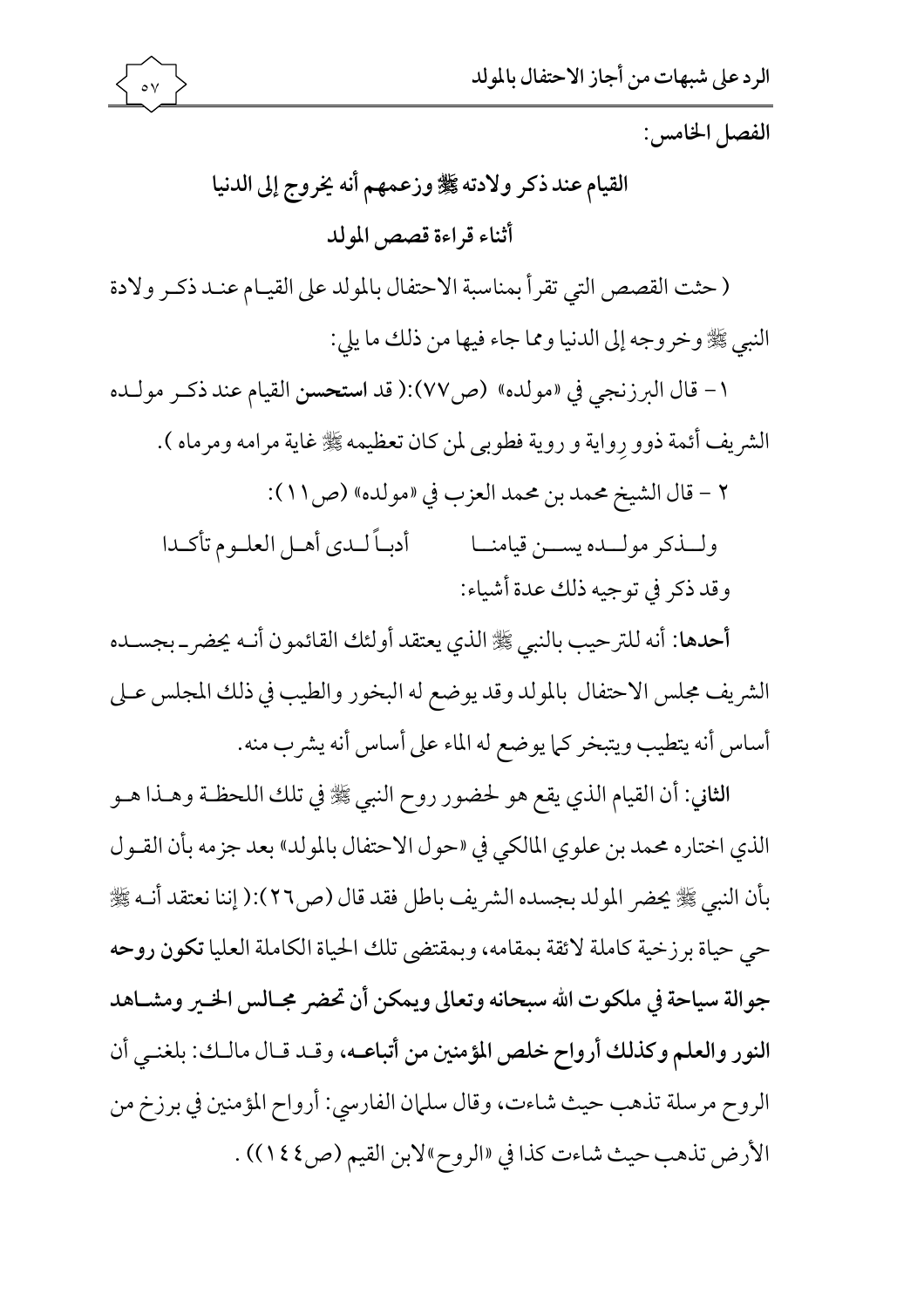الفصل الخامس:

## القيام عند ذكر ولادته ﷺ وزعمهم أنه يخروج إلى الدنيا أثناء قراءة قصص المولد

( حثت القصص التي تقرأ بمناسبة الاحتفال بالمولد على القيام عند ذكر ولادة النبي ﷺ وخروجه إلى الدنيا ومما جاء فيها من ذلك ما يلي:

١- قال البرزنجي في «مولده» (ص٧٧):( قد **استحسن** القيام عند ذكر مولده الشريف أئمة ذوو رِواية و روية فطوبى لمن كان تعظيمه ﷺ غاية مرامه ومرماه ).

٢ – قال الشيخ محمد بن محمد العزب في «مولده» (ص١١):

ولـذكر مولـده يسـن قيامنـا أدبـاً لـدى أهـل العلـوم تأكـدا

وقد ذكر في توجيه ذلك عدة أشياء:

**أحدها**: أنه للترحيب بالنبي ﷺ الذي يعتقد أولئك القائمون أنه يحضر بجسده الشريف مجلس الاحتفال بالمولد وقد يوضع له البخور والطيب في ذلك المجلس على أساس أنه يتطيب ويتبخر كما يوضع له الماء على أساس أنه يشرب منه.

**الثاني**: أن القيام الذي يقع هو لحضور روح النبي ﷺ في تلك اللحظة وهذا هو الذي اختاره محمد بن علوي المالكي في «حول الاحتفال بالمولد» بعد جزمه بأن القول بأن النبي ﷺ يحضر المولد بجسده الشريف باطل فقد قال (ص٢٦):( إننا نعتقد أنه ﷺ حي حياة برزخية كاملة لائقة بمقامه، وبمقتضى تلك الحياة الكاملة العليا **تكون روحه جوالة سياحة في ملكوت الله سبحانه وتعالى ويمكن أن تحضر مجالس الخير ومشاهد النور والعلم وكذلك أرواح خلص المؤمنين من أتباعه**، وقد قال مالك: بلغني أن الروح مرسلة تذهب حيث شاءت، وقال سلمان الفارسي: أرواح المؤمنين في برزخ من الأرض تذهب حيث شاءت كذا في «الروح»لابن القيم (ص١٤٤)) .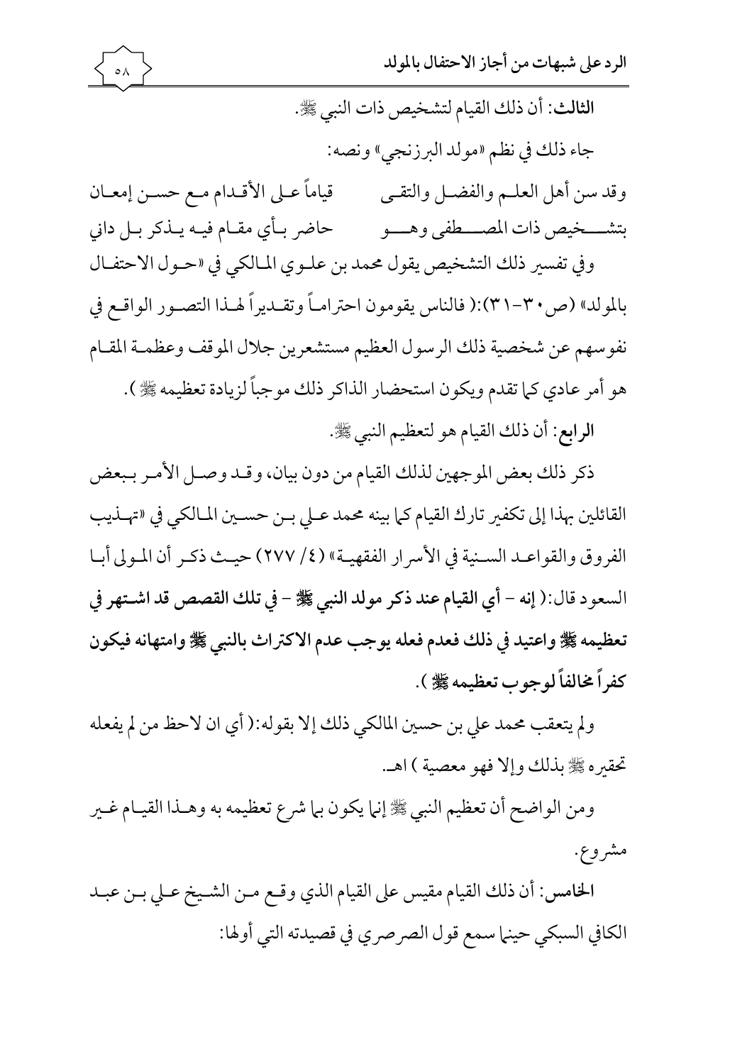**الثالث**: أن ذلك القيام لتشخيص ذات النبي ﷺ.

جاء ذلك في نظم «مولد البرزنجي» ونصه:

وقد سن أهل العلم والفضل والتقى　　قياماً على الأقدام مع حسن إمعان

بتشخيص ذات المصطفى وهو　　حاضر بأي مقام فيه يذكر بل داني

وفي تفسير ذلك التشخيص يقول محمد بن علوي المالكي في «حول الاحتفال بالمولد» (ص٣٠-٣١):( فالناس يقومون احتراماً وتقديراً لهذا التصور الواقع في نفوسهم عن شخصية ذلك الرسول العظيم مستشعرين جلال الموقف وعظمة المقام هو أمر عادي كما تقدم ويكون استحضار الذاكر ذلك موجباً لزيادة تعظيمه ﷺ ).

**الرابع**: أن ذلك القيام هو لتعظيم النبي ﷺ.

ذكر ذلك بعض الموجهين لذلك القيام من دون بيان، وقد وصل الأمر ببعض القائلين بهذا إلى تكفير تارك القيام كما بينه محمد علي بن حسين المالكي في «تهذيب الفروق والقواعد السنية في الأسرار الفقهية» (٤/ ٢٧٧) حيث ذكر أن المولى أبا السعود قال:( **إنه - أي القيام عند ذكر مولد النبي ﷺ - في تلك القصص قد اشتهر في تعظيمه ﷺ واعتيد في ذلك فعدم فعله يوجب عدم الاكتراث بالنبي ﷺ وامتهانه فيكون كفراً مخالفاً لوجوب تعظيمه ﷺ** ).

ولم يتعقب محمد علي بن حسين المالكي ذلك إلا بقوله:( أي ان لاحظ من لم يفعله تحقيره ﷺ بذلك وإلا فهو معصية ) اهـ.

ومن الواضح أن تعظيم النبي ﷺ إنما يكون بما شرع تعظيمه به وهذا القيام غير مشروع.

**الخامس**: أن ذلك القيام مقيس على القيام الذي وقع من الشيخ علي بن عبد الكافي السبكي حينما سمع قول الصرصري في قصيدته التي أولها: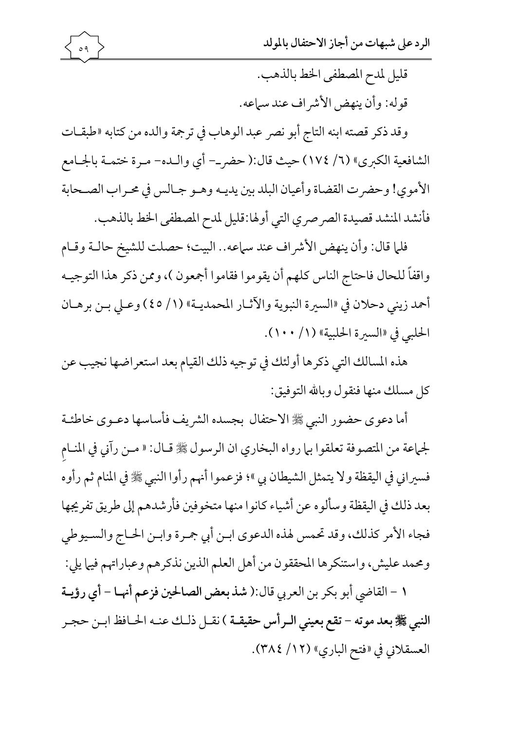قليل لمدح المصطفى الخط بالذهب.

قوله: وأن ينهض الأشراف عند سماعه.

وقد ذكر قصته ابنه التاج أبو نصر عبد الوهاب في ترجمة والده من كتابه «طبقات الشافعية الكبرى» (٦/ ١٧٤) حيث قال:( حضر- أي والده- مرة ختمة بالجامع الأموي! وحضرت القضاة وأعيان البلد بين يديه وهو جالس في محراب الصحابة فأنشد المنشد قصيدة الصرصري التي أولها:قليل لمدح المصطفى الخط بالذهب.

فلما قال: وأن ينهض الأشراف عند سماعه.. البيت؛ حصلت للشيخ حالة وقام واقفاً للحال فاحتاج الناس كلهم أن يقوموا فقاموا أجمعون )، وممن ذكر هذا التوجيه أحمد زيني دحلان في «السيرة النبوية والآثار المحمدية» (١/ ٤٥) وعلي بن برهان الحلبي في «السيرة الحلبية» (١/ ١٠٠).

هذه المسالك التي ذكرها أولئك في توجيه ذلك القيام بعد استعراضها نجيب عن كل مسلك منها فنقول وبالله التوفيق:

أما دعوى حضور النبي ﷺ الاحتفال بجسده الشريف فأساسها دعوى خاطئة لجماعة من المتصوفة تعلقوا بما رواه البخاري ان الرسول ﷺ قال: « من رآني في المنام فسيراني في اليقظة ولا يتمثل الشيطان بي »؛ فزعموا أنهم رأوا النبي ﷺ في المنام ثم رأوه بعد ذلك في اليقظة وسألوه عن أشياء كانوا منها متخوفين فأرشدهم إلى طريق تفريجها فجاء الأمر كذلك، وقد تحمس لهذه الدعوى ابن أبي جمرة وابن الحاج والسيوطي ومحمد عليش، واستنكرها المحققون من أهل العلم الذين نذكرهم وعباراتهم فيما يلي:

١ - القاضي أبو بكر بن العربي قال:( **شذ بعض الصالحين فزعم أنها - أي رؤية النبي ﷺ بعد موته - تقع بعيني الرأس حقيقة** ) نقل ذلك عنه الحافظ ابن حجر العسقلاني في «فتح الباري» (١٢/ ٣٨٤).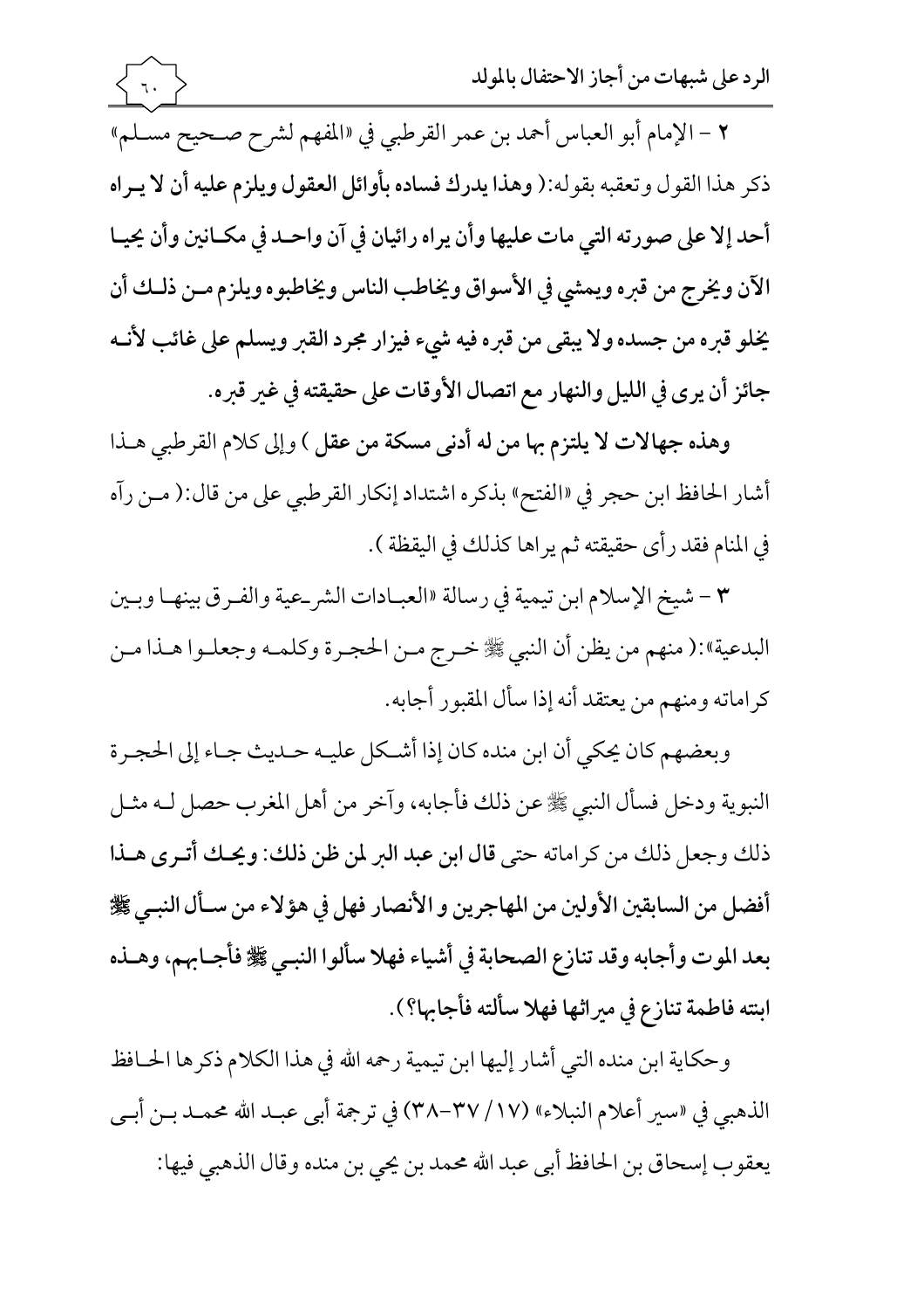٢ – الإمام أبو العباس أحمد بن عمر القرطبي في «المفهم لشرح صحيح مسلم» ذكر هذا القول وتعقبه بقوله:( **وهذا يدرك فساده بأوائل العقول ويلزم عليه أن لا يراه أحد إلا على صورته التي مات عليها وأن يراه رائيان في آن واحد في مكانين وأن يحيا الآن ويخرج من قبره ويمشي في الأسواق ويخاطب الناس ويخاطبوه ويلزم من ذلك أن يخلو قبره من جسده ولا يبقى من قبره فيه شيء فيزار مجرد القبر ويسلم على غائب لأنه جائز أن يرى في الليل والنهار مع اتصال الأوقات على حقيقته في غير قبره.**

**وهذه جهالات لا يلتزم بها من له أدنى مسكة من عقل** ) وإلى كلام القرطبي هذا أشار الحافظ ابن حجر في «الفتح» بذكره اشتداد إنكار القرطبي على من قال:( من رآه في المنام فقد رأى حقيقته ثم يراها كذلك في اليقظة ).

٣ – شيخ الإسلام ابن تيمية في رسالة «العبادات الشرعية والفرق بينها وبين البدعية»:( منهم من يظن أن النبي ﷺ خرج من الحجرة وكلمه وجعلوا هذا من كراماته ومنهم من يعتقد أنه إذا سأل المقبور أجابه.

وبعضهم كان يحكي أن ابن منده كان إذا أشكل عليه حديث جاء إلى الحجرة النبوية ودخل فسأل النبي ﷺ عن ذلك فأجابه، وآخر من أهل المغرب حصل له مثل ذلك وجعل ذلك من كراماته حتى **قال ابن عبد البر لمن ظن ذلك: ويحك أترى هذا أفضل من السابقين الأولين من المهاجرين و الأنصار فهل في هؤلاء من سأل النبي ﷺ بعد الموت وأجابه وقد تنازع الصحابة في أشياء فهلا سألوا النبي ﷺ فأجابهم، وهذه ابنته فاطمة تنازع في ميراثها فهلا سألته فأجابها؟** ).

وحكاية ابن منده التي أشار إليها ابن تيمية رحمه الله في هذا الكلام ذكرها الحافظ الذهبي في «سير أعلام النبلاء» (١٧/ ٣٧-٣٨) في ترجمة أبي عبد الله محمد بن أبي يعقوب إسحاق بن الحافظ أبي عبد الله محمد بن يحي بن منده وقال الذهبي فيها: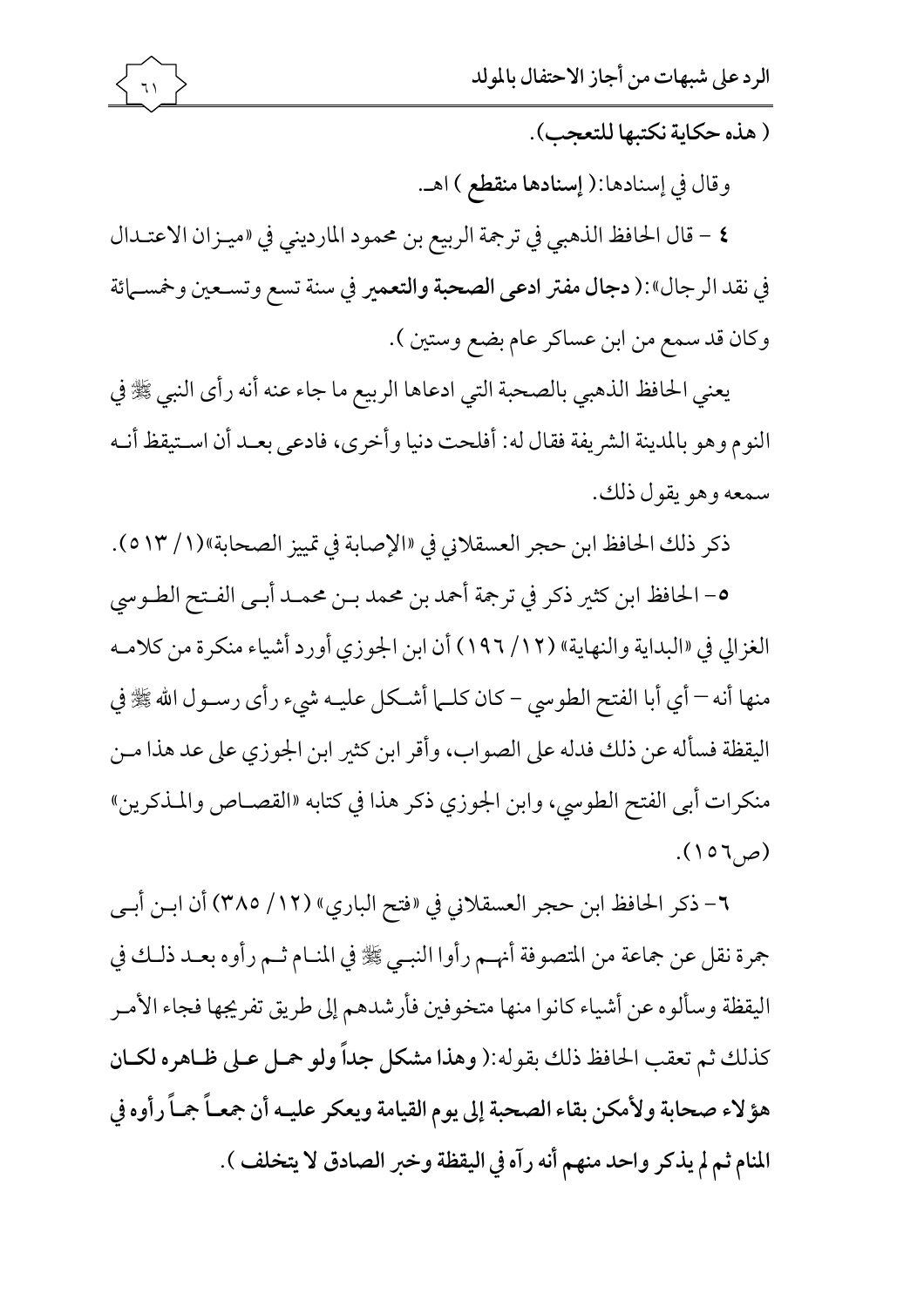( **هذه حكاية نكتبها للتعجب**).

وقال في إسنادها:( **إسنادها منقطع** ) اهـ.

٤ – قال الحافظ الذهبي في ترجمة الربيع بن محمود المارديني في «ميزان الاعتدال في نقد الرجال»:( **دجال مفتر ادعى الصحبة والتعمير** في سنة تسع وتسعين وخمسمائة وكان قد سمع من ابن عساكر عام بضع وستين ).

يعني الحافظ الذهبي بالصحبة التي ادعاها الربيع ما جاء عنه أنه رأى النبي ﷺ في النوم وهو بالمدينة الشريفة فقال له: أفلحت دنيا وأخرى، فادعى بعد أن استيقظ أنه سمعه وهو يقول ذلك.

ذكر ذلك الحافظ ابن حجر العسقلاني في «الإصابة في تمييز الصحابة»(١/ ٥١٣).

٥- الحافظ ابن كثير ذكر في ترجمة أحمد بن محمد بن محمد أبي الفتح الطوسي الغزالي في «البداية والنهاية» (١٢/ ١٩٦) أن ابن الجوزي أورد أشياء منكرة من كلامه منها أنه – أي أبا الفتح الطوسي – كان كلما أشكل عليه شيء رأى رسول الله ﷺ في اليقظة فسأله عن ذلك فدله على الصواب، وأقر ابن كثير ابن الجوزي على عد هذا من منكرات أبي الفتح الطوسي، وابن الجوزي ذكر هذا في كتابه «القصاص والمذكرين» (ص١٥٦).

٦- ذكر الحافظ ابن حجر العسقلاني في «فتح الباري» (١٢/ ٣٨٥) أن ابن أبي جمرة نقل عن جماعة من المتصوفة أنهم رأوا النبي ﷺ في المنام ثم رأوه بعد ذلك في اليقظة وسألوه عن أشياء كانوا منها متخوفين فأرشدهم إلى طريق تفريجها فجاء الأمر كذلك ثم تعقب الحافظ ذلك بقوله:( **وهذا مشكل جداً ولو حمل على ظاهره لكان هؤلاء صحابة ولأمكن بقاء الصحبة إلى يوم القيامة ويعكر عليه أن جمعاً جماً رأوه في المنام ثم لم يذكر واحد منهم أنه رآه في اليقظة وخبر الصادق لا يتخلف** ).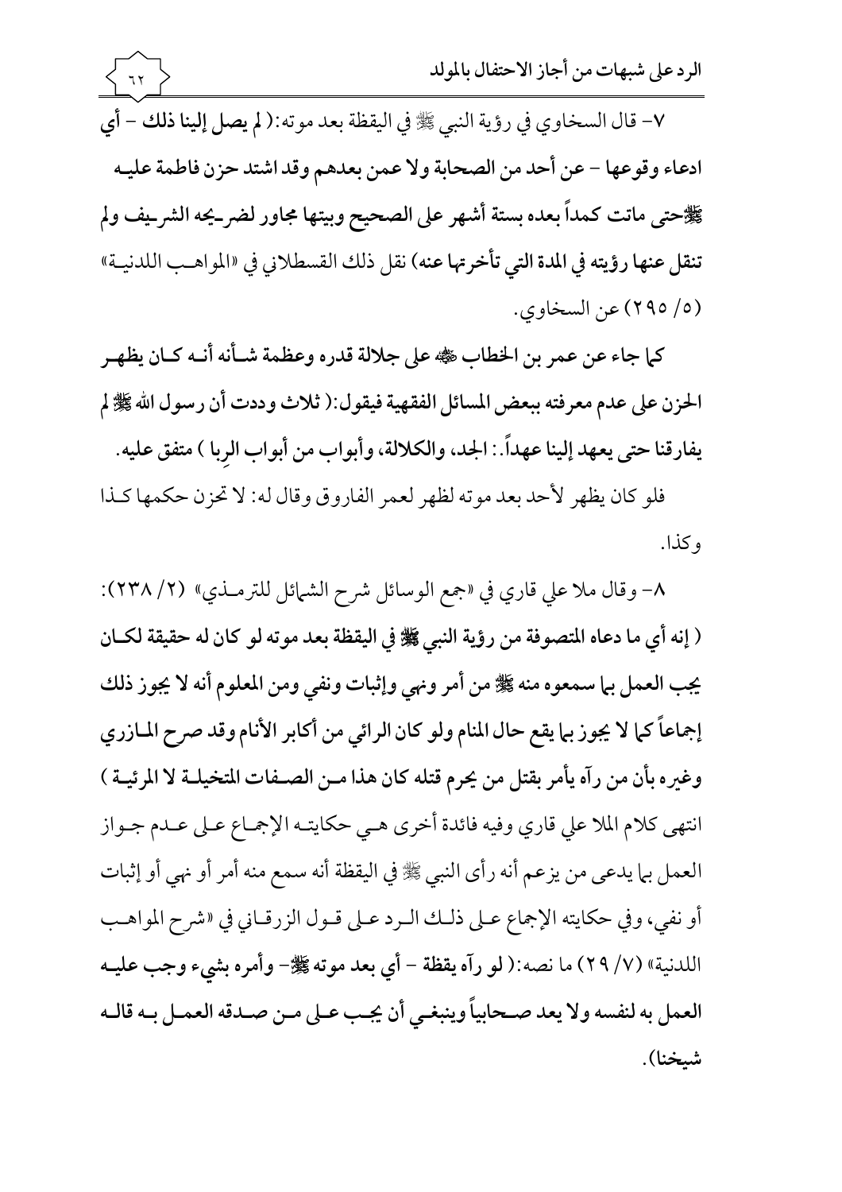٧- قال السخاوي في رؤية النبي ﷺ في اليقظة بعد موته:( **لم يصل إلينا ذلك – أي ادعاء وقوعها – عن أحد من الصحابة ولا عمن بعدهم وقد اشتد حزن فاطمة عليه ﷺحتى ماتت كمداً بعده بستة أشهر على الصحيح وبيتها مجاور لضريحه الشريف ولم تنقل عنها رؤيته في المدة التي تأخرتها عنه**) نقل ذلك القسطلاني في «المواهب اللدنية» (٥/ ٢٩٥) عن السخاوي.

**كما جاء عن عمر بن الخطاب ﷺ على جلالة قدره وعظمة شأنه أنه كان يظهر الحزن على عدم معرفته ببعض المسائل الفقهية فيقول:( ثلاث وددت أن رسول الله ﷺ لم يفارقنا حتى يعهد إلينا عهداً.: الجد، والكلالة، وأبواب من أبواب الربا ) متفق عليه.**

فلو كان يظهر لأحد بعد موته لظهر لعمر الفاروق وقال له: لا تحزن حكمها كذا وكذا.

٨- وقال ملا علي قاري في «جمع الوسائل شرح الشمائل للترمذي» (٢/ ٢٣٨): **( إنه أي ما دعاه المتصوفة من رؤية النبي ﷺ في اليقظة بعد موته لو كان له حقيقة لكان يجب العمل بما سمعوه منه ﷺ من أمر ونهي وإثبات ونفي ومن المعلوم أنه لا يجوز ذلك إجماعاً كما لا يجوز بما يقع حال المنام ولو كان الرائي من أكابر الأنام وقد صرح المازري وغيره بأن من رآه يأمر بقتل من يحرم قتله كان هذا من الصفات المتخيلة لا المرئية )** انتهى كلام الملا علي قاري وفيه فائدة أخرى هي حكايته الإجماع على عدم جواز العمل بما يدعى من يزعم أنه رأى النبي ﷺ في اليقظة أنه سمع منه أمر أو نهي أو إثبات أو نفي، وفي حكايته الإجماع على ذلك الرد على قول الزرقاني في «شرح المواهب اللدنية» (٧/ ٢٩) ما نصه:( **لو رآه يقظة – أي بعد موته ﷺ– وأمره بشيء وجب عليه العمل به لنفسه ولا يعد صحابياً وينبغي أن يجب على من صدقه العمل به قاله شيخنا**).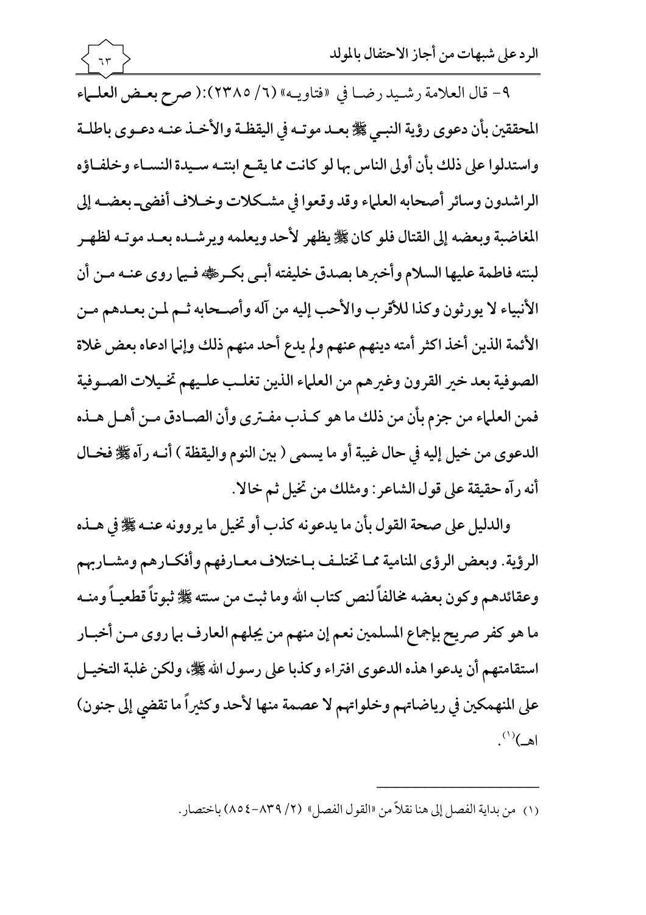٩- قال العلامة رشيد رضا في «فتاويه» (٦/ ٢٣٨٥):( صرح بعض العلماء المحققين بأن دعوى رؤية النبي ﷺ بعد موته في اليقظة والأخذ عنه دعوى باطلة واستدلوا على ذلك بأن أولى الناس بها لو كانت مما يقع ابنته سيدة النساء وخلفاؤه الراشدون وسائر أصحابه العلماء وقد وقعوا في مشكلات وخلاف أفضى بعضه إلى المغاضبة وبعضه إلى القتال فلو كان ﷺ يظهر لأحد ويعلمه ويرشده بعد موته لظهر لبنته فاطمة عليها السلام وأخبرها بصدق خليفته أبي بكر ﷺ فيما روى عنه من أن الأنبياء لا يورثون وكذا للأقرب والأحب إليه من آله وأصحابه ثم لمن بعدهم من الأئمة الذين أخذ اكثر أمته دينهم عنهم ولم يدع أحد منهم ذلك وإنما ادعاه بعض غلاة الصوفية بعد خير القرون وغيرهم من العلماء الذين تغلب عليهم تخيلات الصوفية فمن العلماء من جزم بأن من ذلك ما هو كذب مفترى وأن الصادق من أهل هذه الدعوى من خيل إليه في حال غيبة أو ما يسمى ( بين النوم واليقظة ) أنه رآه ﷺ فخال أنه رآه حقيقة على قول الشاعر: ومثلك من تخيل ثم خالا.

والدليل على صحة القول بأن ما يدعونه كذب أو تخيل ما يروونه عنه ﷺ في هذه الرؤية. وبعض الرؤى المنامية مما تختلف باختلاف معارفهم وأفكارهم ومشاربهم وعقائدهم وكون بعضه مخالفاً لنص كتاب الله وما ثبت من سنته ﷺ ثبوتاً قطعياً ومنه ما هو كفر صريح بإجماع المسلمين نعم إن منهم من يجلهم العارف بما روى من أخبار استقامتهم أن يدعوا هذه الدعوى افتراء وكذبا على رسول الله ﷺ، ولكن غلبة التخيل على المنهمكين في رياضاتهم وخلواتهم لا عصمة منها لأحد وكثيراً ما تقضي إلى جنون) اهـ)[1].

---

(١) من بداية الفصل إلى هنا نقلاً من «القول الفصل» (٢/ ٨٣٩-٨٥٤) باختصار.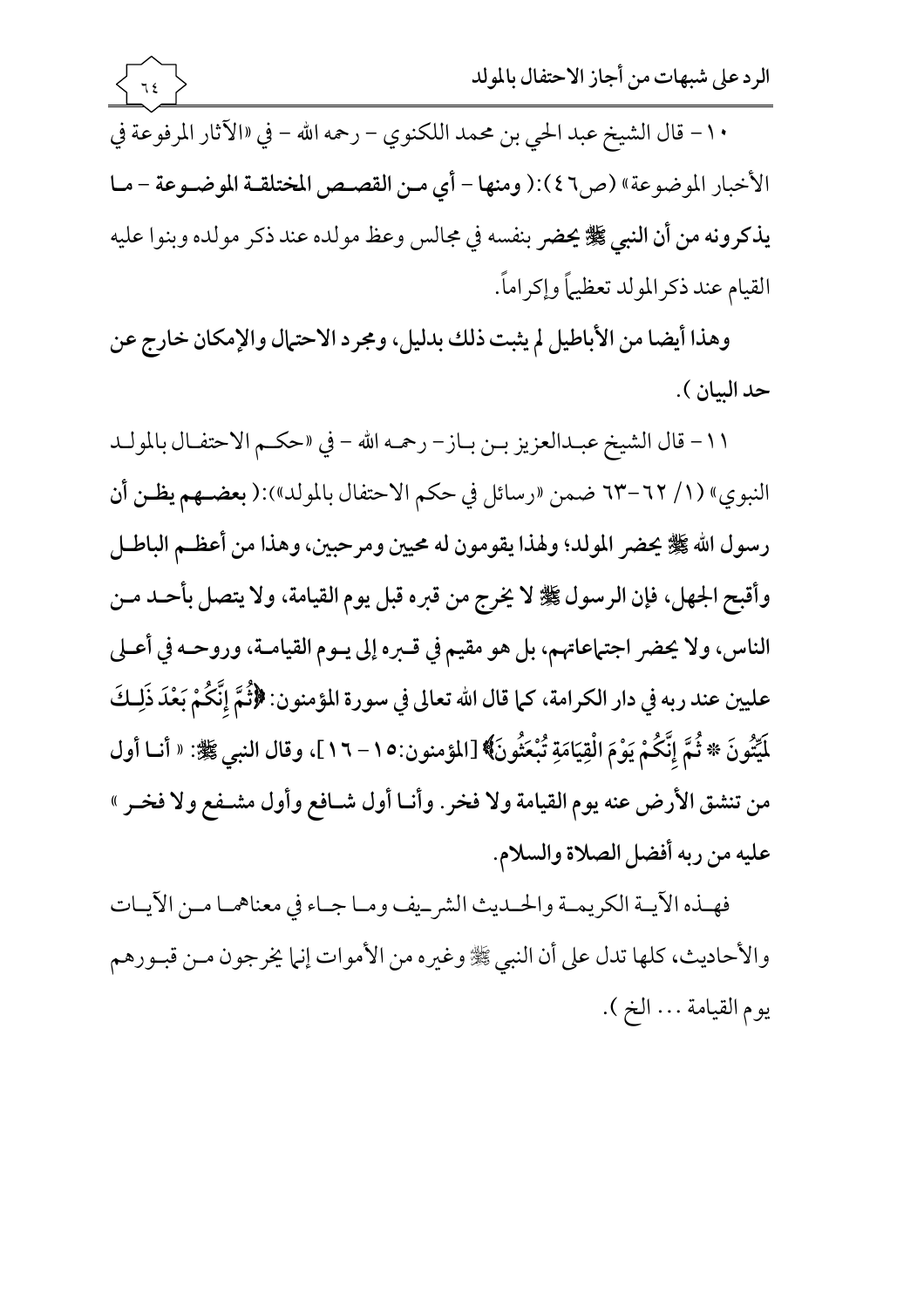١٠ – قال الشيخ عبد الحي بن محمد اللكنوي – رحمه الله – في «الآثار المرفوعة في الأخبار الموضوعة» (ص٤٦):( **ومنها – أي من القصص المختلقة الموضوعة – ما يذكرونه من أن النبي ﷺ يحضر** بنفسه في مجالس وعظ مولده عند ذكر مولده وبنوا عليه القيام عند ذكر المولد تعظيماً وإكراماً.

**وهذا أيضا من الأباطيل لم يثبت ذلك بدليل، ومجرد الاحتمال والإمكان خارج عن حد البيان** ).

١١ – قال الشيخ عبدالعزيز بن باز – رحمه الله – في «حكم الاحتفال بالمولد النبوي» (١/ ٦٢-٦٣ ضمن «رسائل في حكم الاحتفال بالمولد»):( **بعضهم يظن أن رسول الله ﷺ يحضر المولد؛ ولهذا يقومون له محيين ومرحبين، وهذا من أعظم الباطل وأقبح الجهل، فإن الرسول ﷺ لا يخرج من قبره قبل يوم القيامة، ولا يتصل بأحد من الناس، ولا يحضر اجتماعاتهم، بل هو مقيم في قبره إلى يوم القيامة، وروحه في أعلى عليين عند ربه في دار الكرامة، كما قال الله تعالى في سورة المؤمنون: ﴿ثُمَّ إِنَّكُمْ بَعْدَ ذَلِكَ لَمَيِّتُونَ \* ثُمَّ إِنَّكُمْ يَوْمَ الْقِيَامَةِ تُبْعَثُونَ﴾** [المؤمنون:١٥ – ١٦]، **وقال النبي ﷺ: « أنا أول من تنشق الأرض عنه يوم القيامة ولا فخر. وأنا أول شافع وأول مشفع ولا فخر » عليه من ربه أفضل الصلاة والسلام.**

فهذه الآية الكريمة والحديث الشريف وما جاء في معناهما من الآيات والأحاديث، كلها تدل على أن النبي ﷺ وغيره من الأموات إنما يخرجون من قبورهم يوم القيامة ... الخ ).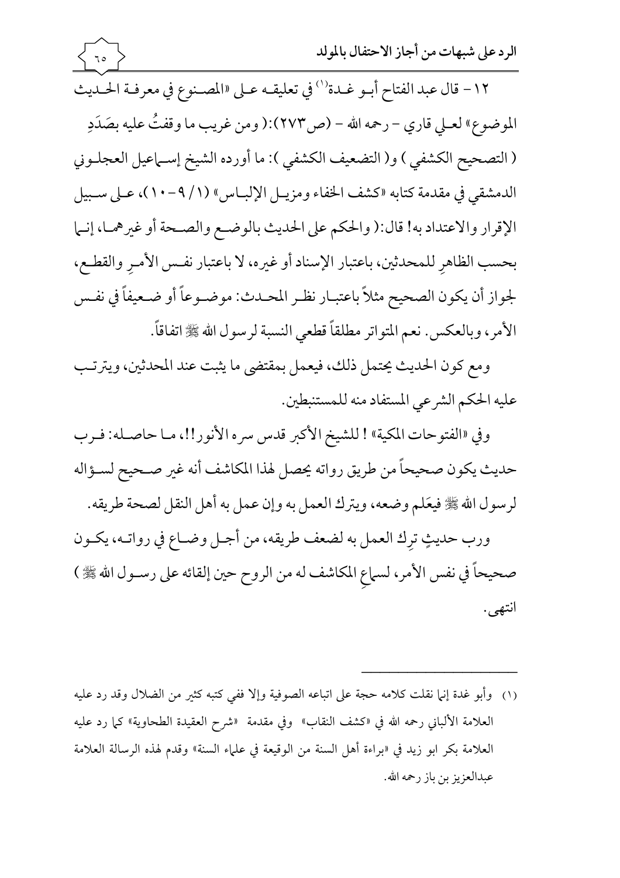١٢- قال عبد الفتاح أبـو غـدة[1] في تعليقـه عـلى «المصـنوع في معرفـة الحـديث الموضوع» لعـلي قاري - رحمه الله - (ص٢٧٣):( ومن غريب ما وقفتُ عليه بصَدَدِ ( التصحيح الكشفي ) و( التضعيف الكشفي ): ما أورده الشيخ إسـماعيل العجلـوني الدمشقي في مقدمة كتابه «كشف الخفاء ومزيـل الإلبـاس» (١/ ٩-١٠)، عـلى سـبيل الإقرار والاعتداد به! قال:( والحكم على الحديث بالوضـع والصـحة أو غيرهمـا، إنـما بحسب الظاهرِ للمحدثين، باعتبار الإسناد أو غيره، لا باعتبار نفـس الأمـرِ والقطـع، لجواز أن يكون الصحيح مثلاً باعتبـار نظـر المحـدث: موضـوعاً أو ضـعيفاً في نفـس الأمر، وبالعكس. نعم المتواتر مطلقاً قطعي النسبة لرسول الله ﷺ اتفاقاً.

ومع كون الحديث يحتمل ذلك، فيعمل بمقتضى ما يثبت عند المحدثين، ويترتـب عليه الحكم الشرعي المستفاد منه للمستنبطين.

وفي «الفتوحات المكية» ! للشيخ الأكبر قدس سره الأنور!!، مـا حاصـله: فـرب حديث يكون صحيحاً من طريق رواته يحصل لهذا المكاشف أنه غير صـحيح لسـؤاله لرسول الله ﷺ فيعَلم وضعه، ويترك العمل به وإن عمل به أهل النقل لصحة طريقه.

ورب حديثٍ ترِك العمل به لضعف طريقه، من أجـل وضـاع في رواتـه، يكـون صحيحاً في نفس الأمر، لسماعِ المكاشف له من الروح حين إلقائه على رسـول الله ﷺ ) انتهى.

---

(١) وأبو غدة إنما نقلت كلامه حجة على اتباعه الصوفية وإلا ففي كتبه كثير من الضلال وقد رد عليه العلامة الألباني رحمه الله في «كشف النقاب» وفي مقدمة «شرح العقيدة الطحاوية» كما رد عليه العلامة بكر ابو زيد في «براءة أهل السنة من الوقيعة في علماء السنة» وقدم لهذه الرسالة العلامة عبدالعزيز بن باز رحمه الله.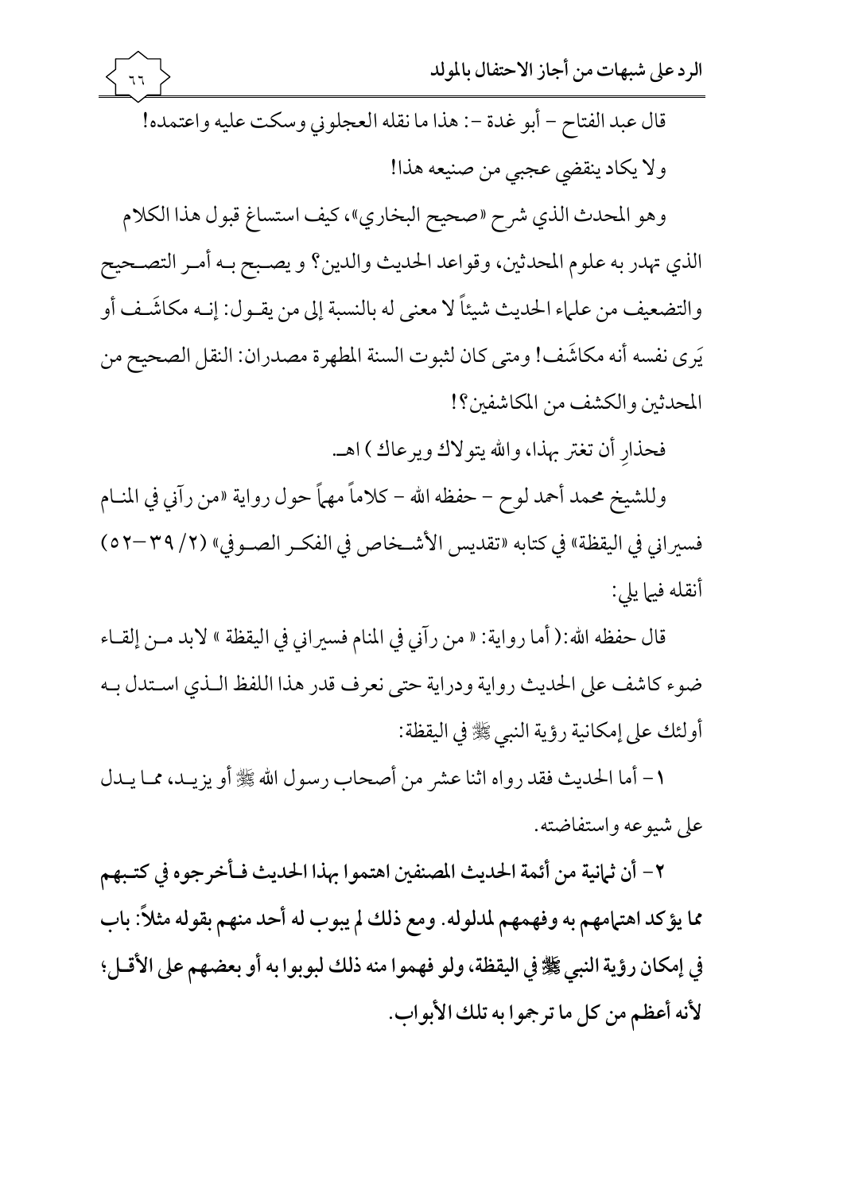قال عبد الفتاح – أبو غدة –: هذا ما نقله العجلوني وسكت عليه واعتمده!

ولا يكاد ينقضي عجبي من صنيعه هذا!

وهو المحدث الذي شرح «صحيح البخاري»، كيف استساغ قبول هذا الكلام الذي تهدر به علوم المحدثين، وقواعد الحديث والدين؟ و يصبح بـه أمـر التصحيح والتضعيف من علماء الحديث شيئاً لا معنى له بالنسبة إلى من يقـول: إنـه مكاشَـف أو يَرى نفسه أنه مكاشَف! ومتى كان لثبوت السنة المطهرة مصدران: النقل الصحيح من المحدثين والكشف من المكاشفين؟!

فحذارِ أن تغتر بهذا، والله يتولاك ويرعاك ) اهـ.

وللشيخ محمد أحمد لوح – حفظه الله – كلاماً مهماً حول رواية «من رآني في المنـام فسيراني في اليقظة» في كتابه «تقديس الأشـخاص في الفكـر الصـوفي» (٢/ ٣٩–٥٢) أنقله فيما يلي:

قال حفظه الله: ( أما رواية: « من رآني في المنام فسيراني في اليقظة » لابد مـن إلقـاء ضوء كاشف على الحديث رواية ودراية حتى نعرف قدر هذا اللفظ الـذي اسـتدل بـه أولئك على إمكانية رؤية النبي ﷺ في اليقظة:

١– أما الحديث فقد رواه اثنا عشر من أصحاب رسول الله ﷺ أو يزيـد، ممـا يـدل على شيوعه واستفاضته.

**٢– أن ثمانية من أئمة الحديث المصنفين اهتموا بهذا الحديث فـأخرجوه في كتـبهم مما يؤكد اهتمامهم به وفهمهم لمدلوله. ومع ذلك لم يبوب له أحد منهم بقوله مثلاً: باب في إمكان رؤية النبي ﷺ في اليقظة، ولو فهموا منه ذلك لبوبوا به أو بعضهم على الأقـل؛ لأنه أعظم من كل ما ترجموا به تلك الأبواب.**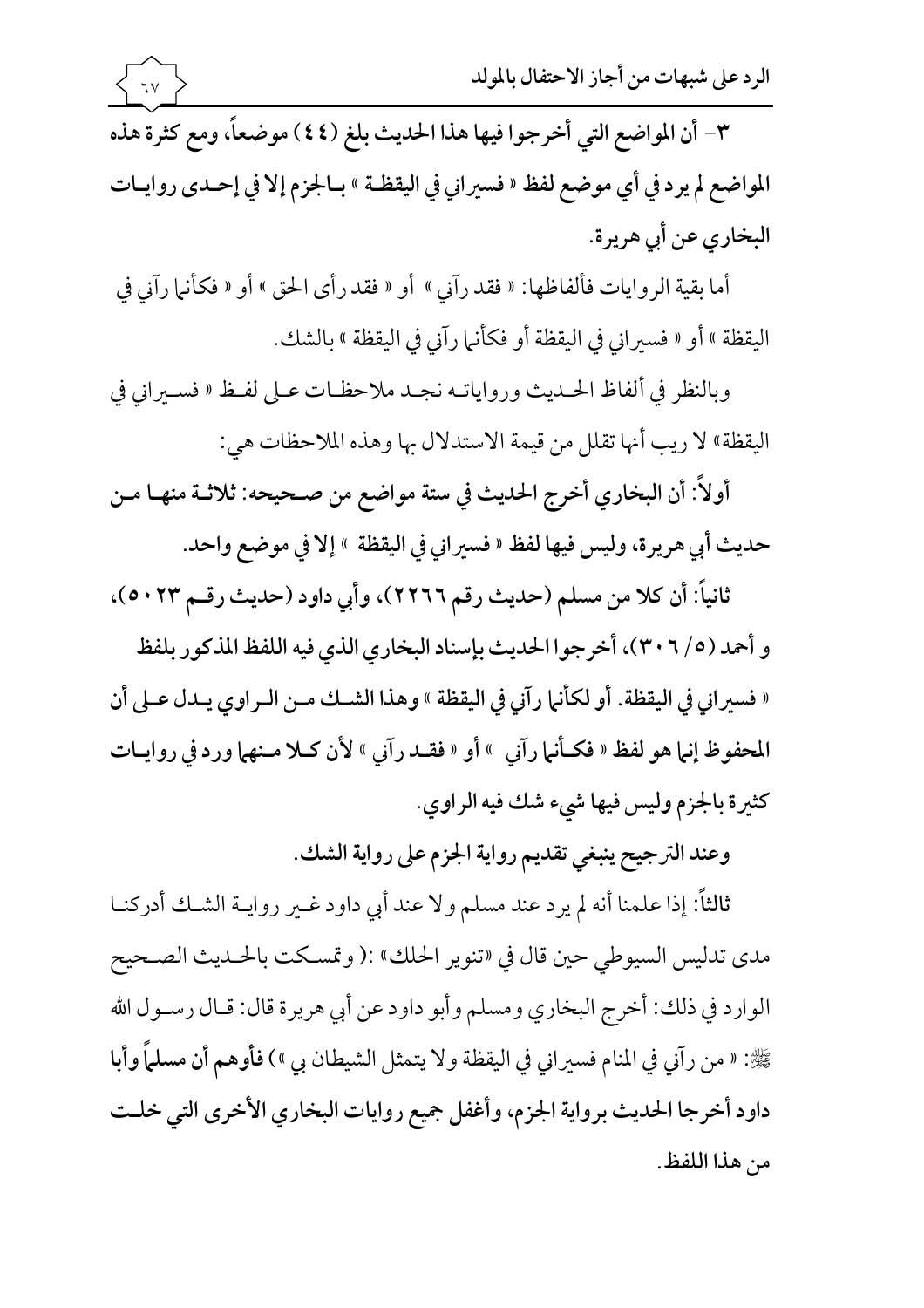**٣- أن المواضع التي أخرجوا فيها هذا الحديث بلغ (٤٤) موضعاً، ومع كثرة هذه المواضع لم يرد في أي موضع لفظ « فسيراني في اليقظة » بالجزم إلا في إحدى روايات البخاري عن أبي هريرة.**

أما بقية الروايات فألفاظها: « فقد رآني » أو « فقد رأى الحق » أو « فكأنما رآني في اليقظة » أو « فسيراني في اليقظة أو فكأنما رآني في اليقظة » بالشك.

وبالنظر في ألفاظ الحديث ورواياته نجد ملاحظات على لفظ « فسيراني في اليقظة» لا ريب أنها تقلل من قيمة الاستدلال بها وهذه الملاحظات هي:

**أولاً: أن البخاري أخرج الحديث في ستة مواضع من صحيحه: ثلاثة منها من حديث أبي هريرة، وليس فيها لفظ « فسيراني في اليقظة » إلا في موضع واحد.**

**ثانياً: أن كلا من مسلم (حديث رقم ٢٢٦٦)، وأبي داود (حديث رقم ٥٠٢٣)، و أحمد (٥/ ٣٠٦)، أخرجوا الحديث بإسناد البخاري الذي فيه اللفظ المذكور بلفظ « فسيراني في اليقظة. أو لكأنما رآني في اليقظة » وهذا الشك من الراوي يدل على أن المحفوظ إنما هو لفظ « فكأنما رآني » أو « فقد رآني » لأن كلا منهما ورد في روايات كثيرة بالجزم وليس فيها شيء شك فيه الراوي.**

**وعند الترجيح ينبغي تقديم رواية الجزم على رواية الشك.**

**ثالثاً:** إذا علمنا أنه لم يرد عند مسلم ولا عند أبي داود غير رواية الشك أدركنا مدى تدليس السيوطي حين قال في «تنوير الحلك» :( وتمسكت بالحديث الصحيح الوارد في ذلك: أخرج البخاري ومسلم وأبو داود عن أبي هريرة قال: قال رسول الله ﷺ: « من رآني في المنام فسيراني في اليقظة ولا يتمثل الشيطان بي ») **فأوهم أن مسلماً وأبا داود أخرجا الحديث برواية الجزم، وأغفل جميع روايات البخاري الأخرى التي خلت من هذا اللفظ.**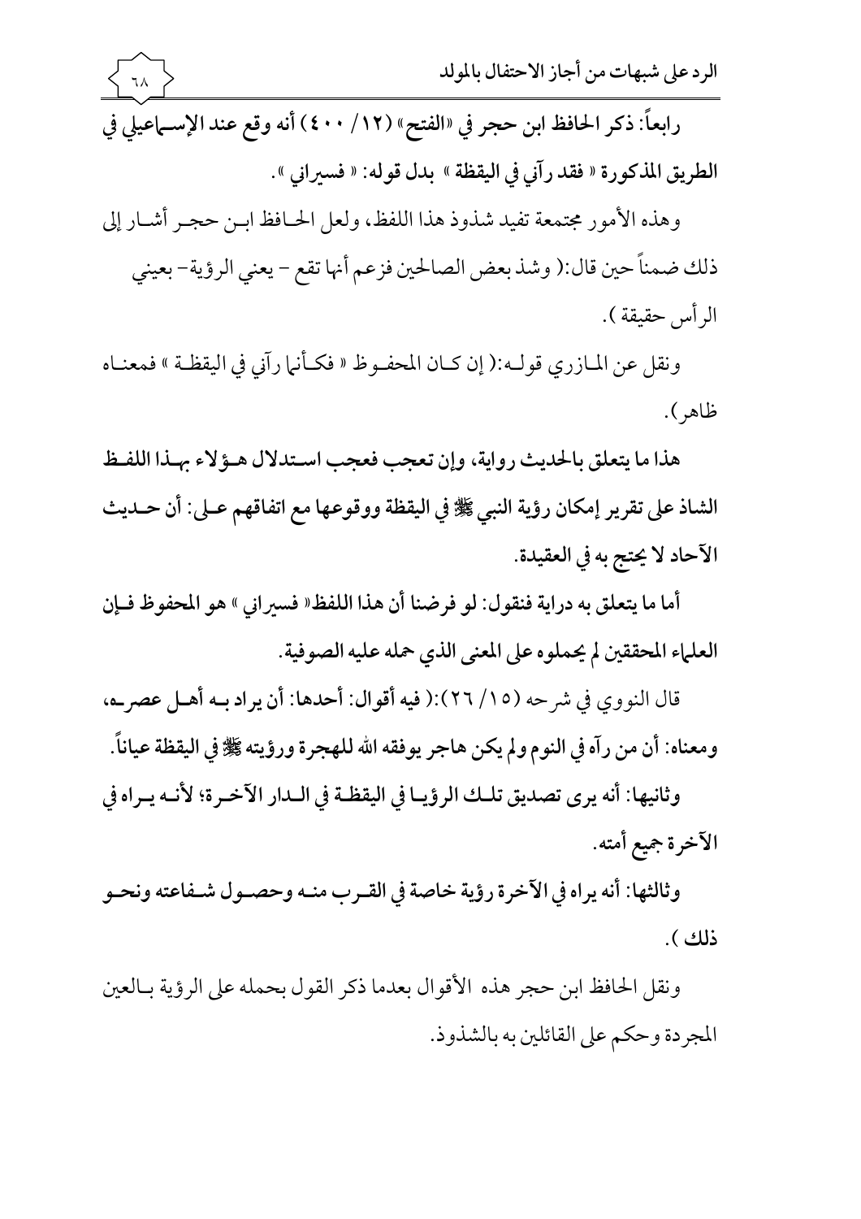**رابعاً: ذكر الحافظ ابن حجر في «الفتح» (١٢/ ٤٠٠) أنه وقع عند الإسماعيلي في الطريق المذكورة « فقد رآني في اليقظة » بدل قوله: « فسيراني ».**

وهذه الأمور مجتمعة تفيد شذوذ هذا اللفظ، ولعل الحافظ ابن حجر أشار إلى ذلك ضمناً حين قال:( وشذ بعض الصالحين فزعم أنها تقع – يعني الرؤية – بعيني الرأس حقيقة ).

ونقل عن المازري قوله:( إن كان المحفوظ « فكأنما رآني في اليقظة » فمعناه ظاهر ).

**هذا ما يتعلق بالحديث رواية، وإن تعجب فعجب استدلال هؤلاء بهذا اللفظ الشاذ على تقرير إمكان رؤية النبي ﷺ في اليقظة ووقوعها مع اتفاقهم على: أن حديث الآحاد لا يحتج به في العقيدة.**

**أما ما يتعلق به دراية فنقول: لو فرضنا أن هذا اللفظ« فسيراني » هو المحفوظ فإن العلماء المحققين لم يحملوه على المعنى الذي حمله عليه الصوفية.**

قال النووي في شرحه (١٥/ ٢٦):( فيه أقوال: **أحدها: أن يراد به أهل عصره، ومعناه: أن من رآه في النوم ولم يكن هاجر يوفقه الله للهجرة ورؤيته ﷺ في اليقظة عياناً.**

**وثانيها: أنه يرى تصديق تلك الرؤيا في اليقظة في الدار الآخرة؛ لأنه يراه في الآخرة جميع أمته.**

**وثالثها: أنه يراه في الآخرة رؤية خاصة في القرب منه وحصول شفاعته ونحو ذلك ).**

ونقل الحافظ ابن حجر هذه الأقوال بعدما ذكر القول بحمله على الرؤية بالعين المجردة وحكم على القائلين به بالشذوذ.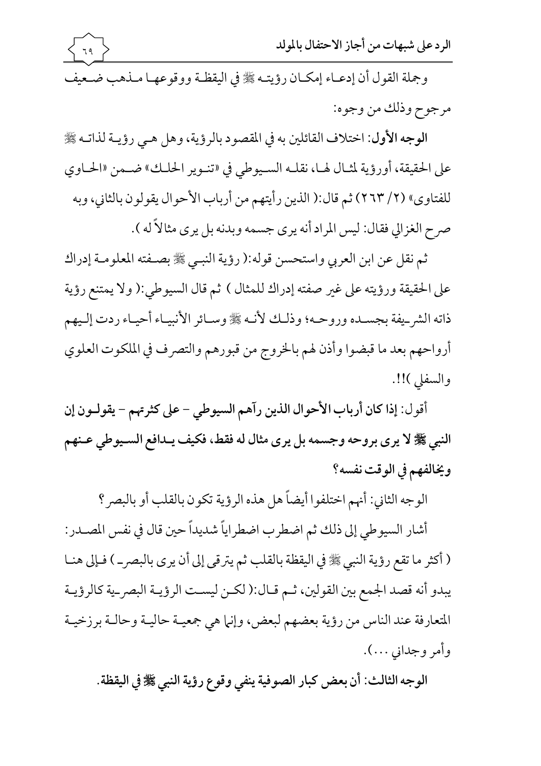وجملة القول أن إدعاء إمكان رؤيته ﷺ في اليقظة ووقوعها مذهب ضعيف مرجوح وذلك من وجوه:

**الوجه الأول**: اختلاف القائلين به في المقصود بالرؤية، وهل هي رؤية لذاته ﷺ على الحقيقة، أورؤية لمثال لها، نقله السيوطي في «تنوير الحلك» ضمن «الحاوي للفتاوى» (٢/ ٢٦٣) ثم قال:( الذين رأيتهم من أرباب الأحوال يقولون بالثاني، وبه صرح الغزالي فقال: ليس المراد أنه يرى جسمه وبدنه بل يرى مثالاً له ).

ثم نقل عن ابن العربي واستحسن قوله:( رؤية النبي ﷺ بصفته المعلومة إدراك على الحقيقة ورؤيته على غير صفته إدراك للمثال ) ثم قال السيوطي:( ولا يمتنع رؤية ذاته الشريفة بجسده وروحه؛ وذلك لأنه ﷺ وسائر الأنبياء أحياء ردت إليهم أرواحهم بعد ما قبضوا وأذن لهم بالخروج من قبورهم والتصرف في الملكوت العلوي والسفلي )!!.

أقول: **إذا كان أرباب الأحوال الذين رآهم السيوطي - على كثرتهم - يقولون إن النبي ﷺ لا يرى بروحه وجسمه بل يرى مثال له فقط، فكيف يدافع السيوطي عنهم ويخالفهم في الوقت نفسه؟**

الوجه الثاني: أنهم اختلفوا أيضاً هل هذه الرؤية تكون بالقلب أو بالبصر؟

أشار السيوطي إلى ذلك ثم اضطرب اضطراباً شديداً حين قال في نفس المصدر: ( أكثر ما تقع رؤية النبي ﷺ في اليقظة بالقلب ثم يترقى إلى أن يرى بالبصر ) فإلى هنا يبدو أنه قصد الجمع بين القولين، ثم قال:( لكن ليست الرؤية البصرية كالرؤية المتعارفة عند الناس من رؤية بعضهم لبعض، وإنما هي جمعية حالية وحالة برزخية وأمر وجداني ...).

**الوجه الثالث: أن بعض كبار الصوفية ينفي وقوع رؤية النبي ﷺ في اليقظة.**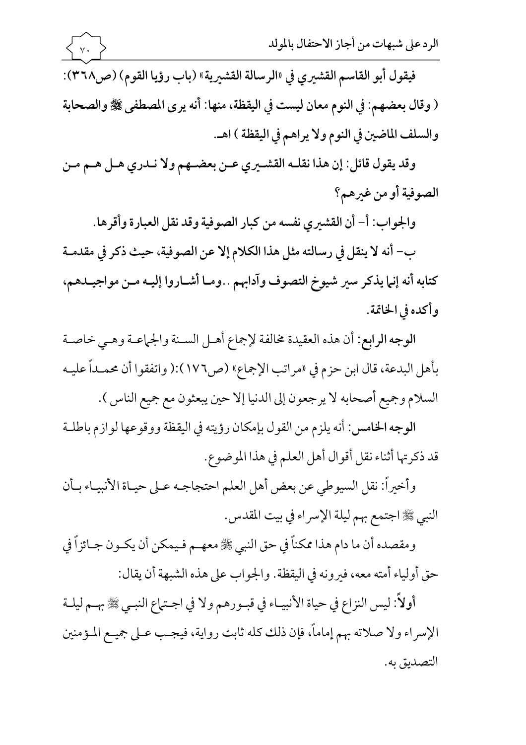**فيقول أبو القاسم القشيري في «الرسالة القشيرية» (باب رؤيا القوم) (ص٣٦٨): ( وقال بعضهم: في النوم معان ليست في اليقظة، منها: أنه يرى المصطفى ﷺ والصحابة والسلف الماضين في النوم ولا يراهم في اليقظة ) اهـ.**

**وقد يقول قائل: إن هذا نقله القشيري عن بعضهم ولا ندري هل هم من الصوفية أو من غيرهم؟**

**والجواب: أ- أن القشيري نفسه من كبار الصوفية وقد نقل العبارة وأقرها.**

**ب- أنه لا ينقل في رسالته مثل هذا الكلام إلا عن الصوفية، حيث ذكر في مقدمة كتابه أنه إنما يذكر سير شيوخ التصوف وآدابهم ..وما أشاروا إليه من مواجيدهم، وأكده في الخاتمة.**

**الوجه الرابع**: أن هذه العقيدة مخالفة لإجماع أهل السنة والجماعة وهي خاصة بأهل البدعة، قال ابن حزم في «مراتب الإجماع» (ص١٧٦):( واتفقوا أن محمداً عليه السلام وجميع أصحابه لا يرجعون إلى الدنيا إلا حين يبعثون مع جميع الناس ).

**الوجه الخامس**: أنه يلزم من القول بإمكان رؤيته في اليقظة ووقوعها لوازم باطلة قد ذكرتها أثناء نقل أقوال أهل العلم في هذا الموضوع.

وأخيراً: نقل السيوطي عن بعض أهل العلم احتجاجه على حياة الأنبياء بأن النبي ﷺ اجتمع بهم ليلة الإسراء في بيت المقدس.

ومقصده أن ما دام هذا ممكناً في حق النبي ﷺ معهم فيمكن أن يكون جائزاً في حق أولياء أمته معه، فيرونه في اليقظة. والجواب على هذه الشبهة أن يقال:

**أولاً**: ليس النزاع في حياة الأنبياء في قبورهم ولا في اجتماع النبي ﷺ بهم ليلة الإسراء ولا صلاته بهم إماماً، فإن ذلك كله ثابت رواية، فيجب على جميع المؤمنين التصديق به.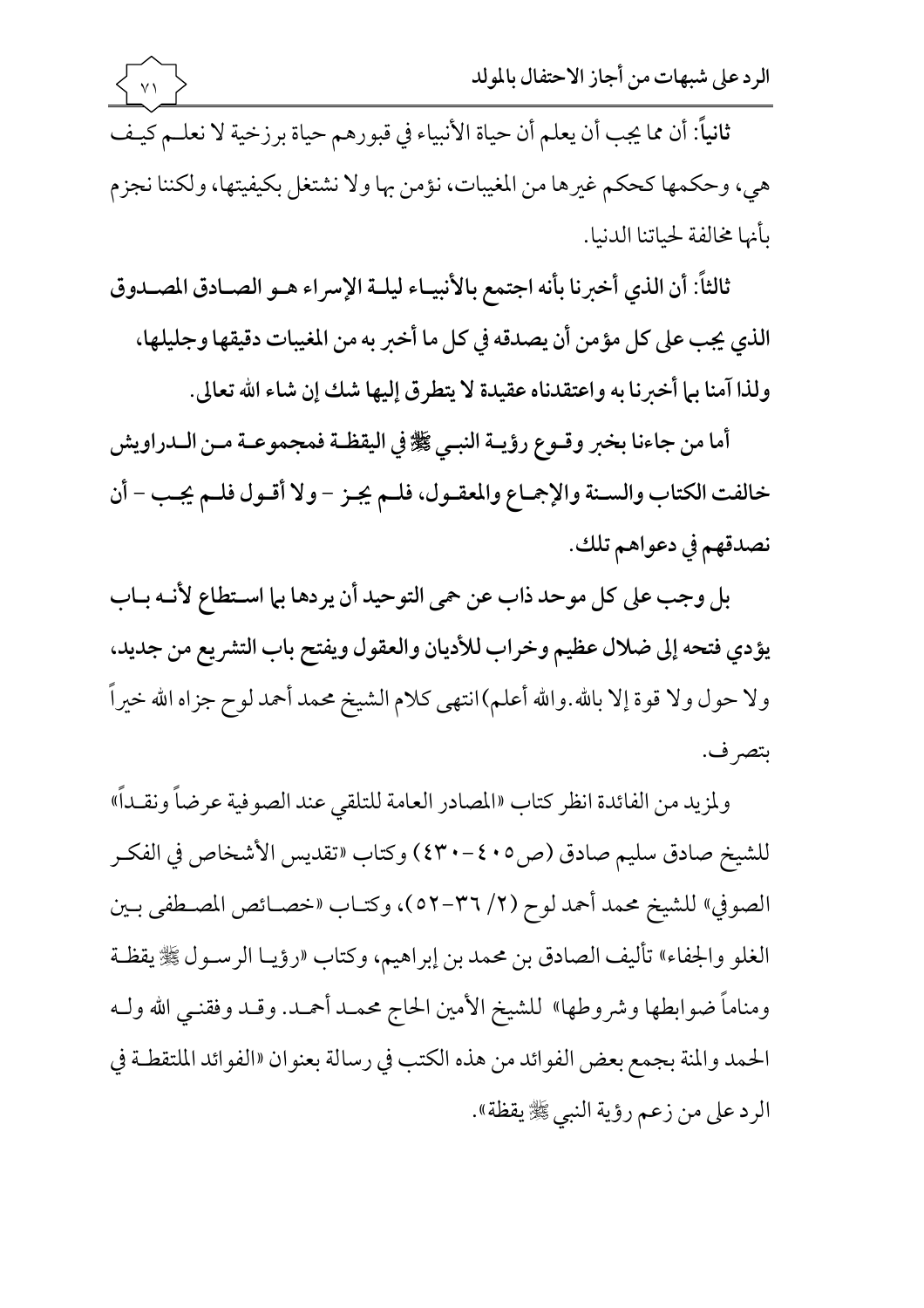**ثانياً:** أن مما يجب أن يعلم أن حياة الأنبياء في قبورهم حياة برزخية لا نعلم كيف هي، وحكمها كحكم غيرها من المغيبات، نؤمن بها ولا نشتغل بكيفيتها، ولكننا نجزم بأنها مخالفة لحياتنا الدنيا.

**ثالثاً: أن الذي أخبرنا بأنه اجتمع بالأنبياء ليلة الإسراء هو الصادق المصدوق الذي يجب على كل مؤمن أن يصدقه في كل ما أخبر به من المغيبات دقيقها وجليلها، ولذا آمنا بما أخبرنا به واعتقدناه عقيدة لا يتطرق إليها شك إن شاء الله تعالى.**

**أما من جاءنا بخبر وقوع رؤية النبي ﷺ في اليقظة فمجموعة من الدراويش خالفت الكتاب والسنة والإجماع والمعقول، فلم يجز - ولا أقول فلم يجب - أن نصدقهم في دعواهم تلك.**

**بل وجب على كل موحد ذاب عن حمى التوحيد أن يردها بما استطاع لأنه باب يؤدي فتحه إلى ضلال عظيم وخراب للأديان والعقول ويفتح باب التشريع من جديد،** ولا حول ولا قوة إلا بالله. والله أعلم) انتهى كلام الشيخ محمد أحمد لوح جزاه الله خيراً بتصرف.

ولمزيد من الفائدة انظر كتاب «المصادر العامة للتلقي عند الصوفية عرضاً ونقداً» للشيخ صادق سليم صادق (ص٤٠٥-٤٣٠) وكتاب «تقديس الأشخاص في الفكر الصوفي» للشيخ محمد أحمد لوح (٢/ ٣٦-٥٢)، وكتاب «خصائص المصطفى بين الغلو والجفاء» تأليف الصادق بن محمد بن إبراهيم، وكتاب «رؤيا الرسول ﷺ يقظة ومناماً ضوابطها وشروطها» للشيخ الأمين الحاج محمد أحمد. وقد وفقني الله وله الحمد والمنة بجمع بعض الفوائد من هذه الكتب في رسالة بعنوان «الفوائد الملتقطة في الرد على من زعم رؤية النبي ﷺ يقظة».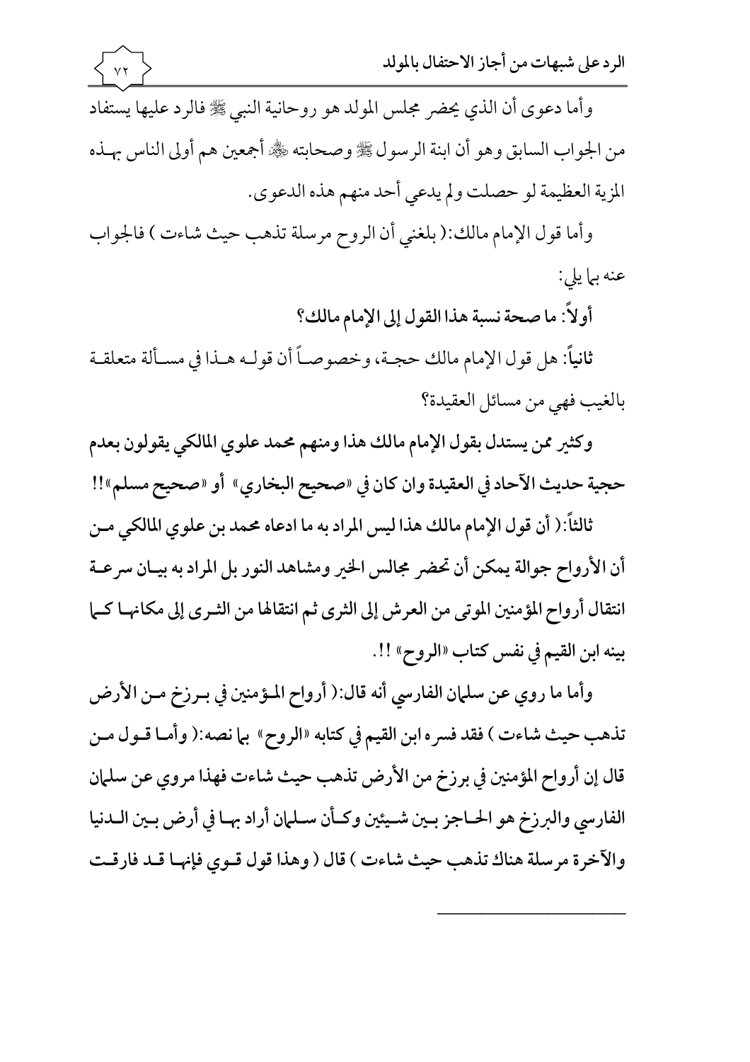وأما دعوى أن الذي يحضر مجلس المولد هو روحانية النبي ﷺ فالرد عليها يستفاد من الجواب السابق وهو أن ابنة الرسول ﷺ وصحابته ﷺ أجمعين هم أولى الناس بهـذه المزية العظيمة لو حصلت ولم يدعي أحد منهم هذه الدعوى.

وأما قول الإمام مالك:( بلغني أن الروح مرسلة تذهب حيث شاءت ) فالجواب عنه بما يلي:

**أولاً: ما صحة نسبة هذا القول إلى الإمام مالك؟**

**ثانياً**: هل قول الإمام مالك حجـة، وخصوصـاً أن قولـه هـذا في مسـألة متعلقـة بالغيب فهي من مسائل العقيدة؟

**وكثير ممن يستدل بقول الإمام مالك هذا ومنهم محمد علوي المالكي يقولون بعدم حجية حديث الآحاد في العقيدة وان كان في «صحيح البخاري» أو «صحيح مسلم»!!**

**ثالثاً:( أن قول الإمام مالك هذا ليس المراد به ما ادعاه محمد بن علوي المالكي مـن أن الأرواح جوالة يمكن أن تحضر مجالس الخير ومشاهد النور بل المراد به بيـان سرعـة انتقال أرواح المؤمنين الموتى من العرش إلى الثرى ثم انتقالها من الثـرى إلى مكانهـا كـما بينه ابن القيم في نفس كتاب «الروح» !!.**

**وأما ما روي عن سلمان الفارسي أنه قال:( أرواح المـؤمنين في بـرزخ مـن الأرض تذهب حيث شاءت ) فقد فسره ابن القيم في كتابه «الروح» بما نصه:( وأمـا قـول مـن قال إن أرواح المؤمنين في برزخ من الأرض تذهب حيث شاءت فهذا مروي عن سلمان الفارسي والبرزخ هو الحـاجز بـين شـيئين وكـأن سـلمان أراد بهـا في أرض بـين الـدنيا والآخرة مرسلة هناك تذهب حيث شاءت ) قال ( وهذا قول قـوي فإنهـا قـد فارقـت**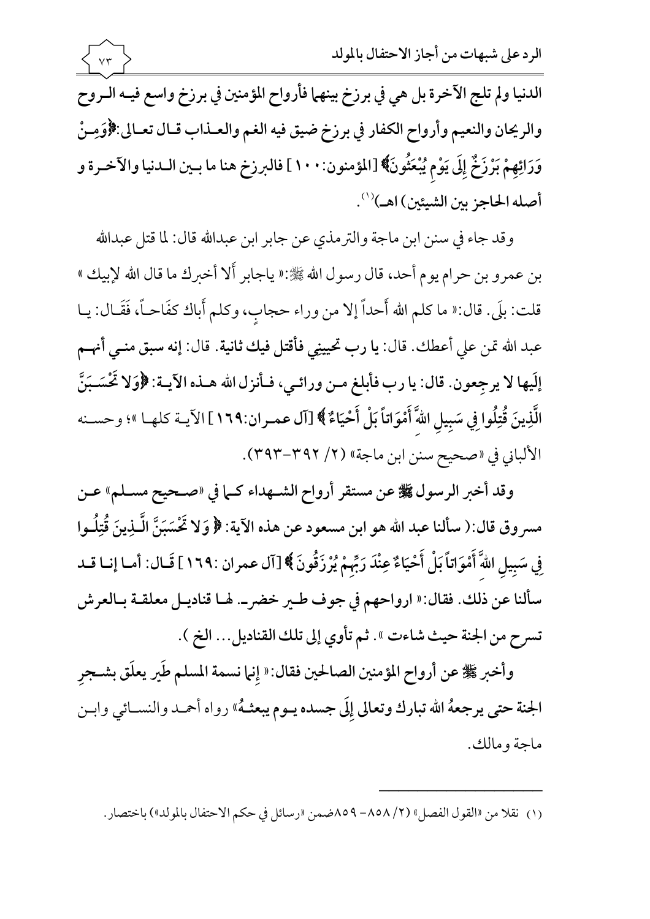الدنيا ولم تلج الآخرة بل هي في برزخ بينهما فأرواح المؤمنين في برزخ واسع فيه الروح والريحان والنعيم وأرواح الكفار في برزخ ضيق فيه الغم والعذاب قال تعالى:﴿وَمِنْ وَرَائِهِمْ بَرْزَخٌ إِلَى يَوْمِ يُبْعَثُونَ﴾ [المؤمنون:١٠٠] فالبرزخ هنا ما بين الدنيا والآخرة و أصله الحاجز بين الشيئين) اهـ)[1].

وقد جاء في سنن ابن ماجة والترمذي عن جابر ابن عبدالله قال: لما قتل عبدالله بن عمرو بن حرام يوم أحد، قال رسول الله ﷺ:« ياجابر ألا أخبرك ما قال الله لإبيك » قلت: بلَى. قال:« ما كلم الله أَحداً إلا من وراء حجابٍ، وكلم أَباك كفَاحاً، فَقَالَ: يا عبد الله تمن علي أعطك. قال: يا رب تحيينِي فأقتل فيك ثانية. قال: إنه سبق مني أنهم إلَيها لا يرجِعون. قال: يا رب فأبلغ من ورائي، فأنزل الله هذه الآية: ﴿وَلا تَحْسَبَنَّ الَّذِينَ قُتِلُوا فِي سَبِيلِ اللَّهِ أَمْوَاتاً بَلْ أَحْيَاءٌ﴾ [آل عمران:١٦٩] الآية كلها »؛ وحسنه الألباني في «صحيح سنن ابن ماجة» (٢/ ٣٩٢-٣٩٣).

وقد أخبر الرسول ﷺ عن مستقر أرواح الشهداء كما في «صحيح مسلم» عن مسروق قال:( سألنا عبد الله هو ابن مسعود عن هذه الآية: ﴿ وَلا تَحْسَبَنَّ الَّذِينَ قُتِلُوا فِي سَبِيلِ اللَّهِ أَمْوَاتاً بَلْ أَحْيَاءٌ عِنْدَ رَبِّهِمْ يُرْزَقُونَ ﴾ [آل عمران :١٦٩] قال: أما إنا قد سألنا عن ذلك. فقال:« ارواحهم في جوف طير خضر. لها قناديل معلقة بالعرش تسرح من الجنة حيث شاءت ». ثم تأوي إلى تلك القناديل... الخ ).

وأخبر ﷺ عن أرواح المؤمنين الصالحين فقال:« إنما نسمة المسلم طَير يعلَق بشجرِ الجنة حتى يرجعهُ الله تبارك وتعالى إِلَى جسده يوم يبعثهُ» رواه أحمد والنسائي وابن ماجة ومالك.

---

(١) نقلا من «القول الفصل» (٢/ ٨٥٨- ٨٥٩ضمن «رسائل في حكم الاحتفال بالمولد») باختصار.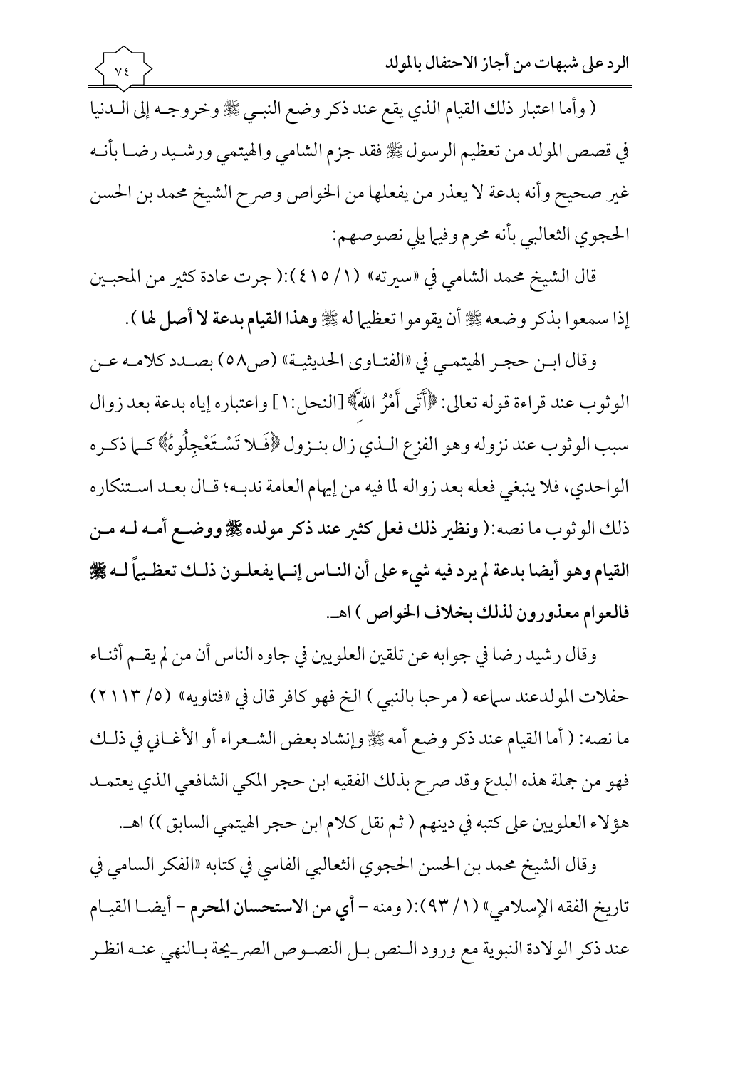( وأما اعتبار ذلك القيام الذي يقع عند ذكر وضع النبي ﷺ وخروجه إلى الدنيا في قصص المولد من تعظيم الرسول ﷺ فقد جزم الشامي والهيتمي ورشيد رضا بأنه غير صحيح وأنه بدعة لا يعذر من يفعلها من الخواص وصرح الشيخ محمد بن الحسن الحجوي الثعالبي بأنه محرم وفيما يلي نصوصهم:

قال الشيخ محمد الشامي في «سيرته» (١/ ٤١٥):( جرت عادة كثير من المحبين إذا سمعوا بذكر وضعه ﷺ أن يقوموا تعظيما له ﷺ **وهذا القيام بدعة لا أصل لها** ).

وقال ابن حجر الهيتمي في «الفتاوى الحديثية» (ص٥٨) بصدد كلامه عن الوثوب عند قراءة قوله تعالى: ﴿أَتَىٰ أَمْرُ اللَّهِ﴾ [النحل:١] واعتباره إياه بدعة بعد زوال سبب الوثوب عند نزوله وهو الفزع الذي زال بنزول ﴿فَلَا تَسْتَعْجِلُوهُ﴾ كما ذكره الواحدي، فلا ينبغي فعله بعد زواله لما فيه من إيهام العامة ندبه؛ قال بعد استنكاره ذلك الوثوب ما نصه:( **ونظير ذلك فعل كثير عند ذكر مولده ﷺ ووضع أمه له من القيام وهو أيضا بدعة لم يرد فيه شيء على أن الناس إنما يفعلون ذلك تعظيماً له ﷺ فالعوام معذورون لذلك بخلاف الخواص** ) اهـ.

وقال رشيد رضا في جوابه عن تلقين العلويين في جاوه الناس أن من لم يقم أثناء حفلات المولدعند سماعه ( مرحبا بالنبي ) الخ فهو كافر قال في «فتاويه» (٥/ ٢١١٣) ما نصه: ( أما القيام عند ذكر وضع أمه ﷺ وإنشاد بعض الشعراء أو الأغاني في ذلك فهو من جملة هذه البدع وقد صرح بذلك الفقيه ابن حجر المكي الشافعي الذي يعتمد هؤلاء العلويين على كتبه في دينهم ( ثم نقل كلام ابن حجر الهيتمي السابق )) اهـ.

وقال الشيخ محمد بن الحسن الحجوي الثعالبي الفاسي في كتابه «الفكر السامي في تاريخ الفقه الإسلامي» (١/ ٩٣):( ومنه - **أي من الاستحسان المحرم** - أيضا القيام عند ذكر الولادة النبوية مع ورود النص بل النصوص الصريحة بالنهي عنه انظر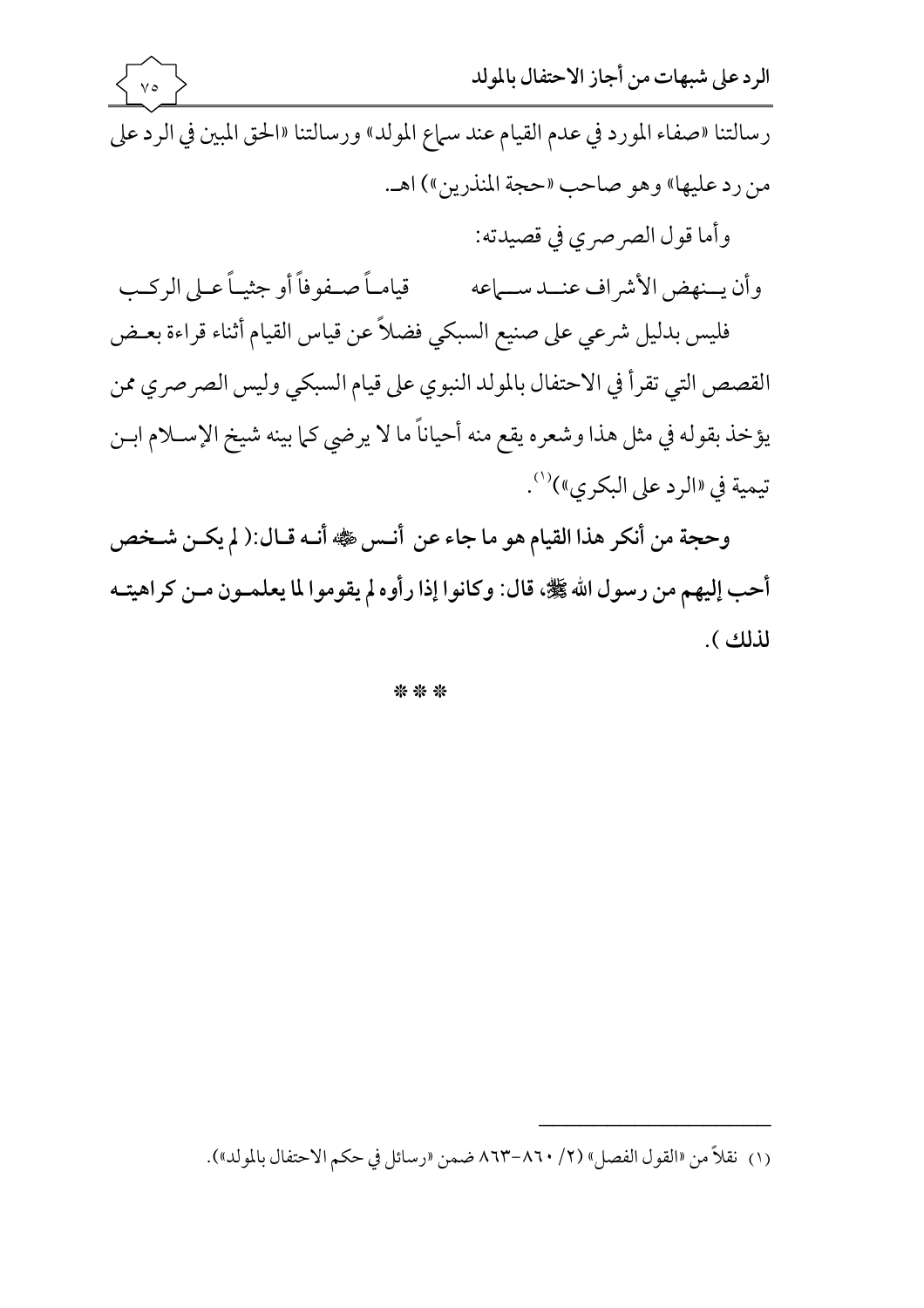رسالتنا «صفاء المورد في عدم القيام عند سماع المولد» ورسالتنا «الحق المبين في الرد على من رد عليها» وهو صاحب «حجة المنذرين») اهـ.

وأما قول الصرصري في قصيدته:

وأن ينهض الأشراف عند سماعه    قياماً صفوفاً أو جثياً على الركب

فليس بدليل شرعي على صنيع السبكي فضلاً عن قياس القيام أثناء قراءة بعض القصص التي تقرأ في الاحتفال بالمولد النبوي على قيام السبكي وليس الصرصري ممن يؤخذ بقوله في مثل هذا وشعره يقع منه أحياناً ما لا يرضي كما بينه شيخ الإسلام ابن تيمية في «الرد على البكري»)[1].

**وحجة من أنكر هذا القيام هو ما جاء عن أنس ﷺ أنه قال: ( لم يكن شخص أحب إليهم من رسول الله ﷺ، قال: وكانوا إذا رأوه لم يقوموا لما يعلمون من كراهيته لذلك ).**

\* \* \*

---

(١) نقلاً من «القول الفصل» (٢/ ٨٦٠-٨٦٣ ضمن «رسائل في حكم الاحتفال بالمولد»).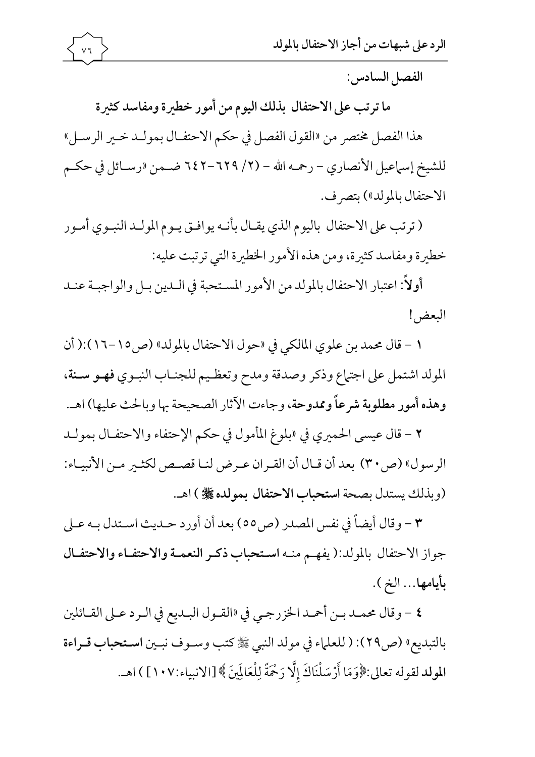الفصل السادس:

## ما ترتب على الاحتفال بذلك اليوم من أمور خطيرة ومفاسد كثيرة

هذا الفصل مختصر من «القول الفصل في حكم الاحتفال بمولد خير الرسل» للشيخ إسماعيل الأنصاري – رحمه الله – (٢/ ٦٢٩-٦٤٢ ضمن «رسائل في حكم الاحتفال بالمولد») بتصرف.

( ترتب على الاحتفال باليوم الذي يقال بأنه يوافق يوم المولد النبوي أمور خطيرة ومفاسد كثيرة، ومن هذه الأمور الخطيرة التي ترتبت عليه:

**أولاً**: اعتبار الاحتفال بالمولد من الأمور المستحبة في الدين بل والواجبة عند البعض!

١ – قال محمد بن علوي المالكي في «حول الاحتفال بالمولد» (ص١٥-١٦):( أن المولد اشتمل على اجتماع وذكر وصدقة ومدح وتعظيم للجناب النبوي **فهو سنة، وهذه أمور مطلوبة شرعاً وممدوحة**، وجاءت الآثار الصحيحة بها وبالحث عليها) اهـ.

٢ – قال عيسى الحميري في «بلوغ المأمول في حكم الإحتفاء والاحتفال بمولد الرسول» (ص٣٠) بعد أن قال أن القران عرض لنا قصص لكثير من الأنبياء: (وبذلك يستدل بصحة **استحباب الاحتفال بمولده ﷺ** ) اهـ.

٣ – وقال أيضاً في نفس المصدر (ص٥٥) بعد أن أورد حديث استدل به على جواز الاحتفال بالمولد:( يفهم منه **استحباب ذكر النعمة والاحتفاء والاحتفال بأيامها**... الخ ).

٤ – وقال محمد بن أحمد الخزرجي في «القول البديع في الرد على القائلين بالتبديع» (ص٢٩): ( للعلماء في مولد النبي ﷺ كتب وسوف نبين **استحباب قراءة المولد** لقوله تعالى:﴿وَمَا أَرْسَلْنَاكَ إِلَّا رَحْمَةً لِلْعَالَمِينَ﴾ [الانبياء:١٠٧] ) اهـ.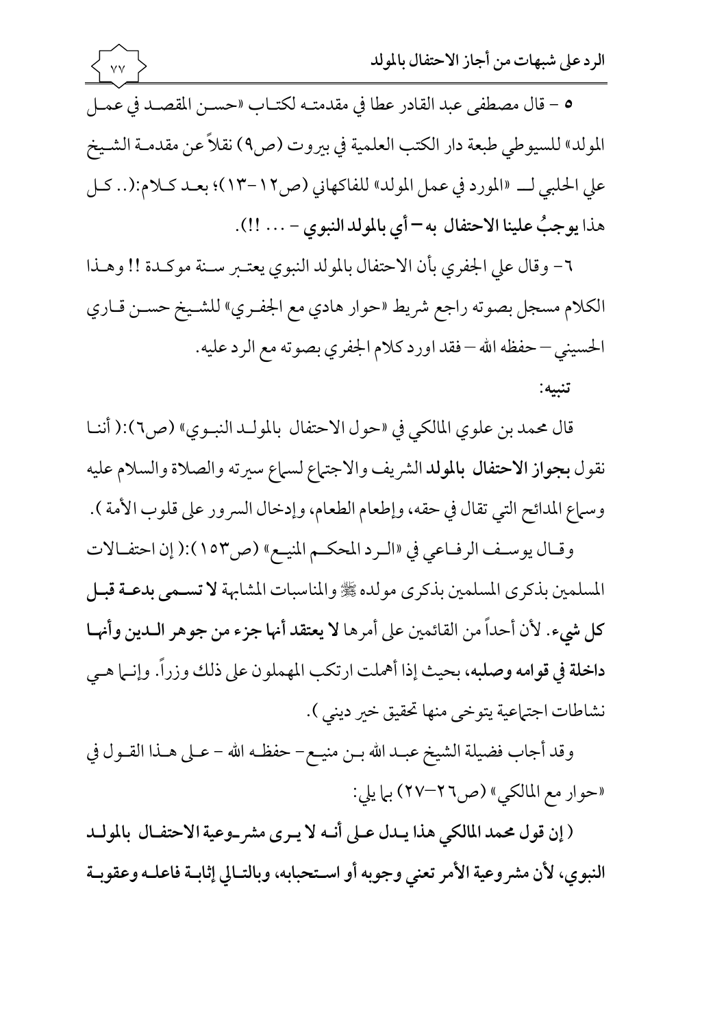٥ – قال مصطفى عبد القادر عطا في مقدمته لكتاب «حسن المقصد في عمل المولد» للسيوطي طبعة دار الكتب العلمية في بيروت (ص٩) نقلاً عن مقدمة الشيخ علي الحلبي لـ «المورد في عمل المولد» للفاكهاني (ص١٢-١٣)؛ بعد كلام:(.. كل هذا **يوجبُ علينا الاحتفال به – أي بالمولد النبوي – ... !!**).

٦- وقال علي الجفري بأن الاحتفال بالمولد النبوي يعتبر سنة موكدة !! وهذا الكلام مسجل بصوته راجع شريط «حوار هادي مع الجفري» للشيخ حسن قاري الحسيني – حفظه الله – فقد اورد كلام الجفري بصوته مع الرد عليه.

**تنبيه:**

قال محمد بن علوي المالكي في «حول الاحتفال بالمولد النبوي» (ص٦):( أننا نقول **بجواز الاحتفال بالمولد** الشريف والاجتماع لسماع سيرته والصلاة والسلام عليه وسماع المدائح التي تقال في حقه، وإطعام الطعام، وإدخال السرور على قلوب الأمة ).

وقال يوسف الرفاعي في «الرد المحكم المنيع» (ص١٥٣):( إن احتفالات المسلمين بذكرى مولده ﷺ والمناسبات المشابهة **لا تسمى بدعة قبل كل شيء**. لأن أحداً من القائمين على أمرها **لا يعتقد أنها جزء من جوهر الدين وأنها داخلة في قوامه وصلبه**، بحيث إذا أهملت ارتكب المهملون على ذلك وزراً. وإنما هي نشاطات اجتماعية يتوخى منها تحقيق خير ديني ).

وقد أجاب فضيلة الشيخ عبد الله بن منيع – حفظه الله – على هذا القول في «حوار مع المالكي» (ص٢٦-٢٧) بما يلي:

**( إن قول محمد المالكي هذا يدل على أنه لا يرى مشروعية الاحتفال بالمولد النبوي، لأن مشروعية الأمر تعني وجوبه أو استحبابه، وبالتالي إثابة فاعله وعقوبة**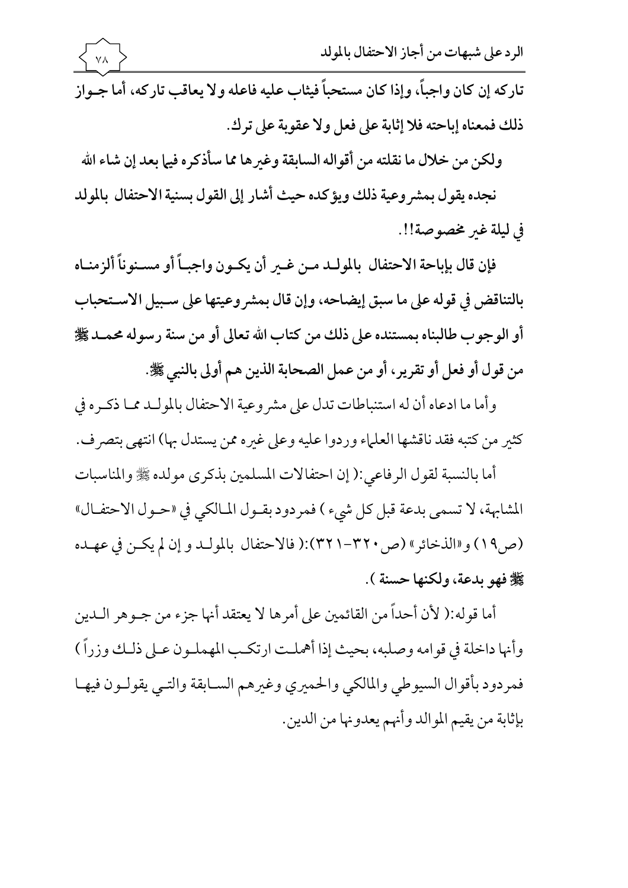**تاركه إن كان واجباً، وإذا كان مستحباً فيثاب عليه فاعله ولا يعاقب تاركه، أما جواز ذلك فمعناه إباحته فلا إثابة على فعل ولا عقوبة على ترك.**

**ولكن من خلال ما نقلته من أقواله السابقة وغيرها مما سأذكره فيما بعد إن شاء الله نجده يقول بمشروعية ذلك ويؤكده حيث أشار إلى القول بسنية الاحتفال بالمولد في ليلة غير مخصوصة!!.**

**فإن قال بإباحة الاحتفال بالمولد من غير أن يكون واجباً أو مسنوناً ألزمناه بالتناقض في قوله على ما سبق إيضاحه، وإن قال بمشروعيتها على سبيل الاستحباب أو الوجوب طالبناه بمستنده على ذلك من كتاب الله تعالى أو من سنة رسوله محمد ﷺ من قول أو فعل أو تقرير، أو من عمل الصحابة الذين هم أولى بالنبي ﷺ.**

وأما ما ادعاه أن له استنباطات تدل على مشروعية الاحتفال بالمولد مما ذكره في كثير من كتبه فقد ناقشها العلماء وردوا عليه وعلى غيره ممن يستدل بها) انتهى بتصرف.

أما بالنسبة لقول الرفاعي:( إن احتفالات المسلمين بذكرى مولده ﷺ والمناسبات المشابهة، لا تسمى بدعة قبل كل شيء ) فمردود بقول المالكي في «حول الاحتفال» (ص١٩) و«الذخائر» (ص٣٢٠-٣٢١):( فالاحتفال بالمولد و إن لم يكن في عهده **ﷺ فهو بدعة، ولكنها حسنة ).**

أما قوله:( لأن أحداً من القائمين على أمرها لا يعتقد أنها جزء من جوهر الدين وأنها داخلة في قوامه وصلبه، بحيث إذا أهملت ارتكب المهملون على ذلك وزراً ) فمردود بأقوال السيوطي والمالكي والحميري وغيرهم السابقة والتي يقولون فيها بإثابة من يقيم الموالد وأنهم يعدونها من الدين.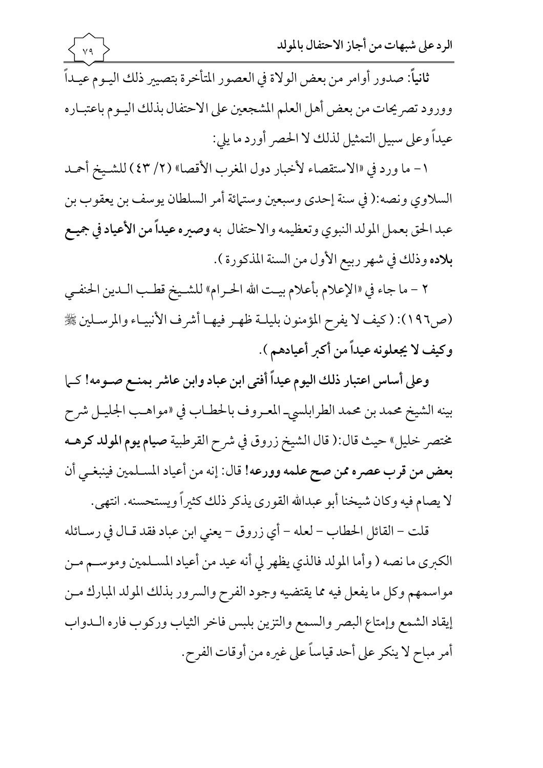**ثانياً**: صدور أوامر من بعض الولاة في العصور المتأخرة بتصيير ذلك اليوم عيداً وورود تصريحات من بعض أهل العلم المشجعين على الاحتفال بذلك اليوم باعتباره عيداً وعلى سبيل التمثيل لذلك لا الحصر أورد ما يلي:

١- ما ورد في «الاستقصاء لأخبار دول المغرب الأقصا» (٢/ ٤٣) للشيخ أحمد السلاوي ونصه:( في سنة إحدى وسبعين وستمائة أمر السلطان يوسف بن يعقوب بن عبد الحق بعمل المولد النبوي وتعظيمه والاحتفال به **وصيره عيداً من الأعياد في جميع بلاده** وذلك في شهر ربيع الأول من السنة المذكورة ).

٢ - ما جاء في «الإعلام بأعلام بيت الله الحرام» للشيخ قطب الدين الحنفي (ص١٩٦): ( كيف لا يفرح المؤمنون بليلة ظهر فيها أشرف الأنبياء والمرسلين ﷺ **وكيف لا يجعلونه عيداً من أكبر أعيادهم** ).

**وعلى أساس اعتبار ذلك اليوم عيداً أفتى ابن عباد وابن عاشر بمنع صومه!** كما بينه الشيخ محمد بن محمد الطرابلسي المعروف بالحطاب في «مواهب الجليل شرح مختصر خليل» حيث قال:( قال الشيخ زروق في شرح القرطبية **صيام يوم المولد كرهه بعض من قرب عصره ممن صح علمه وورعه!** قال: إنه من أعياد المسلمين فينبغي أن لا يصام فيه وكان شيخنا أبو عبدالله القوري يذكر ذلك كثيراً ويستحسنه. انتهى.

قلت – القائل الحطاب – لعله – أي زروق – يعني ابن عباد فقد قال في رسائله الكبرى ما نصه ( وأما المولد فالذي يظهر لي أنه عيد من أعياد المسلمين وموسم من مواسمهم وكل ما يفعل فيه مما يقتضيه وجود الفرح والسرور بذلك المولد المبارك من إيقاد الشمع وإمتاع البصر والسمع والتزين بلبس فاخر الثياب وركوب فاره الدواب أمر مباح لا ينكر على أحد قياساً على غيره من أوقات الفرح.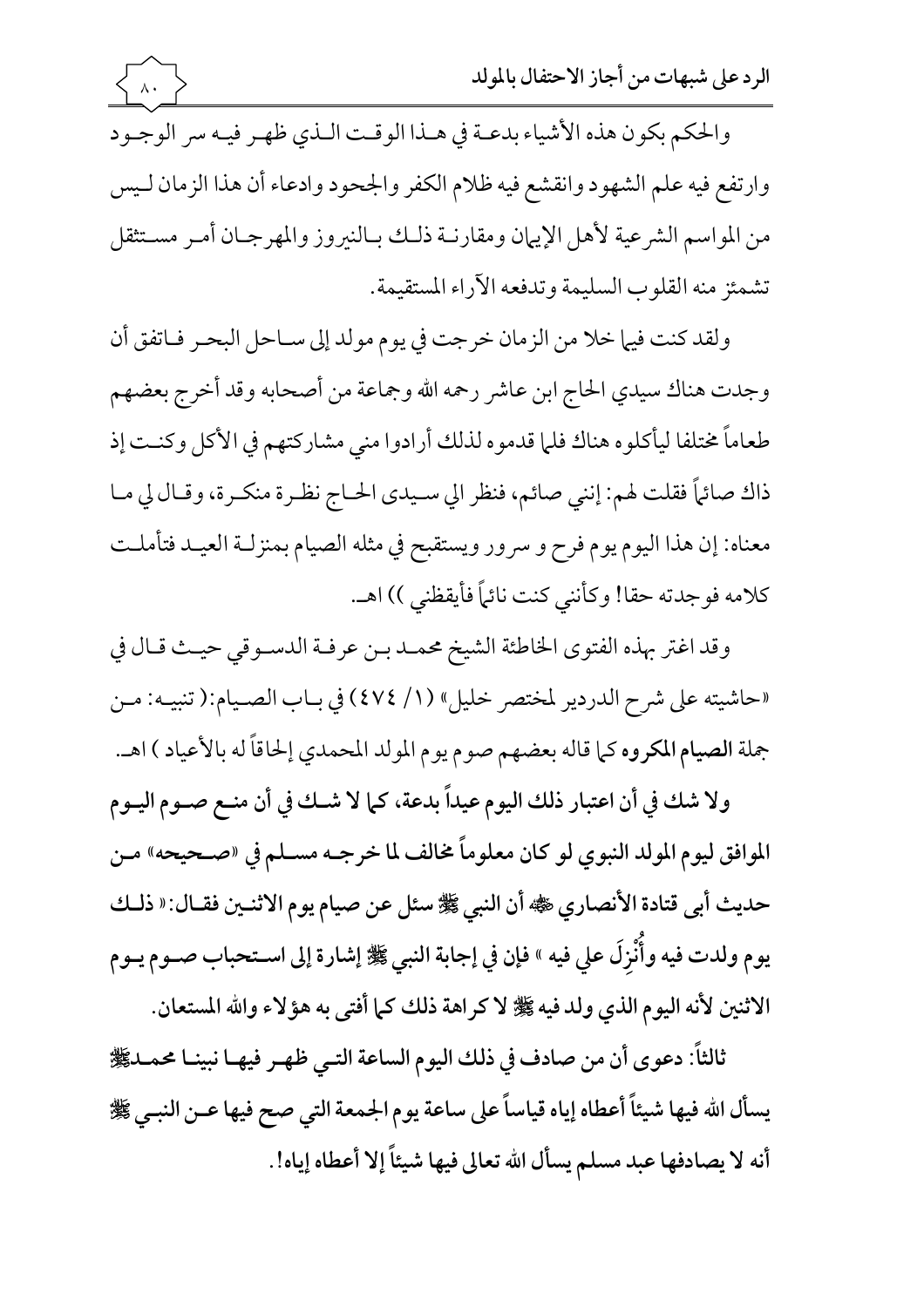والحكم بكون هذه الأشياء بدعة في هذا الوقت الذي ظهر فيه سر الوجود وارتفع فيه علم الشهود وانقشع فيه ظلام الكفر والجحود وادعاء أن هذا الزمان ليس من المواسم الشرعية لأهل الإيمان ومقارنة ذلك بالنيروز والمهرجان أمر مستثقل تشمئز منه القلوب السليمة وتدفعه الآراء المستقيمة.

ولقد كنت فيما خلا من الزمان خرجت في يوم مولد إلى ساحل البحر فاتفق أن وجدت هناك سيدي الحاج ابن عاشر رحمه الله وجماعة من أصحابه وقد أخرج بعضهم طعاماً مختلفا ليأكلوه هناك فلما قدموه لذلك أرادوا مني مشاركتهم في الأكل وكنت إذ ذاك صائماً فقلت لهم: إنني صائم، فنظر الي سيدى الحاج نظرة منكرة، وقال لي ما معناه: إن هذا اليوم يوم فرح و سرور ويستقبح في مثله الصيام بمنزلة العيد فتأملت كلامه فوجدته حقا! وكأنني كنت نائماً فأيقظني )) اهـ.

وقد اغتر بهذه الفتوى الخاطئة الشيخ محمد بن عرفة الدسوقي حيث قال في «حاشيته على شرح الدردير لمختصر خليل» (١/ ٤٧٤) في باب الصيام:( تنبيه: من جملة **الصيام المكروه** كما قاله بعضهم صوم يوم المولد المحمدي إلحاقاً له بالأعياد ) اهـ.

**ولا شك في أن اعتبار ذلك اليوم عيداً بدعة، كما لا شك في أن منع صوم اليوم الموافق ليوم المولد النبوي لو كان معلوماً مخالف لما خرجه مسلم في «صحيحه» من حديث أبى قتادة الأنصاري ﷺ أن النبي ﷺ سئل عن صيام يوم الاثنين فقال:« ذلك يوم ولدت فيه وأُنْزِلَ علي فيه » فإن في إجابة النبي ﷺ إشارة إلى استحباب صوم يوم الاثنين لأنه اليوم الذي ولد فيه ﷺ لا كراهة ذلك كما أفتى به هؤلاء والله المستعان.**

**ثالثاً: دعوى أن من صادف في ذلك اليوم الساعة التي ظهر فيها نبينا محمدﷺ يسأل الله فيها شيئاً أعطاه إياه قياساً على ساعة يوم الجمعة التي صح فيها عن النبي ﷺ أنه لا يصادفها عبد مسلم يسأل الله تعالى فيها شيئاً إلا أعطاه إياه!.**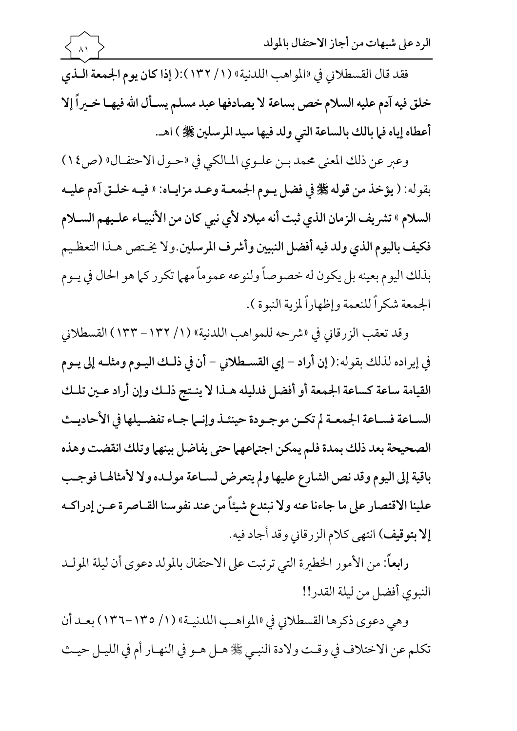فقد قال القسطلاني في «المواهب اللدنية» (١/ ١٣٢):( **إذا كان يوم الجمعة الذي خلق فيه آدم عليه السلام خص بساعة لا يصادفها عبد مسلم يسأل الله فيها خيراً إلا أعطاه إياه فما بالك بالساعة التي ولد فيها سيد المرسلين ﷺ** ) اهـ.

وعبر عن ذلك المعنى محمد بن علوي المالكي في «حول الاحتفال» (ص١٤) بقوله: ( **يؤخذ من قوله ﷺ في فضل يوم الجمعة وعد مزاياه: « فيه خلق آدم عليه السلام » تشريف الزمان الذي ثبت أنه ميلاد لأي نبي كان من الأنبياء عليهم السلام فكيف باليوم الذي ولد فيه أفضل النبيين وأشرف المرسلين**. ولا يختص هذا التعظيم بذلك اليوم بعينه بل يكون له خصوصاً ولنوعه عموماً مهما تكرر كما هو الحال في يوم الجمعة شكراً للنعمة وإظهاراً لمزية النبوة ).

وقد تعقب الزرقاني في «شرحه للمواهب اللدنية» (١/ ١٣٢ - ١٣٣) القسطلاني في إيراده لذلك بقوله:( **إن أراد - إي القسطلاني - أن في ذلك اليوم ومثله إلى يوم القيامة ساعة كساعة الجمعة أو أفضل فدليله هذا لا ينتج ذلك وإن أراد عين تلك الساعة فساعة الجمعة لم تكن موجودة حينئذ وإنما جاء تفضيلها في الأحاديث الصحيحة بعد ذلك بمدة فلم يمكن اجتماعهما حتى يفاضل بينهما وتلك انقضت وهذه باقية إلى اليوم وقد نص الشارع عليها ولم يتعرض لساعة مولده ولا لأمثالها فوجب علينا الاقتصار على ما جاءنا عنه ولا نبتدع شيئاً من عند نفوسنا القاصرة عن إدراكه إلا بتوقيف**) انتهى كلام الزرقاني وقد أجاد فيه.

**رابعاً**: من الأمور الخطيرة التي ترتبت على الاحتفال بالمولد دعوى أن ليلة المولد النبوي أفضل من ليلة القدر!!

وهي دعوى ذكرها القسطلاني في «المواهب اللدنية» (١/ ١٣٥-١٣٦) بعد أن تكلم عن الاختلاف في وقت ولادة النبي ﷺ هل هو في النهار أم في الليل حيث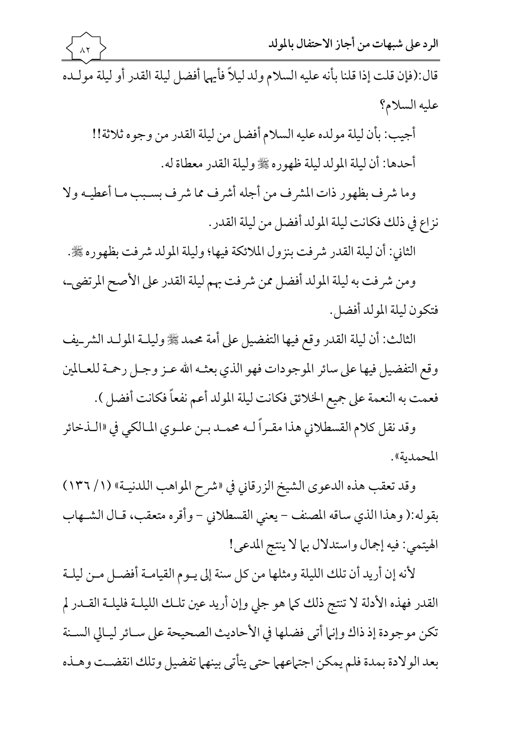قال:(فإن قلت إذا قلنا بأنه عليه السلام ولد ليلاً فأيها أفضل ليلة القدر أو ليلة مولده عليه السلام؟

أجيب: بأن ليلة مولده عليه السلام أفضل من ليلة القدر من وجوه ثلاثة!!

أحدها: أن ليلة المولد ليلة ظهوره ﷺ وليلة القدر معطاة له.

وما شرف بظهور ذات المشرف من أجله أشرف مما شرف بسبب ما أعطيه ولا نزاع في ذلك فكانت ليلة المولد أفضل من ليلة القدر.

الثاني: أن ليلة القدر شرفت بنزول الملائكة فيها؛ وليلة المولد شرفت بظهوره ﷺ.

ومن شرفت به ليلة المولد أفضل ممن شرفت بهم ليلة القدر على الأصح المرتضى، فتكون ليلة المولد أفضل.

الثالث: أن ليلة القدر وقع فيها التفضيل على أمة محمد ﷺ وليلة المولد الشريف وقع التفضيل فيها على سائر الموجودات فهو الذي بعثه الله عز وجل رحمة للعالمين فعمت به النعمة على جميع الخلائق فكانت ليلة المولد أعم نفعاً فكانت أفضل ).

وقد نقل كلام القسطلاني هذا مقراً له محمد بن علوي المالكي في «الذخائر المحمدية».

وقد تعقب هذه الدعوى الشيخ الزرقاني في «شرح المواهب اللدنية» (١/ ١٣٦) بقوله:( وهذا الذي ساقه المصنف - يعني القسطلاني - وأقره متعقب، قال الشهاب الهيتمي: فيه إجمال واستدلال بما لا ينتج المدعى!

لأنه إن أريد أن تلك الليلة ومثلها من كل سنة إلى يوم القيامة أفضل من ليلة القدر فهذه الأدلة لا تنتج ذلك كما هو جلي وإن أريد عين تلك الليلة فليلة القدر لم تكن موجودة إذ ذاك وإنما أتى فضلها في الأحاديث الصحيحة على سائر ليالي السنة بعد الولادة بمدة فلم يمكن اجتماعهما حتى يتأتى بينهما تفضيل وتلك انقضت وهذه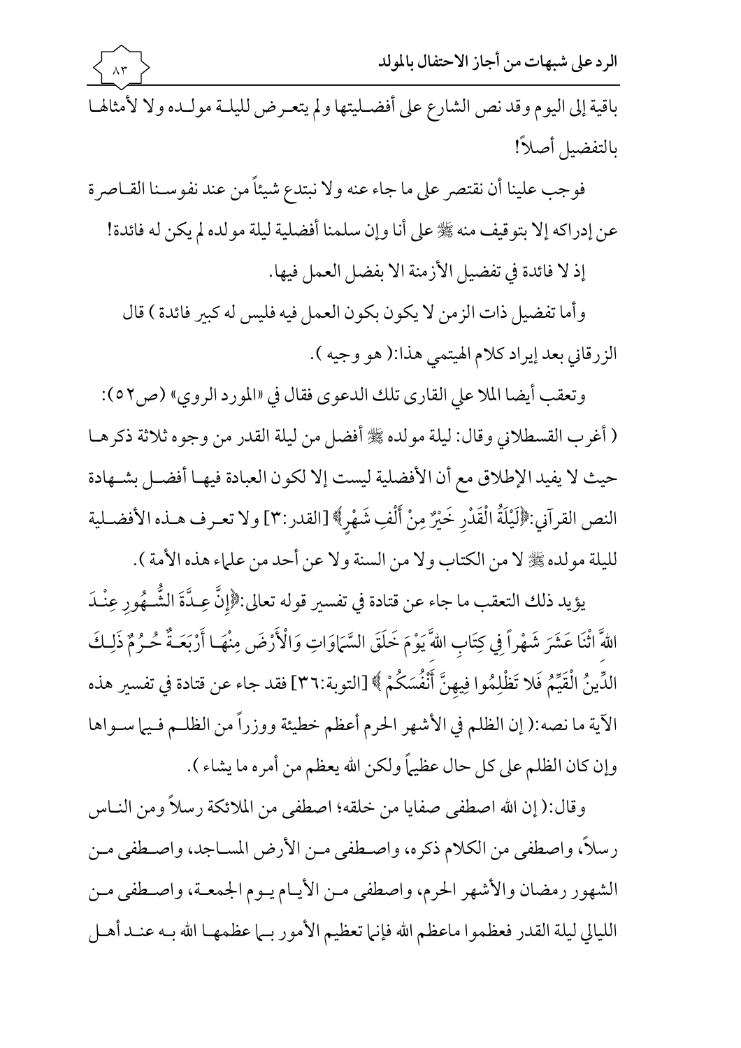باقية إلى اليوم وقد نص الشارع على أفضليتها ولم يتعرض لليلة مولده ولا لأمثالها بالتفضيل أصلاً!

فوجب علينا أن نقتصر على ما جاء عنه ولا نبتدع شيئاً من عند نفوسنا القاصرة عن إدراكه إلا بتوقيف منه ﷺ على أنا وإن سلمنا أفضلية ليلة مولده لم يكن له فائدة!

إذ لا فائدة في تفضيل الأزمنة الا بفضل العمل فيها.

وأما تفضيل ذات الزمن لا يكون بكون العمل فيه فليس له كبير فائدة ) قال الزرقاني بعد إيراد كلام الهيتمي هذا:( هو وجيه ).

وتعقب أيضا الملا علي القارى تلك الدعوى فقال في «المورد الروي» (ص٥٢): ( أغرب القسطلاني وقال: ليلة مولده ﷺ أفضل من ليلة القدر من وجوه ثلاثة ذكرها حيث لا يفيد الإطلاق مع أن الأفضلية ليست إلا لكون العبادة فيها أفضل بشهادة النص القرآني:﴿لَيْلَةُ الْقَدْرِ خَيْرٌ مِنْ أَلْفِ شَهْرٍ﴾ [القدر:٣] ولا تعرف هذه الأفضلية لليلة مولده ﷺ لا من الكتاب ولا من السنة ولا عن أحد من علماء هذه الأمة ).

يؤيد ذلك التعقب ما جاء عن قتادة في تفسير قوله تعالى:﴿إِنَّ عِدَّةَ الشُّهُورِ عِنْدَ اللهِ اثْنَا عَشَرَ شَهْراً فِي كِتَابِ اللهِ يَوْمَ خَلَقَ السَّمَاوَاتِ وَالْأَرْضَ مِنْهَا أَرْبَعَةٌ حُرُمٌ ذَلِكَ الدِّينُ الْقَيِّمُ فَلا تَظْلِمُوا فِيهِنَّ أَنْفُسَكُمْ ﴾ [التوبة:٣٦] فقد جاء عن قتادة في تفسير هذه الآية ما نصه:( إن الظلم في الأشهر الحرم أعظم خطيئة ووزراً من الظلم فيما سواها وإن كان الظلم على كل حال عظيماً ولكن الله يعظم من أمره ما يشاء ).

وقال:( إن الله اصطفى صفايا من خلقه؛ اصطفى من الملائكة رسلاً ومن الناس رسلاً، واصطفى من الكلام ذكره، واصطفى من الأرض المساجد، واصطفى من الشهور رمضان والأشهر الحرم، واصطفى من الأيام يوم الجمعة، واصطفى من الليالي ليلة القدر فعظموا ماعظم الله فإنما تعظيم الأمور بما عظمها الله به عند أهل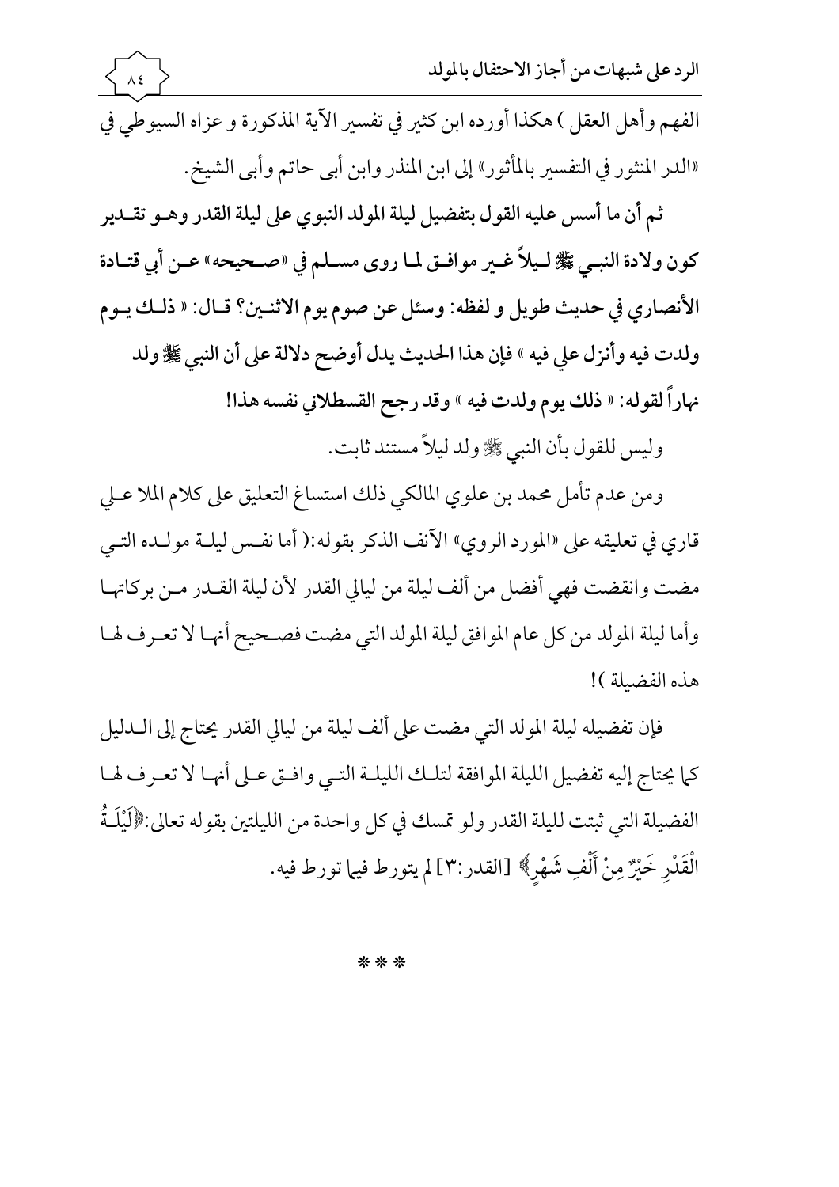الفهم وأهل العقل ) هكذا أورده ابن كثير في تفسير الآية المذكورة و عزاه السيوطي في «الدر المنثور في التفسير بالمأثور» إلى ابن المنذر وابن أبي حاتم وأبي الشيخ.

**ثم أن ما أسس عليه القول بتفضيل ليلة المولد النبوي على ليلة القدر وهو تقدير كون ولادة النبي ﷺ ليلاً غير موافق لما روى مسلم في «صحيحه» عن أبي قتادة الأنصاري في حديث طويل و لفظه: وسئل عن صوم يوم الاثنين؟ قال: « ذلك يوم ولدت فيه وأنزل علي فيه » فإن هذا الحديث يدل أوضح دلالة على أن النبي ﷺ ولد نهاراً لقوله: « ذلك يوم ولدت فيه » وقد رجح القسطلاني نفسه هذا!**

وليس للقول بأن النبي ﷺ ولد ليلاً مستند ثابت.

ومن عدم تأمل محمد بن علوي المالكي ذلك استساغ التعليق على كلام الملا علي قاري في تعليقه على «المورد الروي» الآنف الذكر بقوله:( أما نفس ليلة مولده التي مضت وانقضت فهي أفضل من ألف ليلة من ليالي القدر لأن ليلة القدر من بركاتها وأما ليلة المولد من كل عام الموافق ليلة المولد التي مضت فصحيح أنها لا تعرف لها هذه الفضيلة )!

فإن تفضيله ليلة المولد التي مضت على ألف ليلة من ليالي القدر يحتاج إلى الدليل كما يحتاج إليه تفضيل الليلة الموافقة لتلك الليلة التي وافق على أنها لا تعرف لها الفضيلة التي ثبتت لليلة القدر ولو تمسك في كل واحدة من الليلتين بقوله تعالى:﴿لَيْلَةُ الْقَدْرِ خَيْرٌ مِنْ أَلْفِ شَهْرٍ﴾ [القدر:٣] لم يتورط فيما تورط فيه.

* * *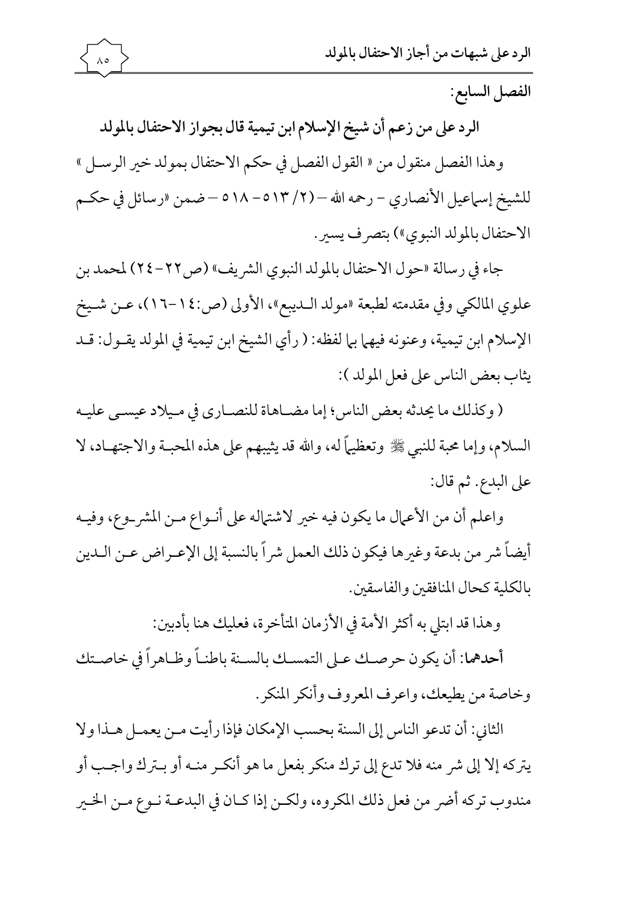الفصل السابع:

## الرد على من زعم أن شيخ الإسلام ابن تيمية قال بجواز الاحتفال بالمولد

وهذا الفصل منقول من « القول الفصل في حكم الاحتفال بمولد خير الرسل » للشيخ إسماعيل الأنصاري – رحمه الله – (٢/ ٥١٣ – ٥١٨ – ضمن «رسائل في حكم الاحتفال بالمولد النبوي») بتصرف يسير.

جاء في رسالة «حول الاحتفال بالمولد النبوي الشريف» (ص٢٢ –٢٤) لمحمد بن علوي المالكي وفي مقدمته لطبعة «مولد الديبع»، الأولى (ص:١٤ –١٦)، عن شيخ الإسلام ابن تيمية، وعنونه فيهما بما لفظه: ( رأي الشيخ ابن تيمية في المولد يقول: قد يثاب بعض الناس على فعل المولد ):

( وكذلك ما يحدثه بعض الناس؛ إما مضاهاة للنصارى في ميلاد عيسى عليه السلام، وإما محبة للنبي ﷺ وتعظيماً له، والله قد يثيبهم على هذه المحبة والاجتهاد، لا على البدع. ثم قال:

واعلم أن من الأعمال ما يكون فيه خير لاشتماله على أنواع من المشروع، وفيه أيضاً شر من بدعة وغيرها فيكون ذلك العمل شراً بالنسبة إلى الإعراض عن الدين بالكلية كحال المنافقين والفاسقين.

وهذا قد ابتلي به أكثر الأمة في الأزمان المتأخرة، فعليك هنا بأدبين:

**أحدهما**: أن يكون حرصك على التمسك بالسنة باطناً وظاهراً في خاصتك وخاصة من يطيعك، واعرف المعروف وأنكر المنكر.

الثاني: أن تدعو الناس إلى السنة بحسب الإمكان فإذا رأيت من يعمل هذا ولا يتركه إلا إلى شر منه فلا تدع إلى ترك منكر بفعل ما هو أنكر منه أو بترك واجب أو مندوب تركه أضر من فعل ذلك المكروه، ولكن إذا كان في البدعة نوع من الخير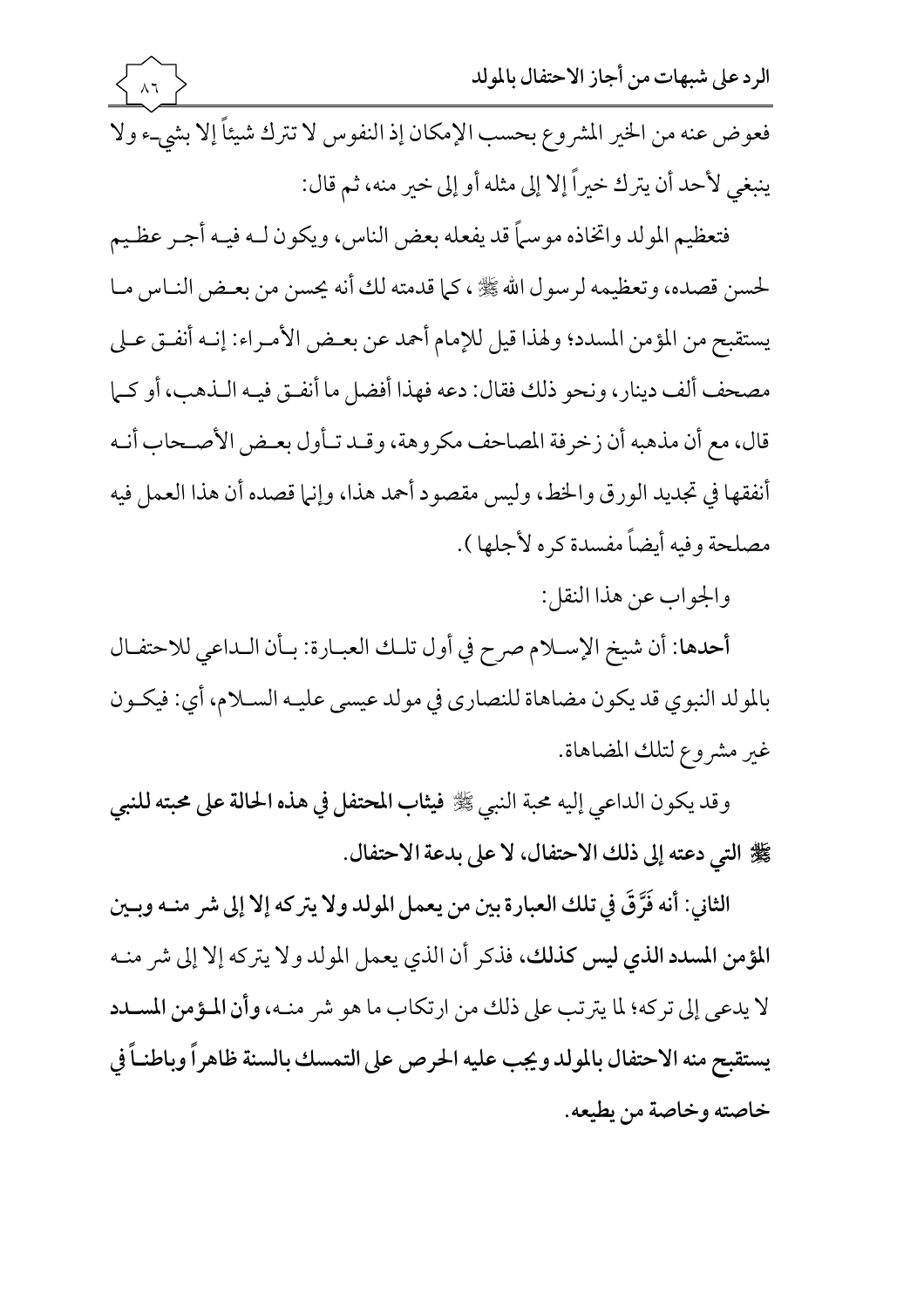فعوض عنه من الخير المشروع بحسب الإمكان إذ النفوس لا تترك شيئاً إلا بشيء ولا ينبغي لأحد أن يترك خيراً إلا إلى مثله أو إلى خير منه، ثم قال:

فتعظيم المولد واتخاذه موسماً قد يفعله بعض الناس، ويكون لـه فيـه أجـر عظـيم لحسن قصده، وتعظيمه لرسول الله ﷺ ، كما قدمته لك أنه يحسن من بعـض النـاس مـا يستقبح من المؤمن المسدد؛ ولهذا قيل للإمام أحمد عن بعـض الأمـراء: إنـه أنفـق عـلى مصحف ألف دينار، ونحو ذلك فقال: دعه فهذا أفضل ما أنفـق فيـه الـذهب، أو كـما قال، مع أن مذهبه أن زخرفة المصاحف مكروهة، وقـد تـأول بعـض الأصـحاب أنـه أنفقها في تجديد الورق والخط، وليس مقصود أحمد هذا، وإنما قصده أن هذا العمل فيه مصلحة وفيه أيضاً مفسدة كره لأجلها ).

والجواب عن هذا النقل:

**أحدها:** أن شيخ الإسـلام صرح في أول تلـك العبـارة: بـأن الـداعي للاحتفـال بالمولد النبوي قد يكون مضاهاة للنصارى في مولد عيسى عليـه السـلام، أي: فيكـون غير مشروع لتلك المضاهاة.

وقد يكون الداعي إليه محبة النبي ﷺ **فيثاب المحتفل في هذه الحالة على محبته للنبي ﷺ التي دعته إلى ذلك الاحتفال، لا على بدعة الاحتفال.**

**الثاني: أنه فَرَّقَ في تلك العبارة بين من يعمل المولد ولا يتركه إلا إلى شر منـه وبـين المؤمن المسدد الذي ليس كذلك،** فذكر أن الذي يعمل المولد ولا يتركه إلا إلى شر منـه لا يدعى إلى تركه؛ لما يترتب على ذلك من ارتكاب ما هو شر منـه، **وأن المـؤمن المسـدد يستقبح منه الاحتفال بالمولد ويجب عليه الحرص على التمسك بالسنة ظاهراً وباطنـاً في خاصته وخاصة من يطيعه.**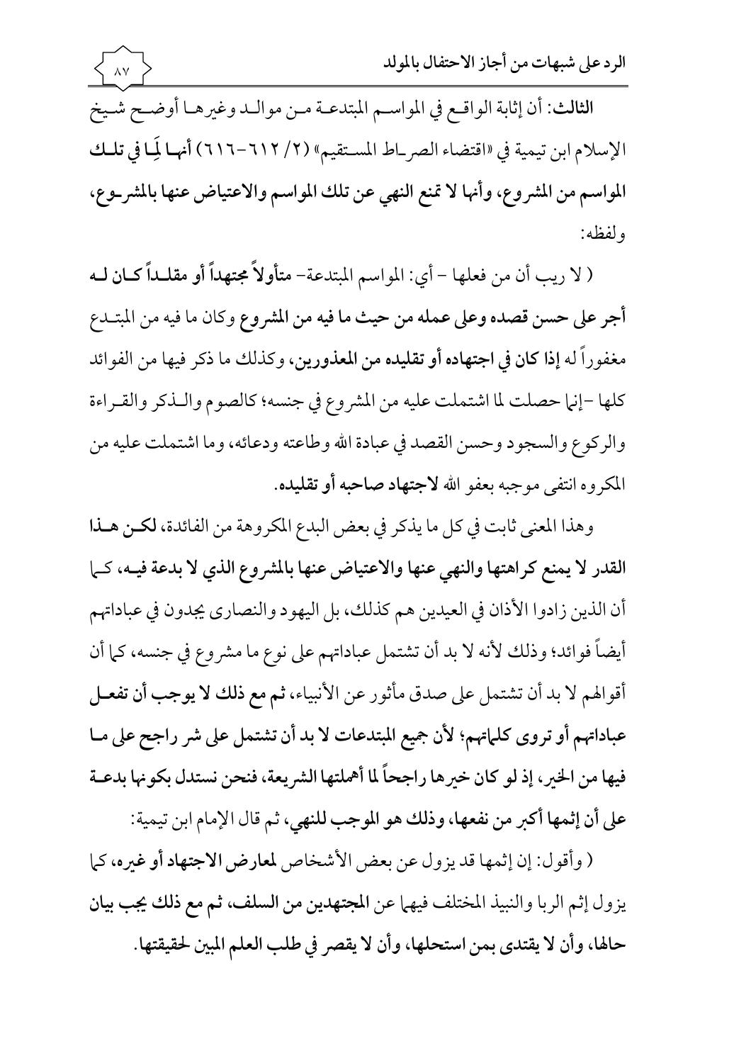**الثالث**: أن إثابة الواقع في المواسم المبتدعة من موالد وغيرها أوضح شيخ الإسلام ابن تيمية في «اقتضاء الصراط المستقيم» (٢/ ٦١٢-٦١٦) **أنها لِمَا في تلك المواسم من المشروع، وأنها لا تمنع النهي عن تلك المواسم والاعتياض عنها بالمشروع**، ولفظه:

( لا ريب أن من فعلها – أي: المواسم المبتدعة– **متأولاً مجتهداً أو مقلداً كان له أجر على حسن قصده وعلى عمله من حيث ما فيه من المشروع** وكان ما فيه من المبتدع مغفوراً له **إذا كان في اجتهاده أو تقليده من المعذورين**، وكذلك ما ذكر فيها من الفوائد كلها –إنما حصلت لما اشتملت عليه من المشروع في جنسه؛ كالصوم والذكر والقراءة والركوع والسجود وحسن القصد في عبادة الله وطاعته ودعائه، وما اشتملت عليه من المكروه انتفى موجبه بعفو الله **لاجتهاد صاحبه أو تقليده**.

وهذا المعنى ثابت في كل ما يذكر في بعض البدع المكروهة من الفائدة، **لكن هذا القدر لا يمنع كراهتها والنهي عنها والاعتياض عنها بالمشروع الذي لا بدعة فيه**، كما أن الذين زادوا الأذان في العيدين هم كذلك، بل اليهود والنصارى يجدون في عباداتهم أيضاً فوائد؛ وذلك لأنه لا بد أن تشتمل عباداتهم على نوع ما مشروع في جنسه، كما أن أقوالهم لا بد أن تشتمل على صدق مأثور عن الأنبياء، **ثم مع ذلك لا يوجب أن تفعل عباداتهم أو تروى كلماتهم؛ لأن جميع المبتدعات لا بد أن تشتمل على شر راجح على ما فيها من الخير، إذ لو كان خيرها راجحاً لما أهملتها الشريعة، فنحن نستدل بكونها بدعة على أن إثمها أكبر من نفعها، وذلك هو الموجب للنهي**، ثم قال الإمام ابن تيمية:

( وأقول: إن إثمها قد يزول عن بعض الأشخاص **لمعارض الاجتهاد أو غيره**، كما يزول إثم الربا والنبيذ المختلف فيهما عن **المجتهدين من السلف، ثم مع ذلك يجب بيان حالها، وأن لا يقتدى بمن استحلها، وأن لا يقصر في طلب العلم المبين لحقيقتها**.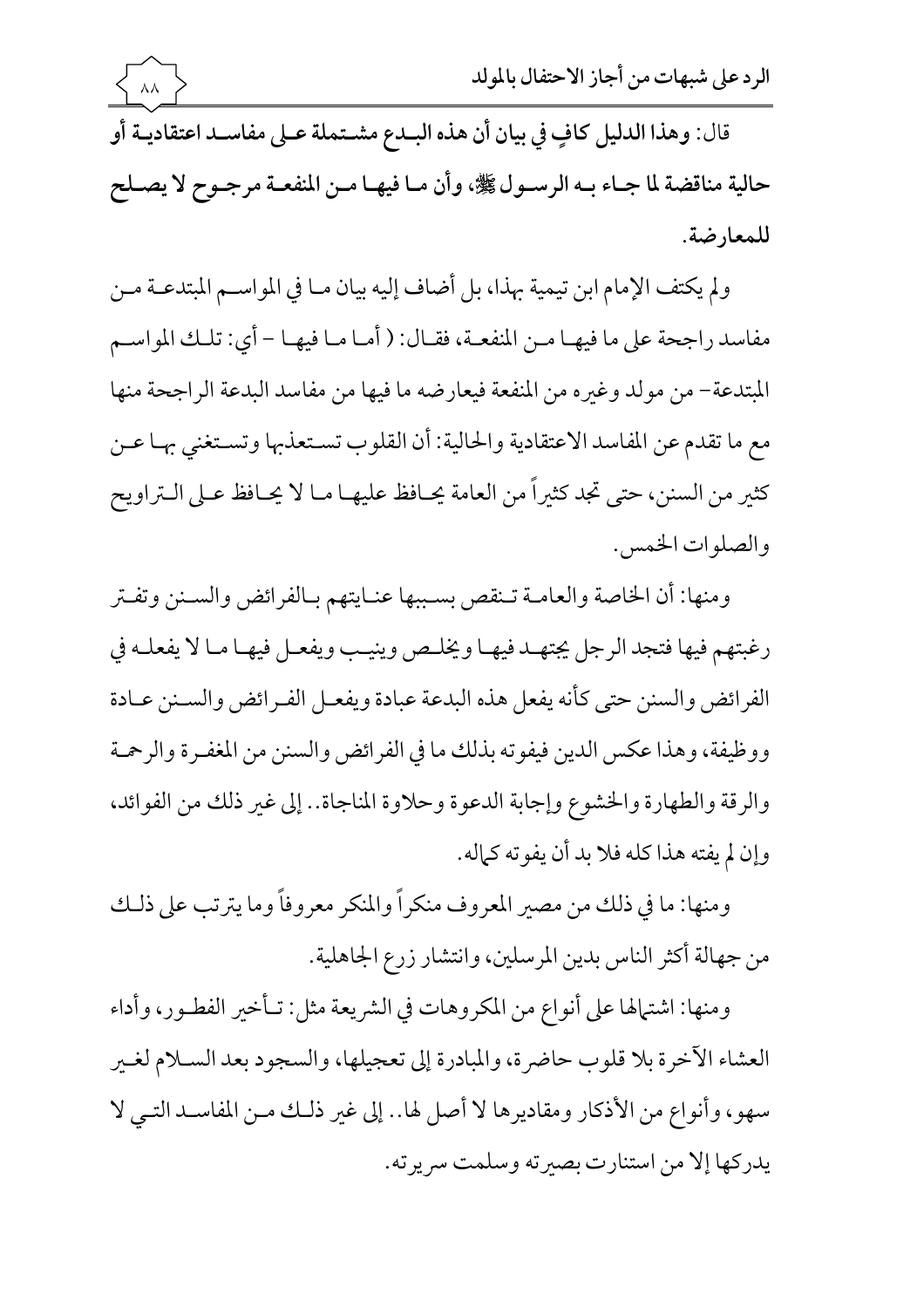**قال: وهذا الدليل كافٍ في بيان أن هذه البدع مشتملة على مفاسد اعتقادية أو حالية مناقضة لما جاء به الرسول ﷺ، وأن ما فيها من المنفعة مرجوح لا يصلح للمعارضة.**

ولم يكتف الإمام ابن تيمية بهذا، بل أضاف إليه بيان ما في المواسم المبتدعة من مفاسد راجحة على ما فيها من المنفعة، فقال: ( أما ما فيها – أي: تلك المواسم المبتدعة– من مولد وغيره من المنفعة فيعارضه ما فيها من مفاسد البدعة الراجحة منها مع ما تقدم عن المفاسد الاعتقادية والحالية: أن القلوب تستعذبها وتستغني بها عن كثير من السنن، حتى تجد كثيراً من العامة يحافظ عليها ما لا يحافظ على التراويح والصلوات الخمس.

ومنها: أن الخاصة والعامة تنقص بسببها عنايتهم بالفرائض والسنن وتفتر رغبتهم فيها فتجد الرجل يجتهد فيها ويخلص وينيب ويفعل فيها ما لا يفعله في الفرائض والسنن حتى كأنه يفعل هذه البدعة عبادة ويفعل الفرائض والسنن عادة ووظيفة، وهذا عكس الدين فيفوته بذلك ما في الفرائض والسنن من المغفرة والرحمة والرقة والطهارة والخشوع وإجابة الدعوة وحلاوة المناجاة.. إلى غير ذلك من الفوائد، وإن لم يفته هذا كله فلا بد أن يفوته كماله.

ومنها: ما في ذلك من مصير المعروف منكراً والمنكر معروفاً وما يترتب على ذلك من جهالة أكثر الناس بدين المرسلين، وانتشار زرع الجاهلية.

ومنها: اشتمالها على أنواع من المكروهات في الشريعة مثل: تأخير الفطور، وأداء العشاء الآخرة بلا قلوب حاضرة، والمبادرة إلى تعجيلها، والسجود بعد السلام لغير سهو، وأنواع من الأذكار ومقاديرها لا أصل لها.. إلى غير ذلك من المفاسد التي لا يدركها إلا من استنارت بصيرته وسلمت سريرته.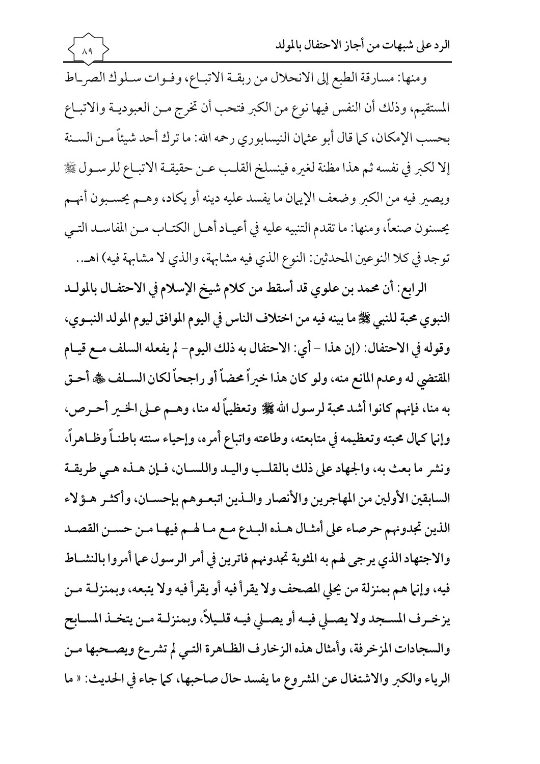ومنها: مسارقة الطبع إلى الانحلال من ربقة الاتباع، وفوات سلوك الصراط المستقيم، وذلك أن النفس فيها نوع من الكبر فتحب أن تخرج من العبودية والاتباع بحسب الإمكان، كما قال أبو عثمان النيسابوري رحمه الله: ما ترك أحد شيئاً من السنة إلا لكبر في نفسه ثم هذا مظنة لغيره فينسلخ القلب عن حقيقة الاتباع للرسول ﷺ ويصير فيه من الكبر وضعف الإيمان ما يفسد عليه دينه أو يكاد، وهم يحسبون أنهم يحسنون صنعاً، ومنها: ما تقدم التنبيه عليه في أعياد أهل الكتاب من المفاسد التي توجد في كلا النوعين المحدثين: النوع الذي فيه مشابهة، والذي لا مشابهة فيه) اهـ..

**الرابع: أن محمد بن علوي قد أسقط من كلام شيخ الإسلام في الاحتفال بالمولد النبوي محبة للنبي ﷺ ما بينه فيه من اختلاف الناس في اليوم الموافق ليوم المولد النبوي، وقوله في الاحتفال: (إن هذا – أي: الاحتفال به ذلك اليوم- لم يفعله السلف مع قيام المقتضي له وعدم المانع منه، ولو كان هذا خيراً محضاً أو راجحاً لكان السلف ﷺ أحق به منا، فإنهم كانوا أشد محبة لرسول الله ﷺ وتعظيماً له منا، وهم على الخير أحرص، وإنما كمال محبته وتعظيمه في متابعته، وطاعته واتباع أمره، وإحياء سنته باطناً وظاهراً، ونشر ما بعث به، والجهاد على ذلك بالقلب واليد واللسان، فإن هذه هي طريقة السابقين الأولين من المهاجرين والأنصار والذين اتبعوهم بإحسان، وأكثر هؤلاء الذين تجدونهم حرصاء على أمثال هذه البدع مع ما لهم فيها من حسن القصد والاجتهاد الذي يرجى لهم به المثوبة تجدونهم فاترين في أمر الرسول عما أمروا بالنشاط فيه، وإنما هم بمنزلة من يحلي المصحف ولا يقرأ فيه أو يقرأ فيه ولا يتبعه، وبمنزلة من يزخرف المسجد ولا يصلي فيه أو يصلي فيه قليلاً، وبمنزلة من يتخذ المسابح والسجادات المزخرفة، وأمثال هذه الزخارف الظاهرة التي لم تشرع ويصحبها من الرياء والكبر والاشتغال عن المشروع ما يفسد حال صاحبها، كما جاء في الحديث: « ما**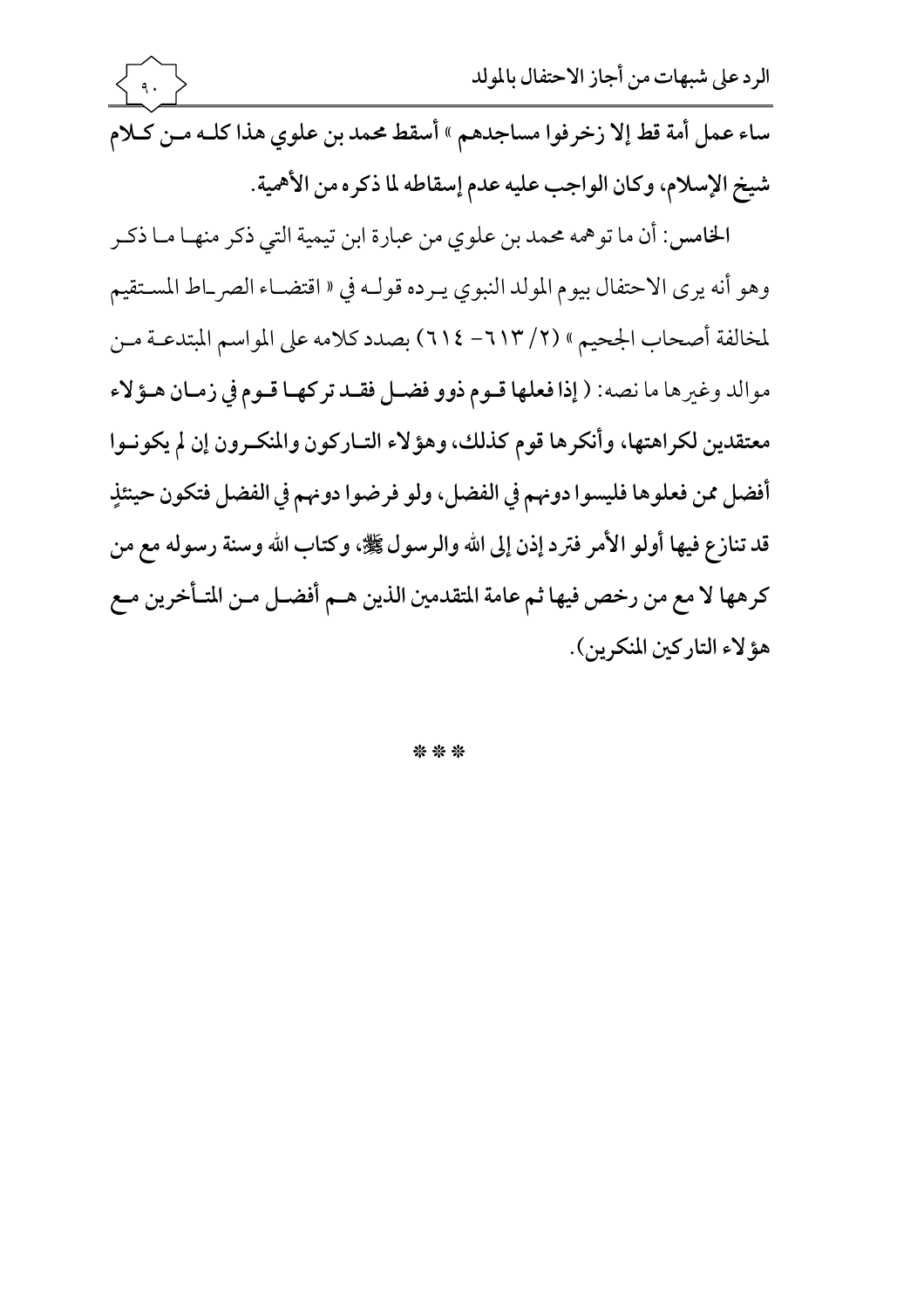**ساء عمل أمة قط إلا زخرفوا مساجدهم » أسقط محمد بن علوي هذا كله من كلام شيخ الإسلام، وكان الواجب عليه عدم إسقاطه لما ذكره من الأهمية.**

**الخامس:** أن ما توهمه محمد بن علوي من عبارة ابن تيمية التي ذكر منها ما ذكر وهو أنه يرى الاحتفال بيوم المولد النبوي يرده قوله في « اقتضاء الصراط المستقيم لمخالفة أصحاب الجحيم » (٢/ ٦١٣- ٦١٤) بصدد كلامه على المواسم المبتدعة من موالد وغيرها ما نصه: ( **إذا فعلها قوم ذوو فضل فقد تركها قوم في زمان هؤلاء معتقدين لكراهتها، وأنكرها قوم كذلك، وهؤلاء التاركون والمنكرون إن لم يكونوا أفضل ممن فعلوها فليسوا دونهم في الفضل، ولو فرضوا دونهم في الفضل فتكون حينئذٍ قد تنازع فيها أولو الأمر فترد إذن إلى الله والرسول ﷺ، وكتاب الله وسنة رسوله مع من كرهها لا مع من رخص فيها ثم عامة المتقدمين الذين هم أفضل من المتأخرين مع هؤلاء التاركين المنكرين**).

\* \* \*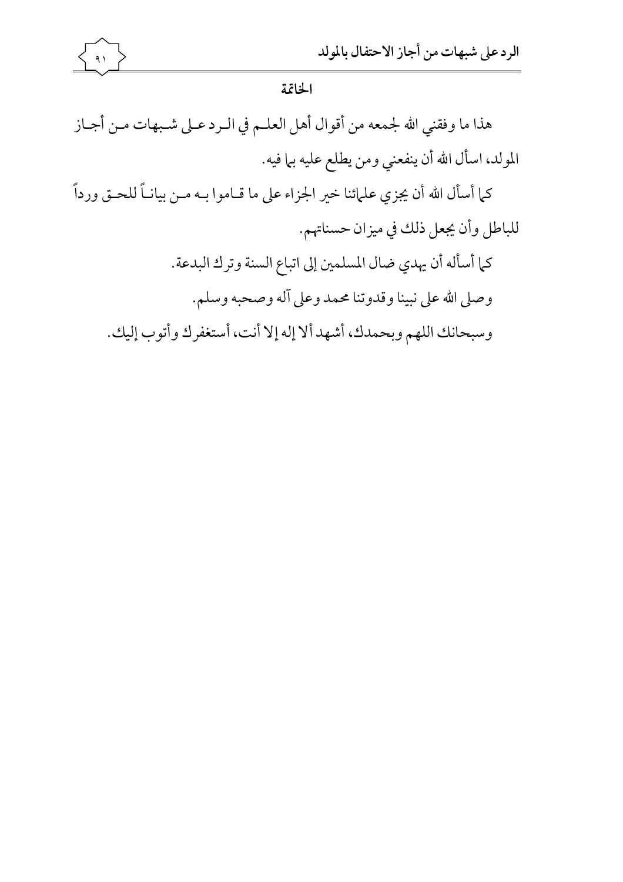## الخاتمة

هذا ما وفقني الله لجمعه من أقوال أهل العلم في الرد على شبهات من أجاز المولد، اسأل الله أن ينفعني ومن يطلع عليه بما فيه.

كما أسأل الله أن يجزي علمائنا خير الجزاء على ما قاموا به من بياناً للحق ورداً للباطل وأن يجعل ذلك في ميزان حسناتهم.

كما أسأله أن يهدي ضال المسلمين إلى اتباع السنة وترك البدعة.

وصلى الله على نبينا وقدوتنا محمد وعلى آله وصحبه وسلم.

وسبحانك اللهم وبحمدك، أشهد ألا إله إلا أنت، أستغفرك وأتوب إليك.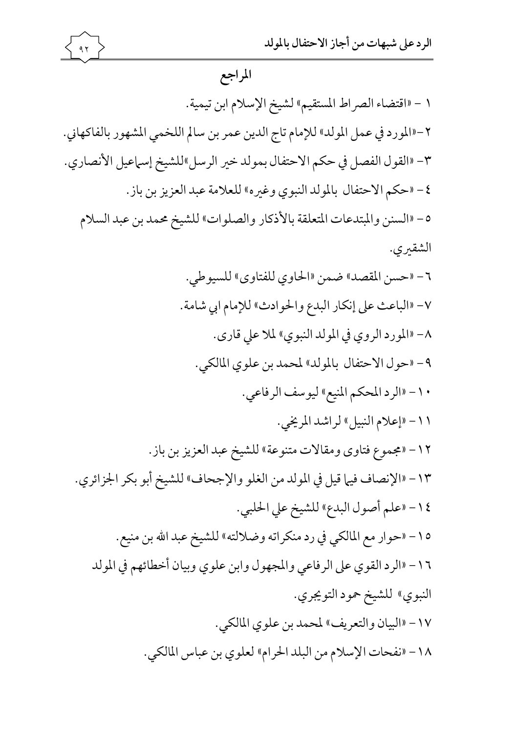## المراجع

١ - «اقتضاء الصراط المستقيم» لشيخ الإسلام ابن تيمية.

٢-«المورد في عمل المولد» للإمام تاج الدين عمر بن سالم اللخمي المشهور بالفاكهاني.

٣- «القول الفصل في حكم الاحتفال بمولد خير الرسل»للشيخ إسماعيل الأنصاري.

٤- «حكم الاحتفال بالمولد النبوي وغيره» للعلامة عبد العزيز بن باز.

٥- «السنن والمبتدعات المتعلقة بالأذكار والصلوات» للشيخ محمد بن عبد السلام الشقيري.

٦- «حسن المقصد» ضمن «الحاوي للفتاوى» للسيوطي.

٧- «الباعث على إنكار البدع والحوادث» للإمام ابي شامة.

٨- «المورد الروي في المولد النبوي» لملا علي قارى.

٩- «حول الاحتفال بالمولد» لمحمد بن علوي المالكي.

١٠- «الرد المحكم المنيع» ليوسف الرفاعي.

١١- «إعلام النبيل» لراشد المريخي.

١٢- «مجموع فتاوى ومقالات متنوعة» للشيخ عبد العزيز بن باز.

١٣- «الإنصاف فيما قيل في المولد من الغلو والإجحاف» للشيخ أبو بكر الجزائري.

١٤- «علم أصول البدع» للشيخ علي الحلبي.

١٥- «حوار مع المالكي في رد منكراته وضلالته» للشيخ عبد الله بن منيع.

١٦- «الرد القوي على الرفاعي والمجهول وابن علوي وبيان أخطائهم في المولد النبوي» للشيخ حمود التويجري.

١٧- «البيان والتعريف» لمحمد بن علوي المالكي.

١٨- «نفحات الإسلام من البلد الحرام» لعلوي بن عباس المالكي.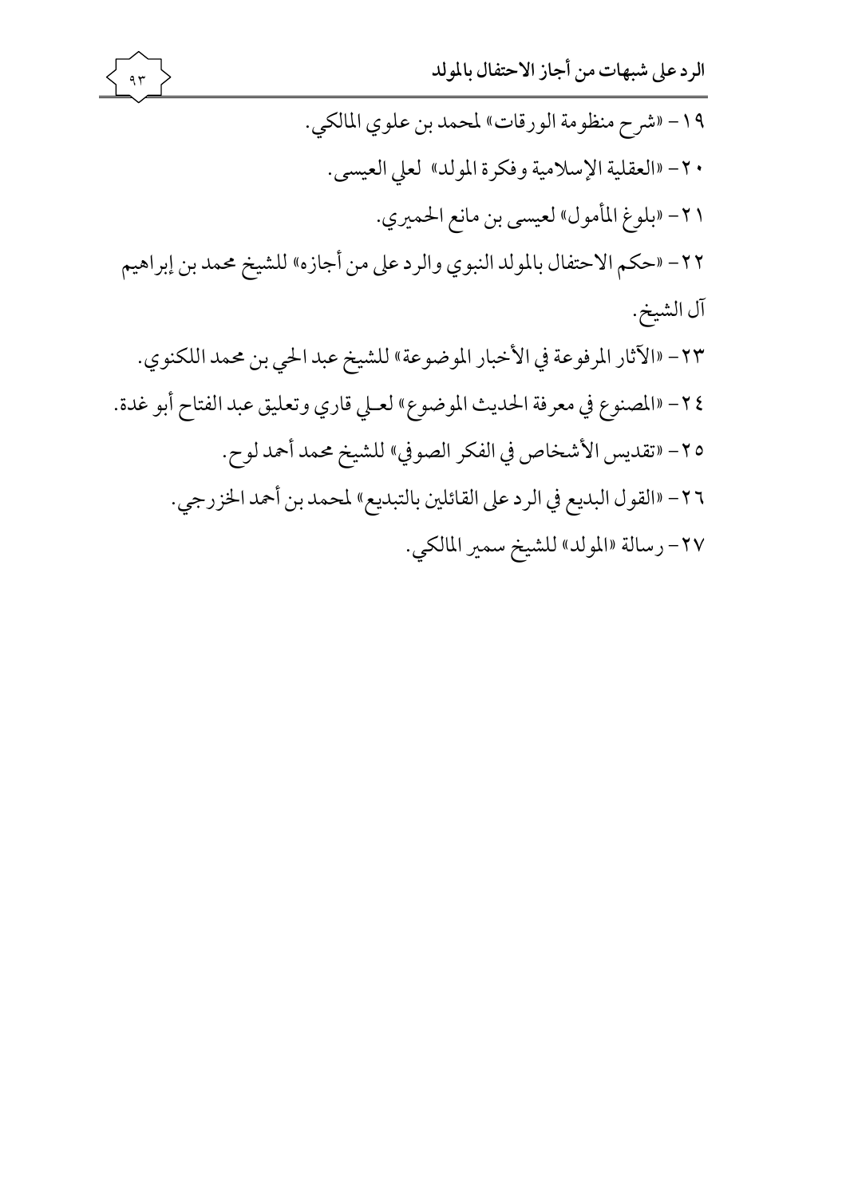١٩- «شرح منظومة الورقات» لمحمد بن علوي المالكي.

٢٠- «العقلية الإسلامية وفكرة المولد» لعلي العيسى.

٢١- «بلوغ المأمول» لعيسى بن مانع الحميري.

٢٢- «حكم الاحتفال بالمولد النبوي والرد على من أجازه» للشيخ محمد بن إبراهيم آل الشيخ.

٢٣- «الآثار المرفوعة في الأخبار الموضوعة» للشيخ عبد الحي بن محمد اللكنوي.

٢٤- «المصنوع في معرفة الحديث الموضوع» لعلي قاري وتعليق عبد الفتاح أبو غدة.

٢٥- «تقديس الأشخاص في الفكر الصوفي» للشيخ محمد أحمد لوح.

٢٦- «القول البديع في الرد على القائلين بالتبديع» لمحمد بن أحمد الخزرجي.

٢٧- رسالة «المولد» للشيخ سمير المالكي.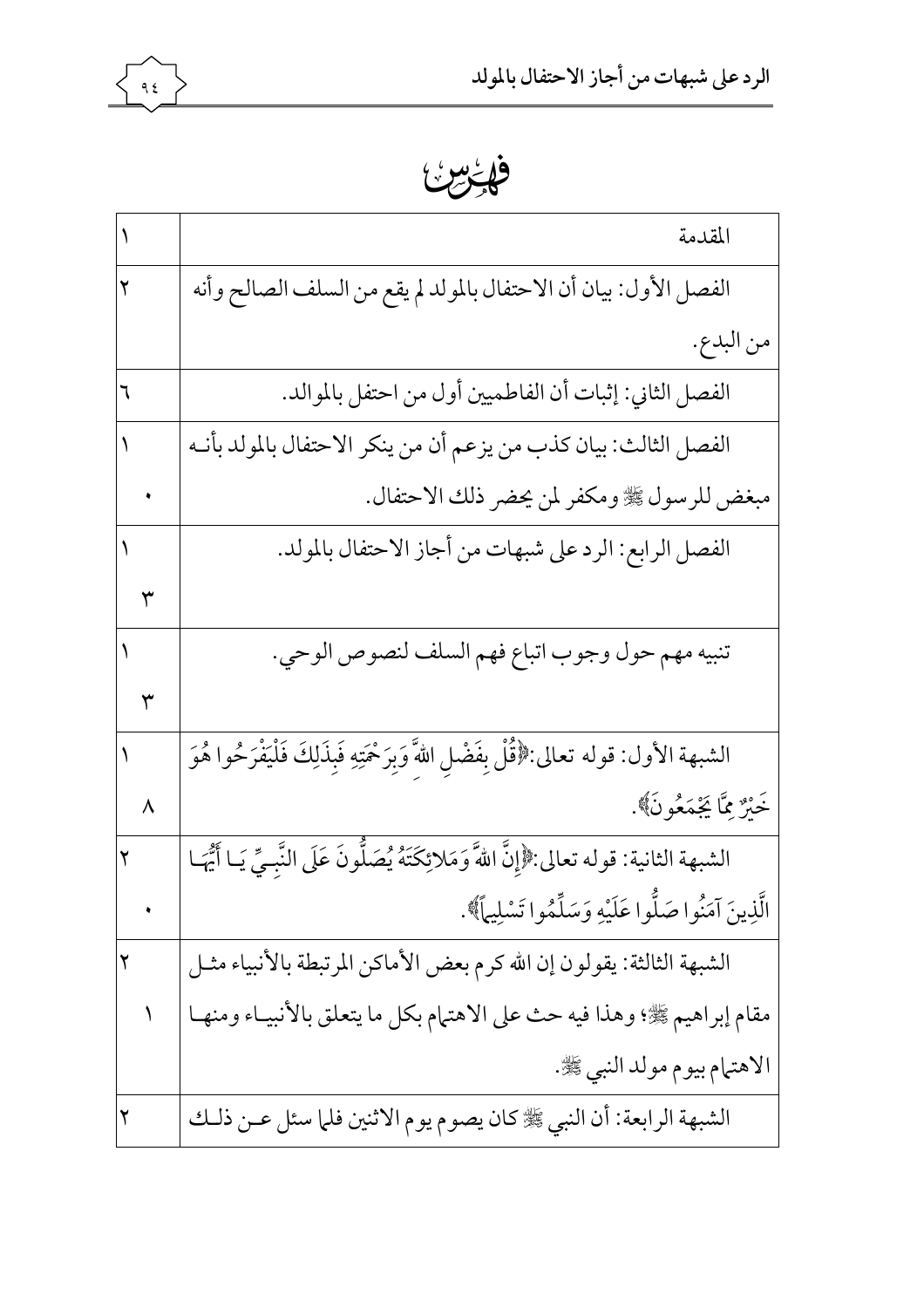# فهرس

| | |
|---|---|
| المقدمة | ١ |
| الفصل الأول: بيان أن الاحتفال بالمولد لم يقع من السلف الصالح وأنه من البدع. | ٢ |
| الفصل الثاني: إثبات أن الفاطميين أول من احتفل بالموالد. | ٦ |
| الفصل الثالث: بيان كذب من يزعم أن من ينكر الاحتفال بالمولد بأنه مبغض للرسول ﷺ ومكفر لمن يحضر ذلك الاحتفال. | ١٠ |
| الفصل الرابع: الرد على شبهات من أجاز الاحتفال بالمولد. | ١٣ |
| تنبيه مهم حول وجوب اتباع فهم السلف لنصوص الوحي. | ١٣ |
| الشبهة الأول: قوله تعالى:﴿قُلْ بِفَضْلِ اللَّهِ وَبِرَحْمَتِهِ فَبِذَلِكَ فَلْيَفْرَحُوا هُوَ خَيْرٌ مِمَّا يَجْمَعُونَ﴾. | ١٨ |
| الشبهة الثانية: قوله تعالى:﴿إِنَّ اللَّهَ وَمَلائِكَتَهُ يُصَلُّونَ عَلَى النَّبِيِّ يَا أَيُّهَا الَّذِينَ آمَنُوا صَلُّوا عَلَيْهِ وَسَلِّمُوا تَسْلِيماً﴾. | ٢٠ |
| الشبهة الثالثة: يقولون إن الله كرم بعض الأماكن المرتبطة بالأنبياء مثل مقام إبراهيم ﷺ؛ وهذا فيه حث على الاهتمام بكل ما يتعلق بالأنبياء ومنها الاهتمام بيوم مولد النبي ﷺ. | ٢١ |
| الشبهة الرابعة: أن النبي ﷺ كان يصوم يوم الاثنين فلما سئل عن ذلك | ٢ |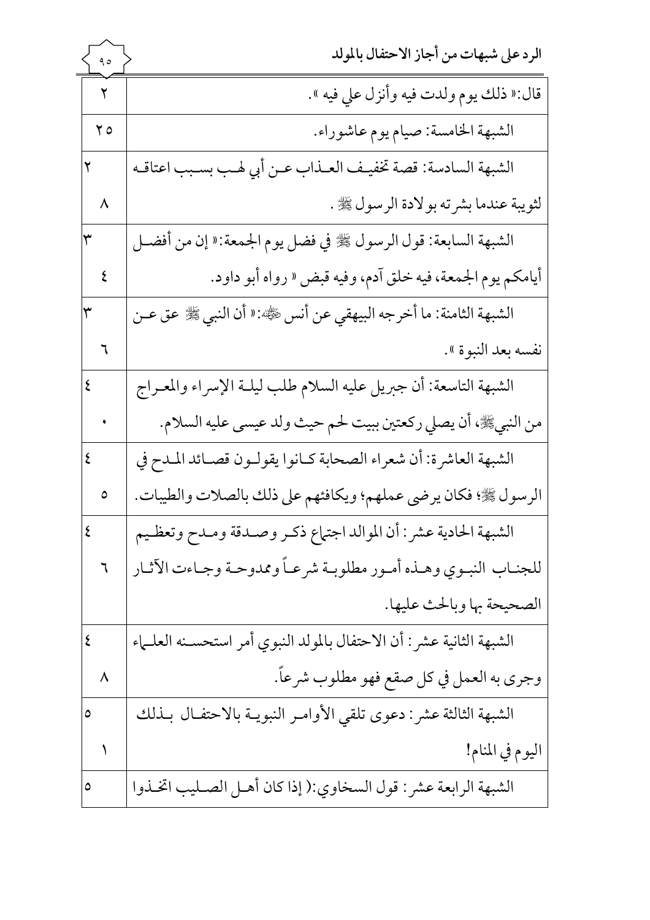| الموضوع | الصفحة |
|---|---|
| قال:« ذلك يوم ولدت فيه وأنزل علي فيه ». | ٢ |
| الشبهة الخامسة: صيام يوم عاشوراء. | ٢٥ |
| الشبهة السادسة: قصة تخفيف العذاب عن أبي لهب بسبب اعتاقه لثويبة عندما بشرته بولادة الرسول ﷺ. | ٢٨ |
| الشبهة السابعة: قول الرسول ﷺ في فضل يوم الجمعة:« إن من أفضل أيامكم يوم الجمعة، فيه خلق آدم، وفيه قبض » رواه أبو داود. | ٣٤ |
| الشبهة الثامنة: ما أخرجه البيهقي عن أنس رضي الله عنه:« أن النبي ﷺ عق عن نفسه بعد النبوة ». | ٣٦ |
| الشبهة التاسعة: أن جبريل عليه السلام طلب ليلة الإسراء والمعراج من النبي ﷺ، أن يصلي ركعتين ببيت لحم حيث ولد عيسى عليه السلام. | ٤٠ |
| الشبهة العاشرة: أن شعراء الصحابة كانوا يقولون قصائد المدح في الرسول ﷺ؛ فكان يرضى عملهم؛ ويكافئهم على ذلك بالصلات والطيبات. | ٤٥ |
| الشبهة الحادية عشر: أن الموالد اجتماع ذكر وصدقة ومدح وتعظيم للجناب النبوي وهذه أمور مطلوبة شرعاً وممدوحة وجاءت الآثار الصحيحة بها وبالحث عليها. | ٤٦ |
| الشبهة الثانية عشر: أن الاحتفال بالمولد النبوي أمر استحسنه العلماء وجرى به العمل في كل صقع فهو مطلوب شرعاً. | ٤٨ |
| الشبهة الثالثة عشر: دعوى تلقي الأوامر النبوية بالاحتفال بذلك اليوم في المنام! | ٥١ |
| الشبهة الرابعة عشر: قول السخاوي:( إذا كان أهل الصليب اتخذوا | ٥ |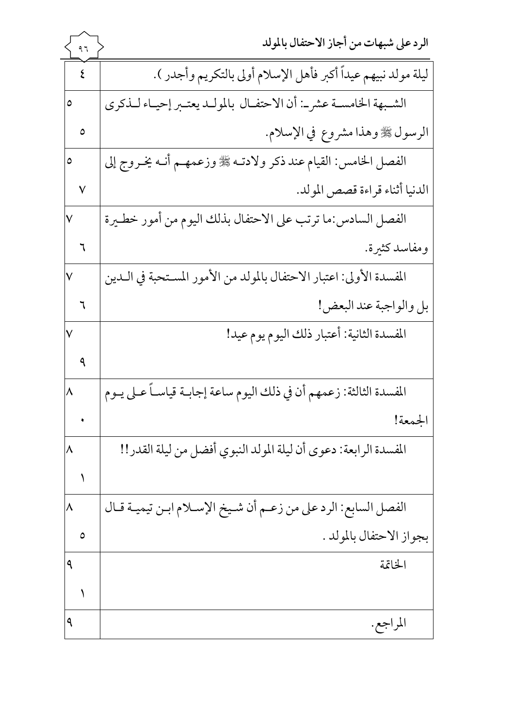| | |
|---|---|
| ليلة مولد نبيهم عيداً أكبر فأهل الإسلام أولى بالتكريم وأجدر ). | ٤ |
| الشبهة الخامسة عشر: أن الاحتفال بالمولد يعتبر إحياء لذكرى الرسول ﷺ وهذا مشروع في الإسلام. | ٥٥ |
| الفصل الخامس: القيام عند ذكر ولادته ﷺ وزعمهم أنه يخروج إلى الدنيا أثناء قراءة قصص المولد. | ٥٧ |
| الفصل السادس:ما ترتب على الاحتفال بذلك اليوم من أمور خطيرة ومفاسد كثيرة. | ٧٦ |
| المفسدة الأولى: اعتبار الاحتفال بالمولد من الأمور المستحبة في الدين بل والواجبة عند البعض! | ٧٦ |
| المفسدة الثانية: أعتبار ذلك اليوم يوم عيد! | ٧٩ |
| المفسدة الثالثة: زعمهم أن في ذلك اليوم ساعة إجابة قياساً على يوم الجمعة! | ٨٠ |
| المفسدة الرابعة: دعوى أن ليلة المولد النبوي أفضل من ليلة القدر!! | ٨١ |
| الفصل السابع: الرد على من زعم أن شيخ الإسلام ابن تيمية قال بجواز الاحتفال بالمولد . | ٨٥ |
| الخاتمة | ٩١ |
| المراجع. | ٩ |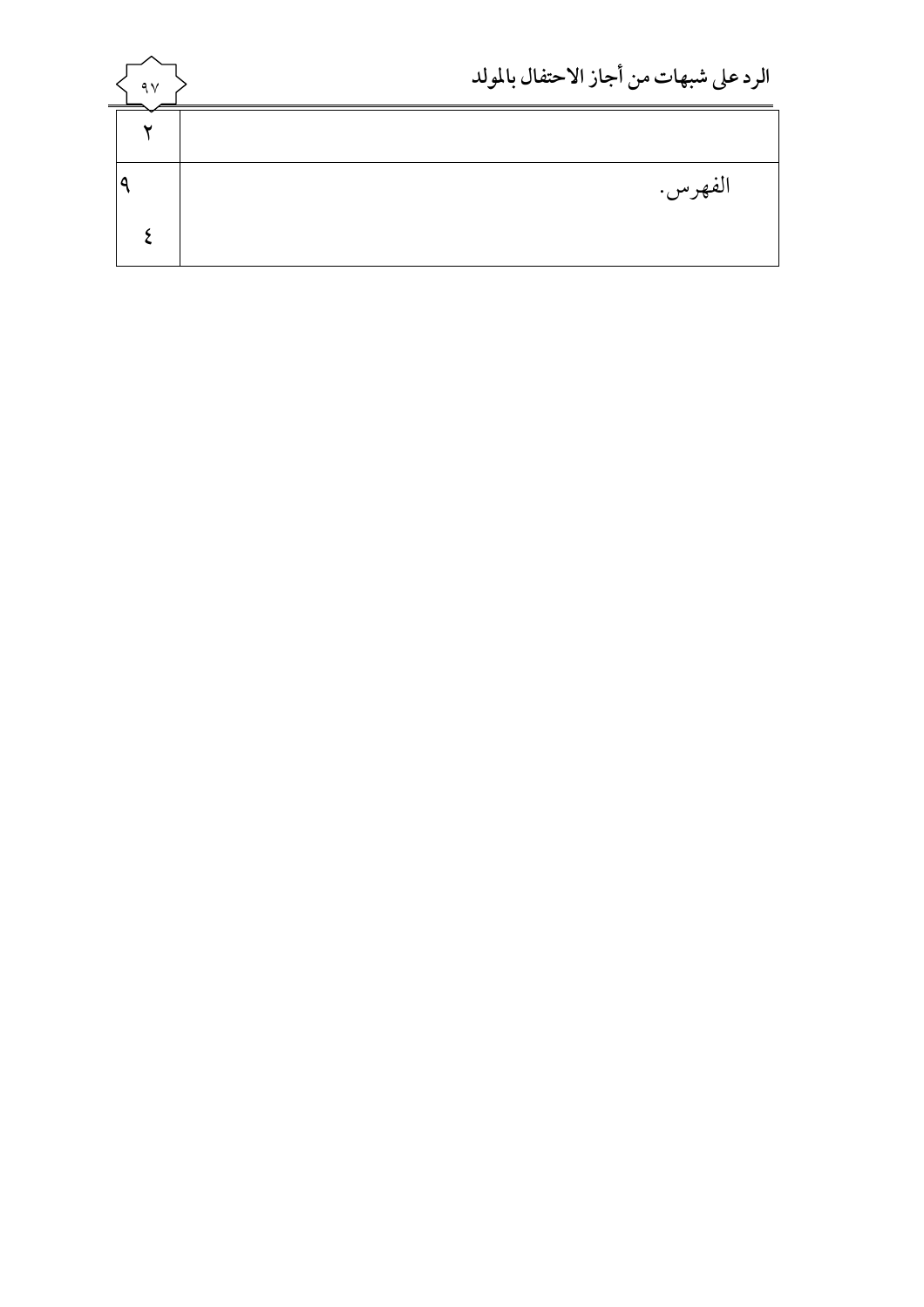| | |
|---|---|
| | ٢ |
| الفهرس. | ٩<br>٤ |